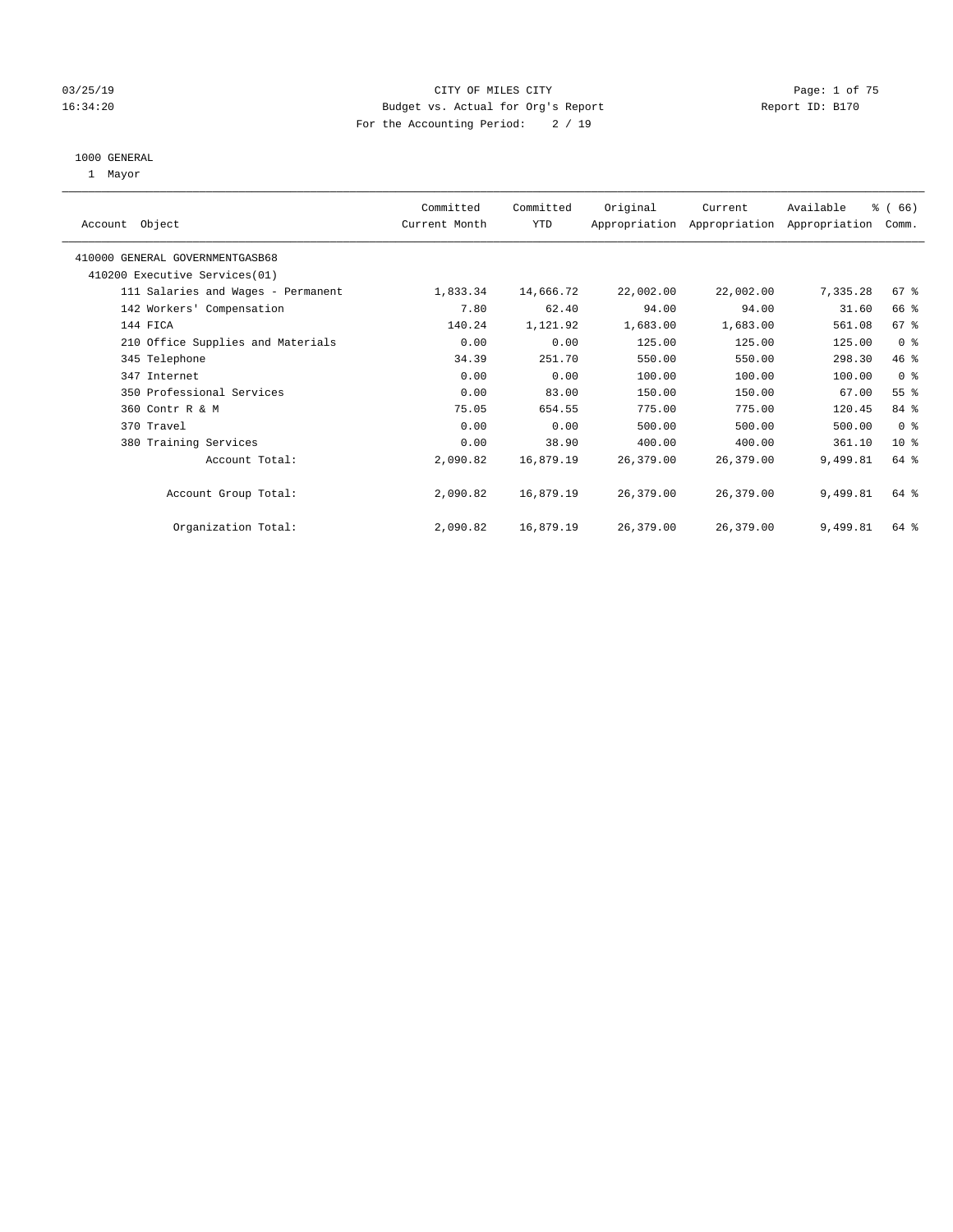03/25/19
16:34:20

# CITY OF MILES CITY

Budget vs. Actual for Org's Report

Report ID: B170

For the Accounting Period: 2 / 19

## 1000 GENERAL

1 Mayor

| Account Object | Committed Current Month | Committed YTD | Original Appropriation | Current Appropriation | Available Appropriation | % ( 66) Comm. |
|---|---|---|---|---|---|---|
| 410000 GENERAL GOVERNMENTGASB68 | | | | | | |
| 410200 Executive Services(01) | | | | | | |
| 111 Salaries and Wages - Permanent | 1,833.34 | 14,666.72 | 22,002.00 | 22,002.00 | 7,335.28 | 67 % |
| 142 Workers' Compensation | 7.80 | 62.40 | 94.00 | 94.00 | 31.60 | 66 % |
| 144 FICA | 140.24 | 1,121.92 | 1,683.00 | 1,683.00 | 561.08 | 67 % |
| 210 Office Supplies and Materials | 0.00 | 0.00 | 125.00 | 125.00 | 125.00 | 0 % |
| 345 Telephone | 34.39 | 251.70 | 550.00 | 550.00 | 298.30 | 46 % |
| 347 Internet | 0.00 | 0.00 | 100.00 | 100.00 | 100.00 | 0 % |
| 350 Professional Services | 0.00 | 83.00 | 150.00 | 150.00 | 67.00 | 55 % |
| 360 Contr R & M | 75.05 | 654.55 | 775.00 | 775.00 | 120.45 | 84 % |
| 370 Travel | 0.00 | 0.00 | 500.00 | 500.00 | 500.00 | 0 % |
| 380 Training Services | 0.00 | 38.90 | 400.00 | 400.00 | 361.10 | 10 % |
| Account Total: | 2,090.82 | 16,879.19 | 26,379.00 | 26,379.00 | 9,499.81 | 64 % |
| Account Group Total: | 2,090.82 | 16,879.19 | 26,379.00 | 26,379.00 | 9,499.81 | 64 % |
| Organization Total: | 2,090.82 | 16,879.19 | 26,379.00 | 26,379.00 | 9,499.81 | 64 % |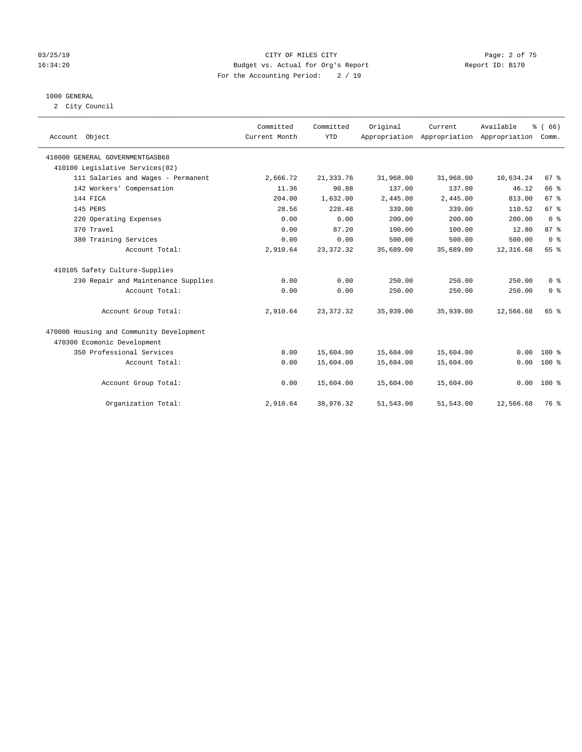CITY OF MILES CITY
Budget vs. Actual for Org's Report
Report ID: B170
For the Accounting Period: 2 / 19

03/25/19
16:34:20

1000 GENERAL
2 City Council

| Account Object | Committed Current Month | Committed YTD | Original Appropriation | Current Appropriation | Available Appropriation | % ( 66) Comm. |
|---|---|---|---|---|---|---|
| 410000 GENERAL GOVERNMENTGASB68 | | | | | | |
| 410100 Legislative Services(02) | | | | | | |
| 111 Salaries and Wages - Permanent | 2,666.72 | 21,333.76 | 31,968.00 | 31,968.00 | 10,634.24 | 67 % |
| 142 Workers' Compensation | 11.36 | 90.88 | 137.00 | 137.00 | 46.12 | 66 % |
| 144 FICA | 204.00 | 1,632.00 | 2,445.00 | 2,445.00 | 813.00 | 67 % |
| 145 PERS | 28.56 | 228.48 | 339.00 | 339.00 | 110.52 | 67 % |
| 220 Operating Expenses | 0.00 | 0.00 | 200.00 | 200.00 | 200.00 | 0 % |
| 370 Travel | 0.00 | 87.20 | 100.00 | 100.00 | 12.80 | 87 % |
| 380 Training Services | 0.00 | 0.00 | 500.00 | 500.00 | 500.00 | 0 % |
| Account Total: | 2,910.64 | 23,372.32 | 35,689.00 | 35,689.00 | 12,316.68 | 65 % |
| 410105 Safety Culture-Supplies | | | | | | |
| 230 Repair and Maintenance Supplies | 0.00 | 0.00 | 250.00 | 250.00 | 250.00 | 0 % |
| Account Total: | 0.00 | 0.00 | 250.00 | 250.00 | 250.00 | 0 % |
| Account Group Total: | 2,910.64 | 23,372.32 | 35,939.00 | 35,939.00 | 12,566.68 | 65 % |
| 470000 Housing and Community Development | | | | | | |
| 470300 Ecomonic Development | | | | | | |
| 350 Professional Services | 0.00 | 15,604.00 | 15,604.00 | 15,604.00 | 0.00 | 100 % |
| Account Total: | 0.00 | 15,604.00 | 15,604.00 | 15,604.00 | 0.00 | 100 % |
| Account Group Total: | 0.00 | 15,604.00 | 15,604.00 | 15,604.00 | 0.00 | 100 % |
| Organization Total: | 2,910.64 | 38,976.32 | 51,543.00 | 51,543.00 | 12,566.68 | 76 % |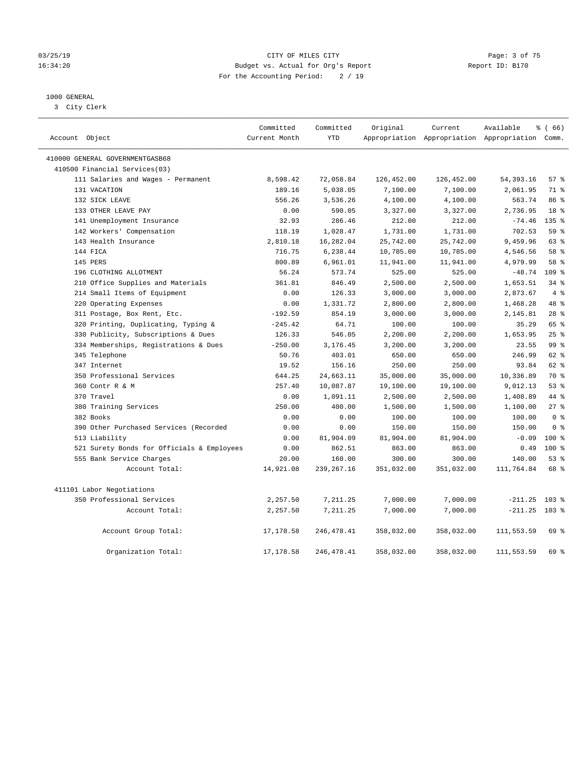CITY OF MILES CITY
Budget vs. Actual for Org's Report
For the Accounting Period: 2 / 19

03/25/19 16:34:20 — Report ID: B170

1000 GENERAL
3 City Clerk

| Account Object | Committed Current Month | Committed YTD | Original Appropriation | Current Appropriation | Available Appropriation | % ( 66) Comm. |
|---|---|---|---|---|---|---|
| 410000 GENERAL GOVERNMENTGASB68 | | | | | | |
| 410500 Financial Services(03) | | | | | | |
| 111 Salaries and Wages - Permanent | 8,598.42 | 72,058.84 | 126,452.00 | 126,452.00 | 54,393.16 | 57 % |
| 131 VACATION | 189.16 | 5,038.05 | 7,100.00 | 7,100.00 | 2,061.95 | 71 % |
| 132 SICK LEAVE | 556.26 | 3,536.26 | 4,100.00 | 4,100.00 | 563.74 | 86 % |
| 133 OTHER LEAVE PAY | 0.00 | 590.05 | 3,327.00 | 3,327.00 | 2,736.95 | 18 % |
| 141 Unemployment Insurance | 32.93 | 286.46 | 212.00 | 212.00 | -74.46 | 135 % |
| 142 Workers' Compensation | 118.19 | 1,028.47 | 1,731.00 | 1,731.00 | 702.53 | 59 % |
| 143 Health Insurance | 2,810.18 | 16,282.04 | 25,742.00 | 25,742.00 | 9,459.96 | 63 % |
| 144 FICA | 716.75 | 6,238.44 | 10,785.00 | 10,785.00 | 4,546.56 | 58 % |
| 145 PERS | 800.89 | 6,961.01 | 11,941.00 | 11,941.00 | 4,979.99 | 58 % |
| 196 CLOTHING ALLOTMENT | 56.24 | 573.74 | 525.00 | 525.00 | -48.74 | 109 % |
| 210 Office Supplies and Materials | 361.81 | 846.49 | 2,500.00 | 2,500.00 | 1,653.51 | 34 % |
| 214 Small Items of Equipment | 0.00 | 126.33 | 3,000.00 | 3,000.00 | 2,873.67 | 4 % |
| 220 Operating Expenses | 0.00 | 1,331.72 | 2,800.00 | 2,800.00 | 1,468.28 | 48 % |
| 311 Postage, Box Rent, Etc. | -192.59 | 854.19 | 3,000.00 | 3,000.00 | 2,145.81 | 28 % |
| 320 Printing, Duplicating, Typing & | -245.42 | 64.71 | 100.00 | 100.00 | 35.29 | 65 % |
| 330 Publicity, Subscriptions & Dues | 126.33 | 546.05 | 2,200.00 | 2,200.00 | 1,653.95 | 25 % |
| 334 Memberships, Registrations & Dues | -250.00 | 3,176.45 | 3,200.00 | 3,200.00 | 23.55 | 99 % |
| 345 Telephone | 50.76 | 403.01 | 650.00 | 650.00 | 246.99 | 62 % |
| 347 Internet | 19.52 | 156.16 | 250.00 | 250.00 | 93.84 | 62 % |
| 350 Professional Services | 644.25 | 24,663.11 | 35,000.00 | 35,000.00 | 10,336.89 | 70 % |
| 360 Contr R & M | 257.40 | 10,087.87 | 19,100.00 | 19,100.00 | 9,012.13 | 53 % |
| 370 Travel | 0.00 | 1,091.11 | 2,500.00 | 2,500.00 | 1,408.89 | 44 % |
| 380 Training Services | 250.00 | 400.00 | 1,500.00 | 1,500.00 | 1,100.00 | 27 % |
| 382 Books | 0.00 | 0.00 | 100.00 | 100.00 | 100.00 | 0 % |
| 390 Other Purchased Services (Recorded | 0.00 | 0.00 | 150.00 | 150.00 | 150.00 | 0 % |
| 513 Liability | 0.00 | 81,904.09 | 81,904.00 | 81,904.00 | -0.09 | 100 % |
| 521 Surety Bonds for Officials & Employees | 0.00 | 862.51 | 863.00 | 863.00 | 0.49 | 100 % |
| 555 Bank Service Charges | 20.00 | 160.00 | 300.00 | 300.00 | 140.00 | 53 % |
| Account Total: | 14,921.08 | 239,267.16 | 351,032.00 | 351,032.00 | 111,764.84 | 68 % |
| 411101 Labor Negotiations | | | | | | |
| 350 Professional Services | 2,257.50 | 7,211.25 | 7,000.00 | 7,000.00 | -211.25 | 103 % |
| Account Total: | 2,257.50 | 7,211.25 | 7,000.00 | 7,000.00 | -211.25 | 103 % |
| Account Group Total: | 17,178.58 | 246,478.41 | 358,032.00 | 358,032.00 | 111,553.59 | 69 % |
| Organization Total: | 17,178.58 | 246,478.41 | 358,032.00 | 358,032.00 | 111,553.59 | 69 % |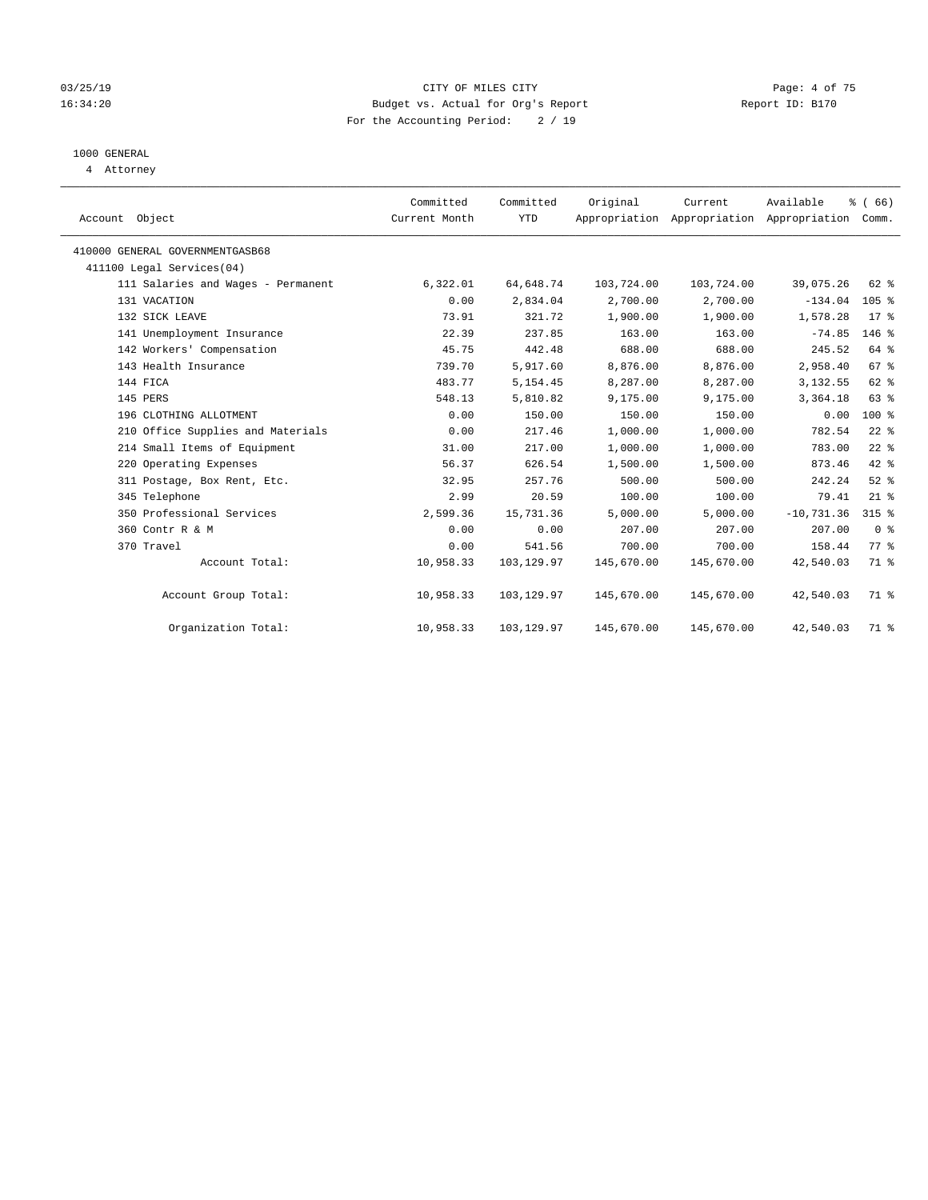CITY OF MILES CITY
Budget vs. Actual for Org's Report
For the Accounting Period: 2 / 19

03/25/19
16:34:20

Report ID: B170

1000 GENERAL
4 Attorney

| Account Object | Committed Current Month | Committed YTD | Original Appropriation | Current Appropriation | Available Appropriation | % ( 66) Comm. |
|---|---|---|---|---|---|---|
| 410000 GENERAL GOVERNMENTGASB68 | | | | | | |
| 411100 Legal Services(04) | | | | | | |
| 111 Salaries and Wages - Permanent | 6,322.01 | 64,648.74 | 103,724.00 | 103,724.00 | 39,075.26 | 62 % |
| 131 VACATION | 0.00 | 2,834.04 | 2,700.00 | 2,700.00 | -134.04 | 105 % |
| 132 SICK LEAVE | 73.91 | 321.72 | 1,900.00 | 1,900.00 | 1,578.28 | 17 % |
| 141 Unemployment Insurance | 22.39 | 237.85 | 163.00 | 163.00 | -74.85 | 146 % |
| 142 Workers' Compensation | 45.75 | 442.48 | 688.00 | 688.00 | 245.52 | 64 % |
| 143 Health Insurance | 739.70 | 5,917.60 | 8,876.00 | 8,876.00 | 2,958.40 | 67 % |
| 144 FICA | 483.77 | 5,154.45 | 8,287.00 | 8,287.00 | 3,132.55 | 62 % |
| 145 PERS | 548.13 | 5,810.82 | 9,175.00 | 9,175.00 | 3,364.18 | 63 % |
| 196 CLOTHING ALLOTMENT | 0.00 | 150.00 | 150.00 | 150.00 | 0.00 | 100 % |
| 210 Office Supplies and Materials | 0.00 | 217.46 | 1,000.00 | 1,000.00 | 782.54 | 22 % |
| 214 Small Items of Equipment | 31.00 | 217.00 | 1,000.00 | 1,000.00 | 783.00 | 22 % |
| 220 Operating Expenses | 56.37 | 626.54 | 1,500.00 | 1,500.00 | 873.46 | 42 % |
| 311 Postage, Box Rent, Etc. | 32.95 | 257.76 | 500.00 | 500.00 | 242.24 | 52 % |
| 345 Telephone | 2.99 | 20.59 | 100.00 | 100.00 | 79.41 | 21 % |
| 350 Professional Services | 2,599.36 | 15,731.36 | 5,000.00 | 5,000.00 | -10,731.36 | 315 % |
| 360 Contr R & M | 0.00 | 0.00 | 207.00 | 207.00 | 207.00 | 0 % |
| 370 Travel | 0.00 | 541.56 | 700.00 | 700.00 | 158.44 | 77 % |
| Account Total: | 10,958.33 | 103,129.97 | 145,670.00 | 145,670.00 | 42,540.03 | 71 % |
| Account Group Total: | 10,958.33 | 103,129.97 | 145,670.00 | 145,670.00 | 42,540.03 | 71 % |
| Organization Total: | 10,958.33 | 103,129.97 | 145,670.00 | 145,670.00 | 42,540.03 | 71 % |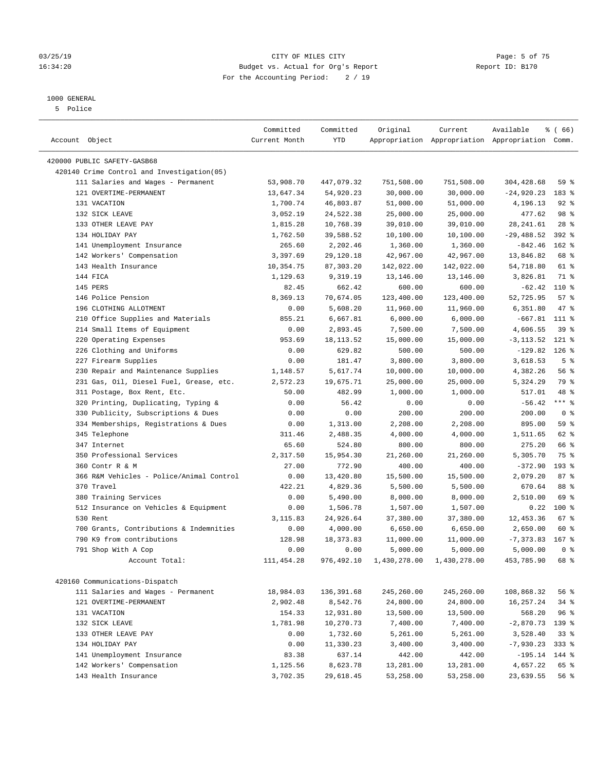CITY OF MILES CITY
Budget vs. Actual for Org's Report
For the Accounting Period: 2 / 19

03/25/19
16:34:20

Report ID: B170

1000 GENERAL
5 Police

| Account Object | Committed Current Month | Committed YTD | Original Appropriation | Current Appropriation | Available Appropriation | % ( 66) Comm. |
|---|---|---|---|---|---|---|
| 420000 PUBLIC SAFETY-GASB68 | | | | | | |
| 420140 Crime Control and Investigation(05) | | | | | | |
| 111 Salaries and Wages - Permanent | 53,908.70 | 447,079.32 | 751,508.00 | 751,508.00 | 304,428.68 | 59 % |
| 121 OVERTIME-PERMANENT | 13,647.34 | 54,920.23 | 30,000.00 | 30,000.00 | -24,920.23 | 183 % |
| 131 VACATION | 1,700.74 | 46,803.87 | 51,000.00 | 51,000.00 | 4,196.13 | 92 % |
| 132 SICK LEAVE | 3,052.19 | 24,522.38 | 25,000.00 | 25,000.00 | 477.62 | 98 % |
| 133 OTHER LEAVE PAY | 1,815.28 | 10,768.39 | 39,010.00 | 39,010.00 | 28,241.61 | 28 % |
| 134 HOLIDAY PAY | 1,762.50 | 39,588.52 | 10,100.00 | 10,100.00 | -29,488.52 | 392 % |
| 141 Unemployment Insurance | 265.60 | 2,202.46 | 1,360.00 | 1,360.00 | -842.46 | 162 % |
| 142 Workers' Compensation | 3,397.69 | 29,120.18 | 42,967.00 | 42,967.00 | 13,846.82 | 68 % |
| 143 Health Insurance | 10,354.75 | 87,303.20 | 142,022.00 | 142,022.00 | 54,718.80 | 61 % |
| 144 FICA | 1,129.63 | 9,319.19 | 13,146.00 | 13,146.00 | 3,826.81 | 71 % |
| 145 PERS | 82.45 | 662.42 | 600.00 | 600.00 | -62.42 | 110 % |
| 146 Police Pension | 8,369.13 | 70,674.05 | 123,400.00 | 123,400.00 | 52,725.95 | 57 % |
| 196 CLOTHING ALLOTMENT | 0.00 | 5,608.20 | 11,960.00 | 11,960.00 | 6,351.80 | 47 % |
| 210 Office Supplies and Materials | 855.21 | 6,667.81 | 6,000.00 | 6,000.00 | -667.81 | 111 % |
| 214 Small Items of Equipment | 0.00 | 2,893.45 | 7,500.00 | 7,500.00 | 4,606.55 | 39 % |
| 220 Operating Expenses | 953.69 | 18,113.52 | 15,000.00 | 15,000.00 | -3,113.52 | 121 % |
| 226 Clothing and Uniforms | 0.00 | 629.82 | 500.00 | 500.00 | -129.82 | 126 % |
| 227 Firearm Supplies | 0.00 | 181.47 | 3,800.00 | 3,800.00 | 3,618.53 | 5 % |
| 230 Repair and Maintenance Supplies | 1,148.57 | 5,617.74 | 10,000.00 | 10,000.00 | 4,382.26 | 56 % |
| 231 Gas, Oil, Diesel Fuel, Grease, etc. | 2,572.23 | 19,675.71 | 25,000.00 | 25,000.00 | 5,324.29 | 79 % |
| 311 Postage, Box Rent, Etc. | 50.00 | 482.99 | 1,000.00 | 1,000.00 | 517.01 | 48 % |
| 320 Printing, Duplicating, Typing & | 0.00 | 56.42 | 0.00 | 0.00 | -56.42 | *** % |
| 330 Publicity, Subscriptions & Dues | 0.00 | 0.00 | 200.00 | 200.00 | 200.00 | 0 % |
| 334 Memberships, Registrations & Dues | 0.00 | 1,313.00 | 2,208.00 | 2,208.00 | 895.00 | 59 % |
| 345 Telephone | 311.46 | 2,488.35 | 4,000.00 | 4,000.00 | 1,511.65 | 62 % |
| 347 Internet | 65.60 | 524.80 | 800.00 | 800.00 | 275.20 | 66 % |
| 350 Professional Services | 2,317.50 | 15,954.30 | 21,260.00 | 21,260.00 | 5,305.70 | 75 % |
| 360 Contr R & M | 27.00 | 772.90 | 400.00 | 400.00 | -372.90 | 193 % |
| 366 R&M Vehicles - Police/Animal Control | 0.00 | 13,420.80 | 15,500.00 | 15,500.00 | 2,079.20 | 87 % |
| 370 Travel | 422.21 | 4,829.36 | 5,500.00 | 5,500.00 | 670.64 | 88 % |
| 380 Training Services | 0.00 | 5,490.00 | 8,000.00 | 8,000.00 | 2,510.00 | 69 % |
| 512 Insurance on Vehicles & Equipment | 0.00 | 1,506.78 | 1,507.00 | 1,507.00 | 0.22 | 100 % |
| 530 Rent | 3,115.83 | 24,926.64 | 37,380.00 | 37,380.00 | 12,453.36 | 67 % |
| 700 Grants, Contributions & Indemnities | 0.00 | 4,000.00 | 6,650.00 | 6,650.00 | 2,650.00 | 60 % |
| 790 K9 from contributions | 128.98 | 18,373.83 | 11,000.00 | 11,000.00 | -7,373.83 | 167 % |
| 791 Shop With A Cop | 0.00 | 0.00 | 5,000.00 | 5,000.00 | 5,000.00 | 0 % |
| Account Total: | 111,454.28 | 976,492.10 | 1,430,278.00 | 1,430,278.00 | 453,785.90 | 68 % |
| 420160 Communications-Dispatch | | | | | | |
| 111 Salaries and Wages - Permanent | 18,984.03 | 136,391.68 | 245,260.00 | 245,260.00 | 108,868.32 | 56 % |
| 121 OVERTIME-PERMANENT | 2,902.48 | 8,542.76 | 24,800.00 | 24,800.00 | 16,257.24 | 34 % |
| 131 VACATION | 154.33 | 12,931.80 | 13,500.00 | 13,500.00 | 568.20 | 96 % |
| 132 SICK LEAVE | 1,781.98 | 10,270.73 | 7,400.00 | 7,400.00 | -2,870.73 | 139 % |
| 133 OTHER LEAVE PAY | 0.00 | 1,732.60 | 5,261.00 | 5,261.00 | 3,528.40 | 33 % |
| 134 HOLIDAY PAY | 0.00 | 11,330.23 | 3,400.00 | 3,400.00 | -7,930.23 | 333 % |
| 141 Unemployment Insurance | 83.38 | 637.14 | 442.00 | 442.00 | -195.14 | 144 % |
| 142 Workers' Compensation | 1,125.56 | 8,623.78 | 13,281.00 | 13,281.00 | 4,657.22 | 65 % |
| 143 Health Insurance | 3,702.35 | 29,618.45 | 53,258.00 | 53,258.00 | 23,639.55 | 56 % |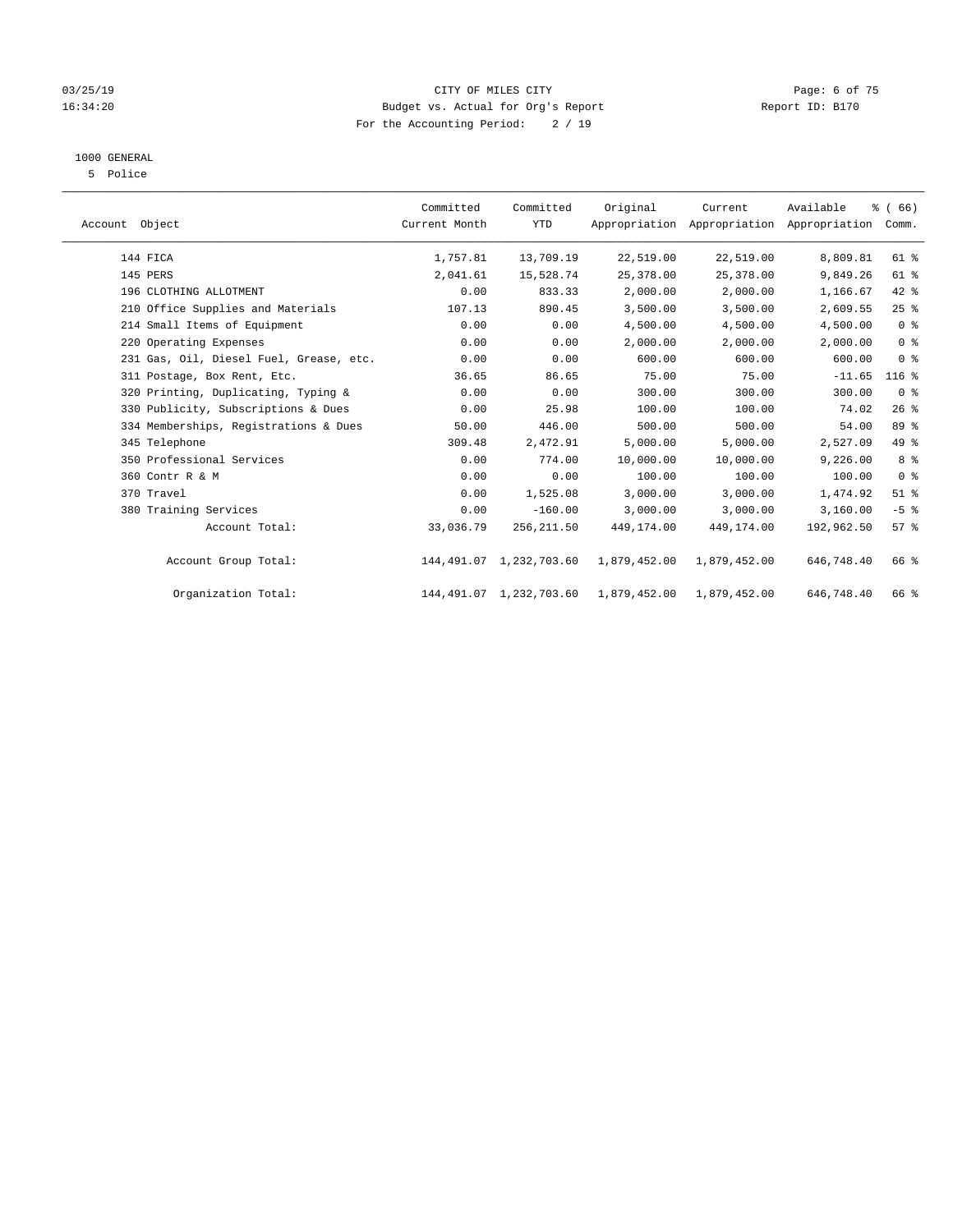CITY OF MILES CITY
Budget vs. Actual for Org's Report
For the Accounting Period: 2 / 19

1000 GENERAL
5 Police

| Account Object | Committed Current Month | Committed YTD | Original Appropriation | Current Appropriation | Available Appropriation | % ( 66) Comm. |
|---|---|---|---|---|---|---|
| 144 FICA | 1,757.81 | 13,709.19 | 22,519.00 | 22,519.00 | 8,809.81 | 61 % |
| 145 PERS | 2,041.61 | 15,528.74 | 25,378.00 | 25,378.00 | 9,849.26 | 61 % |
| 196 CLOTHING ALLOTMENT | 0.00 | 833.33 | 2,000.00 | 2,000.00 | 1,166.67 | 42 % |
| 210 Office Supplies and Materials | 107.13 | 890.45 | 3,500.00 | 3,500.00 | 2,609.55 | 25 % |
| 214 Small Items of Equipment | 0.00 | 0.00 | 4,500.00 | 4,500.00 | 4,500.00 | 0 % |
| 220 Operating Expenses | 0.00 | 0.00 | 2,000.00 | 2,000.00 | 2,000.00 | 0 % |
| 231 Gas, Oil, Diesel Fuel, Grease, etc. | 0.00 | 0.00 | 600.00 | 600.00 | 600.00 | 0 % |
| 311 Postage, Box Rent, Etc. | 36.65 | 86.65 | 75.00 | 75.00 | -11.65 | 116 % |
| 320 Printing, Duplicating, Typing & | 0.00 | 0.00 | 300.00 | 300.00 | 300.00 | 0 % |
| 330 Publicity, Subscriptions & Dues | 0.00 | 25.98 | 100.00 | 100.00 | 74.02 | 26 % |
| 334 Memberships, Registrations & Dues | 50.00 | 446.00 | 500.00 | 500.00 | 54.00 | 89 % |
| 345 Telephone | 309.48 | 2,472.91 | 5,000.00 | 5,000.00 | 2,527.09 | 49 % |
| 350 Professional Services | 0.00 | 774.00 | 10,000.00 | 10,000.00 | 9,226.00 | 8 % |
| 360 Contr R & M | 0.00 | 0.00 | 100.00 | 100.00 | 100.00 | 0 % |
| 370 Travel | 0.00 | 1,525.08 | 3,000.00 | 3,000.00 | 1,474.92 | 51 % |
| 380 Training Services | 0.00 | -160.00 | 3,000.00 | 3,000.00 | 3,160.00 | -5 % |
| Account Total: | 33,036.79 | 256,211.50 | 449,174.00 | 449,174.00 | 192,962.50 | 57 % |
| Account Group Total: | 144,491.07 | 1,232,703.60 | 1,879,452.00 | 1,879,452.00 | 646,748.40 | 66 % |
| Organization Total: | 144,491.07 | 1,232,703.60 | 1,879,452.00 | 1,879,452.00 | 646,748.40 | 66 % |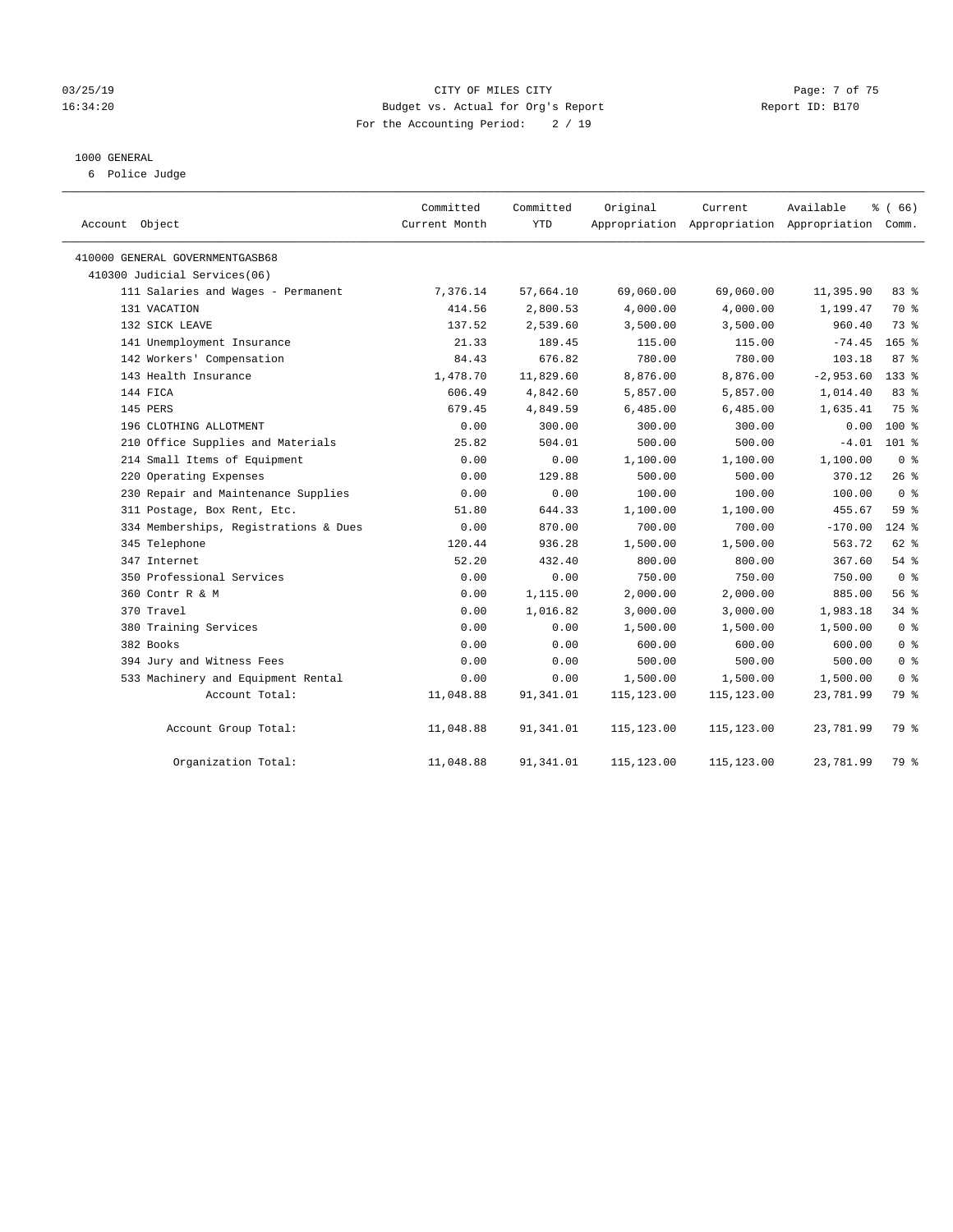CITY OF MILES CITY
Budget vs. Actual for Org's Report
For the Accounting Period: 2 / 19

03/25/19
16:34:20

Report ID: B170

1000 GENERAL
6 Police Judge

| Account Object | Committed Current Month | Committed YTD | Original Appropriation | Current Appropriation | Available Appropriation | % ( 66) Comm. |
|---|---|---|---|---|---|---|
| 410000 GENERAL GOVERNMENTGASB68 | | | | | | |
| 410300 Judicial Services(06) | | | | | | |
| 111 Salaries and Wages - Permanent | 7,376.14 | 57,664.10 | 69,060.00 | 69,060.00 | 11,395.90 | 83 % |
| 131 VACATION | 414.56 | 2,800.53 | 4,000.00 | 4,000.00 | 1,199.47 | 70 % |
| 132 SICK LEAVE | 137.52 | 2,539.60 | 3,500.00 | 3,500.00 | 960.40 | 73 % |
| 141 Unemployment Insurance | 21.33 | 189.45 | 115.00 | 115.00 | -74.45 | 165 % |
| 142 Workers' Compensation | 84.43 | 676.82 | 780.00 | 780.00 | 103.18 | 87 % |
| 143 Health Insurance | 1,478.70 | 11,829.60 | 8,876.00 | 8,876.00 | -2,953.60 | 133 % |
| 144 FICA | 606.49 | 4,842.60 | 5,857.00 | 5,857.00 | 1,014.40 | 83 % |
| 145 PERS | 679.45 | 4,849.59 | 6,485.00 | 6,485.00 | 1,635.41 | 75 % |
| 196 CLOTHING ALLOTMENT | 0.00 | 300.00 | 300.00 | 300.00 | 0.00 | 100 % |
| 210 Office Supplies and Materials | 25.82 | 504.01 | 500.00 | 500.00 | -4.01 | 101 % |
| 214 Small Items of Equipment | 0.00 | 0.00 | 1,100.00 | 1,100.00 | 1,100.00 | 0 % |
| 220 Operating Expenses | 0.00 | 129.88 | 500.00 | 500.00 | 370.12 | 26 % |
| 230 Repair and Maintenance Supplies | 0.00 | 0.00 | 100.00 | 100.00 | 100.00 | 0 % |
| 311 Postage, Box Rent, Etc. | 51.80 | 644.33 | 1,100.00 | 1,100.00 | 455.67 | 59 % |
| 334 Memberships, Registrations & Dues | 0.00 | 870.00 | 700.00 | 700.00 | -170.00 | 124 % |
| 345 Telephone | 120.44 | 936.28 | 1,500.00 | 1,500.00 | 563.72 | 62 % |
| 347 Internet | 52.20 | 432.40 | 800.00 | 800.00 | 367.60 | 54 % |
| 350 Professional Services | 0.00 | 0.00 | 750.00 | 750.00 | 750.00 | 0 % |
| 360 Contr R & M | 0.00 | 1,115.00 | 2,000.00 | 2,000.00 | 885.00 | 56 % |
| 370 Travel | 0.00 | 1,016.82 | 3,000.00 | 3,000.00 | 1,983.18 | 34 % |
| 380 Training Services | 0.00 | 0.00 | 1,500.00 | 1,500.00 | 1,500.00 | 0 % |
| 382 Books | 0.00 | 0.00 | 600.00 | 600.00 | 600.00 | 0 % |
| 394 Jury and Witness Fees | 0.00 | 0.00 | 500.00 | 500.00 | 500.00 | 0 % |
| 533 Machinery and Equipment Rental | 0.00 | 0.00 | 1,500.00 | 1,500.00 | 1,500.00 | 0 % |
| Account Total: | 11,048.88 | 91,341.01 | 115,123.00 | 115,123.00 | 23,781.99 | 79 % |
| Account Group Total: | 11,048.88 | 91,341.01 | 115,123.00 | 115,123.00 | 23,781.99 | 79 % |
| Organization Total: | 11,048.88 | 91,341.01 | 115,123.00 | 115,123.00 | 23,781.99 | 79 % |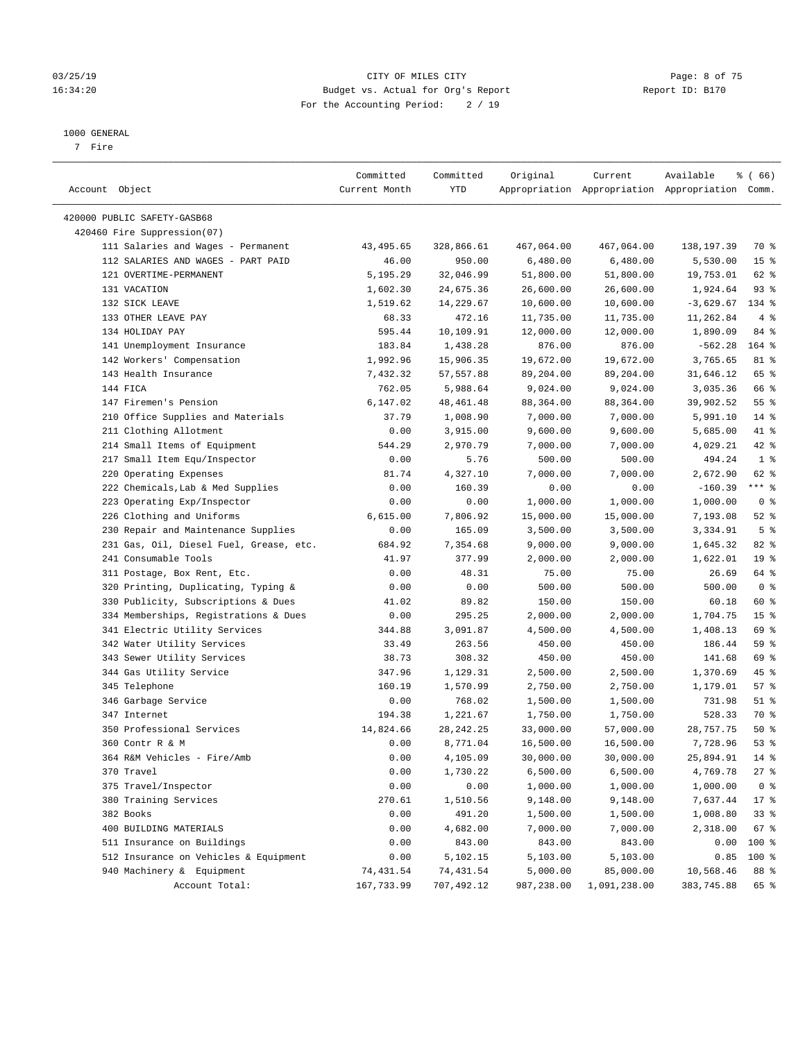CITY OF MILES CITY
Budget vs. Actual for Org's Report
For the Accounting Period: 2 / 19

1000 GENERAL
7 Fire

| Account Object | Committed Current Month | Committed YTD | Original Appropriation | Current Appropriation | Available Appropriation | % ( 66) Comm. |
|---|---|---|---|---|---|---|
| 420000 PUBLIC SAFETY-GASB68 | | | | | | |
| 420460 Fire Suppression(07) | | | | | | |
| 111 Salaries and Wages - Permanent | 43,495.65 | 328,866.61 | 467,064.00 | 467,064.00 | 138,197.39 | 70 % |
| 112 SALARIES AND WAGES - PART PAID | 46.00 | 950.00 | 6,480.00 | 6,480.00 | 5,530.00 | 15 % |
| 121 OVERTIME-PERMANENT | 5,195.29 | 32,046.99 | 51,800.00 | 51,800.00 | 19,753.01 | 62 % |
| 131 VACATION | 1,602.30 | 24,675.36 | 26,600.00 | 26,600.00 | 1,924.64 | 93 % |
| 132 SICK LEAVE | 1,519.62 | 14,229.67 | 10,600.00 | 10,600.00 | -3,629.67 | 134 % |
| 133 OTHER LEAVE PAY | 68.33 | 472.16 | 11,735.00 | 11,735.00 | 11,262.84 | 4 % |
| 134 HOLIDAY PAY | 595.44 | 10,109.91 | 12,000.00 | 12,000.00 | 1,890.09 | 84 % |
| 141 Unemployment Insurance | 183.84 | 1,438.28 | 876.00 | 876.00 | -562.28 | 164 % |
| 142 Workers' Compensation | 1,992.96 | 15,906.35 | 19,672.00 | 19,672.00 | 3,765.65 | 81 % |
| 143 Health Insurance | 7,432.32 | 57,557.88 | 89,204.00 | 89,204.00 | 31,646.12 | 65 % |
| 144 FICA | 762.05 | 5,988.64 | 9,024.00 | 9,024.00 | 3,035.36 | 66 % |
| 147 Firemen's Pension | 6,147.02 | 48,461.48 | 88,364.00 | 88,364.00 | 39,902.52 | 55 % |
| 210 Office Supplies and Materials | 37.79 | 1,008.90 | 7,000.00 | 7,000.00 | 5,991.10 | 14 % |
| 211 Clothing Allotment | 0.00 | 3,915.00 | 9,600.00 | 9,600.00 | 5,685.00 | 41 % |
| 214 Small Items of Equipment | 544.29 | 2,970.79 | 7,000.00 | 7,000.00 | 4,029.21 | 42 % |
| 217 Small Item Equ/Inspector | 0.00 | 5.76 | 500.00 | 500.00 | 494.24 | 1 % |
| 220 Operating Expenses | 81.74 | 4,327.10 | 7,000.00 | 7,000.00 | 2,672.90 | 62 % |
| 222 Chemicals,Lab & Med Supplies | 0.00 | 160.39 | 0.00 | 0.00 | -160.39 | *** % |
| 223 Operating Exp/Inspector | 0.00 | 0.00 | 1,000.00 | 1,000.00 | 1,000.00 | 0 % |
| 226 Clothing and Uniforms | 6,615.00 | 7,806.92 | 15,000.00 | 15,000.00 | 7,193.08 | 52 % |
| 230 Repair and Maintenance Supplies | 0.00 | 165.09 | 3,500.00 | 3,500.00 | 3,334.91 | 5 % |
| 231 Gas, Oil, Diesel Fuel, Grease, etc. | 684.92 | 7,354.68 | 9,000.00 | 9,000.00 | 1,645.32 | 82 % |
| 241 Consumable Tools | 41.97 | 377.99 | 2,000.00 | 2,000.00 | 1,622.01 | 19 % |
| 311 Postage, Box Rent, Etc. | 0.00 | 48.31 | 75.00 | 75.00 | 26.69 | 64 % |
| 320 Printing, Duplicating, Typing & | 0.00 | 0.00 | 500.00 | 500.00 | 500.00 | 0 % |
| 330 Publicity, Subscriptions & Dues | 41.02 | 89.82 | 150.00 | 150.00 | 60.18 | 60 % |
| 334 Memberships, Registrations & Dues | 0.00 | 295.25 | 2,000.00 | 2,000.00 | 1,704.75 | 15 % |
| 341 Electric Utility Services | 344.88 | 3,091.87 | 4,500.00 | 4,500.00 | 1,408.13 | 69 % |
| 342 Water Utility Services | 33.49 | 263.56 | 450.00 | 450.00 | 186.44 | 59 % |
| 343 Sewer Utility Services | 38.73 | 308.32 | 450.00 | 450.00 | 141.68 | 69 % |
| 344 Gas Utility Service | 347.96 | 1,129.31 | 2,500.00 | 2,500.00 | 1,370.69 | 45 % |
| 345 Telephone | 160.19 | 1,570.99 | 2,750.00 | 2,750.00 | 1,179.01 | 57 % |
| 346 Garbage Service | 0.00 | 768.02 | 1,500.00 | 1,500.00 | 731.98 | 51 % |
| 347 Internet | 194.38 | 1,221.67 | 1,750.00 | 1,750.00 | 528.33 | 70 % |
| 350 Professional Services | 14,824.66 | 28,242.25 | 33,000.00 | 57,000.00 | 28,757.75 | 50 % |
| 360 Contr R & M | 0.00 | 8,771.04 | 16,500.00 | 16,500.00 | 7,728.96 | 53 % |
| 364 R&M Vehicles - Fire/Amb | 0.00 | 4,105.09 | 30,000.00 | 30,000.00 | 25,894.91 | 14 % |
| 370 Travel | 0.00 | 1,730.22 | 6,500.00 | 6,500.00 | 4,769.78 | 27 % |
| 375 Travel/Inspector | 0.00 | 0.00 | 1,000.00 | 1,000.00 | 1,000.00 | 0 % |
| 380 Training Services | 270.61 | 1,510.56 | 9,148.00 | 9,148.00 | 7,637.44 | 17 % |
| 382 Books | 0.00 | 491.20 | 1,500.00 | 1,500.00 | 1,008.80 | 33 % |
| 400 BUILDING MATERIALS | 0.00 | 4,682.00 | 7,000.00 | 7,000.00 | 2,318.00 | 67 % |
| 511 Insurance on Buildings | 0.00 | 843.00 | 843.00 | 843.00 | 0.00 | 100 % |
| 512 Insurance on Vehicles & Equipment | 0.00 | 5,102.15 | 5,103.00 | 5,103.00 | 0.85 | 100 % |
| 940 Machinery & Equipment | 74,431.54 | 74,431.54 | 5,000.00 | 85,000.00 | 10,568.46 | 88 % |
| Account Total: | 167,733.99 | 707,492.12 | 987,238.00 | 1,091,238.00 | 383,745.88 | 65 % |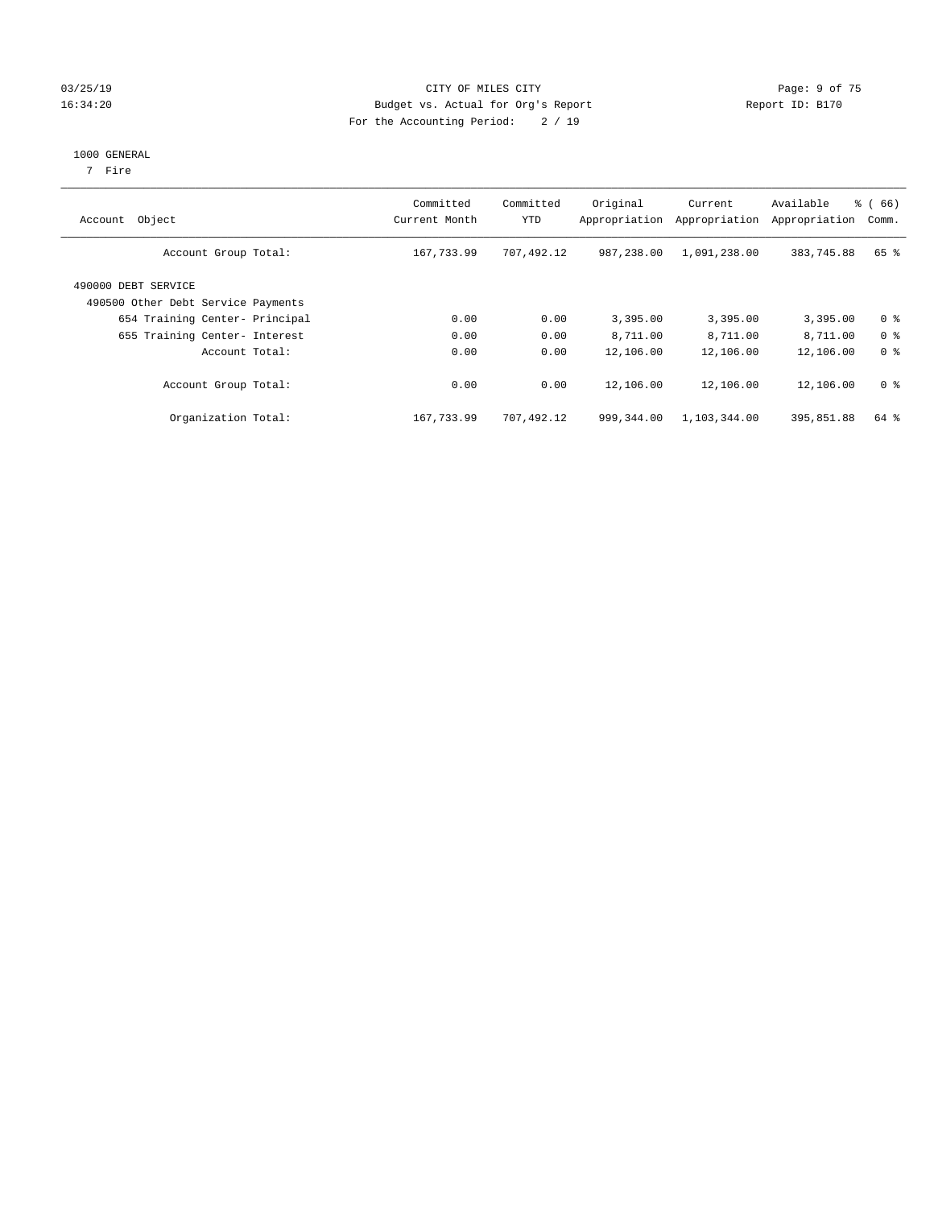CITY OF MILES CITY
Budget vs. Actual for Org's Report
For the Accounting Period: 2 / 19

03/25/19
16:34:20

Report ID: B170

1000 GENERAL
7 Fire

| Account Object | Committed Current Month | Committed YTD | Original Appropriation | Current Appropriation | Available Appropriation | % ( 66) Comm. |
|---|---|---|---|---|---|---|
| Account Group Total: | 167,733.99 | 707,492.12 | 987,238.00 | 1,091,238.00 | 383,745.88 | 65 % |
| 490000 DEBT SERVICE | | | | | | |
| 490500 Other Debt Service Payments | | | | | | |
| 654 Training Center- Principal | 0.00 | 0.00 | 3,395.00 | 3,395.00 | 3,395.00 | 0 % |
| 655 Training Center- Interest | 0.00 | 0.00 | 8,711.00 | 8,711.00 | 8,711.00 | 0 % |
| Account Total: | 0.00 | 0.00 | 12,106.00 | 12,106.00 | 12,106.00 | 0 % |
| Account Group Total: | 0.00 | 0.00 | 12,106.00 | 12,106.00 | 12,106.00 | 0 % |
| Organization Total: | 167,733.99 | 707,492.12 | 999,344.00 | 1,103,344.00 | 395,851.88 | 64 % |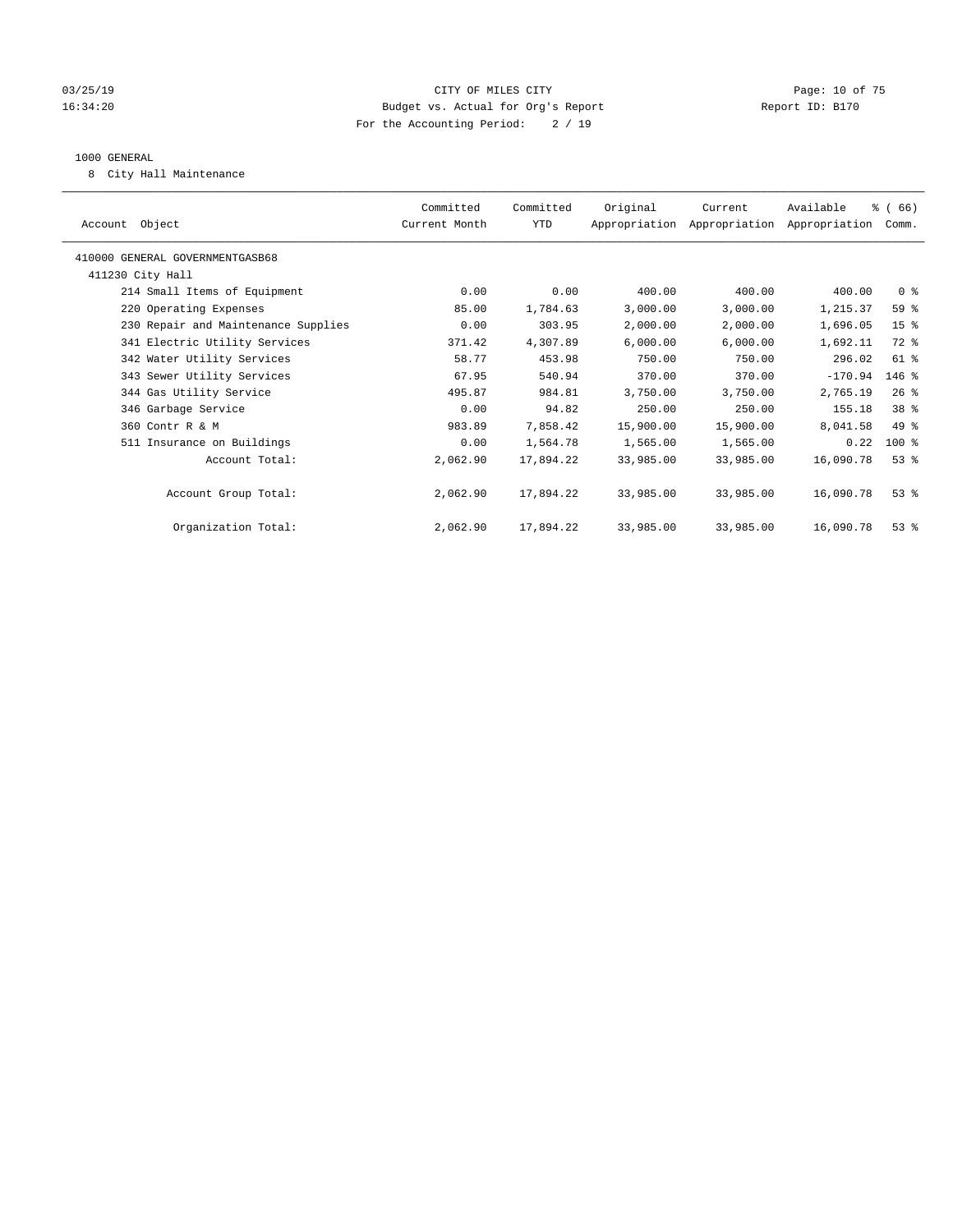CITY OF MILES CITY
Budget vs. Actual for Org's Report
For the Accounting Period: 2 / 19

03/25/19
16:34:20

Report ID: B170

1000 GENERAL
8 City Hall Maintenance

| Account Object | Committed Current Month | Committed YTD | Original Appropriation | Current Appropriation | Available Appropriation | % ( 66) Comm. |
|---|---|---|---|---|---|---|
| 410000 GENERAL GOVERNMENTGASB68 | | | | | | |
| 411230 City Hall | | | | | | |
| 214 Small Items of Equipment | 0.00 | 0.00 | 400.00 | 400.00 | 400.00 | 0 % |
| 220 Operating Expenses | 85.00 | 1,784.63 | 3,000.00 | 3,000.00 | 1,215.37 | 59 % |
| 230 Repair and Maintenance Supplies | 0.00 | 303.95 | 2,000.00 | 2,000.00 | 1,696.05 | 15 % |
| 341 Electric Utility Services | 371.42 | 4,307.89 | 6,000.00 | 6,000.00 | 1,692.11 | 72 % |
| 342 Water Utility Services | 58.77 | 453.98 | 750.00 | 750.00 | 296.02 | 61 % |
| 343 Sewer Utility Services | 67.95 | 540.94 | 370.00 | 370.00 | -170.94 | 146 % |
| 344 Gas Utility Service | 495.87 | 984.81 | 3,750.00 | 3,750.00 | 2,765.19 | 26 % |
| 346 Garbage Service | 0.00 | 94.82 | 250.00 | 250.00 | 155.18 | 38 % |
| 360 Contr R & M | 983.89 | 7,858.42 | 15,900.00 | 15,900.00 | 8,041.58 | 49 % |
| 511 Insurance on Buildings | 0.00 | 1,564.78 | 1,565.00 | 1,565.00 | 0.22 | 100 % |
| Account Total: | 2,062.90 | 17,894.22 | 33,985.00 | 33,985.00 | 16,090.78 | 53 % |
| Account Group Total: | 2,062.90 | 17,894.22 | 33,985.00 | 33,985.00 | 16,090.78 | 53 % |
| Organization Total: | 2,062.90 | 17,894.22 | 33,985.00 | 33,985.00 | 16,090.78 | 53 % |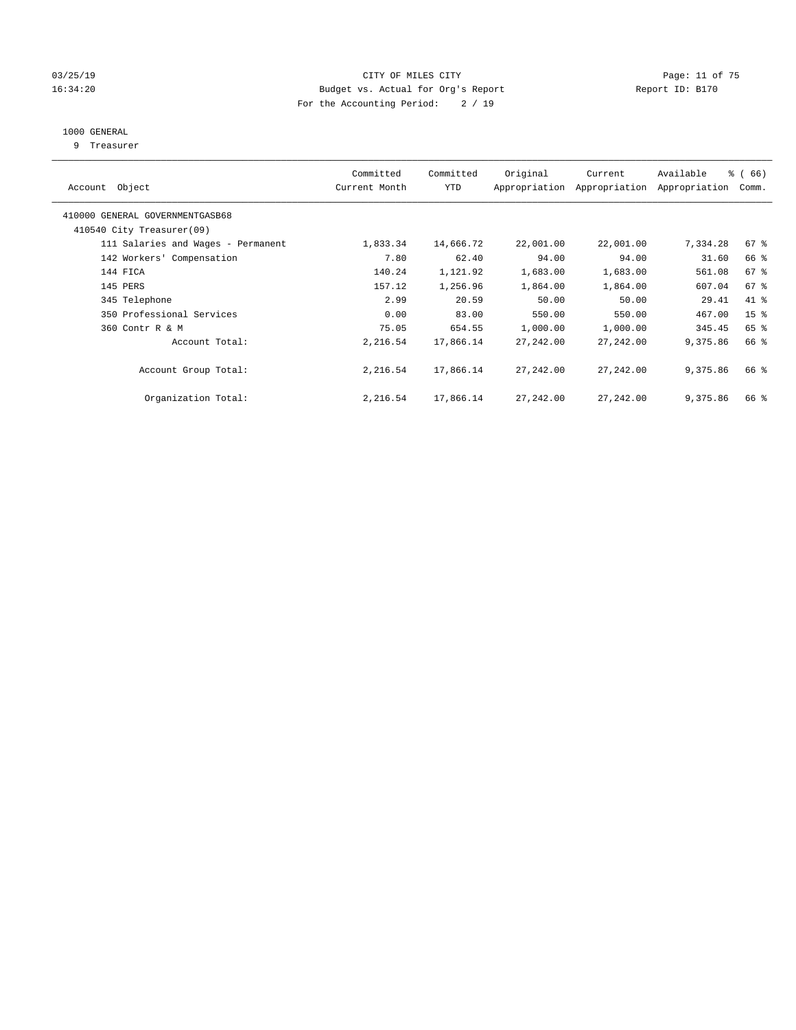CITY OF MILES CITY
Budget vs. Actual for Org's Report
For the Accounting Period: 2 / 19

03/25/19
16:34:20

Report ID: B170

1000 GENERAL
9 Treasurer

| Account Object | Committed Current Month | Committed YTD | Original Appropriation | Current Appropriation | Available Appropriation | % ( 66) Comm. |
|---|---|---|---|---|---|---|
| 410000 GENERAL GOVERNMENTGASB68 | | | | | | |
| 410540 City Treasurer(09) | | | | | | |
| 111 Salaries and Wages - Permanent | 1,833.34 | 14,666.72 | 22,001.00 | 22,001.00 | 7,334.28 | 67 % |
| 142 Workers' Compensation | 7.80 | 62.40 | 94.00 | 94.00 | 31.60 | 66 % |
| 144 FICA | 140.24 | 1,121.92 | 1,683.00 | 1,683.00 | 561.08 | 67 % |
| 145 PERS | 157.12 | 1,256.96 | 1,864.00 | 1,864.00 | 607.04 | 67 % |
| 345 Telephone | 2.99 | 20.59 | 50.00 | 50.00 | 29.41 | 41 % |
| 350 Professional Services | 0.00 | 83.00 | 550.00 | 550.00 | 467.00 | 15 % |
| 360 Contr R & M | 75.05 | 654.55 | 1,000.00 | 1,000.00 | 345.45 | 65 % |
| Account Total: | 2,216.54 | 17,866.14 | 27,242.00 | 27,242.00 | 9,375.86 | 66 % |
| Account Group Total: | 2,216.54 | 17,866.14 | 27,242.00 | 27,242.00 | 9,375.86 | 66 % |
| Organization Total: | 2,216.54 | 17,866.14 | 27,242.00 | 27,242.00 | 9,375.86 | 66 % |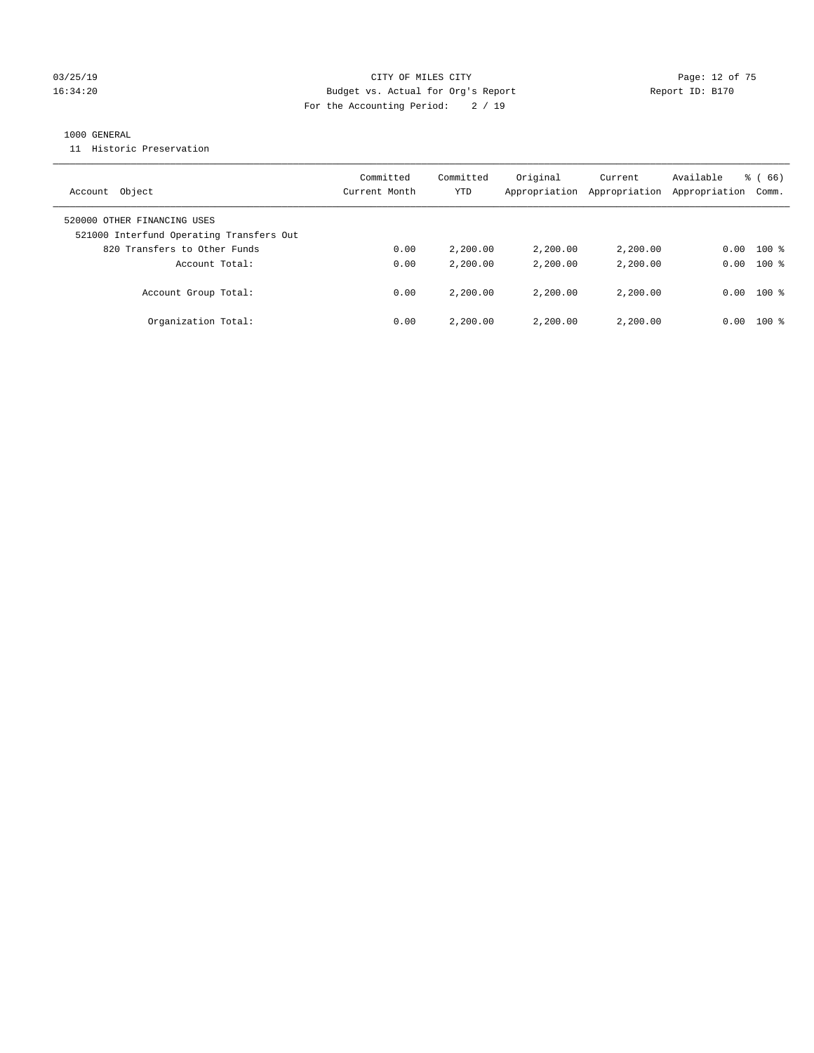CITY OF MILES CITY
Budget vs. Actual for Org's Report
For the Accounting Period: 2 / 19

Report ID: B170

03/25/19
16:34:20

1000 GENERAL
11 Historic Preservation

| Account Object | Committed Current Month | Committed YTD | Original Appropriation | Current Appropriation | Available Appropriation | % ( 66) Comm. |
|---|---|---|---|---|---|---|
| 520000 OTHER FINANCING USES | | | | | | |
| 521000 Interfund Operating Transfers Out | | | | | | |
| 820 Transfers to Other Funds | 0.00 | 2,200.00 | 2,200.00 | 2,200.00 | 0.00 | 100 % |
| Account Total: | 0.00 | 2,200.00 | 2,200.00 | 2,200.00 | 0.00 | 100 % |
| Account Group Total: | 0.00 | 2,200.00 | 2,200.00 | 2,200.00 | 0.00 | 100 % |
| Organization Total: | 0.00 | 2,200.00 | 2,200.00 | 2,200.00 | 0.00 | 100 % |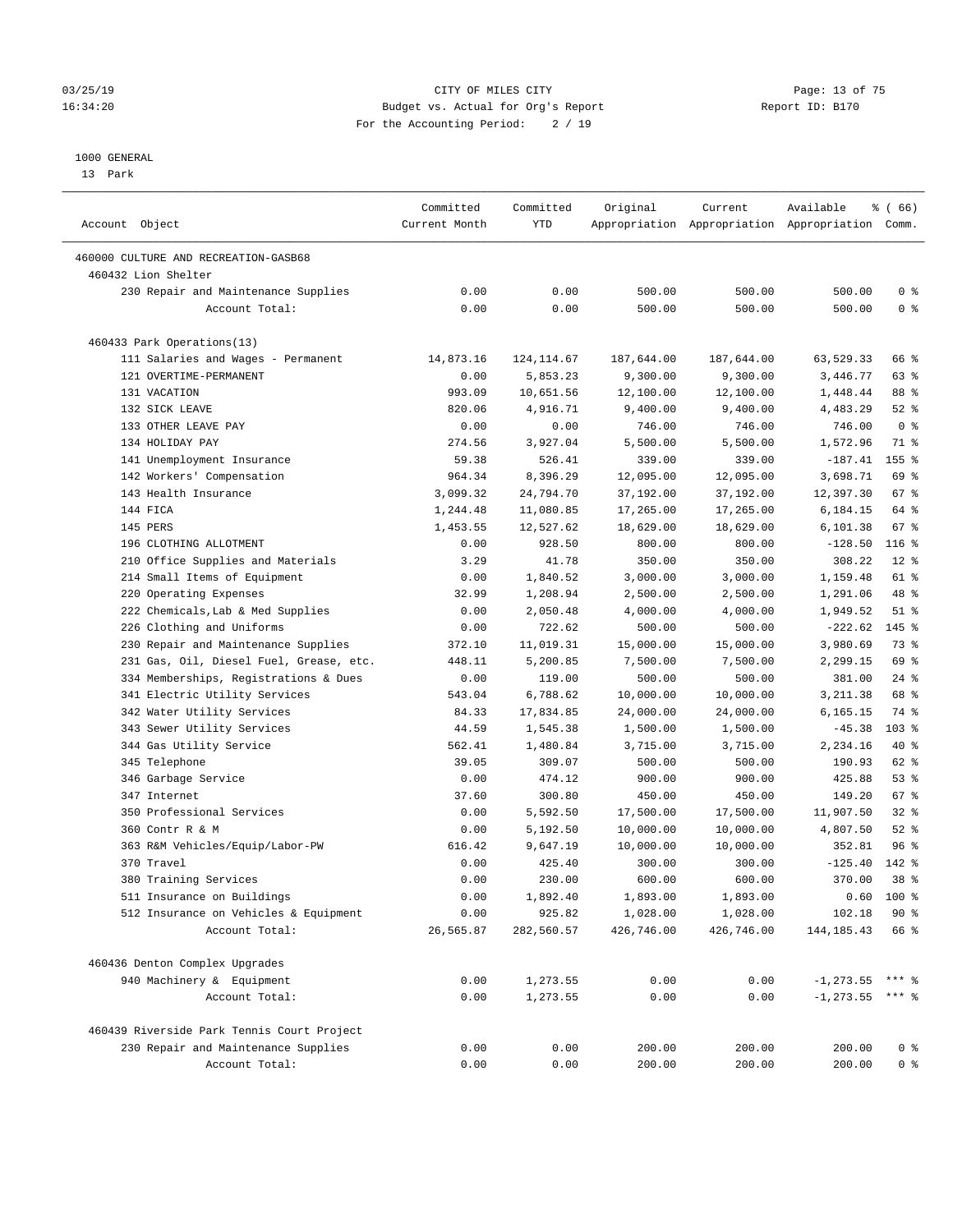CITY OF MILES CITY
Budget vs. Actual for Org's Report
For the Accounting Period: 2 / 19

1000 GENERAL
13 Park

| Account Object | Committed Current Month | Committed YTD | Original Appropriation | Current Appropriation | Available Appropriation | % ( 66) Comm. |
|---|---|---|---|---|---|---|
| 460000 CULTURE AND RECREATION-GASB68 | | | | | | |
| 460432 Lion Shelter | | | | | | |
| 230 Repair and Maintenance Supplies | 0.00 | 0.00 | 500.00 | 500.00 | 500.00 | 0 % |
| Account Total: | 0.00 | 0.00 | 500.00 | 500.00 | 500.00 | 0 % |
| 460433 Park Operations(13) | | | | | | |
| 111 Salaries and Wages - Permanent | 14,873.16 | 124,114.67 | 187,644.00 | 187,644.00 | 63,529.33 | 66 % |
| 121 OVERTIME-PERMANENT | 0.00 | 5,853.23 | 9,300.00 | 9,300.00 | 3,446.77 | 63 % |
| 131 VACATION | 993.09 | 10,651.56 | 12,100.00 | 12,100.00 | 1,448.44 | 88 % |
| 132 SICK LEAVE | 820.06 | 4,916.71 | 9,400.00 | 9,400.00 | 4,483.29 | 52 % |
| 133 OTHER LEAVE PAY | 0.00 | 0.00 | 746.00 | 746.00 | 746.00 | 0 % |
| 134 HOLIDAY PAY | 274.56 | 3,927.04 | 5,500.00 | 5,500.00 | 1,572.96 | 71 % |
| 141 Unemployment Insurance | 59.38 | 526.41 | 339.00 | 339.00 | -187.41 | 155 % |
| 142 Workers' Compensation | 964.34 | 8,396.29 | 12,095.00 | 12,095.00 | 3,698.71 | 69 % |
| 143 Health Insurance | 3,099.32 | 24,794.70 | 37,192.00 | 37,192.00 | 12,397.30 | 67 % |
| 144 FICA | 1,244.48 | 11,080.85 | 17,265.00 | 17,265.00 | 6,184.15 | 64 % |
| 145 PERS | 1,453.55 | 12,527.62 | 18,629.00 | 18,629.00 | 6,101.38 | 67 % |
| 196 CLOTHING ALLOTMENT | 0.00 | 928.50 | 800.00 | 800.00 | -128.50 | 116 % |
| 210 Office Supplies and Materials | 3.29 | 41.78 | 350.00 | 350.00 | 308.22 | 12 % |
| 214 Small Items of Equipment | 0.00 | 1,840.52 | 3,000.00 | 3,000.00 | 1,159.48 | 61 % |
| 220 Operating Expenses | 32.99 | 1,208.94 | 2,500.00 | 2,500.00 | 1,291.06 | 48 % |
| 222 Chemicals,Lab & Med Supplies | 0.00 | 2,050.48 | 4,000.00 | 4,000.00 | 1,949.52 | 51 % |
| 226 Clothing and Uniforms | 0.00 | 722.62 | 500.00 | 500.00 | -222.62 | 145 % |
| 230 Repair and Maintenance Supplies | 372.10 | 11,019.31 | 15,000.00 | 15,000.00 | 3,980.69 | 73 % |
| 231 Gas, Oil, Diesel Fuel, Grease, etc. | 448.11 | 5,200.85 | 7,500.00 | 7,500.00 | 2,299.15 | 69 % |
| 334 Memberships, Registrations & Dues | 0.00 | 119.00 | 500.00 | 500.00 | 381.00 | 24 % |
| 341 Electric Utility Services | 543.04 | 6,788.62 | 10,000.00 | 10,000.00 | 3,211.38 | 68 % |
| 342 Water Utility Services | 84.33 | 17,834.85 | 24,000.00 | 24,000.00 | 6,165.15 | 74 % |
| 343 Sewer Utility Services | 44.59 | 1,545.38 | 1,500.00 | 1,500.00 | -45.38 | 103 % |
| 344 Gas Utility Service | 562.41 | 1,480.84 | 3,715.00 | 3,715.00 | 2,234.16 | 40 % |
| 345 Telephone | 39.05 | 309.07 | 500.00 | 500.00 | 190.93 | 62 % |
| 346 Garbage Service | 0.00 | 474.12 | 900.00 | 900.00 | 425.88 | 53 % |
| 347 Internet | 37.60 | 300.80 | 450.00 | 450.00 | 149.20 | 67 % |
| 350 Professional Services | 0.00 | 5,592.50 | 17,500.00 | 17,500.00 | 11,907.50 | 32 % |
| 360 Contr R & M | 0.00 | 5,192.50 | 10,000.00 | 10,000.00 | 4,807.50 | 52 % |
| 363 R&M Vehicles/Equip/Labor-PW | 616.42 | 9,647.19 | 10,000.00 | 10,000.00 | 352.81 | 96 % |
| 370 Travel | 0.00 | 425.40 | 300.00 | 300.00 | -125.40 | 142 % |
| 380 Training Services | 0.00 | 230.00 | 600.00 | 600.00 | 370.00 | 38 % |
| 511 Insurance on Buildings | 0.00 | 1,892.40 | 1,893.00 | 1,893.00 | 0.60 | 100 % |
| 512 Insurance on Vehicles & Equipment | 0.00 | 925.82 | 1,028.00 | 1,028.00 | 102.18 | 90 % |
| Account Total: | 26,565.87 | 282,560.57 | 426,746.00 | 426,746.00 | 144,185.43 | 66 % |
| 460436 Denton Complex Upgrades | | | | | | |
| 940 Machinery & Equipment | 0.00 | 1,273.55 | 0.00 | 0.00 | -1,273.55 | *** % |
| Account Total: | 0.00 | 1,273.55 | 0.00 | 0.00 | -1,273.55 | *** % |
| 460439 Riverside Park Tennis Court Project | | | | | | |
| 230 Repair and Maintenance Supplies | 0.00 | 0.00 | 200.00 | 200.00 | 200.00 | 0 % |
| Account Total: | 0.00 | 0.00 | 200.00 | 200.00 | 200.00 | 0 % |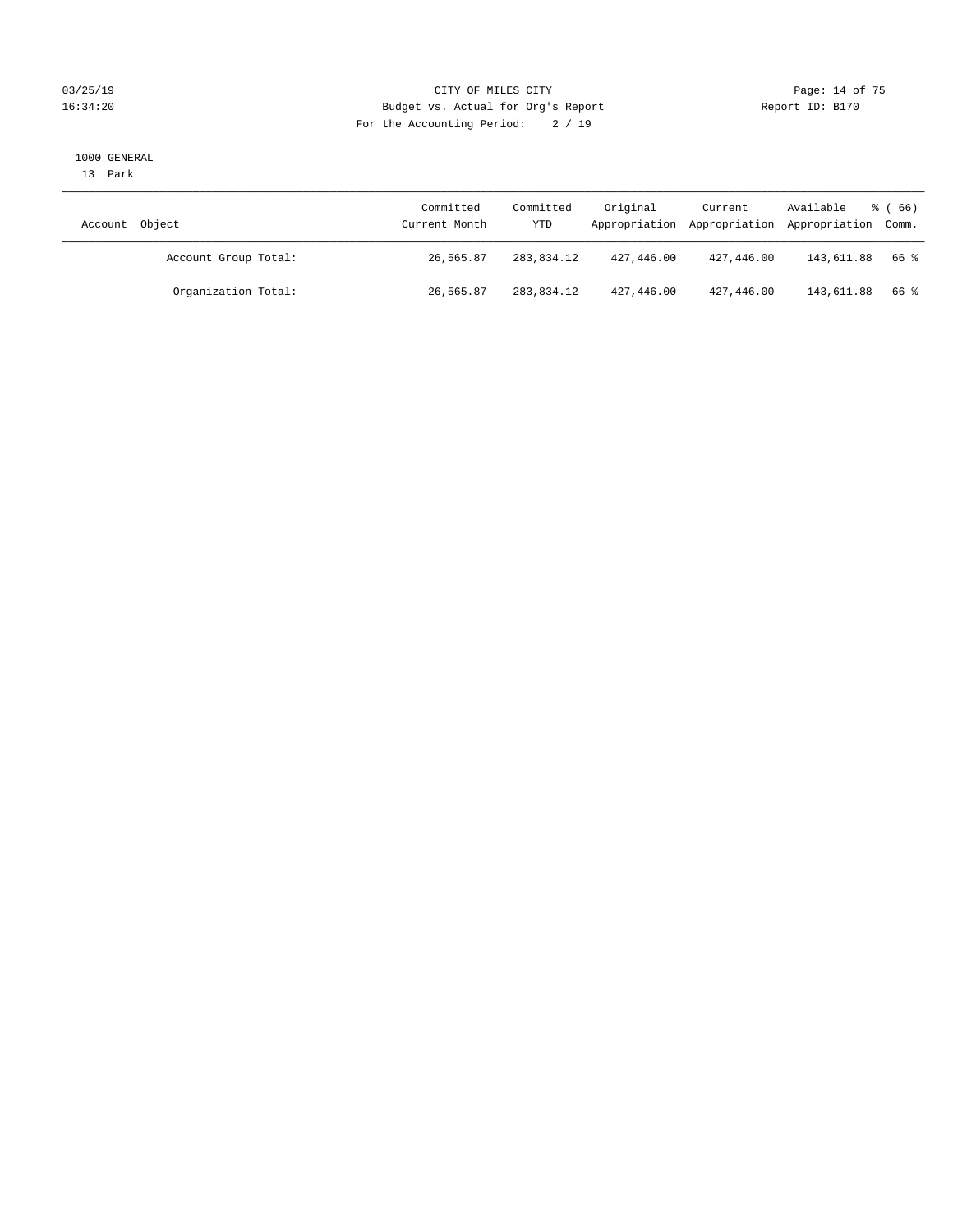CITY OF MILES CITY
Budget vs. Actual for Org's Report
For the Accounting Period: 2 / 19

03/25/19
16:34:20

Report ID: B170

1000 GENERAL
13 Park

| Account Object | Committed Current Month | Committed YTD | Original Appropriation | Current Appropriation | Available Appropriation | % ( 66) Comm. |
|---|---|---|---|---|---|---|
| Account Group Total: | 26,565.87 | 283,834.12 | 427,446.00 | 427,446.00 | 143,611.88 | 66 % |
| Organization Total: | 26,565.87 | 283,834.12 | 427,446.00 | 427,446.00 | 143,611.88 | 66 % |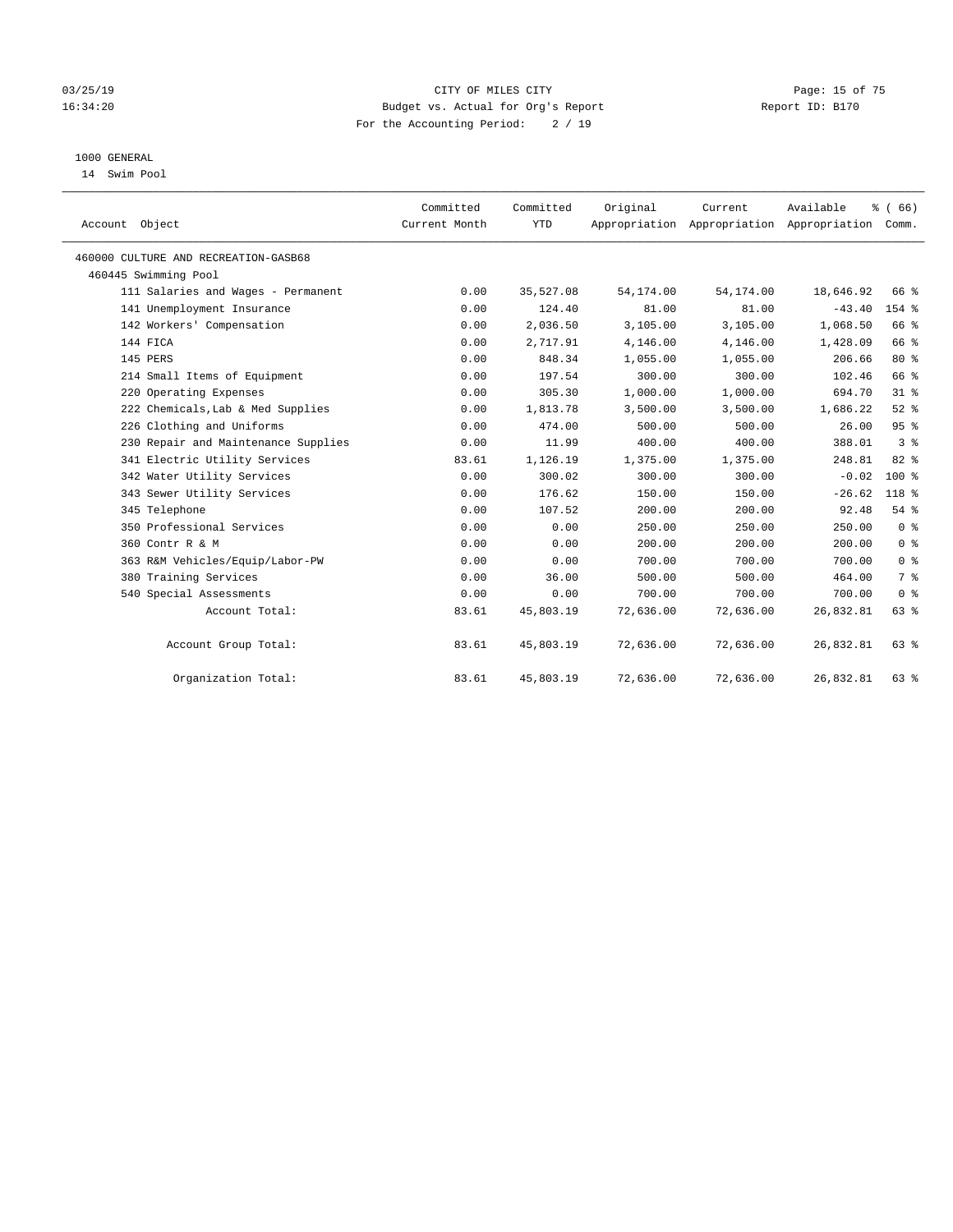CITY OF MILES CITY
Budget vs. Actual for Org's Report
For the Accounting Period: 2 / 19

03/25/19
16:34:20

Report ID: B170

1000 GENERAL
14 Swim Pool

| Account Object | Committed Current Month | Committed YTD | Original Appropriation | Current Appropriation | Available Appropriation | % ( 66) Comm. |
|---|---|---|---|---|---|---|
| 460000 CULTURE AND RECREATION-GASB68 | | | | | | |
| 460445 Swimming Pool | | | | | | |
| 111 Salaries and Wages - Permanent | 0.00 | 35,527.08 | 54,174.00 | 54,174.00 | 18,646.92 | 66 % |
| 141 Unemployment Insurance | 0.00 | 124.40 | 81.00 | 81.00 | -43.40 | 154 % |
| 142 Workers' Compensation | 0.00 | 2,036.50 | 3,105.00 | 3,105.00 | 1,068.50 | 66 % |
| 144 FICA | 0.00 | 2,717.91 | 4,146.00 | 4,146.00 | 1,428.09 | 66 % |
| 145 PERS | 0.00 | 848.34 | 1,055.00 | 1,055.00 | 206.66 | 80 % |
| 214 Small Items of Equipment | 0.00 | 197.54 | 300.00 | 300.00 | 102.46 | 66 % |
| 220 Operating Expenses | 0.00 | 305.30 | 1,000.00 | 1,000.00 | 694.70 | 31 % |
| 222 Chemicals, Lab & Med Supplies | 0.00 | 1,813.78 | 3,500.00 | 3,500.00 | 1,686.22 | 52 % |
| 226 Clothing and Uniforms | 0.00 | 474.00 | 500.00 | 500.00 | 26.00 | 95 % |
| 230 Repair and Maintenance Supplies | 0.00 | 11.99 | 400.00 | 400.00 | 388.01 | 3 % |
| 341 Electric Utility Services | 83.61 | 1,126.19 | 1,375.00 | 1,375.00 | 248.81 | 82 % |
| 342 Water Utility Services | 0.00 | 300.02 | 300.00 | 300.00 | -0.02 | 100 % |
| 343 Sewer Utility Services | 0.00 | 176.62 | 150.00 | 150.00 | -26.62 | 118 % |
| 345 Telephone | 0.00 | 107.52 | 200.00 | 200.00 | 92.48 | 54 % |
| 350 Professional Services | 0.00 | 0.00 | 250.00 | 250.00 | 250.00 | 0 % |
| 360 Contr R & M | 0.00 | 0.00 | 200.00 | 200.00 | 200.00 | 0 % |
| 363 R&M Vehicles/Equip/Labor-PW | 0.00 | 0.00 | 700.00 | 700.00 | 700.00 | 0 % |
| 380 Training Services | 0.00 | 36.00 | 500.00 | 500.00 | 464.00 | 7 % |
| 540 Special Assessments | 0.00 | 0.00 | 700.00 | 700.00 | 700.00 | 0 % |
| Account Total: | 83.61 | 45,803.19 | 72,636.00 | 72,636.00 | 26,832.81 | 63 % |
| Account Group Total: | 83.61 | 45,803.19 | 72,636.00 | 72,636.00 | 26,832.81 | 63 % |
| Organization Total: | 83.61 | 45,803.19 | 72,636.00 | 72,636.00 | 26,832.81 | 63 % |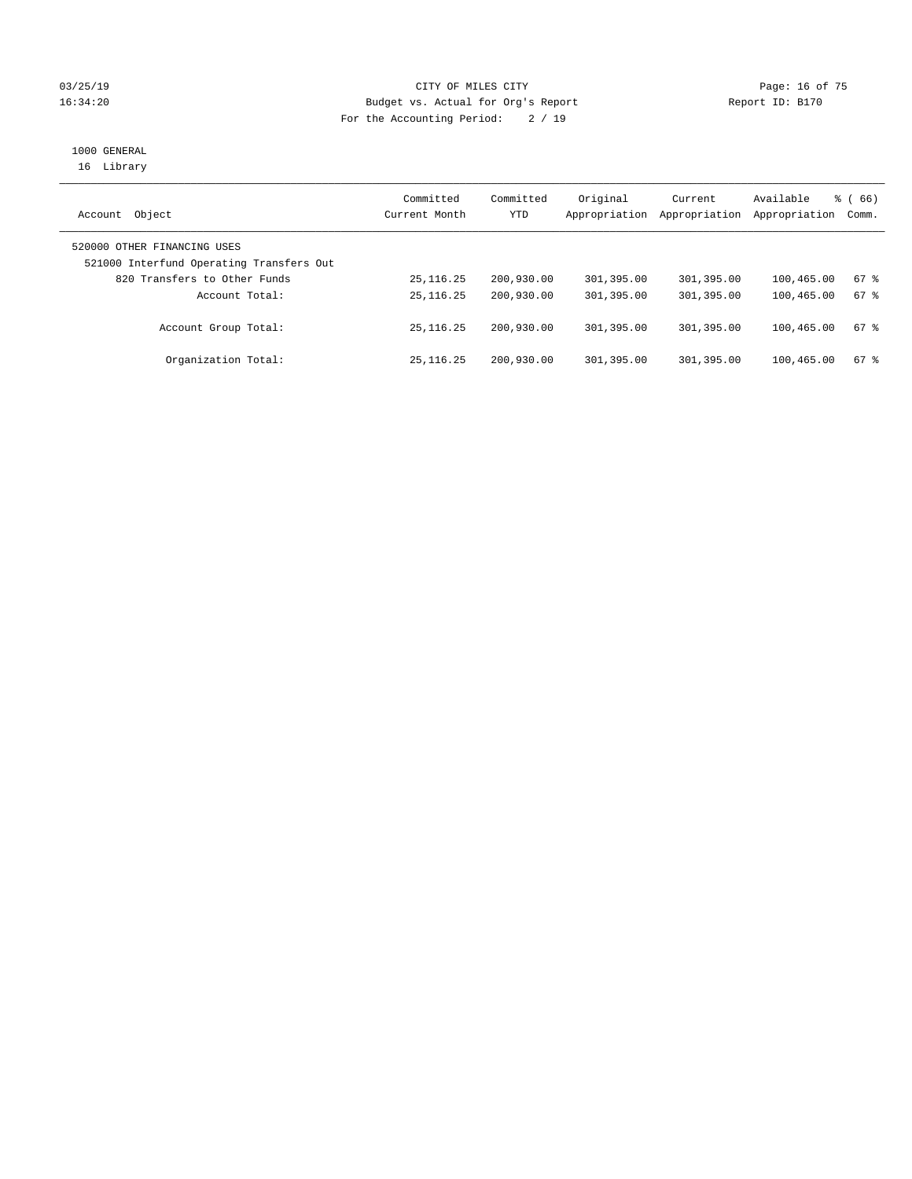CITY OF MILES CITY
Budget vs. Actual for Org's Report
For the Accounting Period: 2 / 19

1000 GENERAL
16 Library

| Account Object | Committed Current Month | Committed YTD | Original Appropriation | Current Appropriation | Available Appropriation | % ( 66) Comm. |
|---|---|---|---|---|---|---|
| 520000 OTHER FINANCING USES | | | | | | |
| 521000 Interfund Operating Transfers Out | | | | | | |
| 820 Transfers to Other Funds | 25,116.25 | 200,930.00 | 301,395.00 | 301,395.00 | 100,465.00 | 67 % |
| Account Total: | 25,116.25 | 200,930.00 | 301,395.00 | 301,395.00 | 100,465.00 | 67 % |
| Account Group Total: | 25,116.25 | 200,930.00 | 301,395.00 | 301,395.00 | 100,465.00 | 67 % |
| Organization Total: | 25,116.25 | 200,930.00 | 301,395.00 | 301,395.00 | 100,465.00 | 67 % |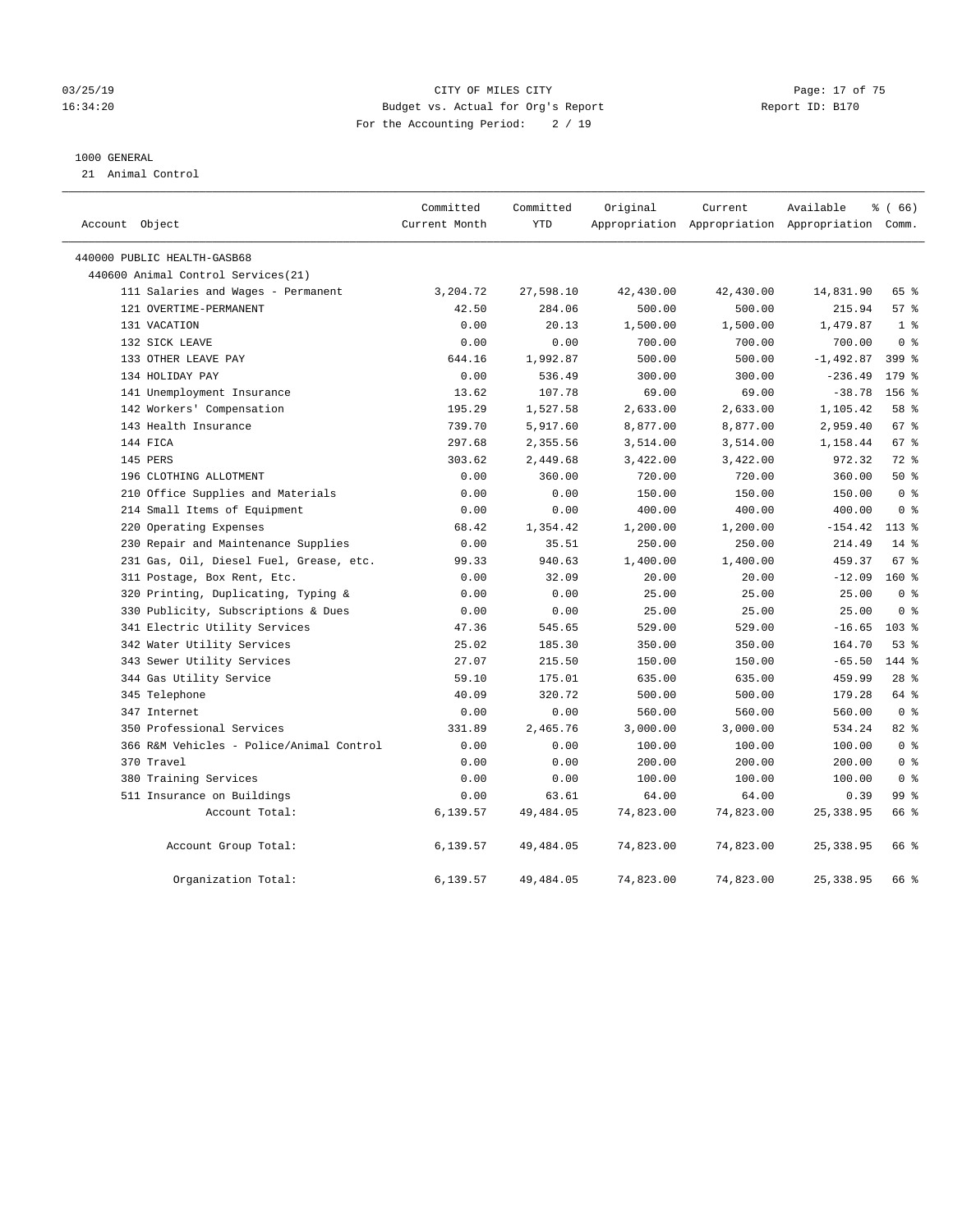CITY OF MILES CITY
Budget vs. Actual for Org's Report
For the Accounting Period: 2 / 19

03/25/19
16:34:20

Report ID: B170

1000 GENERAL
21 Animal Control

| Account Object | Committed Current Month | Committed YTD | Original Appropriation | Current Appropriation | Available Appropriation | % ( 66) Comm. |
|---|---|---|---|---|---|---|
| 440000 PUBLIC HEALTH-GASB68 | | | | | | |
| 440600 Animal Control Services(21) | | | | | | |
| 111 Salaries and Wages - Permanent | 3,204.72 | 27,598.10 | 42,430.00 | 42,430.00 | 14,831.90 | 65 % |
| 121 OVERTIME-PERMANENT | 42.50 | 284.06 | 500.00 | 500.00 | 215.94 | 57 % |
| 131 VACATION | 0.00 | 20.13 | 1,500.00 | 1,500.00 | 1,479.87 | 1 % |
| 132 SICK LEAVE | 0.00 | 0.00 | 700.00 | 700.00 | 700.00 | 0 % |
| 133 OTHER LEAVE PAY | 644.16 | 1,992.87 | 500.00 | 500.00 | -1,492.87 | 399 % |
| 134 HOLIDAY PAY | 0.00 | 536.49 | 300.00 | 300.00 | -236.49 | 179 % |
| 141 Unemployment Insurance | 13.62 | 107.78 | 69.00 | 69.00 | -38.78 | 156 % |
| 142 Workers' Compensation | 195.29 | 1,527.58 | 2,633.00 | 2,633.00 | 1,105.42 | 58 % |
| 143 Health Insurance | 739.70 | 5,917.60 | 8,877.00 | 8,877.00 | 2,959.40 | 67 % |
| 144 FICA | 297.68 | 2,355.56 | 3,514.00 | 3,514.00 | 1,158.44 | 67 % |
| 145 PERS | 303.62 | 2,449.68 | 3,422.00 | 3,422.00 | 972.32 | 72 % |
| 196 CLOTHING ALLOTMENT | 0.00 | 360.00 | 720.00 | 720.00 | 360.00 | 50 % |
| 210 Office Supplies and Materials | 0.00 | 0.00 | 150.00 | 150.00 | 150.00 | 0 % |
| 214 Small Items of Equipment | 0.00 | 0.00 | 400.00 | 400.00 | 400.00 | 0 % |
| 220 Operating Expenses | 68.42 | 1,354.42 | 1,200.00 | 1,200.00 | -154.42 | 113 % |
| 230 Repair and Maintenance Supplies | 0.00 | 35.51 | 250.00 | 250.00 | 214.49 | 14 % |
| 231 Gas, Oil, Diesel Fuel, Grease, etc. | 99.33 | 940.63 | 1,400.00 | 1,400.00 | 459.37 | 67 % |
| 311 Postage, Box Rent, Etc. | 0.00 | 32.09 | 20.00 | 20.00 | -12.09 | 160 % |
| 320 Printing, Duplicating, Typing & | 0.00 | 0.00 | 25.00 | 25.00 | 25.00 | 0 % |
| 330 Publicity, Subscriptions & Dues | 0.00 | 0.00 | 25.00 | 25.00 | 25.00 | 0 % |
| 341 Electric Utility Services | 47.36 | 545.65 | 529.00 | 529.00 | -16.65 | 103 % |
| 342 Water Utility Services | 25.02 | 185.30 | 350.00 | 350.00 | 164.70 | 53 % |
| 343 Sewer Utility Services | 27.07 | 215.50 | 150.00 | 150.00 | -65.50 | 144 % |
| 344 Gas Utility Service | 59.10 | 175.01 | 635.00 | 635.00 | 459.99 | 28 % |
| 345 Telephone | 40.09 | 320.72 | 500.00 | 500.00 | 179.28 | 64 % |
| 347 Internet | 0.00 | 0.00 | 560.00 | 560.00 | 560.00 | 0 % |
| 350 Professional Services | 331.89 | 2,465.76 | 3,000.00 | 3,000.00 | 534.24 | 82 % |
| 366 R&M Vehicles - Police/Animal Control | 0.00 | 0.00 | 100.00 | 100.00 | 100.00 | 0 % |
| 370 Travel | 0.00 | 0.00 | 200.00 | 200.00 | 200.00 | 0 % |
| 380 Training Services | 0.00 | 0.00 | 100.00 | 100.00 | 100.00 | 0 % |
| 511 Insurance on Buildings | 0.00 | 63.61 | 64.00 | 64.00 | 0.39 | 99 % |
| Account Total: | 6,139.57 | 49,484.05 | 74,823.00 | 74,823.00 | 25,338.95 | 66 % |
| Account Group Total: | 6,139.57 | 49,484.05 | 74,823.00 | 74,823.00 | 25,338.95 | 66 % |
| Organization Total: | 6,139.57 | 49,484.05 | 74,823.00 | 74,823.00 | 25,338.95 | 66 % |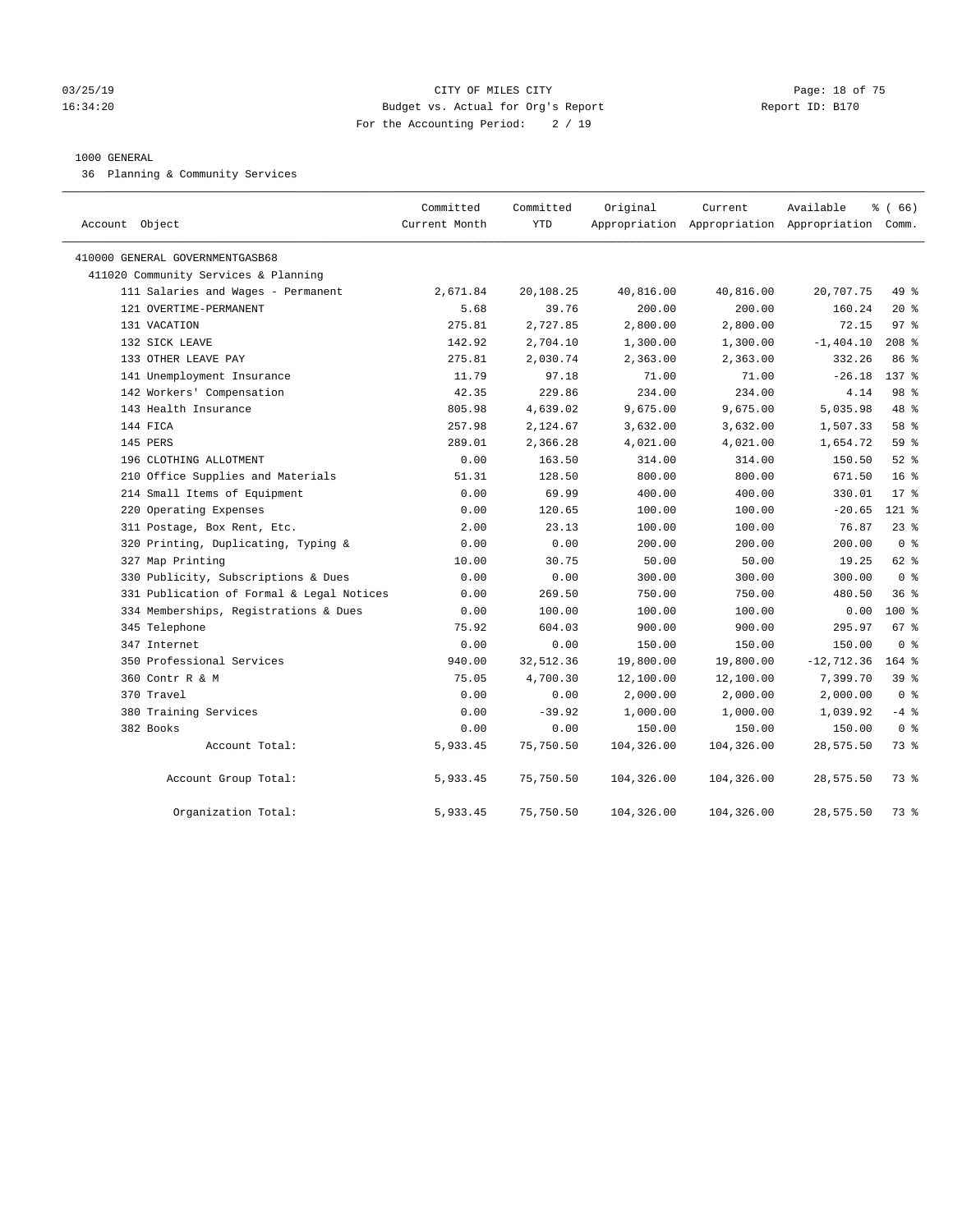CITY OF MILES CITY
Budget vs. Actual for Org's Report
For the Accounting Period: 2 / 19

1000 GENERAL

36 Planning & Community Services

| Account Object | Committed Current Month | Committed YTD | Original Appropriation | Current Appropriation | Available Appropriation | % ( 66) Comm. |
|---|---|---|---|---|---|---|
| 410000 GENERAL GOVERNMENTGASB68 | | | | | | |
| 411020 Community Services & Planning | | | | | | |
| 111 Salaries and Wages - Permanent | 2,671.84 | 20,108.25 | 40,816.00 | 40,816.00 | 20,707.75 | 49 % |
| 121 OVERTIME-PERMANENT | 5.68 | 39.76 | 200.00 | 200.00 | 160.24 | 20 % |
| 131 VACATION | 275.81 | 2,727.85 | 2,800.00 | 2,800.00 | 72.15 | 97 % |
| 132 SICK LEAVE | 142.92 | 2,704.10 | 1,300.00 | 1,300.00 | -1,404.10 | 208 % |
| 133 OTHER LEAVE PAY | 275.81 | 2,030.74 | 2,363.00 | 2,363.00 | 332.26 | 86 % |
| 141 Unemployment Insurance | 11.79 | 97.18 | 71.00 | 71.00 | -26.18 | 137 % |
| 142 Workers' Compensation | 42.35 | 229.86 | 234.00 | 234.00 | 4.14 | 98 % |
| 143 Health Insurance | 805.98 | 4,639.02 | 9,675.00 | 9,675.00 | 5,035.98 | 48 % |
| 144 FICA | 257.98 | 2,124.67 | 3,632.00 | 3,632.00 | 1,507.33 | 58 % |
| 145 PERS | 289.01 | 2,366.28 | 4,021.00 | 4,021.00 | 1,654.72 | 59 % |
| 196 CLOTHING ALLOTMENT | 0.00 | 163.50 | 314.00 | 314.00 | 150.50 | 52 % |
| 210 Office Supplies and Materials | 51.31 | 128.50 | 800.00 | 800.00 | 671.50 | 16 % |
| 214 Small Items of Equipment | 0.00 | 69.99 | 400.00 | 400.00 | 330.01 | 17 % |
| 220 Operating Expenses | 0.00 | 120.65 | 100.00 | 100.00 | -20.65 | 121 % |
| 311 Postage, Box Rent, Etc. | 2.00 | 23.13 | 100.00 | 100.00 | 76.87 | 23 % |
| 320 Printing, Duplicating, Typing & | 0.00 | 0.00 | 200.00 | 200.00 | 200.00 | 0 % |
| 327 Map Printing | 10.00 | 30.75 | 50.00 | 50.00 | 19.25 | 62 % |
| 330 Publicity, Subscriptions & Dues | 0.00 | 0.00 | 300.00 | 300.00 | 300.00 | 0 % |
| 331 Publication of Formal & Legal Notices | 0.00 | 269.50 | 750.00 | 750.00 | 480.50 | 36 % |
| 334 Memberships, Registrations & Dues | 0.00 | 100.00 | 100.00 | 100.00 | 0.00 | 100 % |
| 345 Telephone | 75.92 | 604.03 | 900.00 | 900.00 | 295.97 | 67 % |
| 347 Internet | 0.00 | 0.00 | 150.00 | 150.00 | 150.00 | 0 % |
| 350 Professional Services | 940.00 | 32,512.36 | 19,800.00 | 19,800.00 | -12,712.36 | 164 % |
| 360 Contr R & M | 75.05 | 4,700.30 | 12,100.00 | 12,100.00 | 7,399.70 | 39 % |
| 370 Travel | 0.00 | 0.00 | 2,000.00 | 2,000.00 | 2,000.00 | 0 % |
| 380 Training Services | 0.00 | -39.92 | 1,000.00 | 1,000.00 | 1,039.92 | -4 % |
| 382 Books | 0.00 | 0.00 | 150.00 | 150.00 | 150.00 | 0 % |
| Account Total: | 5,933.45 | 75,750.50 | 104,326.00 | 104,326.00 | 28,575.50 | 73 % |
| Account Group Total: | 5,933.45 | 75,750.50 | 104,326.00 | 104,326.00 | 28,575.50 | 73 % |
| Organization Total: | 5,933.45 | 75,750.50 | 104,326.00 | 104,326.00 | 28,575.50 | 73 % |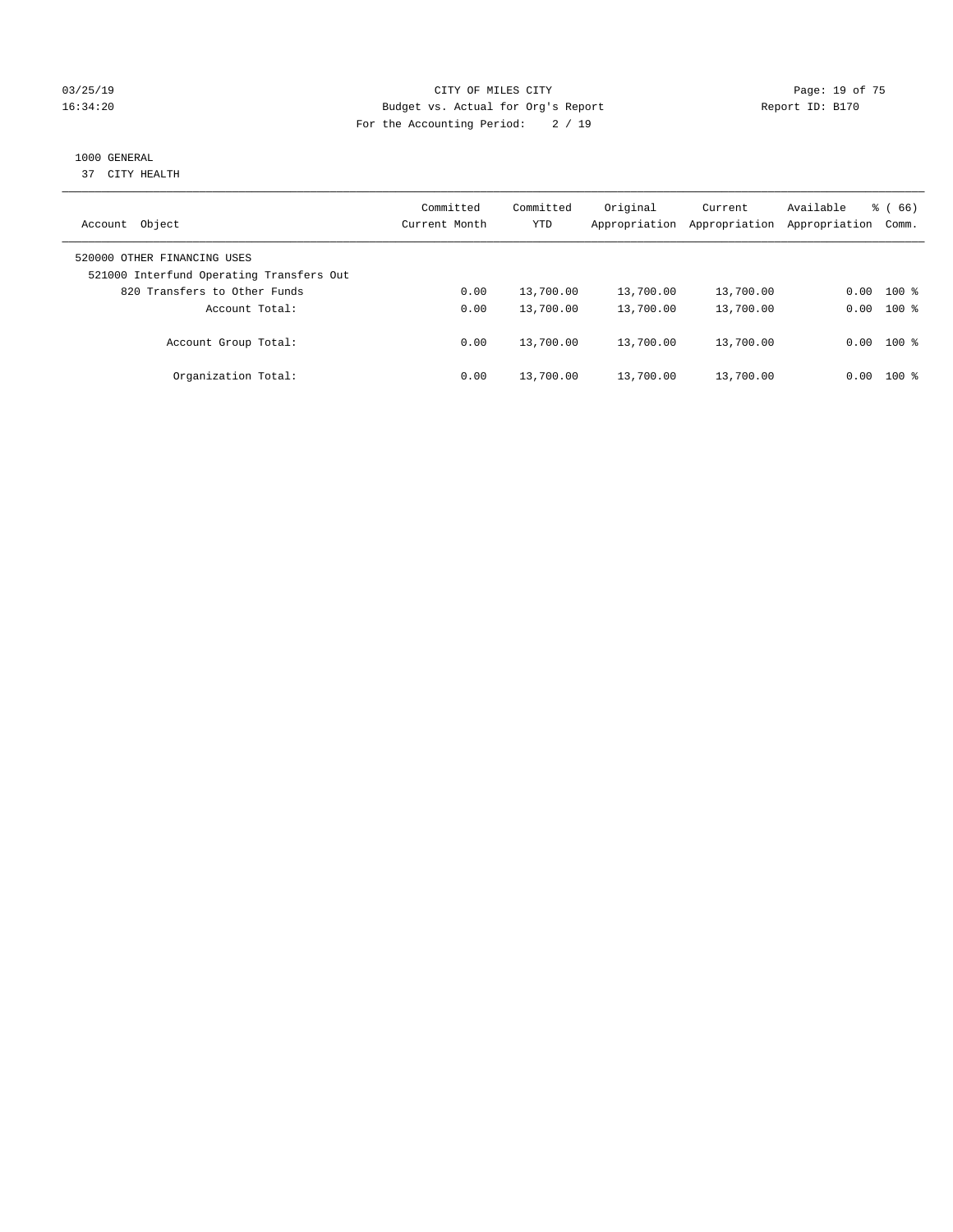CITY OF MILES CITY
Budget vs. Actual for Org's Report
For the Accounting Period: 2 / 19

Report ID: B170

03/25/19
16:34:20

1000 GENERAL
37 CITY HEALTH

| Account Object | Committed Current Month | Committed YTD | Original Appropriation | Current Appropriation | Available Appropriation | % ( 66) Comm. |
|---|---|---|---|---|---|---|
| 520000 OTHER FINANCING USES | | | | | | |
| 521000 Interfund Operating Transfers Out | | | | | | |
| 820 Transfers to Other Funds | 0.00 | 13,700.00 | 13,700.00 | 13,700.00 | 0.00 | 100 % |
| Account Total: | 0.00 | 13,700.00 | 13,700.00 | 13,700.00 | 0.00 | 100 % |
| Account Group Total: | 0.00 | 13,700.00 | 13,700.00 | 13,700.00 | 0.00 | 100 % |
| Organization Total: | 0.00 | 13,700.00 | 13,700.00 | 13,700.00 | 0.00 | 100 % |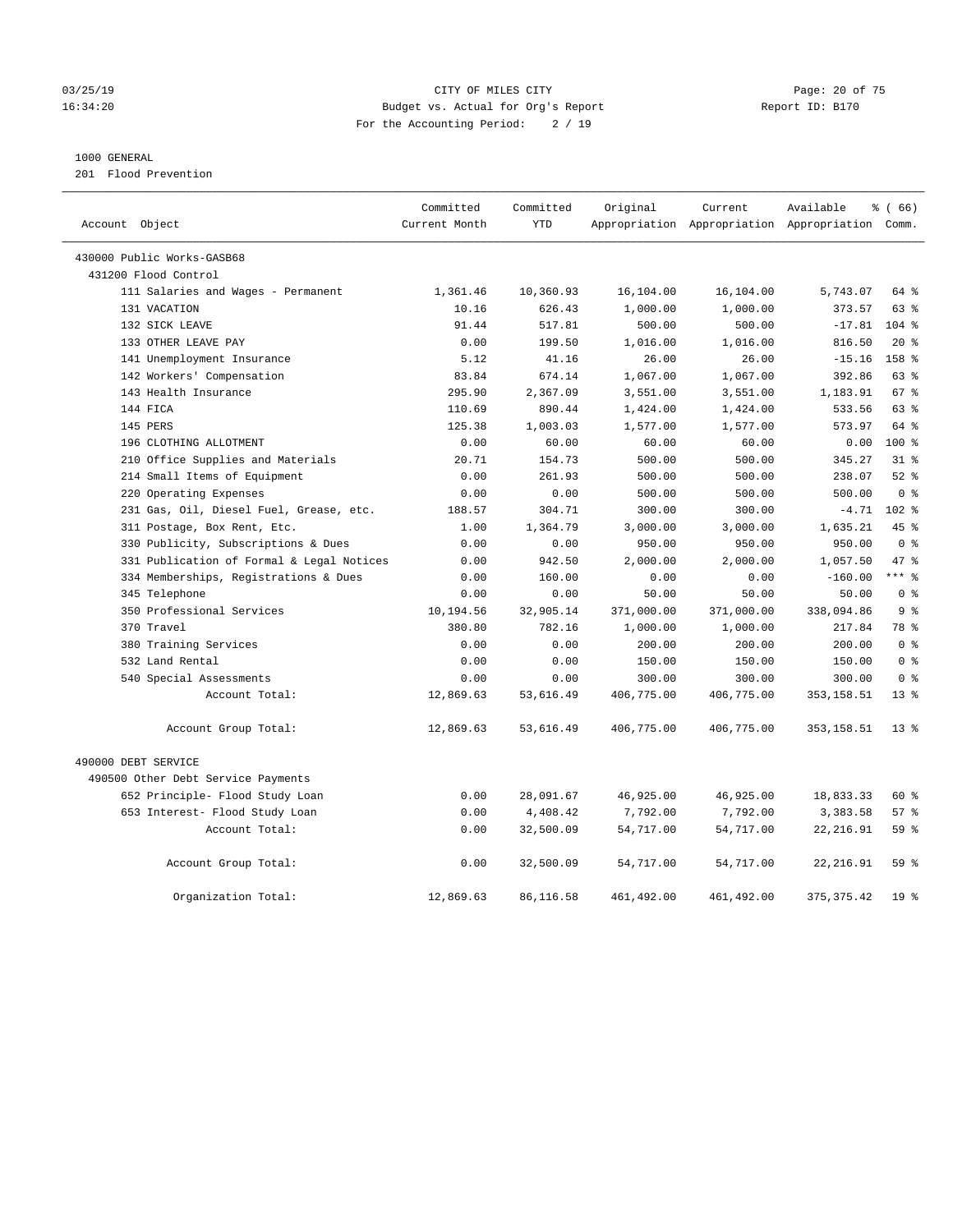CITY OF MILES CITY
Budget vs. Actual for Org's Report
For the Accounting Period: 2 / 19

1000 GENERAL
201 Flood Prevention

| Account Object | Committed Current Month | Committed YTD | Original Appropriation | Current Appropriation | Available Appropriation | % ( 66) Comm. |
|---|---|---|---|---|---|---|
| 430000 Public Works-GASB68 | | | | | | |
| 431200 Flood Control | | | | | | |
| 111 Salaries and Wages - Permanent | 1,361.46 | 10,360.93 | 16,104.00 | 16,104.00 | 5,743.07 | 64 % |
| 131 VACATION | 10.16 | 626.43 | 1,000.00 | 1,000.00 | 373.57 | 63 % |
| 132 SICK LEAVE | 91.44 | 517.81 | 500.00 | 500.00 | -17.81 | 104 % |
| 133 OTHER LEAVE PAY | 0.00 | 199.50 | 1,016.00 | 1,016.00 | 816.50 | 20 % |
| 141 Unemployment Insurance | 5.12 | 41.16 | 26.00 | 26.00 | -15.16 | 158 % |
| 142 Workers' Compensation | 83.84 | 674.14 | 1,067.00 | 1,067.00 | 392.86 | 63 % |
| 143 Health Insurance | 295.90 | 2,367.09 | 3,551.00 | 3,551.00 | 1,183.91 | 67 % |
| 144 FICA | 110.69 | 890.44 | 1,424.00 | 1,424.00 | 533.56 | 63 % |
| 145 PERS | 125.38 | 1,003.03 | 1,577.00 | 1,577.00 | 573.97 | 64 % |
| 196 CLOTHING ALLOTMENT | 0.00 | 60.00 | 60.00 | 60.00 | 0.00 | 100 % |
| 210 Office Supplies and Materials | 20.71 | 154.73 | 500.00 | 500.00 | 345.27 | 31 % |
| 214 Small Items of Equipment | 0.00 | 261.93 | 500.00 | 500.00 | 238.07 | 52 % |
| 220 Operating Expenses | 0.00 | 0.00 | 500.00 | 500.00 | 500.00 | 0 % |
| 231 Gas, Oil, Diesel Fuel, Grease, etc. | 188.57 | 304.71 | 300.00 | 300.00 | -4.71 | 102 % |
| 311 Postage, Box Rent, Etc. | 1.00 | 1,364.79 | 3,000.00 | 3,000.00 | 1,635.21 | 45 % |
| 330 Publicity, Subscriptions & Dues | 0.00 | 0.00 | 950.00 | 950.00 | 950.00 | 0 % |
| 331 Publication of Formal & Legal Notices | 0.00 | 942.50 | 2,000.00 | 2,000.00 | 1,057.50 | 47 % |
| 334 Memberships, Registrations & Dues | 0.00 | 160.00 | 0.00 | 0.00 | -160.00 | *** % |
| 345 Telephone | 0.00 | 0.00 | 50.00 | 50.00 | 50.00 | 0 % |
| 350 Professional Services | 10,194.56 | 32,905.14 | 371,000.00 | 371,000.00 | 338,094.86 | 9 % |
| 370 Travel | 380.80 | 782.16 | 1,000.00 | 1,000.00 | 217.84 | 78 % |
| 380 Training Services | 0.00 | 0.00 | 200.00 | 200.00 | 200.00 | 0 % |
| 532 Land Rental | 0.00 | 0.00 | 150.00 | 150.00 | 150.00 | 0 % |
| 540 Special Assessments | 0.00 | 0.00 | 300.00 | 300.00 | 300.00 | 0 % |
| Account Total: | 12,869.63 | 53,616.49 | 406,775.00 | 406,775.00 | 353,158.51 | 13 % |
| Account Group Total: | 12,869.63 | 53,616.49 | 406,775.00 | 406,775.00 | 353,158.51 | 13 % |
| 490000 DEBT SERVICE | | | | | | |
| 490500 Other Debt Service Payments | | | | | | |
| 652 Principle- Flood Study Loan | 0.00 | 28,091.67 | 46,925.00 | 46,925.00 | 18,833.33 | 60 % |
| 653 Interest- Flood Study Loan | 0.00 | 4,408.42 | 7,792.00 | 7,792.00 | 3,383.58 | 57 % |
| Account Total: | 0.00 | 32,500.09 | 54,717.00 | 54,717.00 | 22,216.91 | 59 % |
| Account Group Total: | 0.00 | 32,500.09 | 54,717.00 | 54,717.00 | 22,216.91 | 59 % |
| Organization Total: | 12,869.63 | 86,116.58 | 461,492.00 | 461,492.00 | 375,375.42 | 19 % |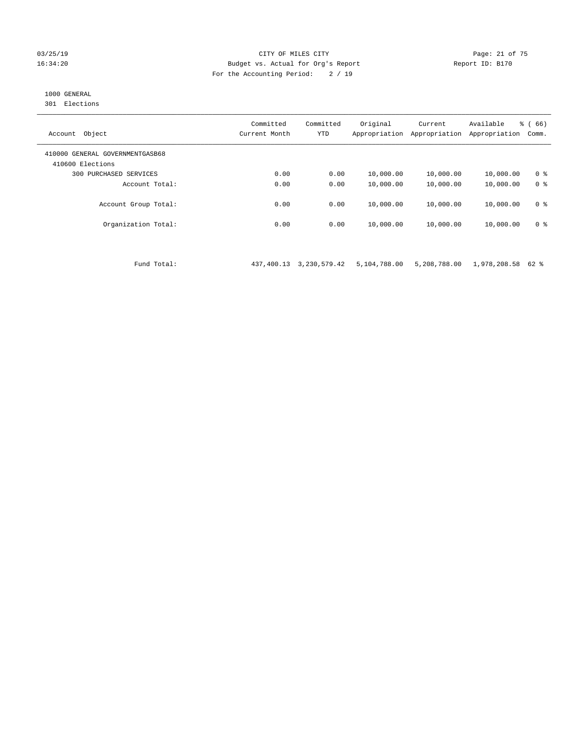CITY OF MILES CITY
Budget vs. Actual for Org's Report
For the Accounting Period: 2 / 19

1000 GENERAL
301 Elections

| Account Object | Committed Current Month | Committed YTD | Original Appropriation | Current Appropriation | Available Appropriation | % ( 66) Comm. |
|---|---|---|---|---|---|---|
| 410000 GENERAL GOVERNMENTGASB68 | | | | | | |
| 410600 Elections | | | | | | |
| 300 PURCHASED SERVICES | 0.00 | 0.00 | 10,000.00 | 10,000.00 | 10,000.00 | 0 % |
| Account Total: | 0.00 | 0.00 | 10,000.00 | 10,000.00 | 10,000.00 | 0 % |
| Account Group Total: | 0.00 | 0.00 | 10,000.00 | 10,000.00 | 10,000.00 | 0 % |
| Organization Total: | 0.00 | 0.00 | 10,000.00 | 10,000.00 | 10,000.00 | 0 % |
| Fund Total: | 437,400.13 | 3,230,579.42 | 5,104,788.00 | 5,208,788.00 | 1,978,208.58 | 62 % |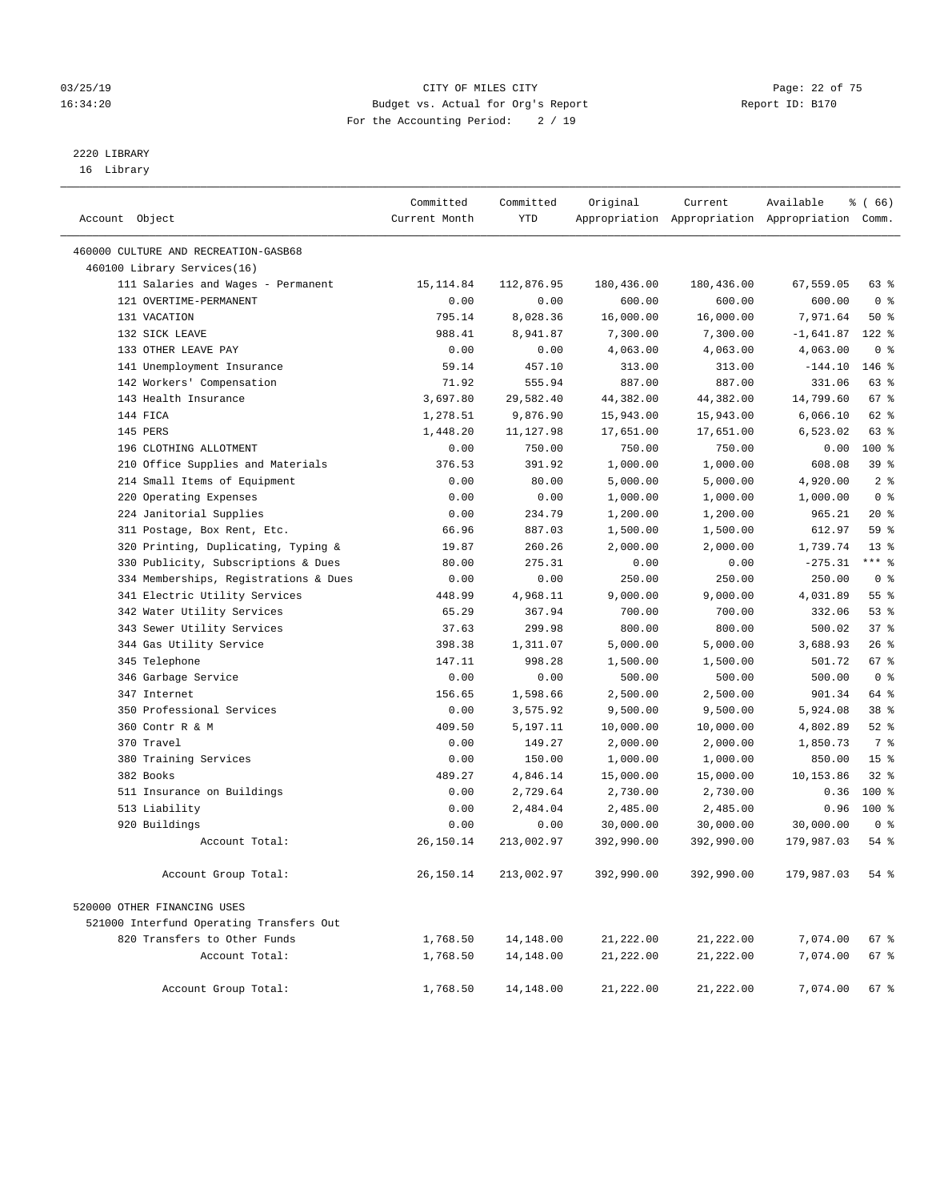CITY OF MILES CITY
Budget vs. Actual for Org's Report
For the Accounting Period: 2 / 19

03/25/19
16:34:20

Report ID: B170

2220 LIBRARY
16 Library

| Account Object | Committed Current Month | Committed YTD | Original Appropriation | Current Appropriation | Available Appropriation | % ( 66) Comm. |
|---|---|---|---|---|---|---|
| 460000 CULTURE AND RECREATION-GASB68 | | | | | | |
| 460100 Library Services(16) | | | | | | |
| 111 Salaries and Wages - Permanent | 15,114.84 | 112,876.95 | 180,436.00 | 180,436.00 | 67,559.05 | 63 % |
| 121 OVERTIME-PERMANENT | 0.00 | 0.00 | 600.00 | 600.00 | 600.00 | 0 % |
| 131 VACATION | 795.14 | 8,028.36 | 16,000.00 | 16,000.00 | 7,971.64 | 50 % |
| 132 SICK LEAVE | 988.41 | 8,941.87 | 7,300.00 | 7,300.00 | -1,641.87 | 122 % |
| 133 OTHER LEAVE PAY | 0.00 | 0.00 | 4,063.00 | 4,063.00 | 4,063.00 | 0 % |
| 141 Unemployment Insurance | 59.14 | 457.10 | 313.00 | 313.00 | -144.10 | 146 % |
| 142 Workers' Compensation | 71.92 | 555.94 | 887.00 | 887.00 | 331.06 | 63 % |
| 143 Health Insurance | 3,697.80 | 29,582.40 | 44,382.00 | 44,382.00 | 14,799.60 | 67 % |
| 144 FICA | 1,278.51 | 9,876.90 | 15,943.00 | 15,943.00 | 6,066.10 | 62 % |
| 145 PERS | 1,448.20 | 11,127.98 | 17,651.00 | 17,651.00 | 6,523.02 | 63 % |
| 196 CLOTHING ALLOTMENT | 0.00 | 750.00 | 750.00 | 750.00 | 0.00 | 100 % |
| 210 Office Supplies and Materials | 376.53 | 391.92 | 1,000.00 | 1,000.00 | 608.08 | 39 % |
| 214 Small Items of Equipment | 0.00 | 80.00 | 5,000.00 | 5,000.00 | 4,920.00 | 2 % |
| 220 Operating Expenses | 0.00 | 0.00 | 1,000.00 | 1,000.00 | 1,000.00 | 0 % |
| 224 Janitorial Supplies | 0.00 | 234.79 | 1,200.00 | 1,200.00 | 965.21 | 20 % |
| 311 Postage, Box Rent, Etc. | 66.96 | 887.03 | 1,500.00 | 1,500.00 | 612.97 | 59 % |
| 320 Printing, Duplicating, Typing & | 19.87 | 260.26 | 2,000.00 | 2,000.00 | 1,739.74 | 13 % |
| 330 Publicity, Subscriptions & Dues | 80.00 | 275.31 | 0.00 | 0.00 | -275.31 | *** % |
| 334 Memberships, Registrations & Dues | 0.00 | 0.00 | 250.00 | 250.00 | 250.00 | 0 % |
| 341 Electric Utility Services | 448.99 | 4,968.11 | 9,000.00 | 9,000.00 | 4,031.89 | 55 % |
| 342 Water Utility Services | 65.29 | 367.94 | 700.00 | 700.00 | 332.06 | 53 % |
| 343 Sewer Utility Services | 37.63 | 299.98 | 800.00 | 800.00 | 500.02 | 37 % |
| 344 Gas Utility Service | 398.38 | 1,311.07 | 5,000.00 | 5,000.00 | 3,688.93 | 26 % |
| 345 Telephone | 147.11 | 998.28 | 1,500.00 | 1,500.00 | 501.72 | 67 % |
| 346 Garbage Service | 0.00 | 0.00 | 500.00 | 500.00 | 500.00 | 0 % |
| 347 Internet | 156.65 | 1,598.66 | 2,500.00 | 2,500.00 | 901.34 | 64 % |
| 350 Professional Services | 0.00 | 3,575.92 | 9,500.00 | 9,500.00 | 5,924.08 | 38 % |
| 360 Contr R & M | 409.50 | 5,197.11 | 10,000.00 | 10,000.00 | 4,802.89 | 52 % |
| 370 Travel | 0.00 | 149.27 | 2,000.00 | 2,000.00 | 1,850.73 | 7 % |
| 380 Training Services | 0.00 | 150.00 | 1,000.00 | 1,000.00 | 850.00 | 15 % |
| 382 Books | 489.27 | 4,846.14 | 15,000.00 | 15,000.00 | 10,153.86 | 32 % |
| 511 Insurance on Buildings | 0.00 | 2,729.64 | 2,730.00 | 2,730.00 | 0.36 | 100 % |
| 513 Liability | 0.00 | 2,484.04 | 2,485.00 | 2,485.00 | 0.96 | 100 % |
| 920 Buildings | 0.00 | 0.00 | 30,000.00 | 30,000.00 | 30,000.00 | 0 % |
| Account Total: | 26,150.14 | 213,002.97 | 392,990.00 | 392,990.00 | 179,987.03 | 54 % |
| Account Group Total: | 26,150.14 | 213,002.97 | 392,990.00 | 392,990.00 | 179,987.03 | 54 % |
| 520000 OTHER FINANCING USES | | | | | | |
| 521000 Interfund Operating Transfers Out | | | | | | |
| 820 Transfers to Other Funds | 1,768.50 | 14,148.00 | 21,222.00 | 21,222.00 | 7,074.00 | 67 % |
| Account Total: | 1,768.50 | 14,148.00 | 21,222.00 | 21,222.00 | 7,074.00 | 67 % |
| Account Group Total: | 1,768.50 | 14,148.00 | 21,222.00 | 21,222.00 | 7,074.00 | 67 % |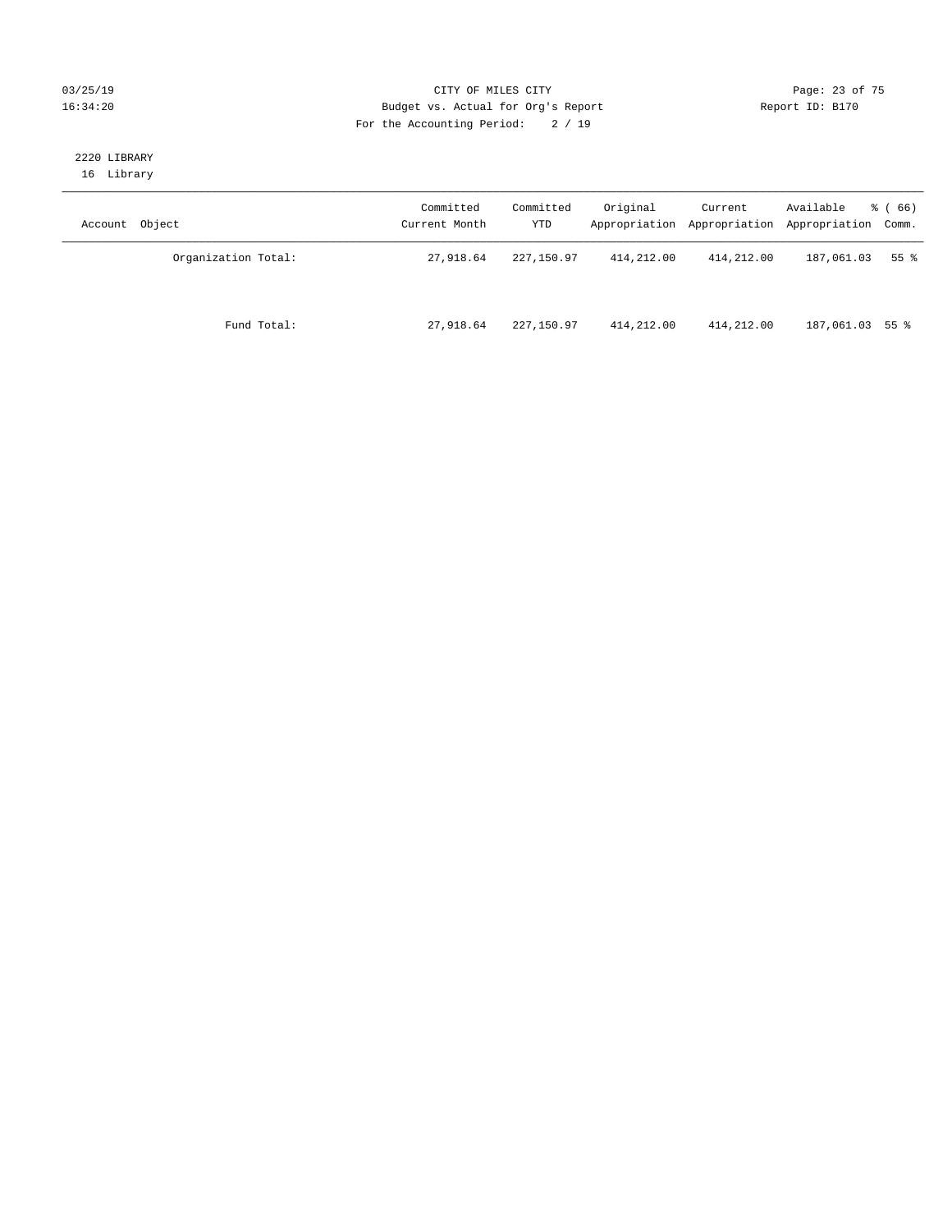CITY OF MILES CITY
Budget vs. Actual for Org's Report
For the Accounting Period: 2 / 19

03/25/19
16:34:20

Report ID: B170

2220 LIBRARY
16 Library

| Account Object | Committed Current Month | Committed YTD | Original Appropriation | Current Appropriation | Available Appropriation | % ( 66) Comm. |
|---|---|---|---|---|---|---|
| Organization Total: | 27,918.64 | 227,150.97 | 414,212.00 | 414,212.00 | 187,061.03 | 55 % |
| Fund Total: | 27,918.64 | 227,150.97 | 414,212.00 | 414,212.00 | 187,061.03 | 55 % |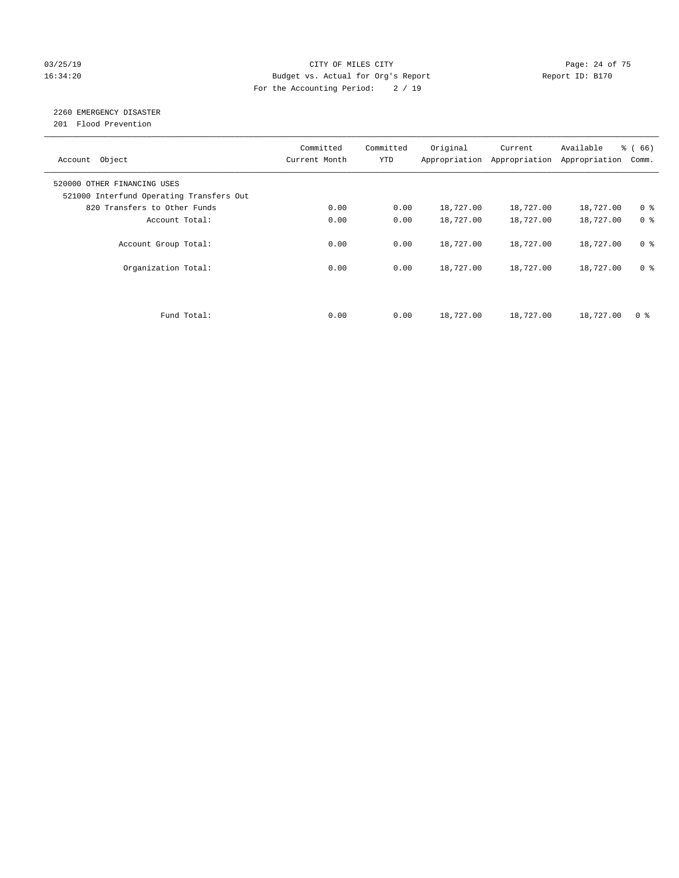CITY OF MILES CITY
Budget vs. Actual for Org's Report
For the Accounting Period: 2 / 19

03/25/19
16:34:20

Report ID: B170

## 2260 EMERGENCY DISASTER

201 Flood Prevention

| Account Object | Committed Current Month | Committed YTD | Original Appropriation | Current Appropriation | Available Appropriation | % ( 66) Comm. |
|---|---|---|---|---|---|---|
| 520000 OTHER FINANCING USES | | | | | | |
| 521000 Interfund Operating Transfers Out | | | | | | |
| 820 Transfers to Other Funds | 0.00 | 0.00 | 18,727.00 | 18,727.00 | 18,727.00 | 0 % |
| Account Total: | 0.00 | 0.00 | 18,727.00 | 18,727.00 | 18,727.00 | 0 % |
| Account Group Total: | 0.00 | 0.00 | 18,727.00 | 18,727.00 | 18,727.00 | 0 % |
| Organization Total: | 0.00 | 0.00 | 18,727.00 | 18,727.00 | 18,727.00 | 0 % |
| Fund Total: | 0.00 | 0.00 | 18,727.00 | 18,727.00 | 18,727.00 | 0 % |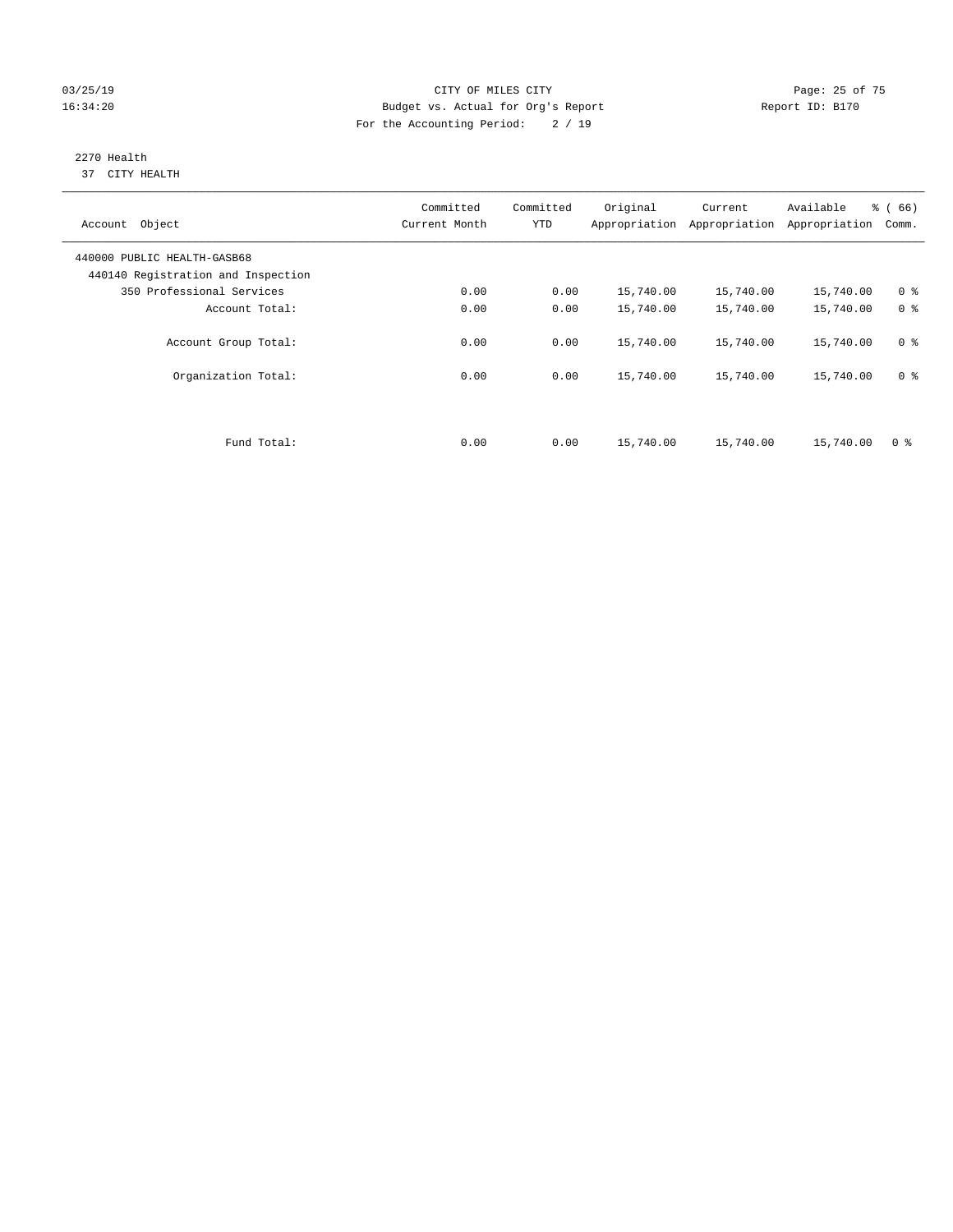CITY OF MILES CITY
Budget vs. Actual for Org's Report
For the Accounting Period: 2 / 19

03/25/19
16:34:20

Report ID: B170

2270 Health
37 CITY HEALTH

| Account Object | Committed Current Month | Committed YTD | Original Appropriation | Current Appropriation | Available Appropriation | % ( 66) Comm. |
|---|---|---|---|---|---|---|
| 440000 PUBLIC HEALTH-GASB68 | | | | | | |
| 440140 Registration and Inspection | | | | | | |
| 350 Professional Services | 0.00 | 0.00 | 15,740.00 | 15,740.00 | 15,740.00 | 0 % |
| Account Total: | 0.00 | 0.00 | 15,740.00 | 15,740.00 | 15,740.00 | 0 % |
| Account Group Total: | 0.00 | 0.00 | 15,740.00 | 15,740.00 | 15,740.00 | 0 % |
| Organization Total: | 0.00 | 0.00 | 15,740.00 | 15,740.00 | 15,740.00 | 0 % |
| Fund Total: | 0.00 | 0.00 | 15,740.00 | 15,740.00 | 15,740.00 | 0 % |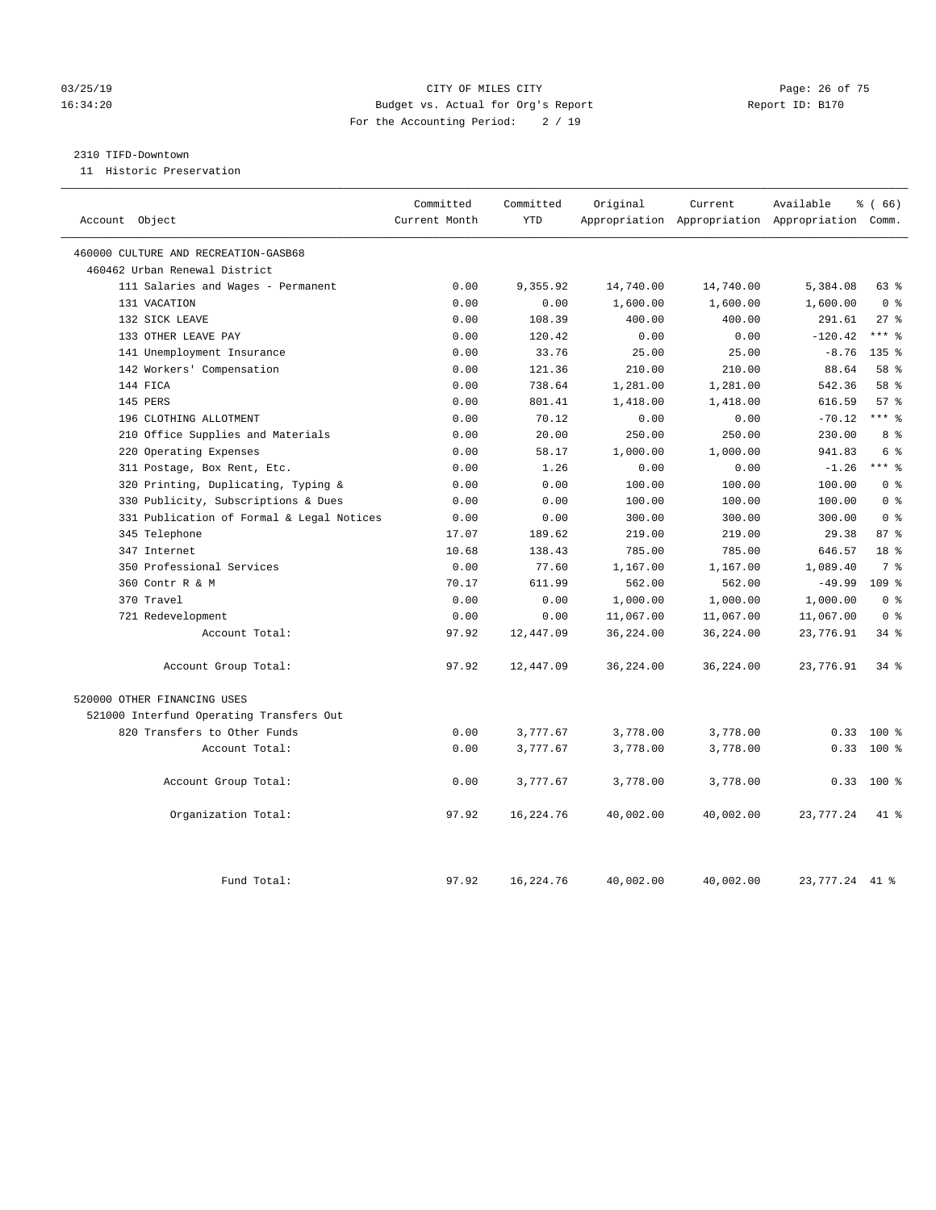CITY OF MILES CITY
Budget vs. Actual for Org's Report
For the Accounting Period: 2 / 19

2310 TIFD-Downtown

11 Historic Preservation

| Account Object | Committed Current Month | Committed YTD | Original Appropriation | Current Appropriation | Available Appropriation | % ( 66) Comm. |
|---|---|---|---|---|---|---|
| 460000 CULTURE AND RECREATION-GASB68 | | | | | | |
| 460462 Urban Renewal District | | | | | | |
| 111 Salaries and Wages - Permanent | 0.00 | 9,355.92 | 14,740.00 | 14,740.00 | 5,384.08 | 63 % |
| 131 VACATION | 0.00 | 0.00 | 1,600.00 | 1,600.00 | 1,600.00 | 0 % |
| 132 SICK LEAVE | 0.00 | 108.39 | 400.00 | 400.00 | 291.61 | 27 % |
| 133 OTHER LEAVE PAY | 0.00 | 120.42 | 0.00 | 0.00 | -120.42 | *** % |
| 141 Unemployment Insurance | 0.00 | 33.76 | 25.00 | 25.00 | -8.76 | 135 % |
| 142 Workers' Compensation | 0.00 | 121.36 | 210.00 | 210.00 | 88.64 | 58 % |
| 144 FICA | 0.00 | 738.64 | 1,281.00 | 1,281.00 | 542.36 | 58 % |
| 145 PERS | 0.00 | 801.41 | 1,418.00 | 1,418.00 | 616.59 | 57 % |
| 196 CLOTHING ALLOTMENT | 0.00 | 70.12 | 0.00 | 0.00 | -70.12 | *** % |
| 210 Office Supplies and Materials | 0.00 | 20.00 | 250.00 | 250.00 | 230.00 | 8 % |
| 220 Operating Expenses | 0.00 | 58.17 | 1,000.00 | 1,000.00 | 941.83 | 6 % |
| 311 Postage, Box Rent, Etc. | 0.00 | 1.26 | 0.00 | 0.00 | -1.26 | *** % |
| 320 Printing, Duplicating, Typing & | 0.00 | 0.00 | 100.00 | 100.00 | 100.00 | 0 % |
| 330 Publicity, Subscriptions & Dues | 0.00 | 0.00 | 100.00 | 100.00 | 100.00 | 0 % |
| 331 Publication of Formal & Legal Notices | 0.00 | 0.00 | 300.00 | 300.00 | 300.00 | 0 % |
| 345 Telephone | 17.07 | 189.62 | 219.00 | 219.00 | 29.38 | 87 % |
| 347 Internet | 10.68 | 138.43 | 785.00 | 785.00 | 646.57 | 18 % |
| 350 Professional Services | 0.00 | 77.60 | 1,167.00 | 1,167.00 | 1,089.40 | 7 % |
| 360 Contr R & M | 70.17 | 611.99 | 562.00 | 562.00 | -49.99 | 109 % |
| 370 Travel | 0.00 | 0.00 | 1,000.00 | 1,000.00 | 1,000.00 | 0 % |
| 721 Redevelopment | 0.00 | 0.00 | 11,067.00 | 11,067.00 | 11,067.00 | 0 % |
| Account Total: | 97.92 | 12,447.09 | 36,224.00 | 36,224.00 | 23,776.91 | 34 % |
| Account Group Total: | 97.92 | 12,447.09 | 36,224.00 | 36,224.00 | 23,776.91 | 34 % |
| 520000 OTHER FINANCING USES | | | | | | |
| 521000 Interfund Operating Transfers Out | | | | | | |
| 820 Transfers to Other Funds | 0.00 | 3,777.67 | 3,778.00 | 3,778.00 | 0.33 | 100 % |
| Account Total: | 0.00 | 3,777.67 | 3,778.00 | 3,778.00 | 0.33 | 100 % |
| Account Group Total: | 0.00 | 3,777.67 | 3,778.00 | 3,778.00 | 0.33 | 100 % |
| Organization Total: | 97.92 | 16,224.76 | 40,002.00 | 40,002.00 | 23,777.24 | 41 % |
| Fund Total: | 97.92 | 16,224.76 | 40,002.00 | 40,002.00 | 23,777.24 | 41 % |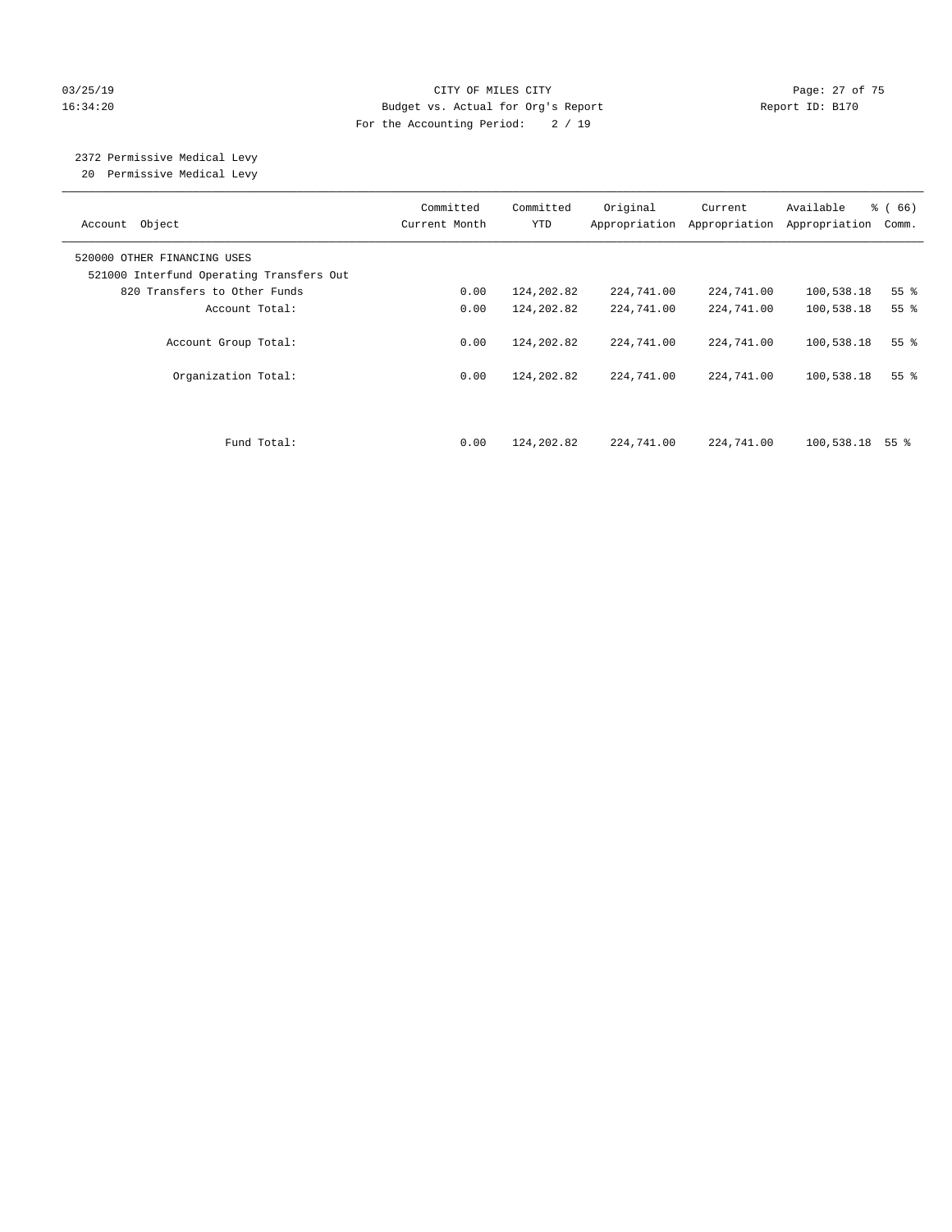CITY OF MILES CITY
Budget vs. Actual for Org's Report
For the Accounting Period: 2 / 19

03/25/19
16:34:20

Report ID: B170

2372 Permissive Medical Levy
20 Permissive Medical Levy

| Account Object | Committed Current Month | Committed YTD | Original Appropriation | Current Appropriation | Available Appropriation | % ( 66) Comm. |
|---|---|---|---|---|---|---|
| 520000 OTHER FINANCING USES | | | | | | |
| 521000 Interfund Operating Transfers Out | | | | | | |
| 820 Transfers to Other Funds | 0.00 | 124,202.82 | 224,741.00 | 224,741.00 | 100,538.18 | 55 % |
| Account Total: | 0.00 | 124,202.82 | 224,741.00 | 224,741.00 | 100,538.18 | 55 % |
| Account Group Total: | 0.00 | 124,202.82 | 224,741.00 | 224,741.00 | 100,538.18 | 55 % |
| Organization Total: | 0.00 | 124,202.82 | 224,741.00 | 224,741.00 | 100,538.18 | 55 % |
| Fund Total: | 0.00 | 124,202.82 | 224,741.00 | 224,741.00 | 100,538.18 | 55 % |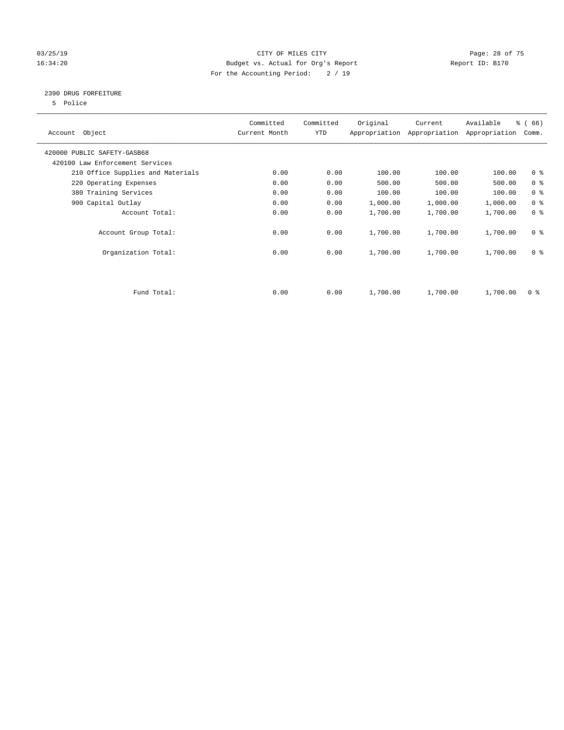CITY OF MILES CITY
Budget vs. Actual for Org's Report
For the Accounting Period: 2 / 19

03/25/19
16:34:20

Report ID: B170

## 2390 DRUG FORFEITURE

5 Police

| Account Object | Committed Current Month | Committed YTD | Original Appropriation | Current Appropriation | Available Appropriation | % ( 66) Comm. |
|---|---|---|---|---|---|---|
| 420000 PUBLIC SAFETY-GASB68 | | | | | | |
| 420100 Law Enforcement Services | | | | | | |
| 210 Office Supplies and Materials | 0.00 | 0.00 | 100.00 | 100.00 | 100.00 | 0 % |
| 220 Operating Expenses | 0.00 | 0.00 | 500.00 | 500.00 | 500.00 | 0 % |
| 380 Training Services | 0.00 | 0.00 | 100.00 | 100.00 | 100.00 | 0 % |
| 900 Capital Outlay | 0.00 | 0.00 | 1,000.00 | 1,000.00 | 1,000.00 | 0 % |
| Account Total: | 0.00 | 0.00 | 1,700.00 | 1,700.00 | 1,700.00 | 0 % |
| Account Group Total: | 0.00 | 0.00 | 1,700.00 | 1,700.00 | 1,700.00 | 0 % |
| Organization Total: | 0.00 | 0.00 | 1,700.00 | 1,700.00 | 1,700.00 | 0 % |
| Fund Total: | 0.00 | 0.00 | 1,700.00 | 1,700.00 | 1,700.00 | 0 % |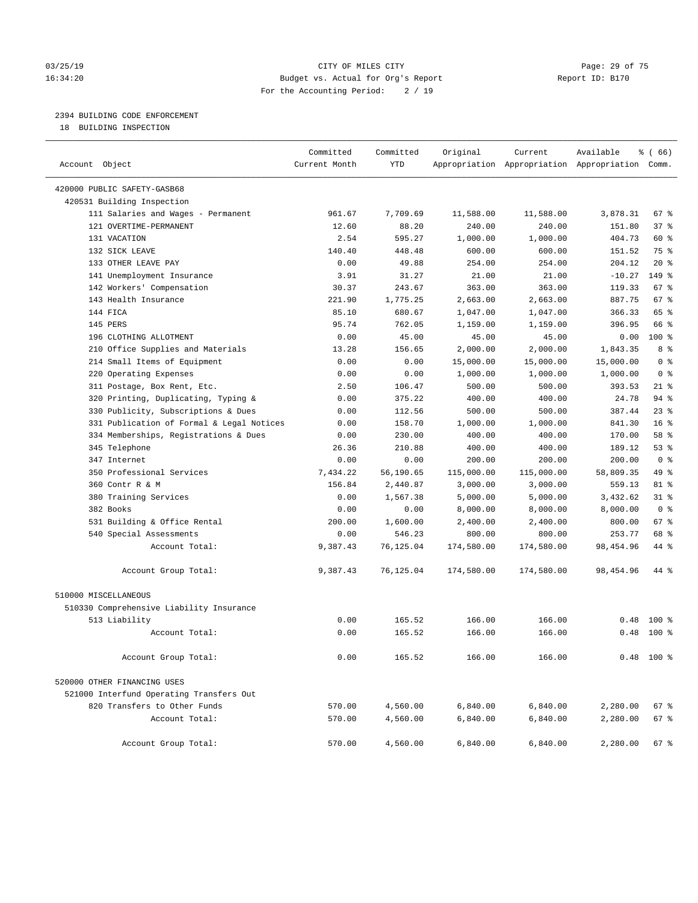CITY OF MILES CITY
Budget vs. Actual for Org's Report
For the Accounting Period: 2 / 19

03/25/19
16:34:20

Report ID: B170

## 2394 BUILDING CODE ENFORCEMENT

18 BUILDING INSPECTION

| Account Object | Committed Current Month | Committed YTD | Original Appropriation | Current Appropriation | Available Appropriation | % ( 66) Comm. |
|---|---|---|---|---|---|---|
| 420000 PUBLIC SAFETY-GASB68 | | | | | | |
| 420531 Building Inspection | | | | | | |
| 111 Salaries and Wages - Permanent | 961.67 | 7,709.69 | 11,588.00 | 11,588.00 | 3,878.31 | 67 % |
| 121 OVERTIME-PERMANENT | 12.60 | 88.20 | 240.00 | 240.00 | 151.80 | 37 % |
| 131 VACATION | 2.54 | 595.27 | 1,000.00 | 1,000.00 | 404.73 | 60 % |
| 132 SICK LEAVE | 140.40 | 448.48 | 600.00 | 600.00 | 151.52 | 75 % |
| 133 OTHER LEAVE PAY | 0.00 | 49.88 | 254.00 | 254.00 | 204.12 | 20 % |
| 141 Unemployment Insurance | 3.91 | 31.27 | 21.00 | 21.00 | -10.27 | 149 % |
| 142 Workers' Compensation | 30.37 | 243.67 | 363.00 | 363.00 | 119.33 | 67 % |
| 143 Health Insurance | 221.90 | 1,775.25 | 2,663.00 | 2,663.00 | 887.75 | 67 % |
| 144 FICA | 85.10 | 680.67 | 1,047.00 | 1,047.00 | 366.33 | 65 % |
| 145 PERS | 95.74 | 762.05 | 1,159.00 | 1,159.00 | 396.95 | 66 % |
| 196 CLOTHING ALLOTMENT | 0.00 | 45.00 | 45.00 | 45.00 | 0.00 | 100 % |
| 210 Office Supplies and Materials | 13.28 | 156.65 | 2,000.00 | 2,000.00 | 1,843.35 | 8 % |
| 214 Small Items of Equipment | 0.00 | 0.00 | 15,000.00 | 15,000.00 | 15,000.00 | 0 % |
| 220 Operating Expenses | 0.00 | 0.00 | 1,000.00 | 1,000.00 | 1,000.00 | 0 % |
| 311 Postage, Box Rent, Etc. | 2.50 | 106.47 | 500.00 | 500.00 | 393.53 | 21 % |
| 320 Printing, Duplicating, Typing & | 0.00 | 375.22 | 400.00 | 400.00 | 24.78 | 94 % |
| 330 Publicity, Subscriptions & Dues | 0.00 | 112.56 | 500.00 | 500.00 | 387.44 | 23 % |
| 331 Publication of Formal & Legal Notices | 0.00 | 158.70 | 1,000.00 | 1,000.00 | 841.30 | 16 % |
| 334 Memberships, Registrations & Dues | 0.00 | 230.00 | 400.00 | 400.00 | 170.00 | 58 % |
| 345 Telephone | 26.36 | 210.88 | 400.00 | 400.00 | 189.12 | 53 % |
| 347 Internet | 0.00 | 0.00 | 200.00 | 200.00 | 200.00 | 0 % |
| 350 Professional Services | 7,434.22 | 56,190.65 | 115,000.00 | 115,000.00 | 58,809.35 | 49 % |
| 360 Contr R & M | 156.84 | 2,440.87 | 3,000.00 | 3,000.00 | 559.13 | 81 % |
| 380 Training Services | 0.00 | 1,567.38 | 5,000.00 | 5,000.00 | 3,432.62 | 31 % |
| 382 Books | 0.00 | 0.00 | 8,000.00 | 8,000.00 | 8,000.00 | 0 % |
| 531 Building & Office Rental | 200.00 | 1,600.00 | 2,400.00 | 2,400.00 | 800.00 | 67 % |
| 540 Special Assessments | 0.00 | 546.23 | 800.00 | 800.00 | 253.77 | 68 % |
| Account Total: | 9,387.43 | 76,125.04 | 174,580.00 | 174,580.00 | 98,454.96 | 44 % |
| Account Group Total: | 9,387.43 | 76,125.04 | 174,580.00 | 174,580.00 | 98,454.96 | 44 % |
| 510000 MISCELLANEOUS | | | | | | |
| 510330 Comprehensive Liability Insurance | | | | | | |
| 513 Liability | 0.00 | 165.52 | 166.00 | 166.00 | 0.48 | 100 % |
| Account Total: | 0.00 | 165.52 | 166.00 | 166.00 | 0.48 | 100 % |
| Account Group Total: | 0.00 | 165.52 | 166.00 | 166.00 | 0.48 | 100 % |
| 520000 OTHER FINANCING USES | | | | | | |
| 521000 Interfund Operating Transfers Out | | | | | | |
| 820 Transfers to Other Funds | 570.00 | 4,560.00 | 6,840.00 | 6,840.00 | 2,280.00 | 67 % |
| Account Total: | 570.00 | 4,560.00 | 6,840.00 | 6,840.00 | 2,280.00 | 67 % |
| Account Group Total: | 570.00 | 4,560.00 | 6,840.00 | 6,840.00 | 2,280.00 | 67 % |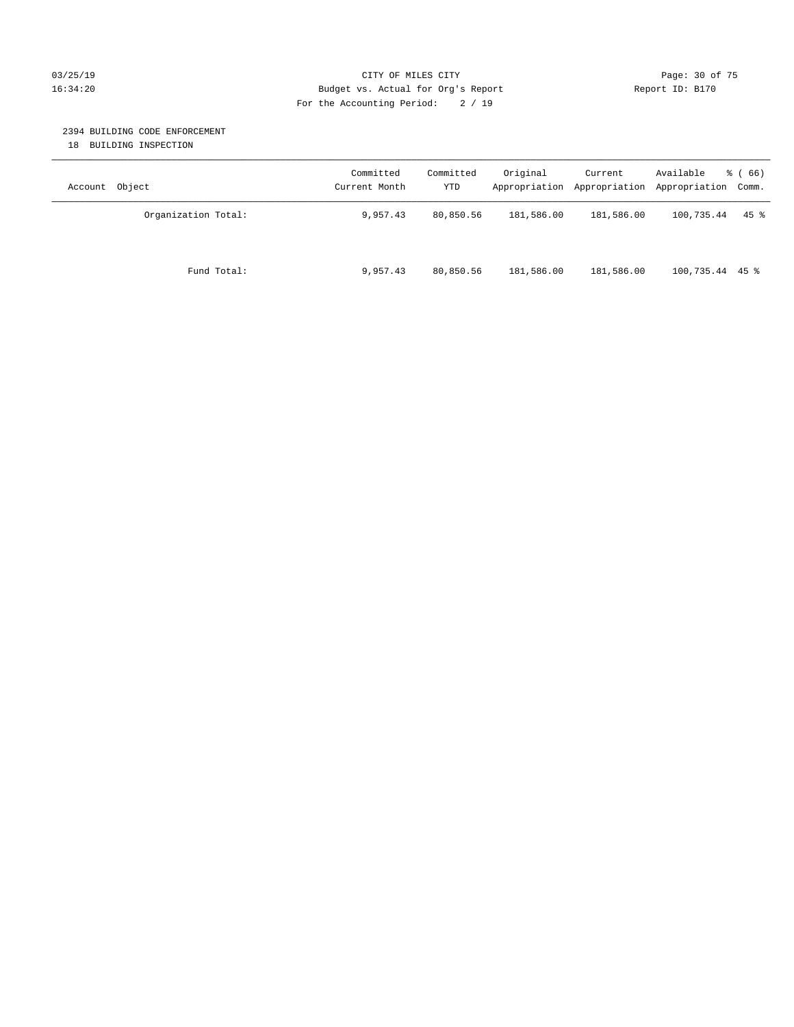# CITY OF MILES CITY

Budget vs. Actual for Org's Report

For the Accounting Period: 2 / 19

03/25/19
16:34:20

Report ID: B170

## 2394 BUILDING CODE ENFORCEMENT

18 BUILDING INSPECTION

| Account Object | Committed Current Month | Committed YTD | Original Appropriation | Current Appropriation | Available Appropriation | % ( 66) Comm. |
|---|---|---|---|---|---|---|
| Organization Total: | 9,957.43 | 80,850.56 | 181,586.00 | 181,586.00 | 100,735.44 | 45 % |
| Fund Total: | 9,957.43 | 80,850.56 | 181,586.00 | 181,586.00 | 100,735.44 | 45 % |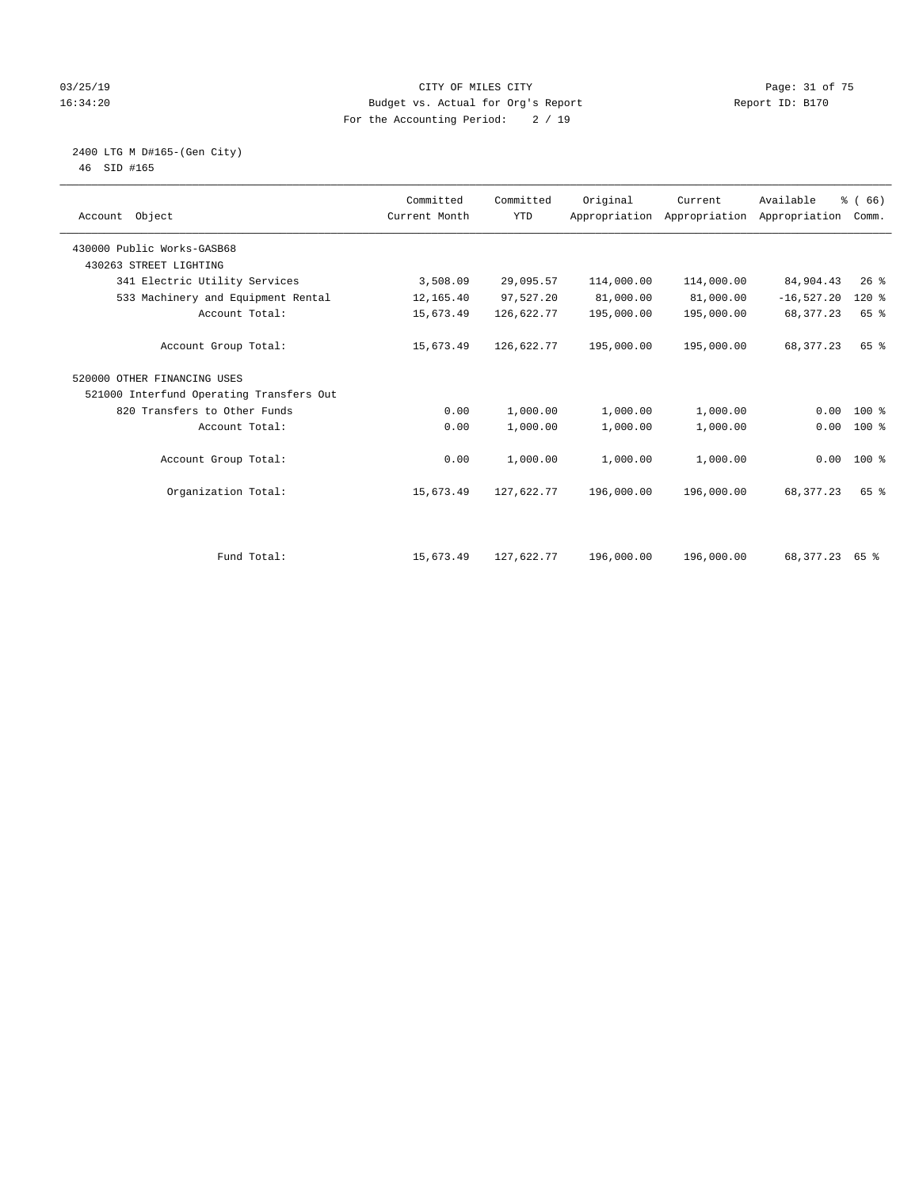CITY OF MILES CITY
Budget vs. Actual for Org's Report
For the Accounting Period: 2 / 19

2400 LTG M D#165-(Gen City)
46 SID #165

| Account Object | Committed Current Month | Committed YTD | Original Appropriation | Current Appropriation | Available Appropriation | % ( 66) Comm. |
|---|---|---|---|---|---|---|
| 430000 Public Works-GASB68 | | | | | | |
| 430263 STREET LIGHTING | | | | | | |
| 341 Electric Utility Services | 3,508.09 | 29,095.57 | 114,000.00 | 114,000.00 | 84,904.43 | 26 % |
| 533 Machinery and Equipment Rental | 12,165.40 | 97,527.20 | 81,000.00 | 81,000.00 | -16,527.20 | 120 % |
| Account Total: | 15,673.49 | 126,622.77 | 195,000.00 | 195,000.00 | 68,377.23 | 65 % |
| Account Group Total: | 15,673.49 | 126,622.77 | 195,000.00 | 195,000.00 | 68,377.23 | 65 % |
| 520000 OTHER FINANCING USES | | | | | | |
| 521000 Interfund Operating Transfers Out | | | | | | |
| 820 Transfers to Other Funds | 0.00 | 1,000.00 | 1,000.00 | 1,000.00 | 0.00 | 100 % |
| Account Total: | 0.00 | 1,000.00 | 1,000.00 | 1,000.00 | 0.00 | 100 % |
| Account Group Total: | 0.00 | 1,000.00 | 1,000.00 | 1,000.00 | 0.00 | 100 % |
| Organization Total: | 15,673.49 | 127,622.77 | 196,000.00 | 196,000.00 | 68,377.23 | 65 % |
| Fund Total: | 15,673.49 | 127,622.77 | 196,000.00 | 196,000.00 | 68,377.23 | 65 % |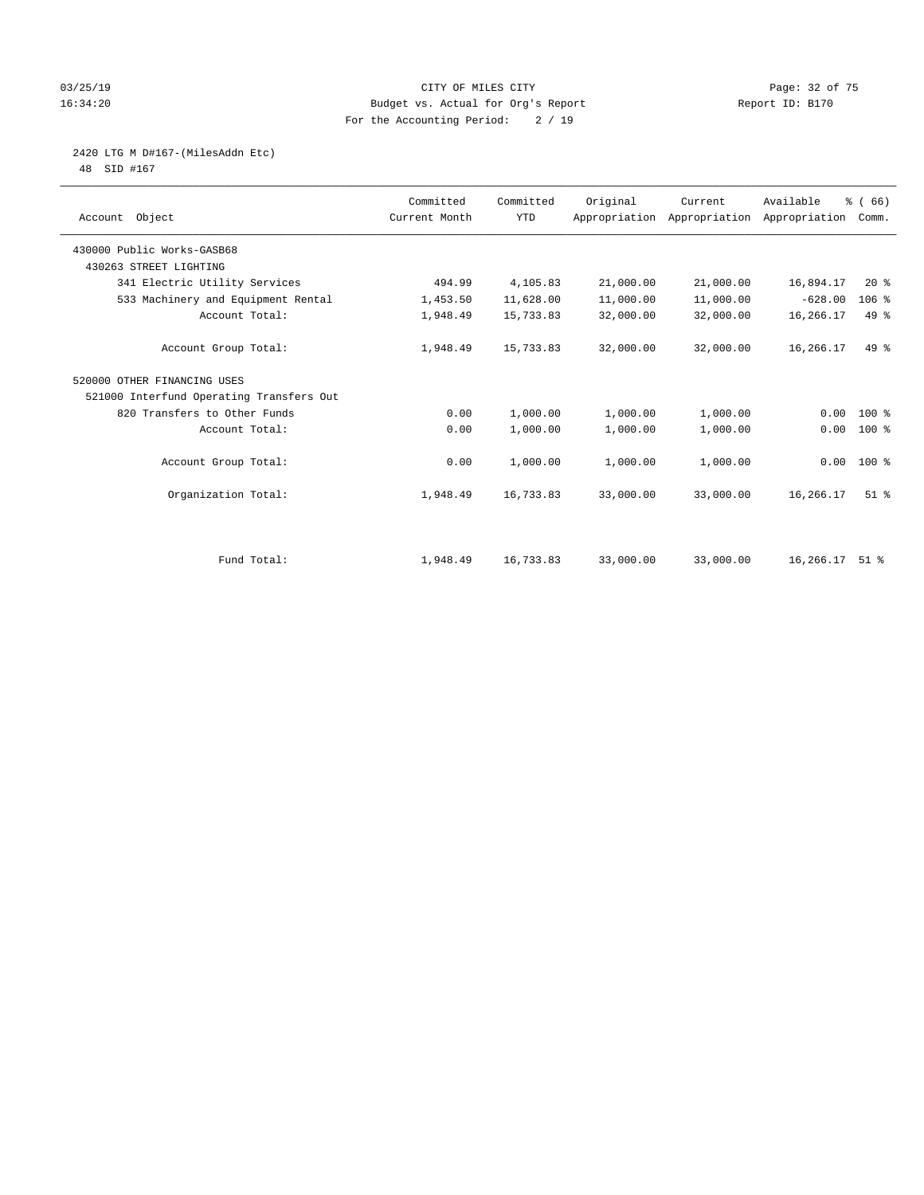CITY OF MILES CITY
Budget vs. Actual for Org's Report
For the Accounting Period: 2 / 19

03/25/19
16:34:20

Report ID: B170

## 2420 LTG M D#167-(MilesAddn Etc)

48 SID #167

| Account Object | Committed Current Month | Committed YTD | Original Appropriation | Current Appropriation | Available Appropriation | % ( 66) Comm. |
|---|---|---|---|---|---|---|
| 430000 Public Works-GASB68 | | | | | | |
| 430263 STREET LIGHTING | | | | | | |
| 341 Electric Utility Services | 494.99 | 4,105.83 | 21,000.00 | 21,000.00 | 16,894.17 | 20 % |
| 533 Machinery and Equipment Rental | 1,453.50 | 11,628.00 | 11,000.00 | 11,000.00 | -628.00 | 106 % |
| Account Total: | 1,948.49 | 15,733.83 | 32,000.00 | 32,000.00 | 16,266.17 | 49 % |
| Account Group Total: | 1,948.49 | 15,733.83 | 32,000.00 | 32,000.00 | 16,266.17 | 49 % |
| 520000 OTHER FINANCING USES | | | | | | |
| 521000 Interfund Operating Transfers Out | | | | | | |
| 820 Transfers to Other Funds | 0.00 | 1,000.00 | 1,000.00 | 1,000.00 | 0.00 | 100 % |
| Account Total: | 0.00 | 1,000.00 | 1,000.00 | 1,000.00 | 0.00 | 100 % |
| Account Group Total: | 0.00 | 1,000.00 | 1,000.00 | 1,000.00 | 0.00 | 100 % |
| Organization Total: | 1,948.49 | 16,733.83 | 33,000.00 | 33,000.00 | 16,266.17 | 51 % |
| Fund Total: | 1,948.49 | 16,733.83 | 33,000.00 | 33,000.00 | 16,266.17 | 51 % |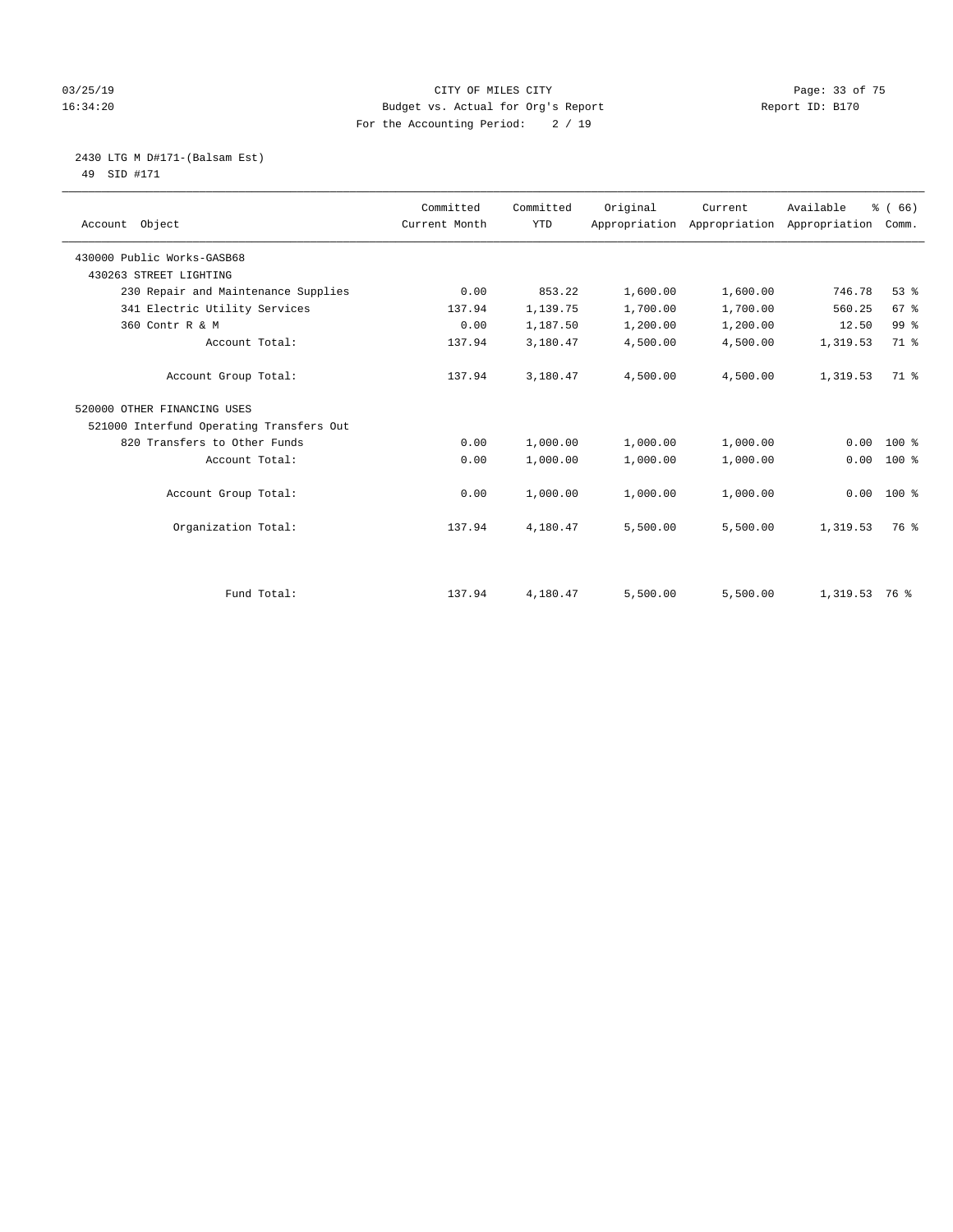CITY OF MILES CITY
Budget vs. Actual for Org's Report
For the Accounting Period: 2 / 19

2430 LTG M D#171-(Balsam Est)
49 SID #171

| Account Object | Committed Current Month | Committed YTD | Original Appropriation | Current Appropriation | Available Appropriation | % ( 66) Comm. |
|---|---|---|---|---|---|---|
| 430000 Public Works-GASB68 | | | | | | |
| 430263 STREET LIGHTING | | | | | | |
| 230 Repair and Maintenance Supplies | 0.00 | 853.22 | 1,600.00 | 1,600.00 | 746.78 | 53 % |
| 341 Electric Utility Services | 137.94 | 1,139.75 | 1,700.00 | 1,700.00 | 560.25 | 67 % |
| 360 Contr R & M | 0.00 | 1,187.50 | 1,200.00 | 1,200.00 | 12.50 | 99 % |
| Account Total: | 137.94 | 3,180.47 | 4,500.00 | 4,500.00 | 1,319.53 | 71 % |
| Account Group Total: | 137.94 | 3,180.47 | 4,500.00 | 4,500.00 | 1,319.53 | 71 % |
| 520000 OTHER FINANCING USES | | | | | | |
| 521000 Interfund Operating Transfers Out | | | | | | |
| 820 Transfers to Other Funds | 0.00 | 1,000.00 | 1,000.00 | 1,000.00 | 0.00 | 100 % |
| Account Total: | 0.00 | 1,000.00 | 1,000.00 | 1,000.00 | 0.00 | 100 % |
| Account Group Total: | 0.00 | 1,000.00 | 1,000.00 | 1,000.00 | 0.00 | 100 % |
| Organization Total: | 137.94 | 4,180.47 | 5,500.00 | 5,500.00 | 1,319.53 | 76 % |
| Fund Total: | 137.94 | 4,180.47 | 5,500.00 | 5,500.00 | 1,319.53 | 76 % |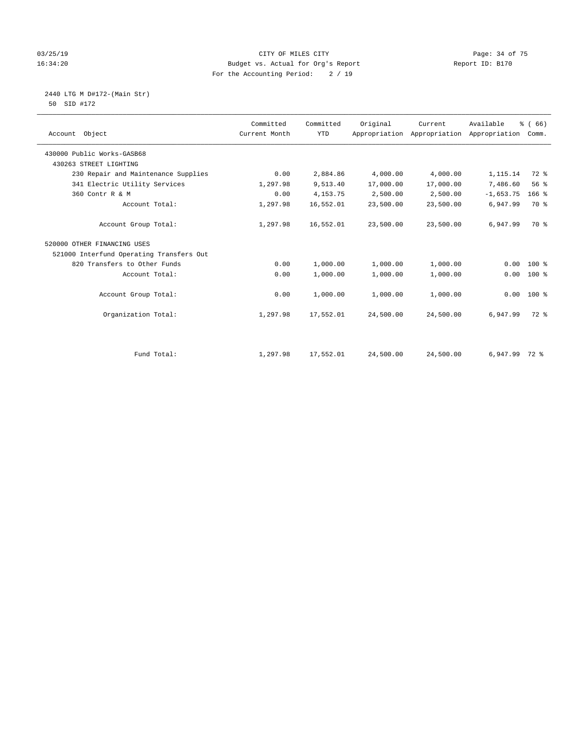CITY OF MILES CITY
Budget vs. Actual for Org's Report
For the Accounting Period: 2 / 19

03/25/19
16:34:20

Report ID: B170

2440 LTG M D#172-(Main Str)
50 SID #172

| Account Object | Committed Current Month | Committed YTD | Original Appropriation | Current Appropriation | Available Appropriation | % ( 66) Comm. |
|---|---|---|---|---|---|---|
| 430000 Public Works-GASB68 | | | | | | |
| 430263 STREET LIGHTING | | | | | | |
| 230 Repair and Maintenance Supplies | 0.00 | 2,884.86 | 4,000.00 | 4,000.00 | 1,115.14 | 72 % |
| 341 Electric Utility Services | 1,297.98 | 9,513.40 | 17,000.00 | 17,000.00 | 7,486.60 | 56 % |
| 360 Contr R & M | 0.00 | 4,153.75 | 2,500.00 | 2,500.00 | -1,653.75 | 166 % |
| Account Total: | 1,297.98 | 16,552.01 | 23,500.00 | 23,500.00 | 6,947.99 | 70 % |
| Account Group Total: | 1,297.98 | 16,552.01 | 23,500.00 | 23,500.00 | 6,947.99 | 70 % |
| 520000 OTHER FINANCING USES | | | | | | |
| 521000 Interfund Operating Transfers Out | | | | | | |
| 820 Transfers to Other Funds | 0.00 | 1,000.00 | 1,000.00 | 1,000.00 | 0.00 | 100 % |
| Account Total: | 0.00 | 1,000.00 | 1,000.00 | 1,000.00 | 0.00 | 100 % |
| Account Group Total: | 0.00 | 1,000.00 | 1,000.00 | 1,000.00 | 0.00 | 100 % |
| Organization Total: | 1,297.98 | 17,552.01 | 24,500.00 | 24,500.00 | 6,947.99 | 72 % |
| Fund Total: | 1,297.98 | 17,552.01 | 24,500.00 | 24,500.00 | 6,947.99 | 72 % |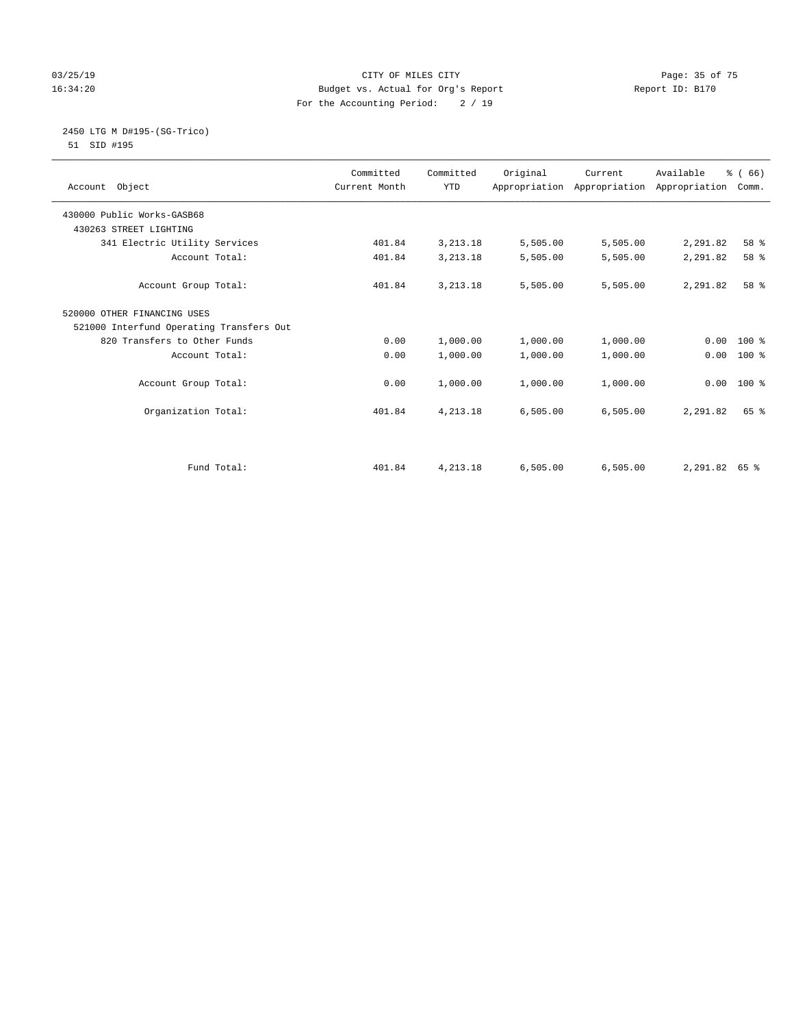CITY OF MILES CITY
Budget vs. Actual for Org's Report
For the Accounting Period: 2 / 19

03/25/19
16:34:20

Report ID: B170

2450 LTG M D#195-(SG-Trico)
51 SID #195

| Account Object | Committed Current Month | Committed YTD | Original Appropriation | Current Appropriation | Available Appropriation | % ( 66) Comm. |
|---|---|---|---|---|---|---|
| 430000 Public Works-GASB68 | | | | | | |
| 430263 STREET LIGHTING | | | | | | |
| 341 Electric Utility Services | 401.84 | 3,213.18 | 5,505.00 | 5,505.00 | 2,291.82 | 58 % |
| Account Total: | 401.84 | 3,213.18 | 5,505.00 | 5,505.00 | 2,291.82 | 58 % |
| Account Group Total: | 401.84 | 3,213.18 | 5,505.00 | 5,505.00 | 2,291.82 | 58 % |
| 520000 OTHER FINANCING USES | | | | | | |
| 521000 Interfund Operating Transfers Out | | | | | | |
| 820 Transfers to Other Funds | 0.00 | 1,000.00 | 1,000.00 | 1,000.00 | 0.00 | 100 % |
| Account Total: | 0.00 | 1,000.00 | 1,000.00 | 1,000.00 | 0.00 | 100 % |
| Account Group Total: | 0.00 | 1,000.00 | 1,000.00 | 1,000.00 | 0.00 | 100 % |
| Organization Total: | 401.84 | 4,213.18 | 6,505.00 | 6,505.00 | 2,291.82 | 65 % |
| Fund Total: | 401.84 | 4,213.18 | 6,505.00 | 6,505.00 | 2,291.82 | 65 % |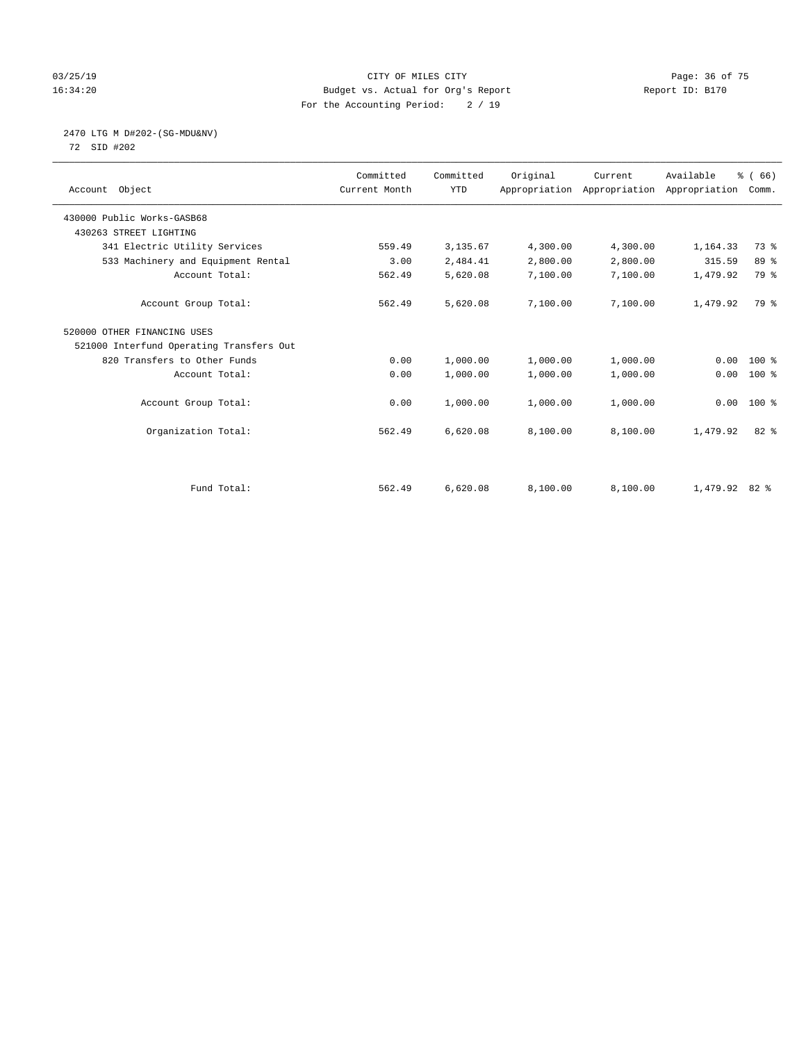# CITY OF MILES CITY

Budget vs. Actual for Org's Report

For the Accounting Period: 2 / 19

03/25/19
16:34:20

Report ID: B170

## 2470 LTG M D#202-(SG-MDU&NV)

72 SID #202

| Account Object | Committed Current Month | Committed YTD | Original Appropriation | Current Appropriation | Available Appropriation | % ( 66) Comm. |
|---|---|---|---|---|---|---|
| 430000 Public Works-GASB68 | | | | | | |
| 430263 STREET LIGHTING | | | | | | |
| 341 Electric Utility Services | 559.49 | 3,135.67 | 4,300.00 | 4,300.00 | 1,164.33 | 73 % |
| 533 Machinery and Equipment Rental | 3.00 | 2,484.41 | 2,800.00 | 2,800.00 | 315.59 | 89 % |
| Account Total: | 562.49 | 5,620.08 | 7,100.00 | 7,100.00 | 1,479.92 | 79 % |
| Account Group Total: | 562.49 | 5,620.08 | 7,100.00 | 7,100.00 | 1,479.92 | 79 % |
| 520000 OTHER FINANCING USES | | | | | | |
| 521000 Interfund Operating Transfers Out | | | | | | |
| 820 Transfers to Other Funds | 0.00 | 1,000.00 | 1,000.00 | 1,000.00 | 0.00 | 100 % |
| Account Total: | 0.00 | 1,000.00 | 1,000.00 | 1,000.00 | 0.00 | 100 % |
| Account Group Total: | 0.00 | 1,000.00 | 1,000.00 | 1,000.00 | 0.00 | 100 % |
| Organization Total: | 562.49 | 6,620.08 | 8,100.00 | 8,100.00 | 1,479.92 | 82 % |
| Fund Total: | 562.49 | 6,620.08 | 8,100.00 | 8,100.00 | 1,479.92 | 82 % |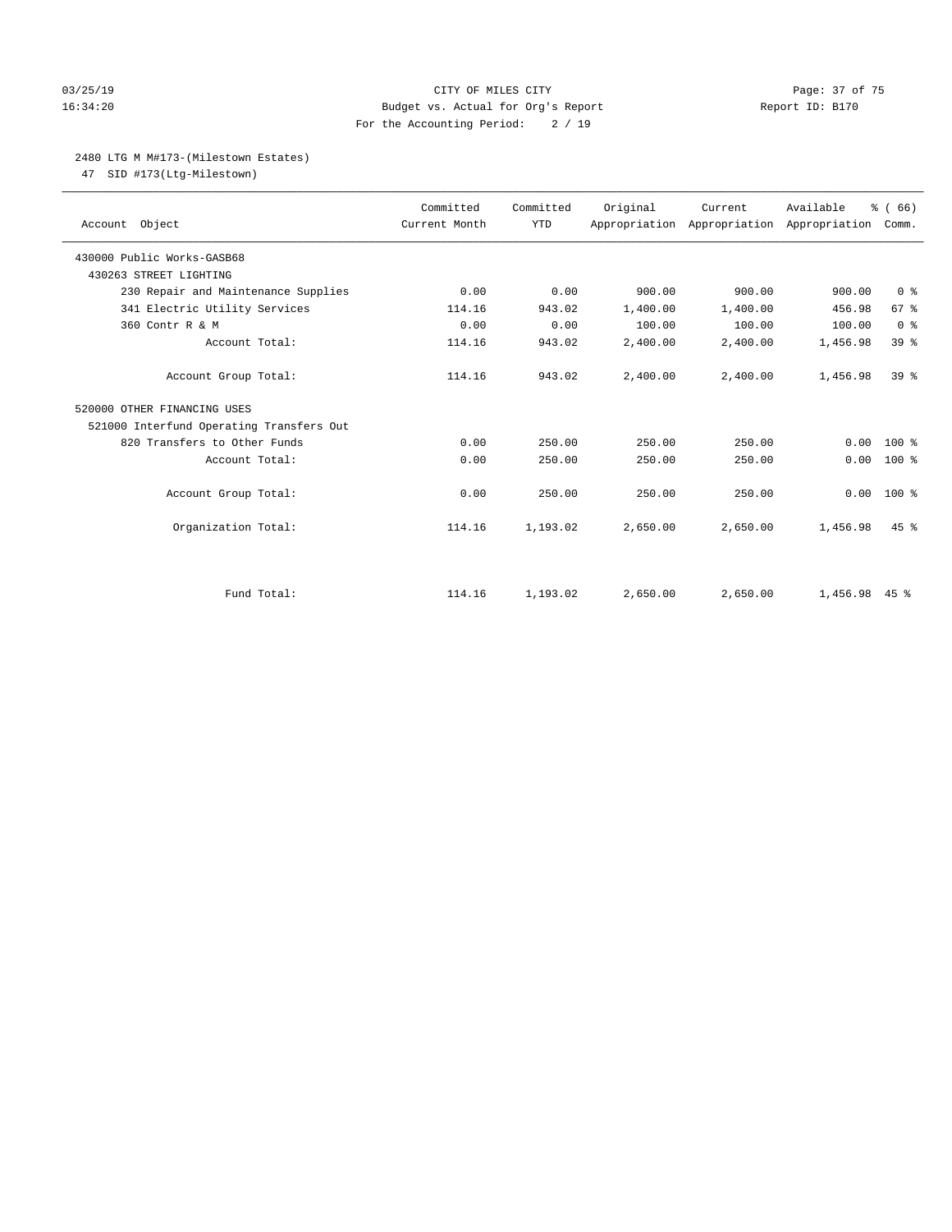CITY OF MILES CITY
Budget vs. Actual for Org's Report
For the Accounting Period: 2 / 19

Report ID: B170

03/25/19
16:34:20

2480 LTG M M#173-(Milestown Estates)
47 SID #173(Ltg-Milestown)

| Account Object | Committed Current Month | Committed YTD | Original Appropriation | Current Appropriation | Available Appropriation | % ( 66) Comm. |
|---|---|---|---|---|---|---|
| 430000 Public Works-GASB68 | | | | | | |
| 430263 STREET LIGHTING | | | | | | |
| 230 Repair and Maintenance Supplies | 0.00 | 0.00 | 900.00 | 900.00 | 900.00 | 0 % |
| 341 Electric Utility Services | 114.16 | 943.02 | 1,400.00 | 1,400.00 | 456.98 | 67 % |
| 360 Contr R & M | 0.00 | 0.00 | 100.00 | 100.00 | 100.00 | 0 % |
| Account Total: | 114.16 | 943.02 | 2,400.00 | 2,400.00 | 1,456.98 | 39 % |
| Account Group Total: | 114.16 | 943.02 | 2,400.00 | 2,400.00 | 1,456.98 | 39 % |
| 520000 OTHER FINANCING USES | | | | | | |
| 521000 Interfund Operating Transfers Out | | | | | | |
| 820 Transfers to Other Funds | 0.00 | 250.00 | 250.00 | 250.00 | 0.00 | 100 % |
| Account Total: | 0.00 | 250.00 | 250.00 | 250.00 | 0.00 | 100 % |
| Account Group Total: | 0.00 | 250.00 | 250.00 | 250.00 | 0.00 | 100 % |
| Organization Total: | 114.16 | 1,193.02 | 2,650.00 | 2,650.00 | 1,456.98 | 45 % |
| Fund Total: | 114.16 | 1,193.02 | 2,650.00 | 2,650.00 | 1,456.98 | 45 % |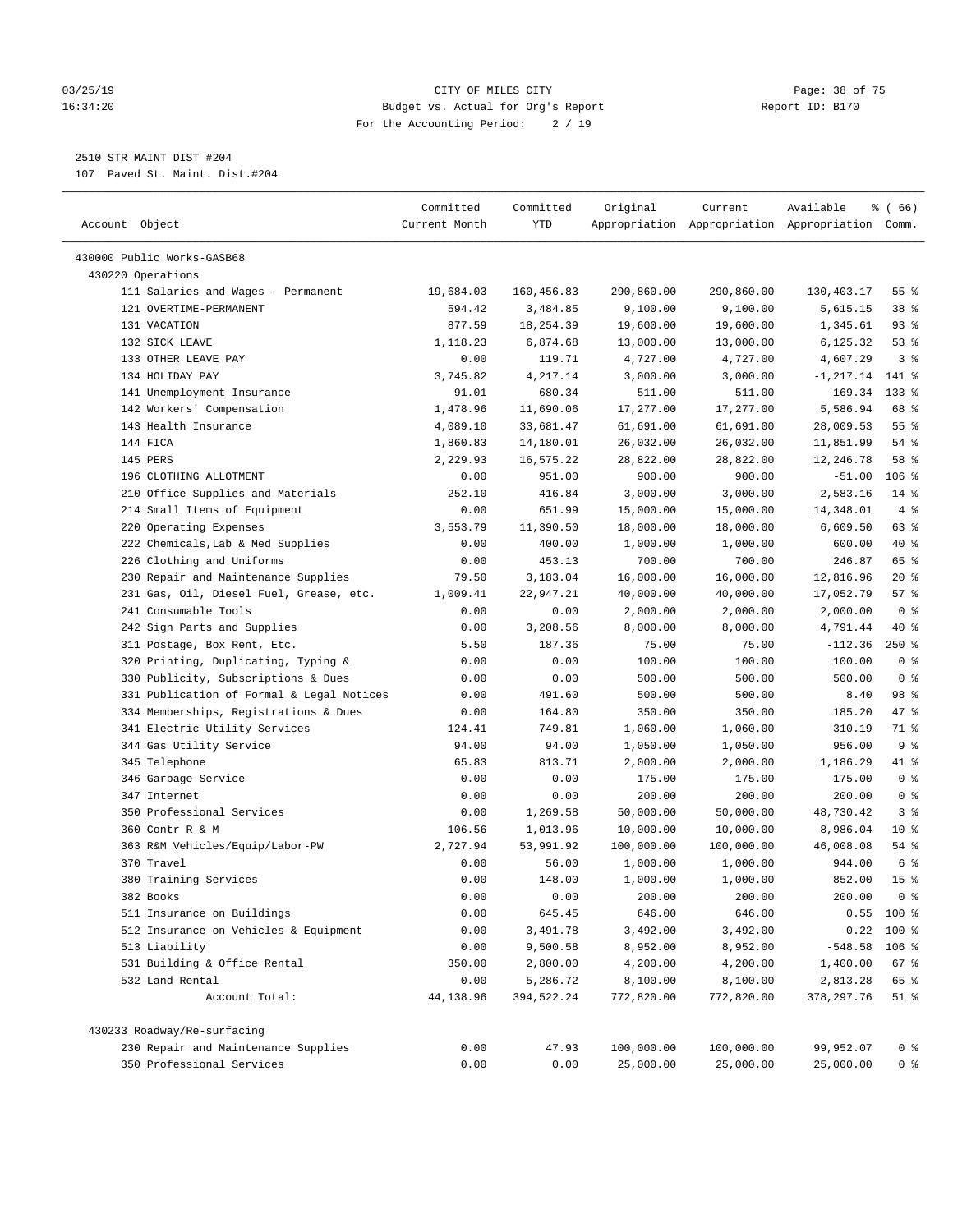CITY OF MILES CITY
Budget vs. Actual for Org's Report
For the Accounting Period: 2 / 19

2510 STR MAINT DIST #204
107 Paved St. Maint. Dist.#204

| Account Object | Committed Current Month | Committed YTD | Original Appropriation | Current Appropriation | Available Appropriation | % ( 66) Comm. |
|---|---|---|---|---|---|---|
| 430000 Public Works-GASB68 | | | | | | |
| 430220 Operations | | | | | | |
| 111 Salaries and Wages - Permanent | 19,684.03 | 160,456.83 | 290,860.00 | 290,860.00 | 130,403.17 | 55 % |
| 121 OVERTIME-PERMANENT | 594.42 | 3,484.85 | 9,100.00 | 9,100.00 | 5,615.15 | 38 % |
| 131 VACATION | 877.59 | 18,254.39 | 19,600.00 | 19,600.00 | 1,345.61 | 93 % |
| 132 SICK LEAVE | 1,118.23 | 6,874.68 | 13,000.00 | 13,000.00 | 6,125.32 | 53 % |
| 133 OTHER LEAVE PAY | 0.00 | 119.71 | 4,727.00 | 4,727.00 | 4,607.29 | 3 % |
| 134 HOLIDAY PAY | 3,745.82 | 4,217.14 | 3,000.00 | 3,000.00 | -1,217.14 | 141 % |
| 141 Unemployment Insurance | 91.01 | 680.34 | 511.00 | 511.00 | -169.34 | 133 % |
| 142 Workers' Compensation | 1,478.96 | 11,690.06 | 17,277.00 | 17,277.00 | 5,586.94 | 68 % |
| 143 Health Insurance | 4,089.10 | 33,681.47 | 61,691.00 | 61,691.00 | 28,009.53 | 55 % |
| 144 FICA | 1,860.83 | 14,180.01 | 26,032.00 | 26,032.00 | 11,851.99 | 54 % |
| 145 PERS | 2,229.93 | 16,575.22 | 28,822.00 | 28,822.00 | 12,246.78 | 58 % |
| 196 CLOTHING ALLOTMENT | 0.00 | 951.00 | 900.00 | 900.00 | -51.00 | 106 % |
| 210 Office Supplies and Materials | 252.10 | 416.84 | 3,000.00 | 3,000.00 | 2,583.16 | 14 % |
| 214 Small Items of Equipment | 0.00 | 651.99 | 15,000.00 | 15,000.00 | 14,348.01 | 4 % |
| 220 Operating Expenses | 3,553.79 | 11,390.50 | 18,000.00 | 18,000.00 | 6,609.50 | 63 % |
| 222 Chemicals,Lab & Med Supplies | 0.00 | 400.00 | 1,000.00 | 1,000.00 | 600.00 | 40 % |
| 226 Clothing and Uniforms | 0.00 | 453.13 | 700.00 | 700.00 | 246.87 | 65 % |
| 230 Repair and Maintenance Supplies | 79.50 | 3,183.04 | 16,000.00 | 16,000.00 | 12,816.96 | 20 % |
| 231 Gas, Oil, Diesel Fuel, Grease, etc. | 1,009.41 | 22,947.21 | 40,000.00 | 40,000.00 | 17,052.79 | 57 % |
| 241 Consumable Tools | 0.00 | 0.00 | 2,000.00 | 2,000.00 | 2,000.00 | 0 % |
| 242 Sign Parts and Supplies | 0.00 | 3,208.56 | 8,000.00 | 8,000.00 | 4,791.44 | 40 % |
| 311 Postage, Box Rent, Etc. | 5.50 | 187.36 | 75.00 | 75.00 | -112.36 | 250 % |
| 320 Printing, Duplicating, Typing & | 0.00 | 0.00 | 100.00 | 100.00 | 100.00 | 0 % |
| 330 Publicity, Subscriptions & Dues | 0.00 | 0.00 | 500.00 | 500.00 | 500.00 | 0 % |
| 331 Publication of Formal & Legal Notices | 0.00 | 491.60 | 500.00 | 500.00 | 8.40 | 98 % |
| 334 Memberships, Registrations & Dues | 0.00 | 164.80 | 350.00 | 350.00 | 185.20 | 47 % |
| 341 Electric Utility Services | 124.41 | 749.81 | 1,060.00 | 1,060.00 | 310.19 | 71 % |
| 344 Gas Utility Service | 94.00 | 94.00 | 1,050.00 | 1,050.00 | 956.00 | 9 % |
| 345 Telephone | 65.83 | 813.71 | 2,000.00 | 2,000.00 | 1,186.29 | 41 % |
| 346 Garbage Service | 0.00 | 0.00 | 175.00 | 175.00 | 175.00 | 0 % |
| 347 Internet | 0.00 | 0.00 | 200.00 | 200.00 | 200.00 | 0 % |
| 350 Professional Services | 0.00 | 1,269.58 | 50,000.00 | 50,000.00 | 48,730.42 | 3 % |
| 360 Contr R & M | 106.56 | 1,013.96 | 10,000.00 | 10,000.00 | 8,986.04 | 10 % |
| 363 R&M Vehicles/Equip/Labor-PW | 2,727.94 | 53,991.92 | 100,000.00 | 100,000.00 | 46,008.08 | 54 % |
| 370 Travel | 0.00 | 56.00 | 1,000.00 | 1,000.00 | 944.00 | 6 % |
| 380 Training Services | 0.00 | 148.00 | 1,000.00 | 1,000.00 | 852.00 | 15 % |
| 382 Books | 0.00 | 0.00 | 200.00 | 200.00 | 200.00 | 0 % |
| 511 Insurance on Buildings | 0.00 | 645.45 | 646.00 | 646.00 | 0.55 | 100 % |
| 512 Insurance on Vehicles & Equipment | 0.00 | 3,491.78 | 3,492.00 | 3,492.00 | 0.22 | 100 % |
| 513 Liability | 0.00 | 9,500.58 | 8,952.00 | 8,952.00 | -548.58 | 106 % |
| 531 Building & Office Rental | 350.00 | 2,800.00 | 4,200.00 | 4,200.00 | 1,400.00 | 67 % |
| 532 Land Rental | 0.00 | 5,286.72 | 8,100.00 | 8,100.00 | 2,813.28 | 65 % |
| Account Total: | 44,138.96 | 394,522.24 | 772,820.00 | 772,820.00 | 378,297.76 | 51 % |
| 430233 Roadway/Re-surfacing | | | | | | |
| 230 Repair and Maintenance Supplies | 0.00 | 47.93 | 100,000.00 | 100,000.00 | 99,952.07 | 0 % |
| 350 Professional Services | 0.00 | 0.00 | 25,000.00 | 25,000.00 | 25,000.00 | 0 % |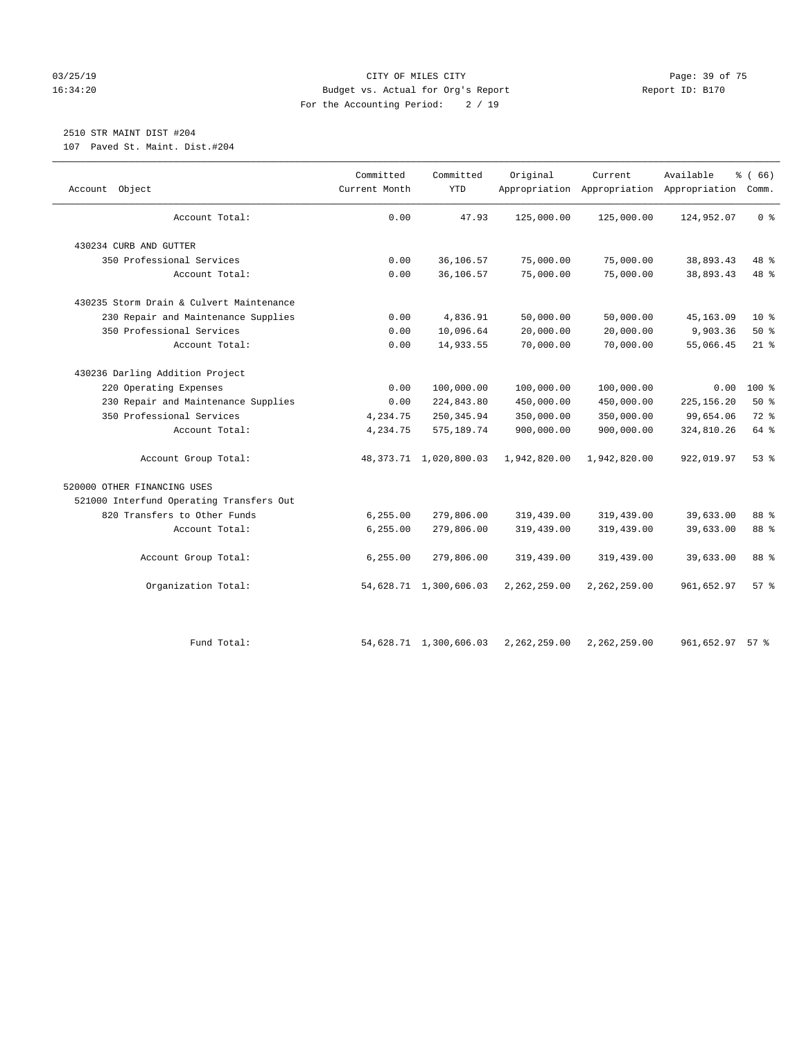CITY OF MILES CITY
Budget vs. Actual for Org's Report
For the Accounting Period: 2 / 19

03/25/19
16:34:20

Report ID: B170

2510 STR MAINT DIST #204
107 Paved St. Maint. Dist.#204

| Account Object | Committed Current Month | Committed YTD | Original Appropriation | Current Appropriation | Available Appropriation | % ( 66) Comm. |
|---|---|---|---|---|---|---|
| Account Total: | 0.00 | 47.93 | 125,000.00 | 125,000.00 | 124,952.07 | 0 % |
| 430234 CURB AND GUTTER | | | | | | |
| 350 Professional Services | 0.00 | 36,106.57 | 75,000.00 | 75,000.00 | 38,893.43 | 48 % |
| Account Total: | 0.00 | 36,106.57 | 75,000.00 | 75,000.00 | 38,893.43 | 48 % |
| 430235 Storm Drain & Culvert Maintenance | | | | | | |
| 230 Repair and Maintenance Supplies | 0.00 | 4,836.91 | 50,000.00 | 50,000.00 | 45,163.09 | 10 % |
| 350 Professional Services | 0.00 | 10,096.64 | 20,000.00 | 20,000.00 | 9,903.36 | 50 % |
| Account Total: | 0.00 | 14,933.55 | 70,000.00 | 70,000.00 | 55,066.45 | 21 % |
| 430236 Darling Addition Project | | | | | | |
| 220 Operating Expenses | 0.00 | 100,000.00 | 100,000.00 | 100,000.00 | 0.00 | 100 % |
| 230 Repair and Maintenance Supplies | 0.00 | 224,843.80 | 450,000.00 | 450,000.00 | 225,156.20 | 50 % |
| 350 Professional Services | 4,234.75 | 250,345.94 | 350,000.00 | 350,000.00 | 99,654.06 | 72 % |
| Account Total: | 4,234.75 | 575,189.74 | 900,000.00 | 900,000.00 | 324,810.26 | 64 % |
| Account Group Total: | 48,373.71 | 1,020,800.03 | 1,942,820.00 | 1,942,820.00 | 922,019.97 | 53 % |
| 520000 OTHER FINANCING USES | | | | | | |
| 521000 Interfund Operating Transfers Out | | | | | | |
| 820 Transfers to Other Funds | 6,255.00 | 279,806.00 | 319,439.00 | 319,439.00 | 39,633.00 | 88 % |
| Account Total: | 6,255.00 | 279,806.00 | 319,439.00 | 319,439.00 | 39,633.00 | 88 % |
| Account Group Total: | 6,255.00 | 279,806.00 | 319,439.00 | 319,439.00 | 39,633.00 | 88 % |
| Organization Total: | 54,628.71 | 1,300,606.03 | 2,262,259.00 | 2,262,259.00 | 961,652.97 | 57 % |
| Fund Total: | 54,628.71 | 1,300,606.03 | 2,262,259.00 | 2,262,259.00 | 961,652.97 | 57 % |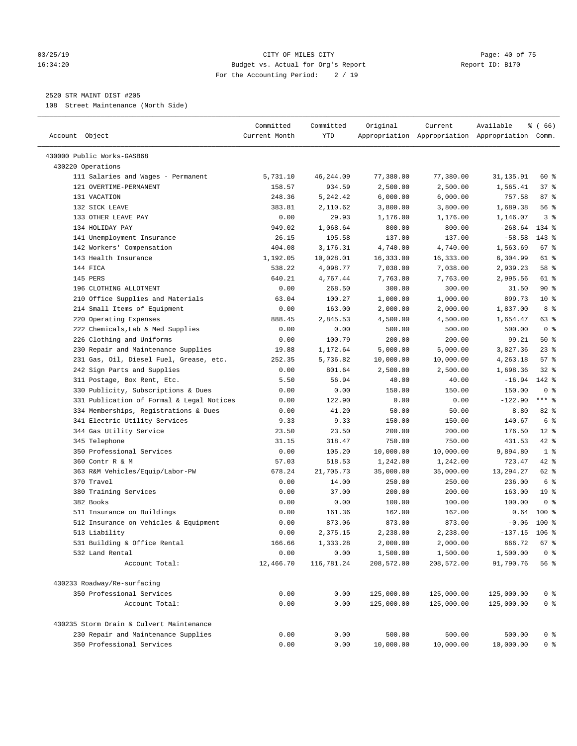CITY OF MILES CITY
Budget vs. Actual for Org's Report
For the Accounting Period: 2 / 19

2520 STR MAINT DIST #205

108 Street Maintenance (North Side)

| Account Object | Committed Current Month | Committed YTD | Original Appropriation | Current Appropriation | Available Appropriation | % ( 66) Comm. |
|---|---|---|---|---|---|---|
| 430000 Public Works-GASB68 | | | | | | |
| 430220 Operations | | | | | | |
| 111 Salaries and Wages - Permanent | 5,731.10 | 46,244.09 | 77,380.00 | 77,380.00 | 31,135.91 | 60 % |
| 121 OVERTIME-PERMANENT | 158.57 | 934.59 | 2,500.00 | 2,500.00 | 1,565.41 | 37 % |
| 131 VACATION | 248.36 | 5,242.42 | 6,000.00 | 6,000.00 | 757.58 | 87 % |
| 132 SICK LEAVE | 383.81 | 2,110.62 | 3,800.00 | 3,800.00 | 1,689.38 | 56 % |
| 133 OTHER LEAVE PAY | 0.00 | 29.93 | 1,176.00 | 1,176.00 | 1,146.07 | 3 % |
| 134 HOLIDAY PAY | 949.02 | 1,068.64 | 800.00 | 800.00 | -268.64 | 134 % |
| 141 Unemployment Insurance | 26.15 | 195.58 | 137.00 | 137.00 | -58.58 | 143 % |
| 142 Workers' Compensation | 404.08 | 3,176.31 | 4,740.00 | 4,740.00 | 1,563.69 | 67 % |
| 143 Health Insurance | 1,192.05 | 10,028.01 | 16,333.00 | 16,333.00 | 6,304.99 | 61 % |
| 144 FICA | 538.22 | 4,098.77 | 7,038.00 | 7,038.00 | 2,939.23 | 58 % |
| 145 PERS | 640.21 | 4,767.44 | 7,763.00 | 7,763.00 | 2,995.56 | 61 % |
| 196 CLOTHING ALLOTMENT | 0.00 | 268.50 | 300.00 | 300.00 | 31.50 | 90 % |
| 210 Office Supplies and Materials | 63.04 | 100.27 | 1,000.00 | 1,000.00 | 899.73 | 10 % |
| 214 Small Items of Equipment | 0.00 | 163.00 | 2,000.00 | 2,000.00 | 1,837.00 | 8 % |
| 220 Operating Expenses | 888.45 | 2,845.53 | 4,500.00 | 4,500.00 | 1,654.47 | 63 % |
| 222 Chemicals,Lab & Med Supplies | 0.00 | 0.00 | 500.00 | 500.00 | 500.00 | 0 % |
| 226 Clothing and Uniforms | 0.00 | 100.79 | 200.00 | 200.00 | 99.21 | 50 % |
| 230 Repair and Maintenance Supplies | 19.88 | 1,172.64 | 5,000.00 | 5,000.00 | 3,827.36 | 23 % |
| 231 Gas, Oil, Diesel Fuel, Grease, etc. | 252.35 | 5,736.82 | 10,000.00 | 10,000.00 | 4,263.18 | 57 % |
| 242 Sign Parts and Supplies | 0.00 | 801.64 | 2,500.00 | 2,500.00 | 1,698.36 | 32 % |
| 311 Postage, Box Rent, Etc. | 5.50 | 56.94 | 40.00 | 40.00 | -16.94 | 142 % |
| 330 Publicity, Subscriptions & Dues | 0.00 | 0.00 | 150.00 | 150.00 | 150.00 | 0 % |
| 331 Publication of Formal & Legal Notices | 0.00 | 122.90 | 0.00 | 0.00 | -122.90 | *** % |
| 334 Memberships, Registrations & Dues | 0.00 | 41.20 | 50.00 | 50.00 | 8.80 | 82 % |
| 341 Electric Utility Services | 9.33 | 9.33 | 150.00 | 150.00 | 140.67 | 6 % |
| 344 Gas Utility Service | 23.50 | 23.50 | 200.00 | 200.00 | 176.50 | 12 % |
| 345 Telephone | 31.15 | 318.47 | 750.00 | 750.00 | 431.53 | 42 % |
| 350 Professional Services | 0.00 | 105.20 | 10,000.00 | 10,000.00 | 9,894.80 | 1 % |
| 360 Contr R & M | 57.03 | 518.53 | 1,242.00 | 1,242.00 | 723.47 | 42 % |
| 363 R&M Vehicles/Equip/Labor-PW | 678.24 | 21,705.73 | 35,000.00 | 35,000.00 | 13,294.27 | 62 % |
| 370 Travel | 0.00 | 14.00 | 250.00 | 250.00 | 236.00 | 6 % |
| 380 Training Services | 0.00 | 37.00 | 200.00 | 200.00 | 163.00 | 19 % |
| 382 Books | 0.00 | 0.00 | 100.00 | 100.00 | 100.00 | 0 % |
| 511 Insurance on Buildings | 0.00 | 161.36 | 162.00 | 162.00 | 0.64 | 100 % |
| 512 Insurance on Vehicles & Equipment | 0.00 | 873.06 | 873.00 | 873.00 | -0.06 | 100 % |
| 513 Liability | 0.00 | 2,375.15 | 2,238.00 | 2,238.00 | -137.15 | 106 % |
| 531 Building & Office Rental | 166.66 | 1,333.28 | 2,000.00 | 2,000.00 | 666.72 | 67 % |
| 532 Land Rental | 0.00 | 0.00 | 1,500.00 | 1,500.00 | 1,500.00 | 0 % |
| Account Total: | 12,466.70 | 116,781.24 | 208,572.00 | 208,572.00 | 91,790.76 | 56 % |
| 430233 Roadway/Re-surfacing | | | | | | |
| 350 Professional Services | 0.00 | 0.00 | 125,000.00 | 125,000.00 | 125,000.00 | 0 % |
| Account Total: | 0.00 | 0.00 | 125,000.00 | 125,000.00 | 125,000.00 | 0 % |
| 430235 Storm Drain & Culvert Maintenance | | | | | | |
| 230 Repair and Maintenance Supplies | 0.00 | 0.00 | 500.00 | 500.00 | 500.00 | 0 % |
| 350 Professional Services | 0.00 | 0.00 | 10,000.00 | 10,000.00 | 10,000.00 | 0 % |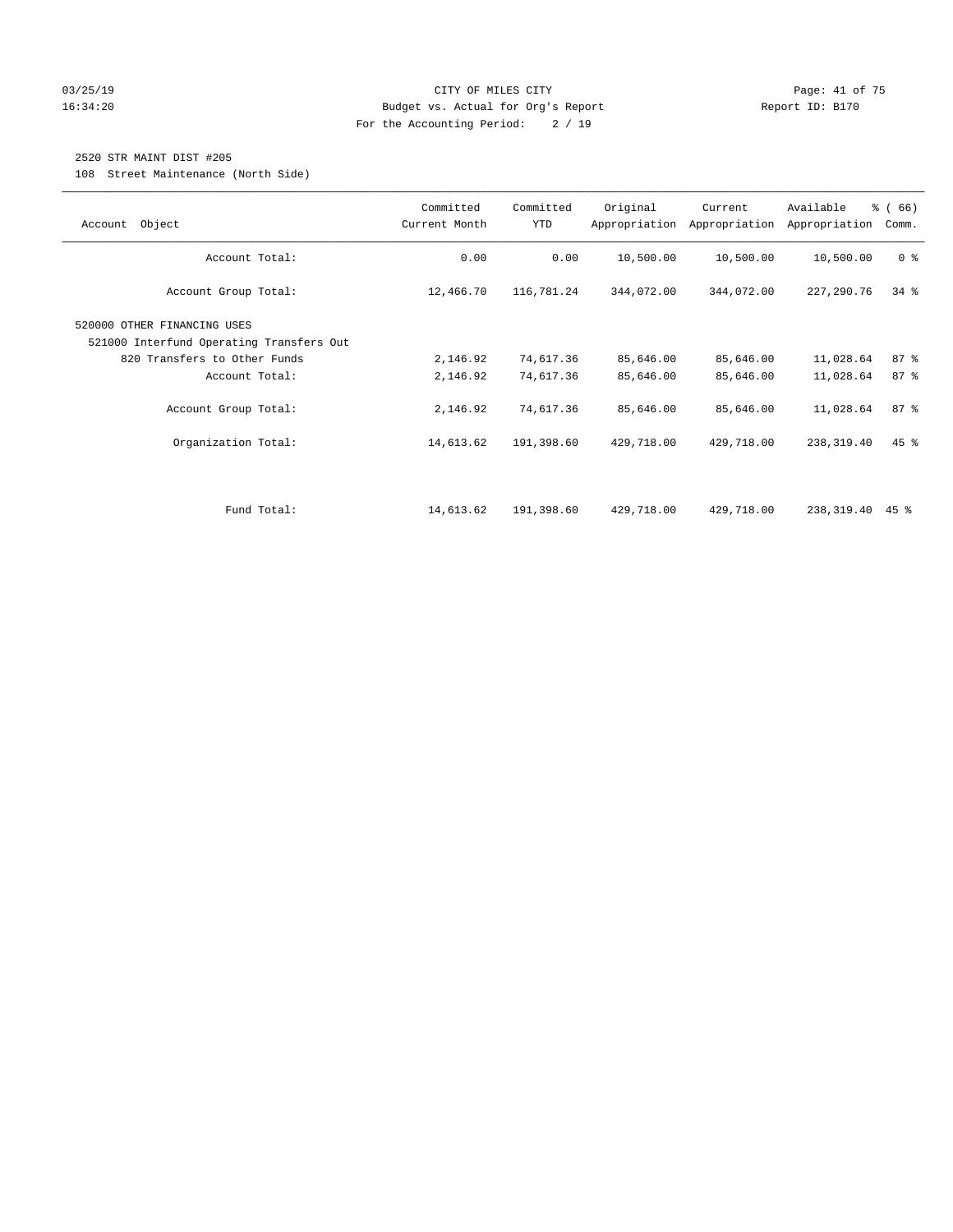CITY OF MILES CITY
Budget vs. Actual for Org's Report
For the Accounting Period: 2 / 19

03/25/19
16:34:20

Report ID: B170

2520 STR MAINT DIST #205
108 Street Maintenance (North Side)

| Account Object | Committed Current Month | Committed YTD | Original Appropriation | Current Appropriation | Available Appropriation | % ( 66) Comm. |
|---|---|---|---|---|---|---|
| Account Total: | 0.00 | 0.00 | 10,500.00 | 10,500.00 | 10,500.00 | 0 % |
| Account Group Total: | 12,466.70 | 116,781.24 | 344,072.00 | 344,072.00 | 227,290.76 | 34 % |
| 520000 OTHER FINANCING USES | | | | | | |
| 521000 Interfund Operating Transfers Out | | | | | | |
| 820 Transfers to Other Funds | 2,146.92 | 74,617.36 | 85,646.00 | 85,646.00 | 11,028.64 | 87 % |
| Account Total: | 2,146.92 | 74,617.36 | 85,646.00 | 85,646.00 | 11,028.64 | 87 % |
| Account Group Total: | 2,146.92 | 74,617.36 | 85,646.00 | 85,646.00 | 11,028.64 | 87 % |
| Organization Total: | 14,613.62 | 191,398.60 | 429,718.00 | 429,718.00 | 238,319.40 | 45 % |
| Fund Total: | 14,613.62 | 191,398.60 | 429,718.00 | 429,718.00 | 238,319.40 | 45 % |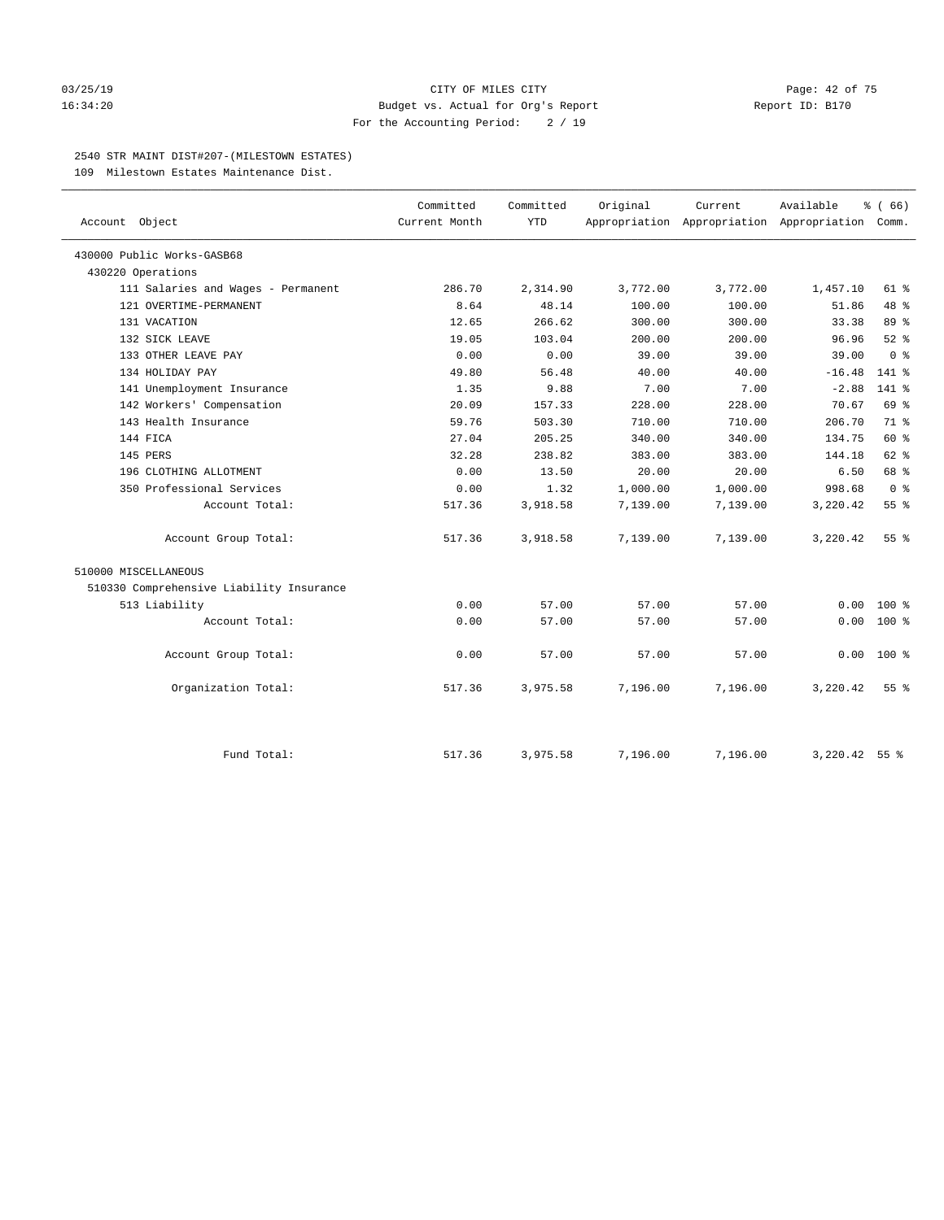CITY OF MILES CITY
Budget vs. Actual for Org's Report
For the Accounting Period: 2 / 19

03/25/19
16:34:20

Report ID: B170

2540 STR MAINT DIST#207-(MILESTOWN ESTATES)
109 Milestown Estates Maintenance Dist.

| Account Object | Committed Current Month | Committed YTD | Original Appropriation | Current Appropriation | Available Appropriation | % ( 66) Comm. |
|---|---|---|---|---|---|---|
| 430000 Public Works-GASB68 | | | | | | |
| 430220 Operations | | | | | | |
| 111 Salaries and Wages - Permanent | 286.70 | 2,314.90 | 3,772.00 | 3,772.00 | 1,457.10 | 61 % |
| 121 OVERTIME-PERMANENT | 8.64 | 48.14 | 100.00 | 100.00 | 51.86 | 48 % |
| 131 VACATION | 12.65 | 266.62 | 300.00 | 300.00 | 33.38 | 89 % |
| 132 SICK LEAVE | 19.05 | 103.04 | 200.00 | 200.00 | 96.96 | 52 % |
| 133 OTHER LEAVE PAY | 0.00 | 0.00 | 39.00 | 39.00 | 39.00 | 0 % |
| 134 HOLIDAY PAY | 49.80 | 56.48 | 40.00 | 40.00 | -16.48 | 141 % |
| 141 Unemployment Insurance | 1.35 | 9.88 | 7.00 | 7.00 | -2.88 | 141 % |
| 142 Workers' Compensation | 20.09 | 157.33 | 228.00 | 228.00 | 70.67 | 69 % |
| 143 Health Insurance | 59.76 | 503.30 | 710.00 | 710.00 | 206.70 | 71 % |
| 144 FICA | 27.04 | 205.25 | 340.00 | 340.00 | 134.75 | 60 % |
| 145 PERS | 32.28 | 238.82 | 383.00 | 383.00 | 144.18 | 62 % |
| 196 CLOTHING ALLOTMENT | 0.00 | 13.50 | 20.00 | 20.00 | 6.50 | 68 % |
| 350 Professional Services | 0.00 | 1.32 | 1,000.00 | 1,000.00 | 998.68 | 0 % |
| Account Total: | 517.36 | 3,918.58 | 7,139.00 | 7,139.00 | 3,220.42 | 55 % |
| Account Group Total: | 517.36 | 3,918.58 | 7,139.00 | 7,139.00 | 3,220.42 | 55 % |
| 510000 MISCELLANEOUS | | | | | | |
| 510330 Comprehensive Liability Insurance | | | | | | |
| 513 Liability | 0.00 | 57.00 | 57.00 | 57.00 | 0.00 | 100 % |
| Account Total: | 0.00 | 57.00 | 57.00 | 57.00 | 0.00 | 100 % |
| Account Group Total: | 0.00 | 57.00 | 57.00 | 57.00 | 0.00 | 100 % |
| Organization Total: | 517.36 | 3,975.58 | 7,196.00 | 7,196.00 | 3,220.42 | 55 % |
| Fund Total: | 517.36 | 3,975.58 | 7,196.00 | 7,196.00 | 3,220.42 | 55 % |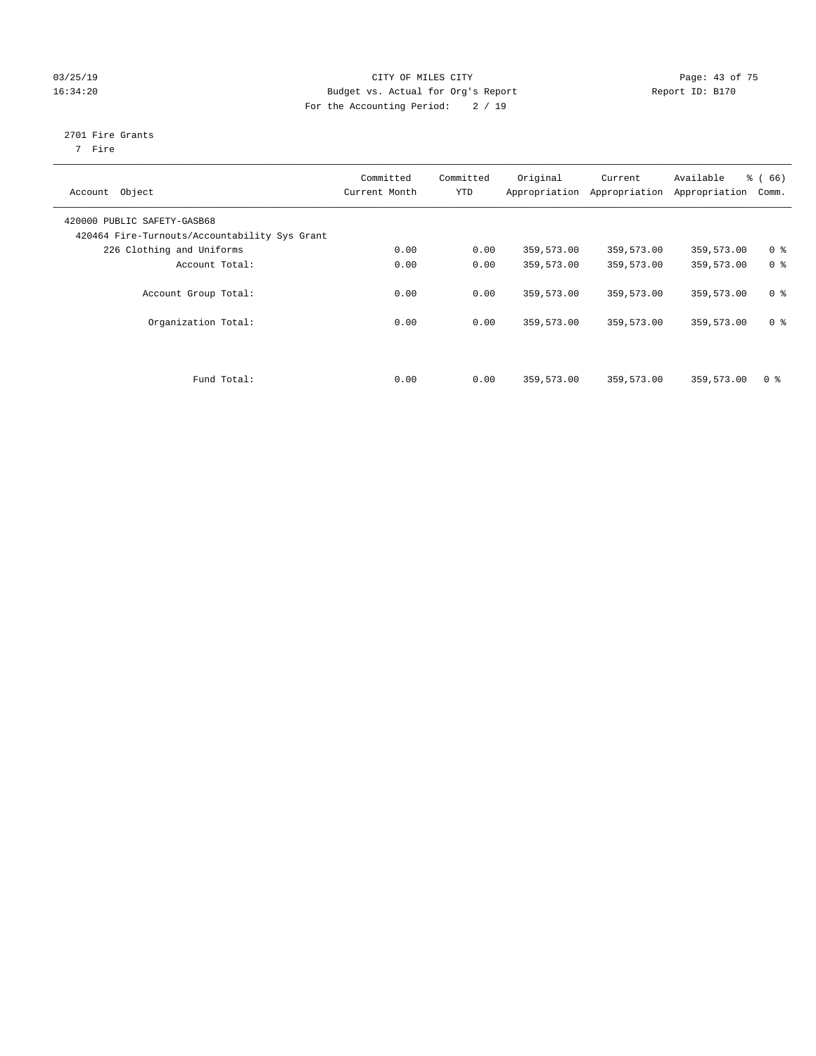CITY OF MILES CITY
Budget vs. Actual for Org's Report
For the Accounting Period: 2 / 19

03/25/19
16:34:20

Report ID: B170

2701 Fire Grants
7 Fire

| Account Object | Committed Current Month | Committed YTD | Original Appropriation | Current Appropriation | Available Appropriation | % ( 66) Comm. |
|---|---|---|---|---|---|---|
| 420000 PUBLIC SAFETY-GASB68 | | | | | | |
| 420464 Fire-Turnouts/Accountability Sys Grant | | | | | | |
| 226 Clothing and Uniforms | 0.00 | 0.00 | 359,573.00 | 359,573.00 | 359,573.00 | 0 % |
| Account Total: | 0.00 | 0.00 | 359,573.00 | 359,573.00 | 359,573.00 | 0 % |
| Account Group Total: | 0.00 | 0.00 | 359,573.00 | 359,573.00 | 359,573.00 | 0 % |
| Organization Total: | 0.00 | 0.00 | 359,573.00 | 359,573.00 | 359,573.00 | 0 % |
| Fund Total: | 0.00 | 0.00 | 359,573.00 | 359,573.00 | 359,573.00 | 0 % |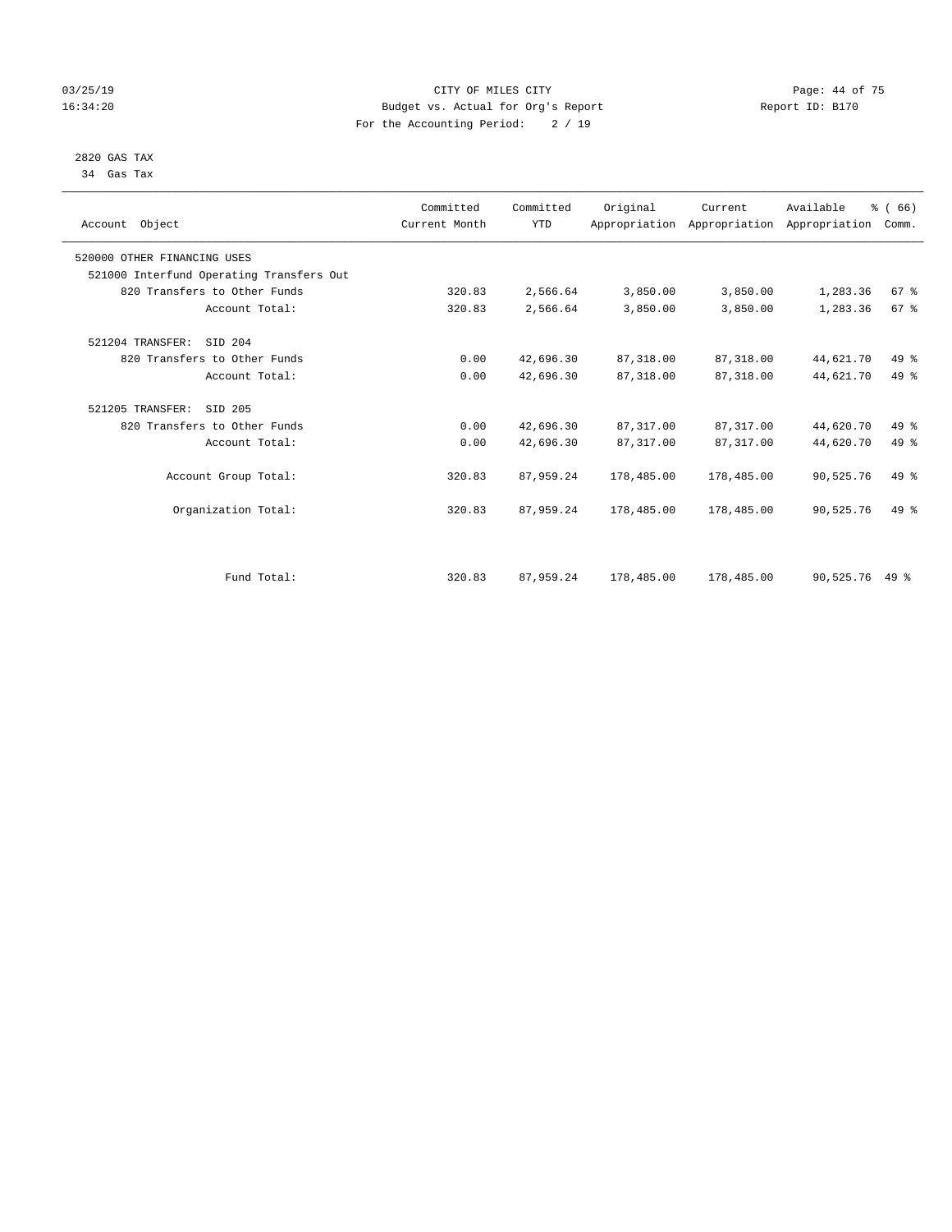CITY OF MILES CITY
Budget vs. Actual for Org's Report
For the Accounting Period: 2 / 19

2820 GAS TAX
34 Gas Tax

| Account Object | Committed Current Month | Committed YTD | Original Appropriation | Current Appropriation | Available Appropriation | % ( 66) Comm. |
|---|---|---|---|---|---|---|
| 520000 OTHER FINANCING USES | | | | | | |
| 521000 Interfund Operating Transfers Out | | | | | | |
| 820 Transfers to Other Funds | 320.83 | 2,566.64 | 3,850.00 | 3,850.00 | 1,283.36 | 67 % |
| Account Total: | 320.83 | 2,566.64 | 3,850.00 | 3,850.00 | 1,283.36 | 67 % |
| 521204 TRANSFER: SID 204 | | | | | | |
| 820 Transfers to Other Funds | 0.00 | 42,696.30 | 87,318.00 | 87,318.00 | 44,621.70 | 49 % |
| Account Total: | 0.00 | 42,696.30 | 87,318.00 | 87,318.00 | 44,621.70 | 49 % |
| 521205 TRANSFER: SID 205 | | | | | | |
| 820 Transfers to Other Funds | 0.00 | 42,696.30 | 87,317.00 | 87,317.00 | 44,620.70 | 49 % |
| Account Total: | 0.00 | 42,696.30 | 87,317.00 | 87,317.00 | 44,620.70 | 49 % |
| Account Group Total: | 320.83 | 87,959.24 | 178,485.00 | 178,485.00 | 90,525.76 | 49 % |
| Organization Total: | 320.83 | 87,959.24 | 178,485.00 | 178,485.00 | 90,525.76 | 49 % |
| Fund Total: | 320.83 | 87,959.24 | 178,485.00 | 178,485.00 | 90,525.76 | 49 % |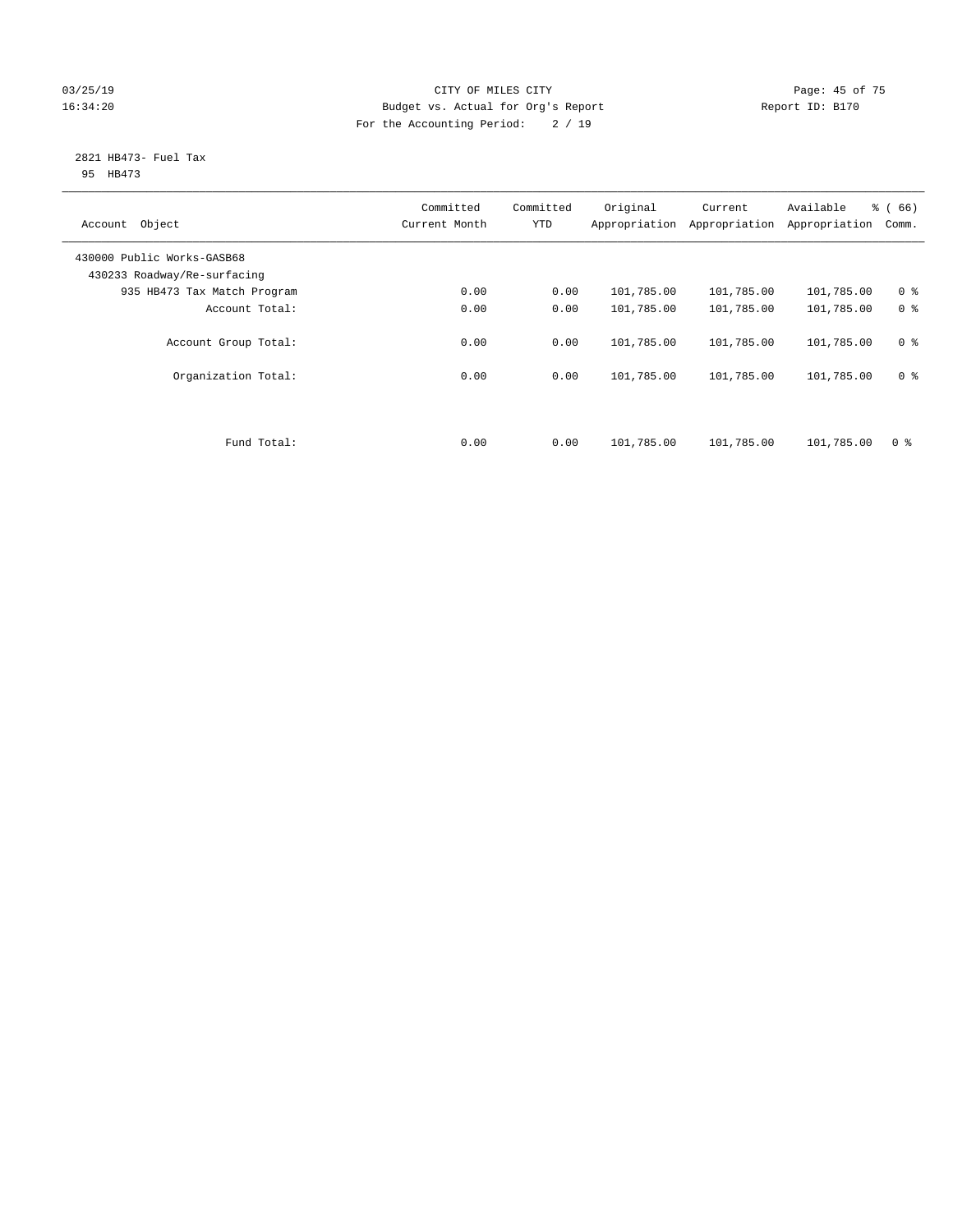CITY OF MILES CITY
Budget vs. Actual for Org's Report
For the Accounting Period: 2 / 19

03/25/19
16:34:20

Report ID: B170

2821 HB473- Fuel Tax
95 HB473

| Account Object | Committed Current Month | Committed YTD | Original Appropriation | Current Appropriation | Available Appropriation | % ( 66) Comm. |
|---|---|---|---|---|---|---|
| 430000 Public Works-GASB68 | | | | | | |
| 430233 Roadway/Re-surfacing | | | | | | |
| 935 HB473 Tax Match Program | 0.00 | 0.00 | 101,785.00 | 101,785.00 | 101,785.00 | 0 % |
| Account Total: | 0.00 | 0.00 | 101,785.00 | 101,785.00 | 101,785.00 | 0 % |
| Account Group Total: | 0.00 | 0.00 | 101,785.00 | 101,785.00 | 101,785.00 | 0 % |
| Organization Total: | 0.00 | 0.00 | 101,785.00 | 101,785.00 | 101,785.00 | 0 % |
| Fund Total: | 0.00 | 0.00 | 101,785.00 | 101,785.00 | 101,785.00 | 0 % |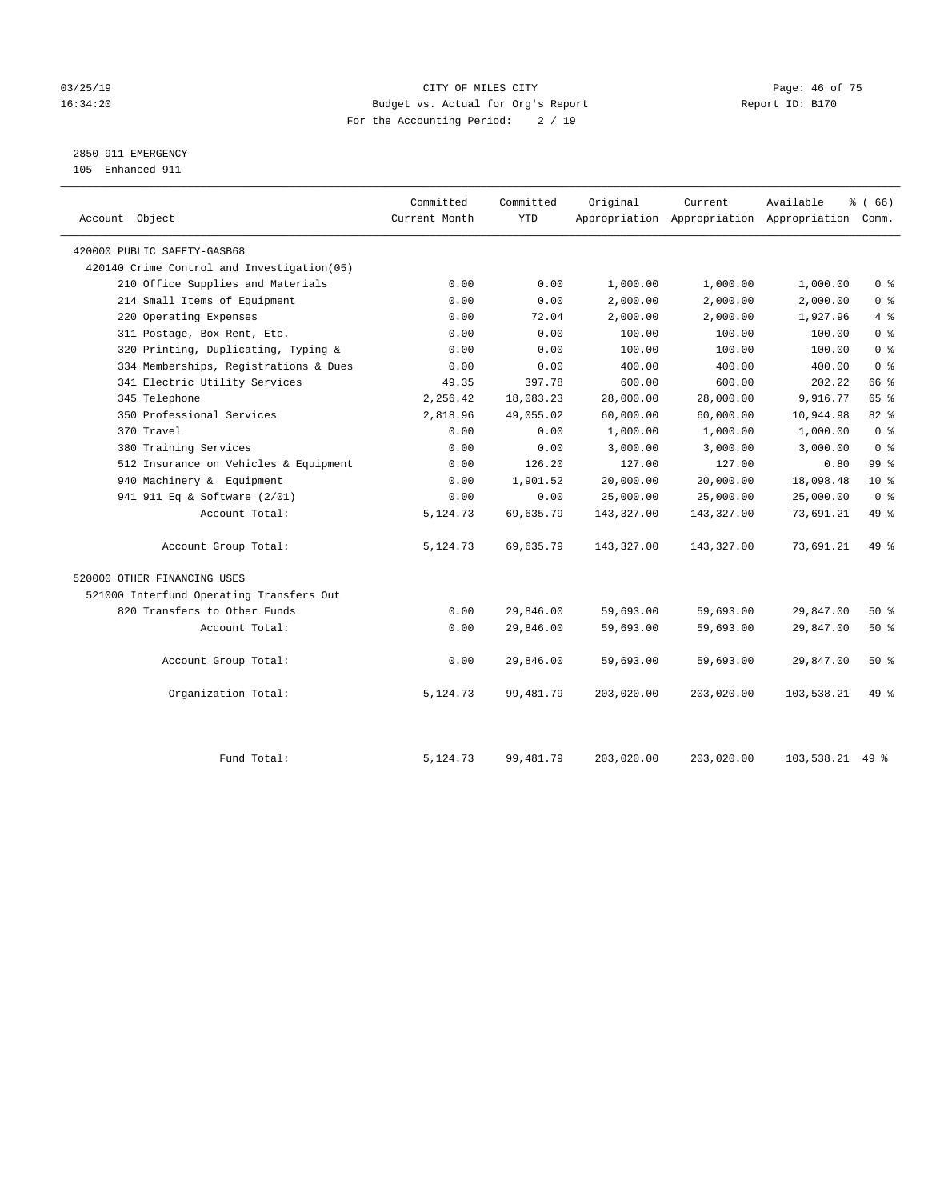03/25/19 CITY OF MILES CITY
16:34:20 Budget vs. Actual for Org's Report Report ID: B170
For the Accounting Period: 2 / 19

2850 911 EMERGENCY
105 Enhanced 911

| Account Object | Committed Current Month | Committed YTD | Original Appropriation | Current Appropriation | Available Appropriation | % ( 66) Comm. |
|---|---|---|---|---|---|---|
| 420000 PUBLIC SAFETY-GASB68 | | | | | | |
| 420140 Crime Control and Investigation(05) | | | | | | |
| 210 Office Supplies and Materials | 0.00 | 0.00 | 1,000.00 | 1,000.00 | 1,000.00 | 0 % |
| 214 Small Items of Equipment | 0.00 | 0.00 | 2,000.00 | 2,000.00 | 2,000.00 | 0 % |
| 220 Operating Expenses | 0.00 | 72.04 | 2,000.00 | 2,000.00 | 1,927.96 | 4 % |
| 311 Postage, Box Rent, Etc. | 0.00 | 0.00 | 100.00 | 100.00 | 100.00 | 0 % |
| 320 Printing, Duplicating, Typing & | 0.00 | 0.00 | 100.00 | 100.00 | 100.00 | 0 % |
| 334 Memberships, Registrations & Dues | 0.00 | 0.00 | 400.00 | 400.00 | 400.00 | 0 % |
| 341 Electric Utility Services | 49.35 | 397.78 | 600.00 | 600.00 | 202.22 | 66 % |
| 345 Telephone | 2,256.42 | 18,083.23 | 28,000.00 | 28,000.00 | 9,916.77 | 65 % |
| 350 Professional Services | 2,818.96 | 49,055.02 | 60,000.00 | 60,000.00 | 10,944.98 | 82 % |
| 370 Travel | 0.00 | 0.00 | 1,000.00 | 1,000.00 | 1,000.00 | 0 % |
| 380 Training Services | 0.00 | 0.00 | 3,000.00 | 3,000.00 | 3,000.00 | 0 % |
| 512 Insurance on Vehicles & Equipment | 0.00 | 126.20 | 127.00 | 127.00 | 0.80 | 99 % |
| 940 Machinery & Equipment | 0.00 | 1,901.52 | 20,000.00 | 20,000.00 | 18,098.48 | 10 % |
| 941 911 Eq & Software (2/01) | 0.00 | 0.00 | 25,000.00 | 25,000.00 | 25,000.00 | 0 % |
| Account Total: | 5,124.73 | 69,635.79 | 143,327.00 | 143,327.00 | 73,691.21 | 49 % |
| Account Group Total: | 5,124.73 | 69,635.79 | 143,327.00 | 143,327.00 | 73,691.21 | 49 % |
| 520000 OTHER FINANCING USES | | | | | | |
| 521000 Interfund Operating Transfers Out | | | | | | |
| 820 Transfers to Other Funds | 0.00 | 29,846.00 | 59,693.00 | 59,693.00 | 29,847.00 | 50 % |
| Account Total: | 0.00 | 29,846.00 | 59,693.00 | 59,693.00 | 29,847.00 | 50 % |
| Account Group Total: | 0.00 | 29,846.00 | 59,693.00 | 59,693.00 | 29,847.00 | 50 % |
| Organization Total: | 5,124.73 | 99,481.79 | 203,020.00 | 203,020.00 | 103,538.21 | 49 % |
| Fund Total: | 5,124.73 | 99,481.79 | 203,020.00 | 203,020.00 | 103,538.21 | 49 % |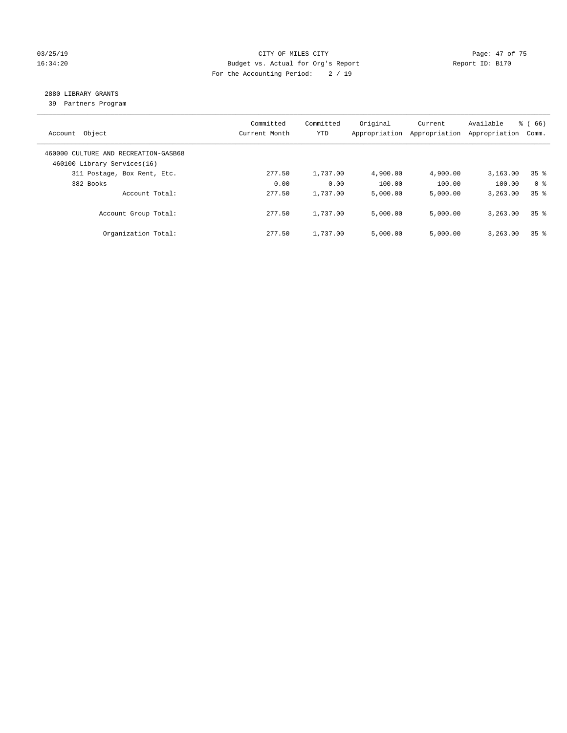CITY OF MILES CITY
Budget vs. Actual for Org's Report
For the Accounting Period: 2 / 19

03/25/19
16:34:20

Report ID: B170

## 2880 LIBRARY GRANTS

39 Partners Program

| Account Object | Committed Current Month | Committed YTD | Original Appropriation | Current Appropriation | Available Appropriation | % ( 66) Comm. |
|---|---|---|---|---|---|---|
| 460000 CULTURE AND RECREATION-GASB68 | | | | | | |
| 460100 Library Services(16) | | | | | | |
| 311 Postage, Box Rent, Etc. | 277.50 | 1,737.00 | 4,900.00 | 4,900.00 | 3,163.00 | 35 % |
| 382 Books | 0.00 | 0.00 | 100.00 | 100.00 | 100.00 | 0 % |
| Account Total: | 277.50 | 1,737.00 | 5,000.00 | 5,000.00 | 3,263.00 | 35 % |
| Account Group Total: | 277.50 | 1,737.00 | 5,000.00 | 5,000.00 | 3,263.00 | 35 % |
| Organization Total: | 277.50 | 1,737.00 | 5,000.00 | 5,000.00 | 3,263.00 | 35 % |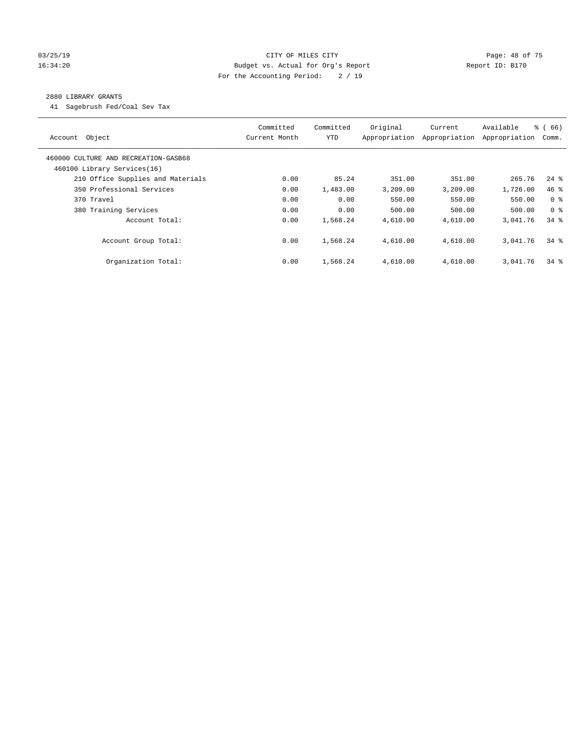CITY OF MILES CITY
Budget vs. Actual for Org's Report
For the Accounting Period: 2 / 19

03/25/19
16:34:20

Report ID: B170

## 2880 LIBRARY GRANTS

41 Sagebrush Fed/Coal Sev Tax

| Account Object | Committed Current Month | Committed YTD | Original Appropriation | Current Appropriation | Available Appropriation | % ( 66) Comm. |
|---|---|---|---|---|---|---|
| 460000 CULTURE AND RECREATION-GASB68 | | | | | | |
| 460100 Library Services(16) | | | | | | |
| 210 Office Supplies and Materials | 0.00 | 85.24 | 351.00 | 351.00 | 265.76 | 24 % |
| 350 Professional Services | 0.00 | 1,483.00 | 3,209.00 | 3,209.00 | 1,726.00 | 46 % |
| 370 Travel | 0.00 | 0.00 | 550.00 | 550.00 | 550.00 | 0 % |
| 380 Training Services | 0.00 | 0.00 | 500.00 | 500.00 | 500.00 | 0 % |
| Account Total: | 0.00 | 1,568.24 | 4,610.00 | 4,610.00 | 3,041.76 | 34 % |
| Account Group Total: | 0.00 | 1,568.24 | 4,610.00 | 4,610.00 | 3,041.76 | 34 % |
| Organization Total: | 0.00 | 1,568.24 | 4,610.00 | 4,610.00 | 3,041.76 | 34 % |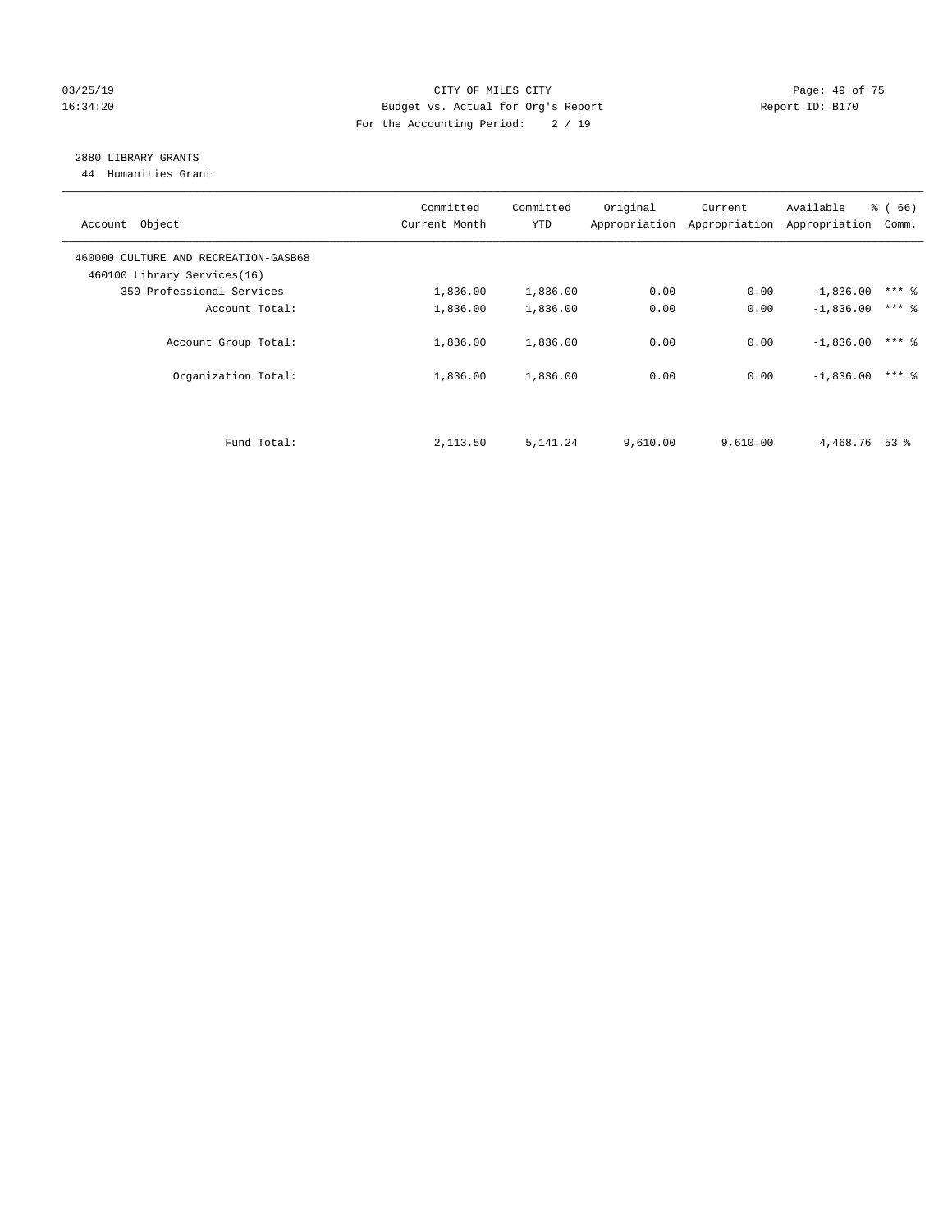CITY OF MILES CITY
Budget vs. Actual for Org's Report
For the Accounting Period: 2 / 19

03/25/19
16:34:20

Report ID: B170

## 2880 LIBRARY GRANTS

44 Humanities Grant

| Account Object | Committed Current Month | Committed YTD | Original Appropriation | Current Appropriation | Available Appropriation | % ( 66) Comm. |
|---|---|---|---|---|---|---|
| 460000 CULTURE AND RECREATION-GASB68 | | | | | | |
| 460100 Library Services(16) | | | | | | |
| 350 Professional Services | 1,836.00 | 1,836.00 | 0.00 | 0.00 | -1,836.00 | *** % |
| Account Total: | 1,836.00 | 1,836.00 | 0.00 | 0.00 | -1,836.00 | *** % |
| Account Group Total: | 1,836.00 | 1,836.00 | 0.00 | 0.00 | -1,836.00 | *** % |
| Organization Total: | 1,836.00 | 1,836.00 | 0.00 | 0.00 | -1,836.00 | *** % |
| Fund Total: | 2,113.50 | 5,141.24 | 9,610.00 | 9,610.00 | 4,468.76 | 53 % |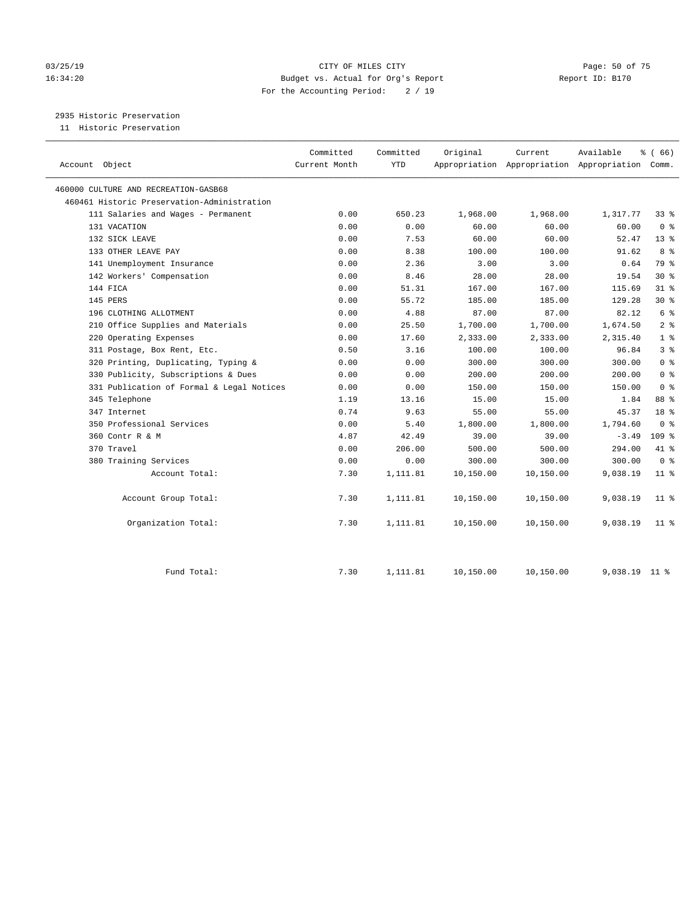CITY OF MILES CITY
Budget vs. Actual for Org's Report
For the Accounting Period: 2 / 19

Report ID: B170

03/25/19
16:34:20

2935 Historic Preservation
11 Historic Preservation

| Account Object | Committed Current Month | Committed YTD | Original Appropriation | Current Appropriation | Available Appropriation | % ( 66) Comm. |
|---|---|---|---|---|---|---|
| 460000 CULTURE AND RECREATION-GASB68 | | | | | | |
| 460461 Historic Preservation-Administration | | | | | | |
| 111 Salaries and Wages - Permanent | 0.00 | 650.23 | 1,968.00 | 1,968.00 | 1,317.77 | 33 % |
| 131 VACATION | 0.00 | 0.00 | 60.00 | 60.00 | 60.00 | 0 % |
| 132 SICK LEAVE | 0.00 | 7.53 | 60.00 | 60.00 | 52.47 | 13 % |
| 133 OTHER LEAVE PAY | 0.00 | 8.38 | 100.00 | 100.00 | 91.62 | 8 % |
| 141 Unemployment Insurance | 0.00 | 2.36 | 3.00 | 3.00 | 0.64 | 79 % |
| 142 Workers' Compensation | 0.00 | 8.46 | 28.00 | 28.00 | 19.54 | 30 % |
| 144 FICA | 0.00 | 51.31 | 167.00 | 167.00 | 115.69 | 31 % |
| 145 PERS | 0.00 | 55.72 | 185.00 | 185.00 | 129.28 | 30 % |
| 196 CLOTHING ALLOTMENT | 0.00 | 4.88 | 87.00 | 87.00 | 82.12 | 6 % |
| 210 Office Supplies and Materials | 0.00 | 25.50 | 1,700.00 | 1,700.00 | 1,674.50 | 2 % |
| 220 Operating Expenses | 0.00 | 17.60 | 2,333.00 | 2,333.00 | 2,315.40 | 1 % |
| 311 Postage, Box Rent, Etc. | 0.50 | 3.16 | 100.00 | 100.00 | 96.84 | 3 % |
| 320 Printing, Duplicating, Typing & | 0.00 | 0.00 | 300.00 | 300.00 | 300.00 | 0 % |
| 330 Publicity, Subscriptions & Dues | 0.00 | 0.00 | 200.00 | 200.00 | 200.00 | 0 % |
| 331 Publication of Formal & Legal Notices | 0.00 | 0.00 | 150.00 | 150.00 | 150.00 | 0 % |
| 345 Telephone | 1.19 | 13.16 | 15.00 | 15.00 | 1.84 | 88 % |
| 347 Internet | 0.74 | 9.63 | 55.00 | 55.00 | 45.37 | 18 % |
| 350 Professional Services | 0.00 | 5.40 | 1,800.00 | 1,800.00 | 1,794.60 | 0 % |
| 360 Contr R & M | 4.87 | 42.49 | 39.00 | 39.00 | -3.49 | 109 % |
| 370 Travel | 0.00 | 206.00 | 500.00 | 500.00 | 294.00 | 41 % |
| 380 Training Services | 0.00 | 0.00 | 300.00 | 300.00 | 300.00 | 0 % |
| Account Total: | 7.30 | 1,111.81 | 10,150.00 | 10,150.00 | 9,038.19 | 11 % |
| Account Group Total: | 7.30 | 1,111.81 | 10,150.00 | 10,150.00 | 9,038.19 | 11 % |
| Organization Total: | 7.30 | 1,111.81 | 10,150.00 | 10,150.00 | 9,038.19 | 11 % |
| Fund Total: | 7.30 | 1,111.81 | 10,150.00 | 10,150.00 | 9,038.19 | 11 % |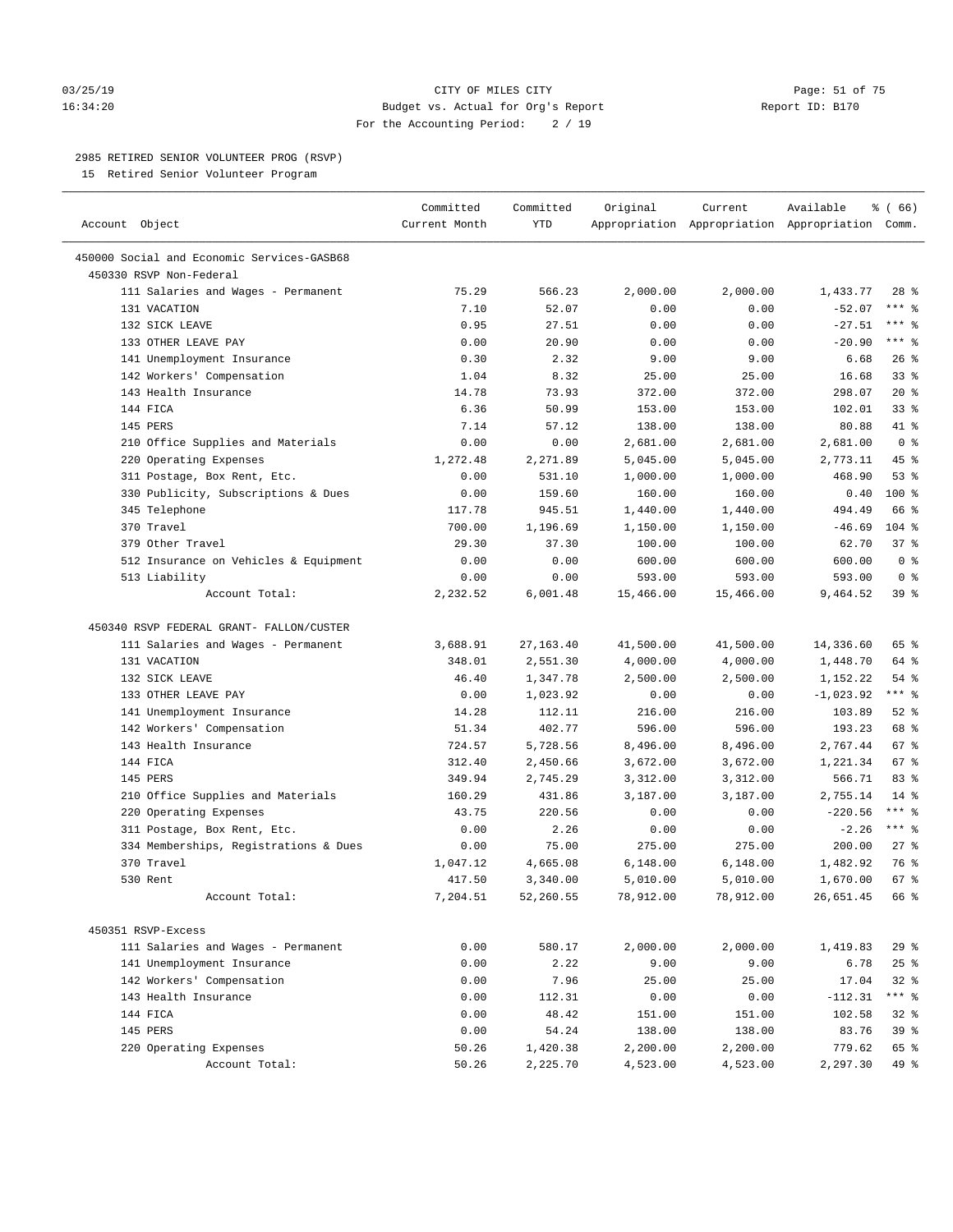CITY OF MILES CITY
Budget vs. Actual for Org's Report
For the Accounting Period: 2 / 19

## 2985 RETIRED SENIOR VOLUNTEER PROG (RSVP)

15 Retired Senior Volunteer Program

| Account Object | Committed Current Month | Committed YTD | Original Appropriation | Current Appropriation | Available Appropriation | % ( 66) Comm. |
|---|---|---|---|---|---|---|
| 450000 Social and Economic Services-GASB68 | | | | | | |
| 450330 RSVP Non-Federal | | | | | | |
| 111 Salaries and Wages - Permanent | 75.29 | 566.23 | 2,000.00 | 2,000.00 | 1,433.77 | 28 % |
| 131 VACATION | 7.10 | 52.07 | 0.00 | 0.00 | -52.07 | *** % |
| 132 SICK LEAVE | 0.95 | 27.51 | 0.00 | 0.00 | -27.51 | *** % |
| 133 OTHER LEAVE PAY | 0.00 | 20.90 | 0.00 | 0.00 | -20.90 | *** % |
| 141 Unemployment Insurance | 0.30 | 2.32 | 9.00 | 9.00 | 6.68 | 26 % |
| 142 Workers' Compensation | 1.04 | 8.32 | 25.00 | 25.00 | 16.68 | 33 % |
| 143 Health Insurance | 14.78 | 73.93 | 372.00 | 372.00 | 298.07 | 20 % |
| 144 FICA | 6.36 | 50.99 | 153.00 | 153.00 | 102.01 | 33 % |
| 145 PERS | 7.14 | 57.12 | 138.00 | 138.00 | 80.88 | 41 % |
| 210 Office Supplies and Materials | 0.00 | 0.00 | 2,681.00 | 2,681.00 | 2,681.00 | 0 % |
| 220 Operating Expenses | 1,272.48 | 2,271.89 | 5,045.00 | 5,045.00 | 2,773.11 | 45 % |
| 311 Postage, Box Rent, Etc. | 0.00 | 531.10 | 1,000.00 | 1,000.00 | 468.90 | 53 % |
| 330 Publicity, Subscriptions & Dues | 0.00 | 159.60 | 160.00 | 160.00 | 0.40 | 100 % |
| 345 Telephone | 117.78 | 945.51 | 1,440.00 | 1,440.00 | 494.49 | 66 % |
| 370 Travel | 700.00 | 1,196.69 | 1,150.00 | 1,150.00 | -46.69 | 104 % |
| 379 Other Travel | 29.30 | 37.30 | 100.00 | 100.00 | 62.70 | 37 % |
| 512 Insurance on Vehicles & Equipment | 0.00 | 0.00 | 600.00 | 600.00 | 600.00 | 0 % |
| 513 Liability | 0.00 | 0.00 | 593.00 | 593.00 | 593.00 | 0 % |
| Account Total: | 2,232.52 | 6,001.48 | 15,466.00 | 15,466.00 | 9,464.52 | 39 % |
| 450340 RSVP FEDERAL GRANT- FALLON/CUSTER | | | | | | |
| 111 Salaries and Wages - Permanent | 3,688.91 | 27,163.40 | 41,500.00 | 41,500.00 | 14,336.60 | 65 % |
| 131 VACATION | 348.01 | 2,551.30 | 4,000.00 | 4,000.00 | 1,448.70 | 64 % |
| 132 SICK LEAVE | 46.40 | 1,347.78 | 2,500.00 | 2,500.00 | 1,152.22 | 54 % |
| 133 OTHER LEAVE PAY | 0.00 | 1,023.92 | 0.00 | 0.00 | -1,023.92 | *** % |
| 141 Unemployment Insurance | 14.28 | 112.11 | 216.00 | 216.00 | 103.89 | 52 % |
| 142 Workers' Compensation | 51.34 | 402.77 | 596.00 | 596.00 | 193.23 | 68 % |
| 143 Health Insurance | 724.57 | 5,728.56 | 8,496.00 | 8,496.00 | 2,767.44 | 67 % |
| 144 FICA | 312.40 | 2,450.66 | 3,672.00 | 3,672.00 | 1,221.34 | 67 % |
| 145 PERS | 349.94 | 2,745.29 | 3,312.00 | 3,312.00 | 566.71 | 83 % |
| 210 Office Supplies and Materials | 160.29 | 431.86 | 3,187.00 | 3,187.00 | 2,755.14 | 14 % |
| 220 Operating Expenses | 43.75 | 220.56 | 0.00 | 0.00 | -220.56 | *** % |
| 311 Postage, Box Rent, Etc. | 0.00 | 2.26 | 0.00 | 0.00 | -2.26 | *** % |
| 334 Memberships, Registrations & Dues | 0.00 | 75.00 | 275.00 | 275.00 | 200.00 | 27 % |
| 370 Travel | 1,047.12 | 4,665.08 | 6,148.00 | 6,148.00 | 1,482.92 | 76 % |
| 530 Rent | 417.50 | 3,340.00 | 5,010.00 | 5,010.00 | 1,670.00 | 67 % |
| Account Total: | 7,204.51 | 52,260.55 | 78,912.00 | 78,912.00 | 26,651.45 | 66 % |
| 450351 RSVP-Excess | | | | | | |
| 111 Salaries and Wages - Permanent | 0.00 | 580.17 | 2,000.00 | 2,000.00 | 1,419.83 | 29 % |
| 141 Unemployment Insurance | 0.00 | 2.22 | 9.00 | 9.00 | 6.78 | 25 % |
| 142 Workers' Compensation | 0.00 | 7.96 | 25.00 | 25.00 | 17.04 | 32 % |
| 143 Health Insurance | 0.00 | 112.31 | 0.00 | 0.00 | -112.31 | *** % |
| 144 FICA | 0.00 | 48.42 | 151.00 | 151.00 | 102.58 | 32 % |
| 145 PERS | 0.00 | 54.24 | 138.00 | 138.00 | 83.76 | 39 % |
| 220 Operating Expenses | 50.26 | 1,420.38 | 2,200.00 | 2,200.00 | 779.62 | 65 % |
| Account Total: | 50.26 | 2,225.70 | 4,523.00 | 4,523.00 | 2,297.30 | 49 % |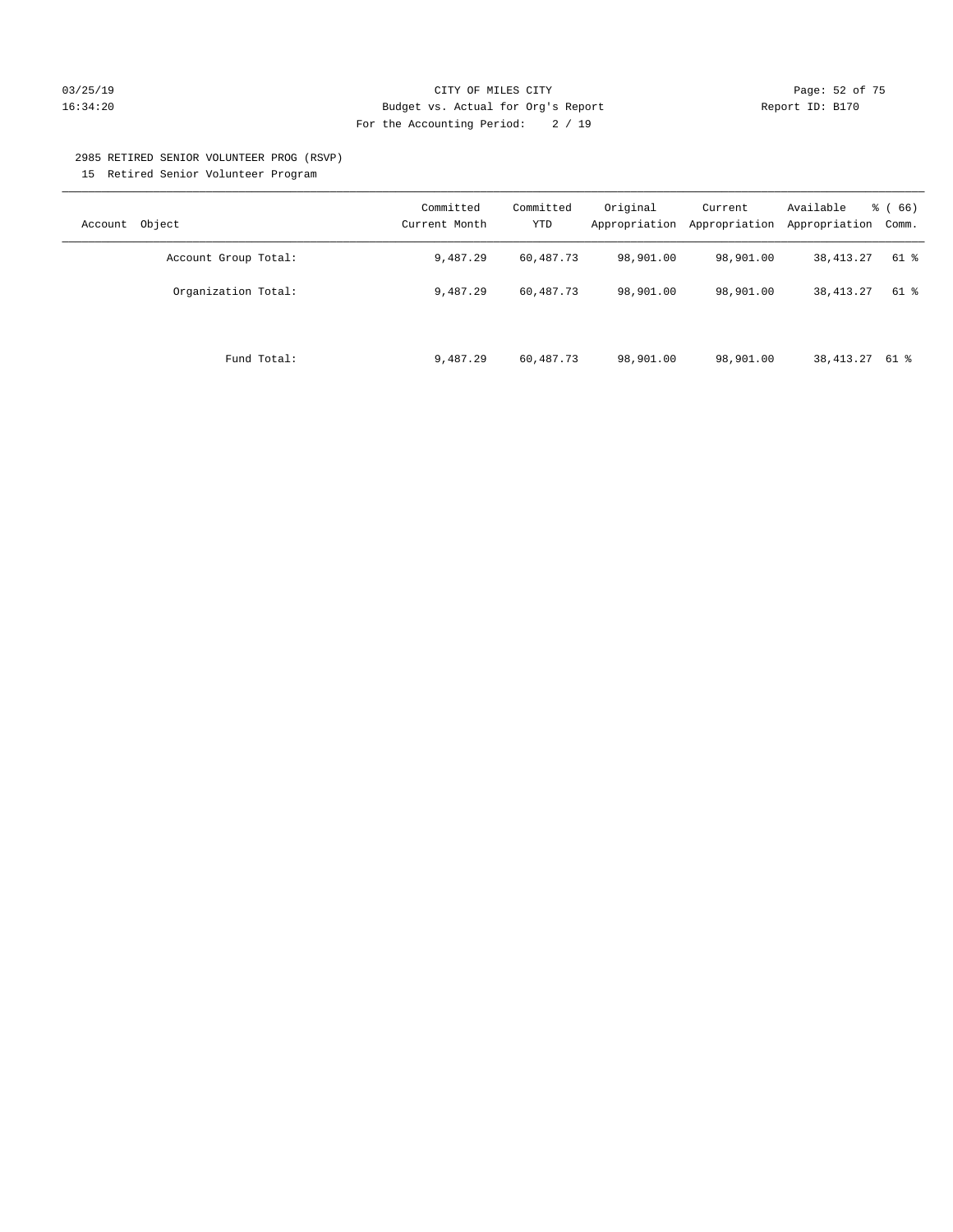CITY OF MILES CITY
Budget vs. Actual for Org's Report
For the Accounting Period: 2 / 19

03/25/19
16:34:20

Report ID: B170

2985 RETIRED SENIOR VOLUNTEER PROG (RSVP)
15 Retired Senior Volunteer Program

| Account Object | Committed Current Month | Committed YTD | Original Appropriation | Current Appropriation | Available Appropriation | % ( 66) Comm. |
|---|---|---|---|---|---|---|
| Account Group Total: | 9,487.29 | 60,487.73 | 98,901.00 | 98,901.00 | 38,413.27 | 61 % |
| Organization Total: | 9,487.29 | 60,487.73 | 98,901.00 | 98,901.00 | 38,413.27 | 61 % |
| Fund Total: | 9,487.29 | 60,487.73 | 98,901.00 | 98,901.00 | 38,413.27 | 61 % |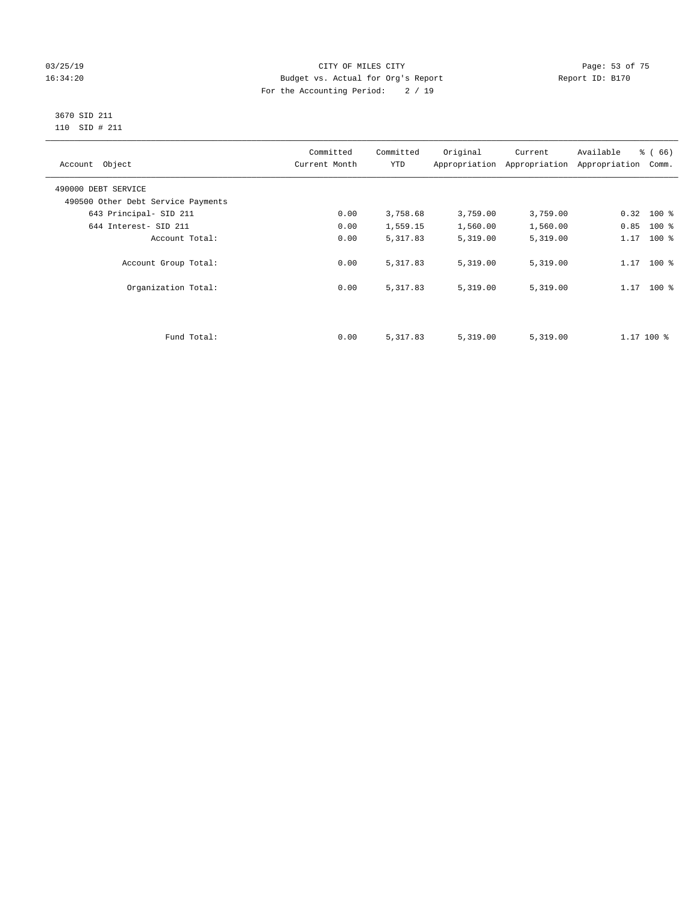CITY OF MILES CITY
Budget vs. Actual for Org's Report
For the Accounting Period: 2 / 19

03/25/19
16:34:20

Report ID: B170

3670 SID 211
110 SID # 211

| Account Object | Committed Current Month | Committed YTD | Original Appropriation | Current Appropriation | Available Appropriation | % ( 66) Comm. |
|---|---|---|---|---|---|---|
| 490000 DEBT SERVICE | | | | | | |
| 490500 Other Debt Service Payments | | | | | | |
| 643 Principal- SID 211 | 0.00 | 3,758.68 | 3,759.00 | 3,759.00 | 0.32 | 100 % |
| 644 Interest- SID 211 | 0.00 | 1,559.15 | 1,560.00 | 1,560.00 | 0.85 | 100 % |
| Account Total: | 0.00 | 5,317.83 | 5,319.00 | 5,319.00 | 1.17 | 100 % |
| Account Group Total: | 0.00 | 5,317.83 | 5,319.00 | 5,319.00 | 1.17 | 100 % |
| Organization Total: | 0.00 | 5,317.83 | 5,319.00 | 5,319.00 | 1.17 | 100 % |
| Fund Total: | 0.00 | 5,317.83 | 5,319.00 | 5,319.00 | 1.17 | 100 % |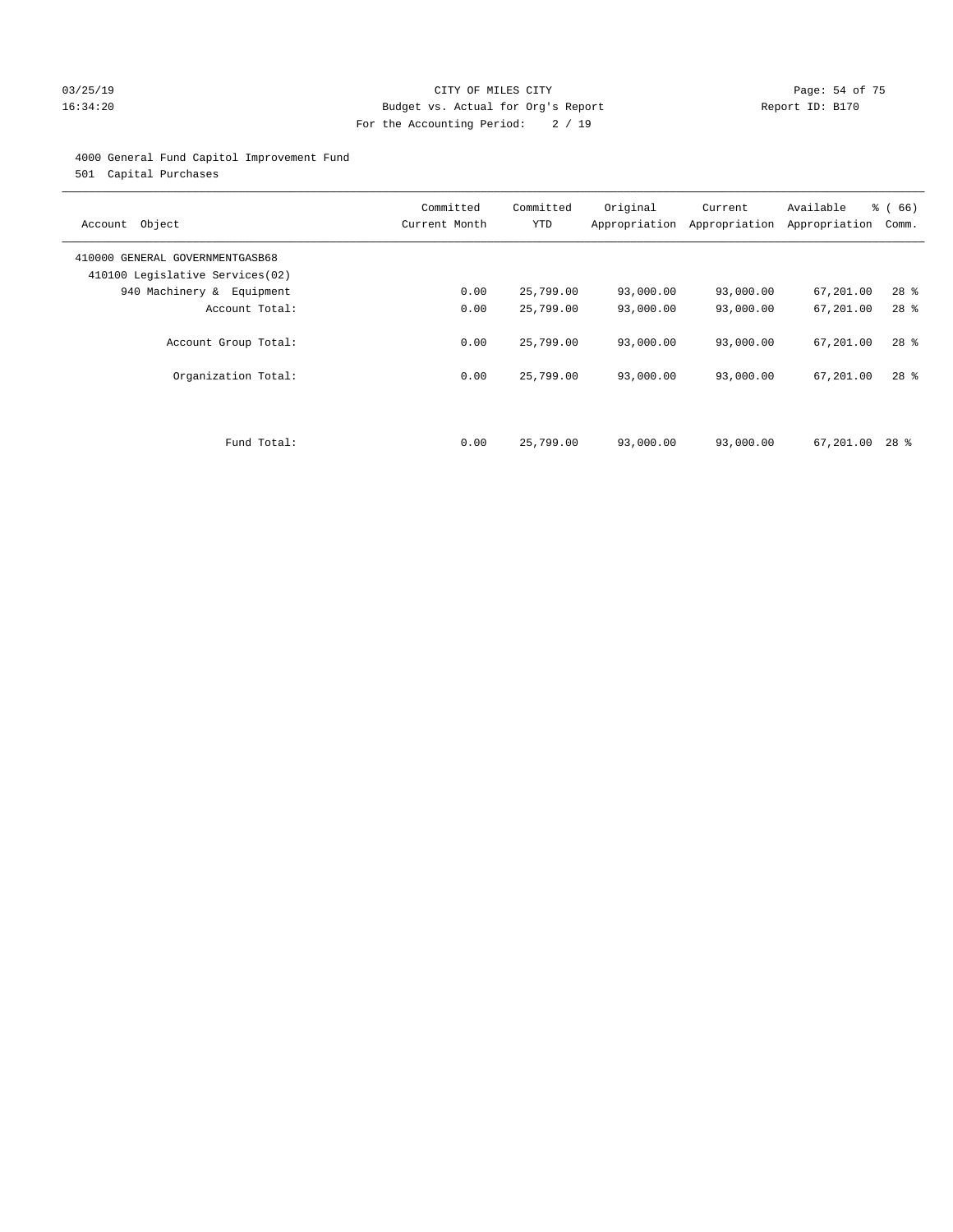CITY OF MILES CITY
Budget vs. Actual for Org's Report
For the Accounting Period: 2 / 19

03/25/19 16:34:20 Report ID: B170

4000 General Fund Capitol Improvement Fund
501 Capital Purchases

| Account Object | Committed Current Month | Committed YTD | Original Appropriation | Current Appropriation | Available Appropriation | % ( 66) Comm. |
|---|---|---|---|---|---|---|
| 410000 GENERAL GOVERNMENTGASB68 | | | | | | |
| 410100 Legislative Services(02) | | | | | | |
| 940 Machinery & Equipment | 0.00 | 25,799.00 | 93,000.00 | 93,000.00 | 67,201.00 | 28 % |
| Account Total: | 0.00 | 25,799.00 | 93,000.00 | 93,000.00 | 67,201.00 | 28 % |
| Account Group Total: | 0.00 | 25,799.00 | 93,000.00 | 93,000.00 | 67,201.00 | 28 % |
| Organization Total: | 0.00 | 25,799.00 | 93,000.00 | 93,000.00 | 67,201.00 | 28 % |
| Fund Total: | 0.00 | 25,799.00 | 93,000.00 | 93,000.00 | 67,201.00 | 28 % |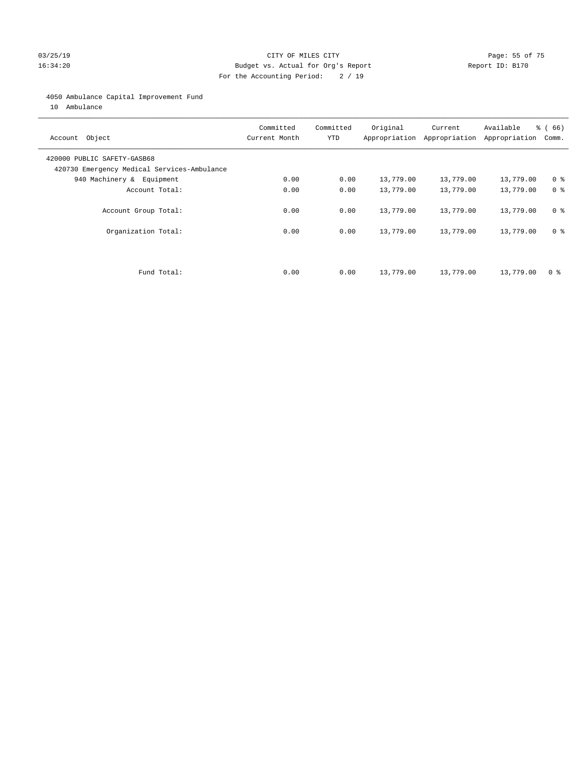CITY OF MILES CITY
Budget vs. Actual for Org's Report
For the Accounting Period: 2 / 19

03/25/19
16:34:20

Report ID: B170

4050 Ambulance Capital Improvement Fund
10 Ambulance

| Account Object | Committed Current Month | Committed YTD | Original Appropriation | Current Appropriation | Available Appropriation | % ( 66) Comm. |
|---|---|---|---|---|---|---|
| 420000 PUBLIC SAFETY-GASB68 | | | | | | |
| 420730 Emergency Medical Services-Ambulance | | | | | | |
| 940 Machinery & Equipment | 0.00 | 0.00 | 13,779.00 | 13,779.00 | 13,779.00 | 0 % |
| Account Total: | 0.00 | 0.00 | 13,779.00 | 13,779.00 | 13,779.00 | 0 % |
| Account Group Total: | 0.00 | 0.00 | 13,779.00 | 13,779.00 | 13,779.00 | 0 % |
| Organization Total: | 0.00 | 0.00 | 13,779.00 | 13,779.00 | 13,779.00 | 0 % |
| Fund Total: | 0.00 | 0.00 | 13,779.00 | 13,779.00 | 13,779.00 | 0 % |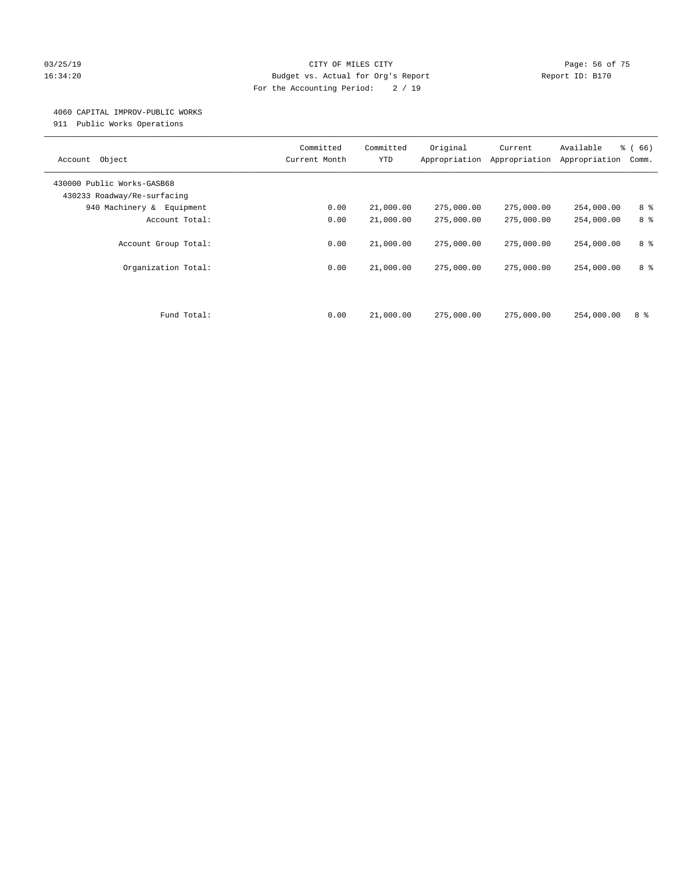CITY OF MILES CITY
Budget vs. Actual for Org's Report
For the Accounting Period: 2 / 19

03/25/19
16:34:20

Report ID: B170

4060 CAPITAL IMPROV-PUBLIC WORKS
911 Public Works Operations

| Account Object | Committed Current Month | Committed YTD | Original Appropriation | Current Appropriation | Available Appropriation | % ( 66) Comm. |
|---|---|---|---|---|---|---|
| 430000 Public Works-GASB68 | | | | | | |
| 430233 Roadway/Re-surfacing | | | | | | |
| 940 Machinery & Equipment | 0.00 | 21,000.00 | 275,000.00 | 275,000.00 | 254,000.00 | 8 % |
| Account Total: | 0.00 | 21,000.00 | 275,000.00 | 275,000.00 | 254,000.00 | 8 % |
| Account Group Total: | 0.00 | 21,000.00 | 275,000.00 | 275,000.00 | 254,000.00 | 8 % |
| Organization Total: | 0.00 | 21,000.00 | 275,000.00 | 275,000.00 | 254,000.00 | 8 % |
| Fund Total: | 0.00 | 21,000.00 | 275,000.00 | 275,000.00 | 254,000.00 | 8 % |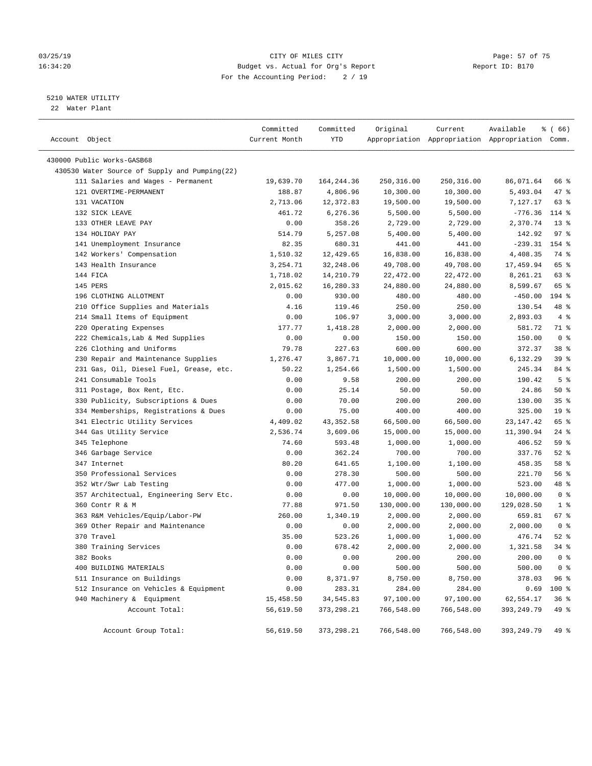CITY OF MILES CITY
Budget vs. Actual for Org's Report
For the Accounting Period: 2 / 19

5210 WATER UTILITY
22 Water Plant

| Account Object | Committed Current Month | Committed YTD | Original Appropriation | Current Appropriation | Available Appropriation | % ( 66) Comm. |
|---|---|---|---|---|---|---|
| 430000 Public Works-GASB68 | | | | | | |
| 430530 Water Source of Supply and Pumping(22) | | | | | | |
| 111 Salaries and Wages - Permanent | 19,639.70 | 164,244.36 | 250,316.00 | 250,316.00 | 86,071.64 | 66 % |
| 121 OVERTIME-PERMANENT | 188.87 | 4,806.96 | 10,300.00 | 10,300.00 | 5,493.04 | 47 % |
| 131 VACATION | 2,713.06 | 12,372.83 | 19,500.00 | 19,500.00 | 7,127.17 | 63 % |
| 132 SICK LEAVE | 461.72 | 6,276.36 | 5,500.00 | 5,500.00 | -776.36 | 114 % |
| 133 OTHER LEAVE PAY | 0.00 | 358.26 | 2,729.00 | 2,729.00 | 2,370.74 | 13 % |
| 134 HOLIDAY PAY | 514.79 | 5,257.08 | 5,400.00 | 5,400.00 | 142.92 | 97 % |
| 141 Unemployment Insurance | 82.35 | 680.31 | 441.00 | 441.00 | -239.31 | 154 % |
| 142 Workers' Compensation | 1,510.32 | 12,429.65 | 16,838.00 | 16,838.00 | 4,408.35 | 74 % |
| 143 Health Insurance | 3,254.71 | 32,248.06 | 49,708.00 | 49,708.00 | 17,459.94 | 65 % |
| 144 FICA | 1,718.02 | 14,210.79 | 22,472.00 | 22,472.00 | 8,261.21 | 63 % |
| 145 PERS | 2,015.62 | 16,280.33 | 24,880.00 | 24,880.00 | 8,599.67 | 65 % |
| 196 CLOTHING ALLOTMENT | 0.00 | 930.00 | 480.00 | 480.00 | -450.00 | 194 % |
| 210 Office Supplies and Materials | 4.16 | 119.46 | 250.00 | 250.00 | 130.54 | 48 % |
| 214 Small Items of Equipment | 0.00 | 106.97 | 3,000.00 | 3,000.00 | 2,893.03 | 4 % |
| 220 Operating Expenses | 177.77 | 1,418.28 | 2,000.00 | 2,000.00 | 581.72 | 71 % |
| 222 Chemicals,Lab & Med Supplies | 0.00 | 0.00 | 150.00 | 150.00 | 150.00 | 0 % |
| 226 Clothing and Uniforms | 79.78 | 227.63 | 600.00 | 600.00 | 372.37 | 38 % |
| 230 Repair and Maintenance Supplies | 1,276.47 | 3,867.71 | 10,000.00 | 10,000.00 | 6,132.29 | 39 % |
| 231 Gas, Oil, Diesel Fuel, Grease, etc. | 50.22 | 1,254.66 | 1,500.00 | 1,500.00 | 245.34 | 84 % |
| 241 Consumable Tools | 0.00 | 9.58 | 200.00 | 200.00 | 190.42 | 5 % |
| 311 Postage, Box Rent, Etc. | 0.00 | 25.14 | 50.00 | 50.00 | 24.86 | 50 % |
| 330 Publicity, Subscriptions & Dues | 0.00 | 70.00 | 200.00 | 200.00 | 130.00 | 35 % |
| 334 Memberships, Registrations & Dues | 0.00 | 75.00 | 400.00 | 400.00 | 325.00 | 19 % |
| 341 Electric Utility Services | 4,409.02 | 43,352.58 | 66,500.00 | 66,500.00 | 23,147.42 | 65 % |
| 344 Gas Utility Service | 2,536.74 | 3,609.06 | 15,000.00 | 15,000.00 | 11,390.94 | 24 % |
| 345 Telephone | 74.60 | 593.48 | 1,000.00 | 1,000.00 | 406.52 | 59 % |
| 346 Garbage Service | 0.00 | 362.24 | 700.00 | 700.00 | 337.76 | 52 % |
| 347 Internet | 80.20 | 641.65 | 1,100.00 | 1,100.00 | 458.35 | 58 % |
| 350 Professional Services | 0.00 | 278.30 | 500.00 | 500.00 | 221.70 | 56 % |
| 352 Wtr/Swr Lab Testing | 0.00 | 477.00 | 1,000.00 | 1,000.00 | 523.00 | 48 % |
| 357 Architectual, Engineering Serv Etc. | 0.00 | 0.00 | 10,000.00 | 10,000.00 | 10,000.00 | 0 % |
| 360 Contr R & M | 77.88 | 971.50 | 130,000.00 | 130,000.00 | 129,028.50 | 1 % |
| 363 R&M Vehicles/Equip/Labor-PW | 260.00 | 1,340.19 | 2,000.00 | 2,000.00 | 659.81 | 67 % |
| 369 Other Repair and Maintenance | 0.00 | 0.00 | 2,000.00 | 2,000.00 | 2,000.00 | 0 % |
| 370 Travel | 35.00 | 523.26 | 1,000.00 | 1,000.00 | 476.74 | 52 % |
| 380 Training Services | 0.00 | 678.42 | 2,000.00 | 2,000.00 | 1,321.58 | 34 % |
| 382 Books | 0.00 | 0.00 | 200.00 | 200.00 | 200.00 | 0 % |
| 400 BUILDING MATERIALS | 0.00 | 0.00 | 500.00 | 500.00 | 500.00 | 0 % |
| 511 Insurance on Buildings | 0.00 | 8,371.97 | 8,750.00 | 8,750.00 | 378.03 | 96 % |
| 512 Insurance on Vehicles & Equipment | 0.00 | 283.31 | 284.00 | 284.00 | 0.69 | 100 % |
| 940 Machinery & Equipment | 15,458.50 | 34,545.83 | 97,100.00 | 97,100.00 | 62,554.17 | 36 % |
| Account Total: | 56,619.50 | 373,298.21 | 766,548.00 | 766,548.00 | 393,249.79 | 49 % |
| Account Group Total: | 56,619.50 | 373,298.21 | 766,548.00 | 766,548.00 | 393,249.79 | 49 % |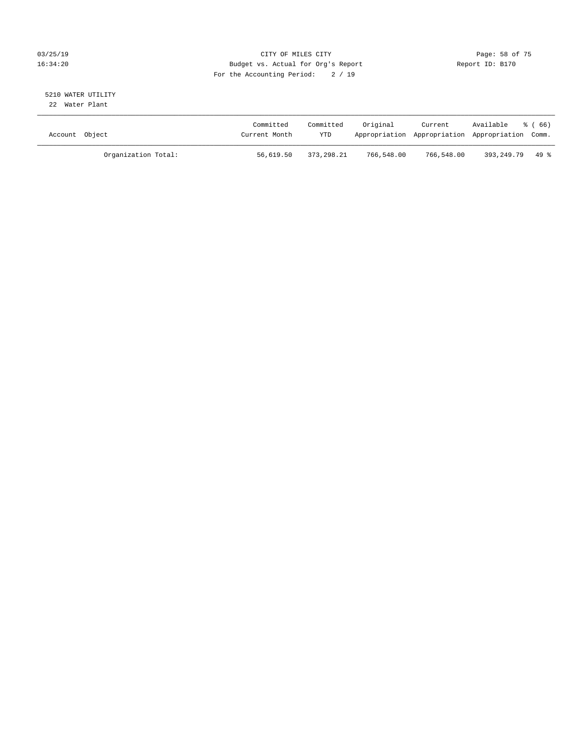CITY OF MILES CITY
Budget vs. Actual for Org's Report
For the Accounting Period: 2 / 19

03/25/19
16:34:20

Report ID: B170

5210 WATER UTILITY
22 Water Plant

| Account Object | Committed Current Month | Committed YTD | Original Appropriation | Current Appropriation | Available Appropriation | % ( 66) Comm. |
|---|---|---|---|---|---|---|
| Organization Total: | 56,619.50 | 373,298.21 | 766,548.00 | 766,548.00 | 393,249.79 | 49 % |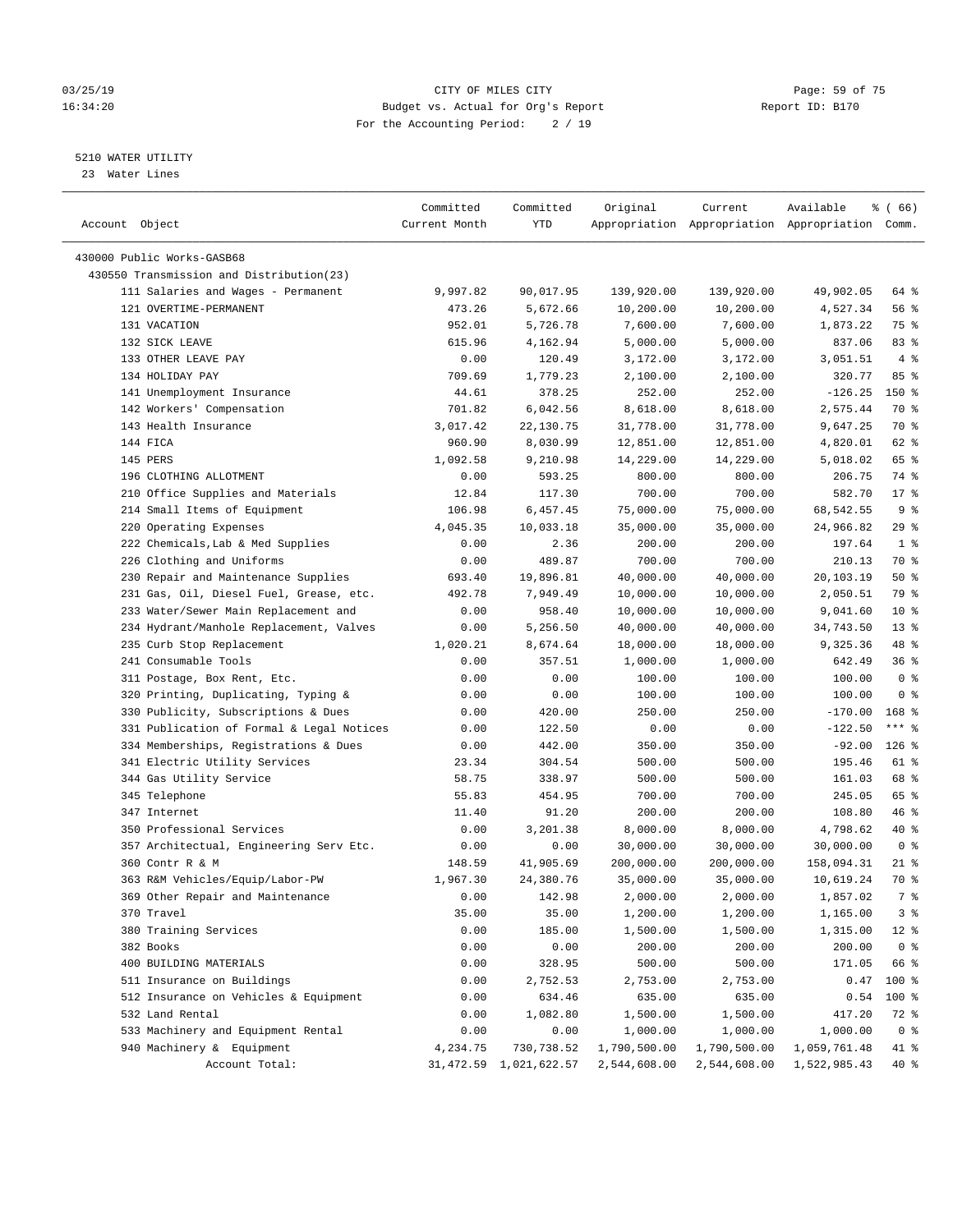03/25/19 CITY OF MILES CITY
16:34:20 Budget vs. Actual for Org's Report Report ID: B170
For the Accounting Period: 2 / 19

5210 WATER UTILITY
23 Water Lines

| Account Object | Committed Current Month | Committed YTD | Original Appropriation | Current Appropriation | Available Appropriation | % ( 66) Comm. |
|---|---|---|---|---|---|---|
| 430000 Public Works-GASB68 | | | | | | |
| 430550 Transmission and Distribution(23) | | | | | | |
| 111 Salaries and Wages - Permanent | 9,997.82 | 90,017.95 | 139,920.00 | 139,920.00 | 49,902.05 | 64 % |
| 121 OVERTIME-PERMANENT | 473.26 | 5,672.66 | 10,200.00 | 10,200.00 | 4,527.34 | 56 % |
| 131 VACATION | 952.01 | 5,726.78 | 7,600.00 | 7,600.00 | 1,873.22 | 75 % |
| 132 SICK LEAVE | 615.96 | 4,162.94 | 5,000.00 | 5,000.00 | 837.06 | 83 % |
| 133 OTHER LEAVE PAY | 0.00 | 120.49 | 3,172.00 | 3,172.00 | 3,051.51 | 4 % |
| 134 HOLIDAY PAY | 709.69 | 1,779.23 | 2,100.00 | 2,100.00 | 320.77 | 85 % |
| 141 Unemployment Insurance | 44.61 | 378.25 | 252.00 | 252.00 | -126.25 | 150 % |
| 142 Workers' Compensation | 701.82 | 6,042.56 | 8,618.00 | 8,618.00 | 2,575.44 | 70 % |
| 143 Health Insurance | 3,017.42 | 22,130.75 | 31,778.00 | 31,778.00 | 9,647.25 | 70 % |
| 144 FICA | 960.90 | 8,030.99 | 12,851.00 | 12,851.00 | 4,820.01 | 62 % |
| 145 PERS | 1,092.58 | 9,210.98 | 14,229.00 | 14,229.00 | 5,018.02 | 65 % |
| 196 CLOTHING ALLOTMENT | 0.00 | 593.25 | 800.00 | 800.00 | 206.75 | 74 % |
| 210 Office Supplies and Materials | 12.84 | 117.30 | 700.00 | 700.00 | 582.70 | 17 % |
| 214 Small Items of Equipment | 106.98 | 6,457.45 | 75,000.00 | 75,000.00 | 68,542.55 | 9 % |
| 220 Operating Expenses | 4,045.35 | 10,033.18 | 35,000.00 | 35,000.00 | 24,966.82 | 29 % |
| 222 Chemicals,Lab & Med Supplies | 0.00 | 2.36 | 200.00 | 200.00 | 197.64 | 1 % |
| 226 Clothing and Uniforms | 0.00 | 489.87 | 700.00 | 700.00 | 210.13 | 70 % |
| 230 Repair and Maintenance Supplies | 693.40 | 19,896.81 | 40,000.00 | 40,000.00 | 20,103.19 | 50 % |
| 231 Gas, Oil, Diesel Fuel, Grease, etc. | 492.78 | 7,949.49 | 10,000.00 | 10,000.00 | 2,050.51 | 79 % |
| 233 Water/Sewer Main Replacement and | 0.00 | 958.40 | 10,000.00 | 10,000.00 | 9,041.60 | 10 % |
| 234 Hydrant/Manhole Replacement, Valves | 0.00 | 5,256.50 | 40,000.00 | 40,000.00 | 34,743.50 | 13 % |
| 235 Curb Stop Replacement | 1,020.21 | 8,674.64 | 18,000.00 | 18,000.00 | 9,325.36 | 48 % |
| 241 Consumable Tools | 0.00 | 357.51 | 1,000.00 | 1,000.00 | 642.49 | 36 % |
| 311 Postage, Box Rent, Etc. | 0.00 | 0.00 | 100.00 | 100.00 | 100.00 | 0 % |
| 320 Printing, Duplicating, Typing & | 0.00 | 0.00 | 100.00 | 100.00 | 100.00 | 0 % |
| 330 Publicity, Subscriptions & Dues | 0.00 | 420.00 | 250.00 | 250.00 | -170.00 | 168 % |
| 331 Publication of Formal & Legal Notices | 0.00 | 122.50 | 0.00 | 0.00 | -122.50 | *** % |
| 334 Memberships, Registrations & Dues | 0.00 | 442.00 | 350.00 | 350.00 | -92.00 | 126 % |
| 341 Electric Utility Services | 23.34 | 304.54 | 500.00 | 500.00 | 195.46 | 61 % |
| 344 Gas Utility Service | 58.75 | 338.97 | 500.00 | 500.00 | 161.03 | 68 % |
| 345 Telephone | 55.83 | 454.95 | 700.00 | 700.00 | 245.05 | 65 % |
| 347 Internet | 11.40 | 91.20 | 200.00 | 200.00 | 108.80 | 46 % |
| 350 Professional Services | 0.00 | 3,201.38 | 8,000.00 | 8,000.00 | 4,798.62 | 40 % |
| 357 Architectual, Engineering Serv Etc. | 0.00 | 0.00 | 30,000.00 | 30,000.00 | 30,000.00 | 0 % |
| 360 Contr R & M | 148.59 | 41,905.69 | 200,000.00 | 200,000.00 | 158,094.31 | 21 % |
| 363 R&M Vehicles/Equip/Labor-PW | 1,967.30 | 24,380.76 | 35,000.00 | 35,000.00 | 10,619.24 | 70 % |
| 369 Other Repair and Maintenance | 0.00 | 142.98 | 2,000.00 | 2,000.00 | 1,857.02 | 7 % |
| 370 Travel | 35.00 | 35.00 | 1,200.00 | 1,200.00 | 1,165.00 | 3 % |
| 380 Training Services | 0.00 | 185.00 | 1,500.00 | 1,500.00 | 1,315.00 | 12 % |
| 382 Books | 0.00 | 0.00 | 200.00 | 200.00 | 200.00 | 0 % |
| 400 BUILDING MATERIALS | 0.00 | 328.95 | 500.00 | 500.00 | 171.05 | 66 % |
| 511 Insurance on Buildings | 0.00 | 2,752.53 | 2,753.00 | 2,753.00 | 0.47 | 100 % |
| 512 Insurance on Vehicles & Equipment | 0.00 | 634.46 | 635.00 | 635.00 | 0.54 | 100 % |
| 532 Land Rental | 0.00 | 1,082.80 | 1,500.00 | 1,500.00 | 417.20 | 72 % |
| 533 Machinery and Equipment Rental | 0.00 | 0.00 | 1,000.00 | 1,000.00 | 1,000.00 | 0 % |
| 940 Machinery & Equipment | 4,234.75 | 730,738.52 | 1,790,500.00 | 1,790,500.00 | 1,059,761.48 | 41 % |
| Account Total: | 31,472.59 | 1,021,622.57 | 2,544,608.00 | 2,544,608.00 | 1,522,985.43 | 40 % |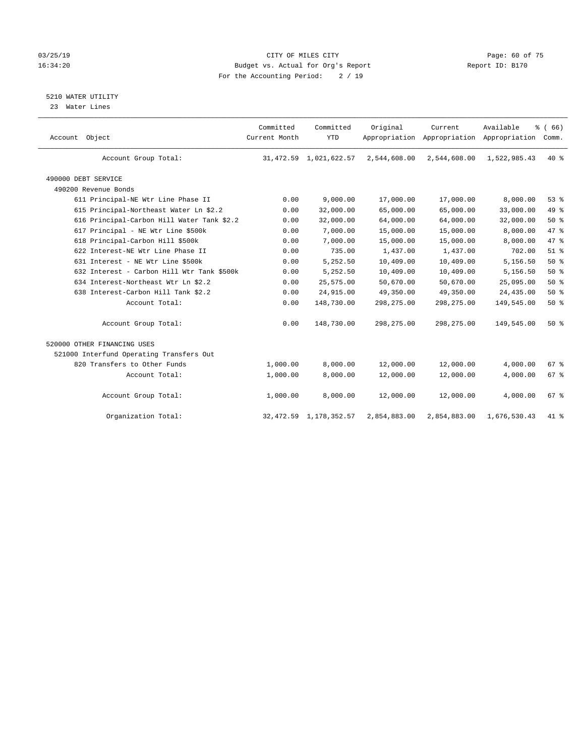CITY OF MILES CITY
Budget vs. Actual for Org's Report
For the Accounting Period: 2 / 19

03/25/19
16:34:20

Report ID: B170

## 5210 WATER UTILITY

23 Water Lines

| Account Object | Committed Current Month | Committed YTD | Original Appropriation | Current Appropriation | Available Appropriation | % ( 66) Comm. |
|---|---|---|---|---|---|---|
| Account Group Total: | 31,472.59 | 1,021,622.57 | 2,544,608.00 | 2,544,608.00 | 1,522,985.43 | 40 % |
| 490000 DEBT SERVICE | | | | | | |
| 490200 Revenue Bonds | | | | | | |
| 611 Principal-NE Wtr Line Phase II | 0.00 | 9,000.00 | 17,000.00 | 17,000.00 | 8,000.00 | 53 % |
| 615 Principal-Northeast Water Ln $2.2 | 0.00 | 32,000.00 | 65,000.00 | 65,000.00 | 33,000.00 | 49 % |
| 616 Principal-Carbon Hill Water Tank $2.2 | 0.00 | 32,000.00 | 64,000.00 | 64,000.00 | 32,000.00 | 50 % |
| 617 Principal - NE Wtr Line $500k | 0.00 | 7,000.00 | 15,000.00 | 15,000.00 | 8,000.00 | 47 % |
| 618 Principal-Carbon Hill $500k | 0.00 | 7,000.00 | 15,000.00 | 15,000.00 | 8,000.00 | 47 % |
| 622 Interest-NE Wtr Line Phase II | 0.00 | 735.00 | 1,437.00 | 1,437.00 | 702.00 | 51 % |
| 631 Interest - NE Wtr Line $500k | 0.00 | 5,252.50 | 10,409.00 | 10,409.00 | 5,156.50 | 50 % |
| 632 Interest - Carbon Hill Wtr Tank $500k | 0.00 | 5,252.50 | 10,409.00 | 10,409.00 | 5,156.50 | 50 % |
| 634 Interest-Northeast Wtr Ln $2.2 | 0.00 | 25,575.00 | 50,670.00 | 50,670.00 | 25,095.00 | 50 % |
| 638 Interest-Carbon Hill Tank $2.2 | 0.00 | 24,915.00 | 49,350.00 | 49,350.00 | 24,435.00 | 50 % |
| Account Total: | 0.00 | 148,730.00 | 298,275.00 | 298,275.00 | 149,545.00 | 50 % |
| Account Group Total: | 0.00 | 148,730.00 | 298,275.00 | 298,275.00 | 149,545.00 | 50 % |
| 520000 OTHER FINANCING USES | | | | | | |
| 521000 Interfund Operating Transfers Out | | | | | | |
| 820 Transfers to Other Funds | 1,000.00 | 8,000.00 | 12,000.00 | 12,000.00 | 4,000.00 | 67 % |
| Account Total: | 1,000.00 | 8,000.00 | 12,000.00 | 12,000.00 | 4,000.00 | 67 % |
| Account Group Total: | 1,000.00 | 8,000.00 | 12,000.00 | 12,000.00 | 4,000.00 | 67 % |
| Organization Total: | 32,472.59 | 1,178,352.57 | 2,854,883.00 | 2,854,883.00 | 1,676,530.43 | 41 % |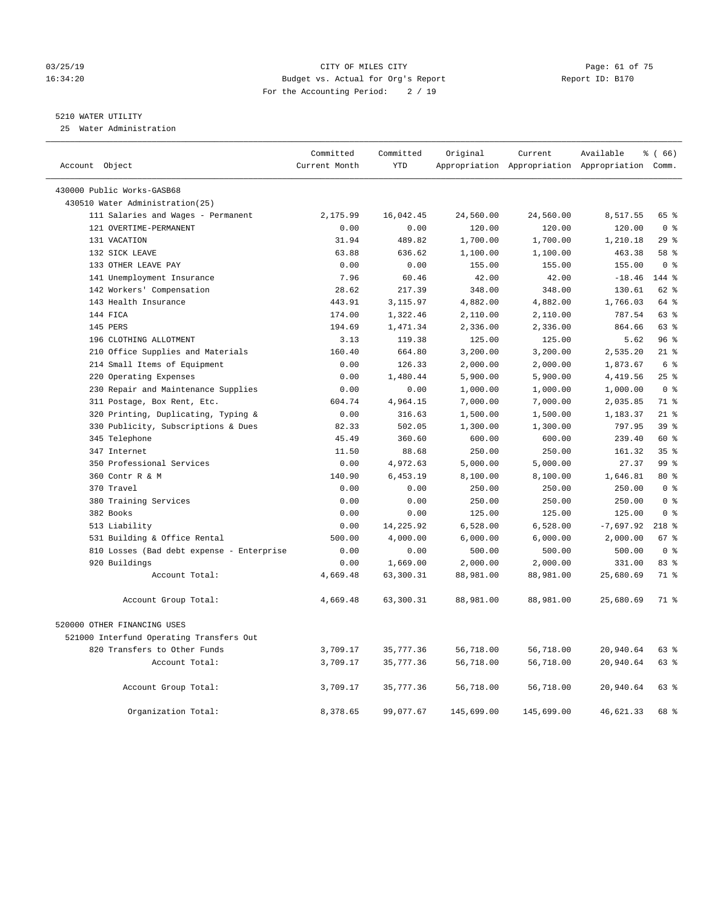03/25/19 CITY OF MILES CITY
16:34:20 Budget vs. Actual for Org's Report Report ID: B170
For the Accounting Period: 2 / 19

5210 WATER UTILITY
25 Water Administration

| Account Object | Committed Current Month | Committed YTD | Original Appropriation | Current Appropriation | Available Appropriation | % ( 66) Comm. |
|---|---|---|---|---|---|---|
| 430000 Public Works-GASB68 | | | | | | |
| 430510 Water Administration(25) | | | | | | |
| 111 Salaries and Wages - Permanent | 2,175.99 | 16,042.45 | 24,560.00 | 24,560.00 | 8,517.55 | 65 % |
| 121 OVERTIME-PERMANENT | 0.00 | 0.00 | 120.00 | 120.00 | 120.00 | 0 % |
| 131 VACATION | 31.94 | 489.82 | 1,700.00 | 1,700.00 | 1,210.18 | 29 % |
| 132 SICK LEAVE | 63.88 | 636.62 | 1,100.00 | 1,100.00 | 463.38 | 58 % |
| 133 OTHER LEAVE PAY | 0.00 | 0.00 | 155.00 | 155.00 | 155.00 | 0 % |
| 141 Unemployment Insurance | 7.96 | 60.46 | 42.00 | 42.00 | -18.46 | 144 % |
| 142 Workers' Compensation | 28.62 | 217.39 | 348.00 | 348.00 | 130.61 | 62 % |
| 143 Health Insurance | 443.91 | 3,115.97 | 4,882.00 | 4,882.00 | 1,766.03 | 64 % |
| 144 FICA | 174.00 | 1,322.46 | 2,110.00 | 2,110.00 | 787.54 | 63 % |
| 145 PERS | 194.69 | 1,471.34 | 2,336.00 | 2,336.00 | 864.66 | 63 % |
| 196 CLOTHING ALLOTMENT | 3.13 | 119.38 | 125.00 | 125.00 | 5.62 | 96 % |
| 210 Office Supplies and Materials | 160.40 | 664.80 | 3,200.00 | 3,200.00 | 2,535.20 | 21 % |
| 214 Small Items of Equipment | 0.00 | 126.33 | 2,000.00 | 2,000.00 | 1,873.67 | 6 % |
| 220 Operating Expenses | 0.00 | 1,480.44 | 5,900.00 | 5,900.00 | 4,419.56 | 25 % |
| 230 Repair and Maintenance Supplies | 0.00 | 0.00 | 1,000.00 | 1,000.00 | 1,000.00 | 0 % |
| 311 Postage, Box Rent, Etc. | 604.74 | 4,964.15 | 7,000.00 | 7,000.00 | 2,035.85 | 71 % |
| 320 Printing, Duplicating, Typing & | 0.00 | 316.63 | 1,500.00 | 1,500.00 | 1,183.37 | 21 % |
| 330 Publicity, Subscriptions & Dues | 82.33 | 502.05 | 1,300.00 | 1,300.00 | 797.95 | 39 % |
| 345 Telephone | 45.49 | 360.60 | 600.00 | 600.00 | 239.40 | 60 % |
| 347 Internet | 11.50 | 88.68 | 250.00 | 250.00 | 161.32 | 35 % |
| 350 Professional Services | 0.00 | 4,972.63 | 5,000.00 | 5,000.00 | 27.37 | 99 % |
| 360 Contr R & M | 140.90 | 6,453.19 | 8,100.00 | 8,100.00 | 1,646.81 | 80 % |
| 370 Travel | 0.00 | 0.00 | 250.00 | 250.00 | 250.00 | 0 % |
| 380 Training Services | 0.00 | 0.00 | 250.00 | 250.00 | 250.00 | 0 % |
| 382 Books | 0.00 | 0.00 | 125.00 | 125.00 | 125.00 | 0 % |
| 513 Liability | 0.00 | 14,225.92 | 6,528.00 | 6,528.00 | -7,697.92 | 218 % |
| 531 Building & Office Rental | 500.00 | 4,000.00 | 6,000.00 | 6,000.00 | 2,000.00 | 67 % |
| 810 Losses (Bad debt expense - Enterprise | 0.00 | 0.00 | 500.00 | 500.00 | 500.00 | 0 % |
| 920 Buildings | 0.00 | 1,669.00 | 2,000.00 | 2,000.00 | 331.00 | 83 % |
| Account Total: | 4,669.48 | 63,300.31 | 88,981.00 | 88,981.00 | 25,680.69 | 71 % |
| Account Group Total: | 4,669.48 | 63,300.31 | 88,981.00 | 88,981.00 | 25,680.69 | 71 % |
| 520000 OTHER FINANCING USES | | | | | | |
| 521000 Interfund Operating Transfers Out | | | | | | |
| 820 Transfers to Other Funds | 3,709.17 | 35,777.36 | 56,718.00 | 56,718.00 | 20,940.64 | 63 % |
| Account Total: | 3,709.17 | 35,777.36 | 56,718.00 | 56,718.00 | 20,940.64 | 63 % |
| Account Group Total: | 3,709.17 | 35,777.36 | 56,718.00 | 56,718.00 | 20,940.64 | 63 % |
| Organization Total: | 8,378.65 | 99,077.67 | 145,699.00 | 145,699.00 | 46,621.33 | 68 % |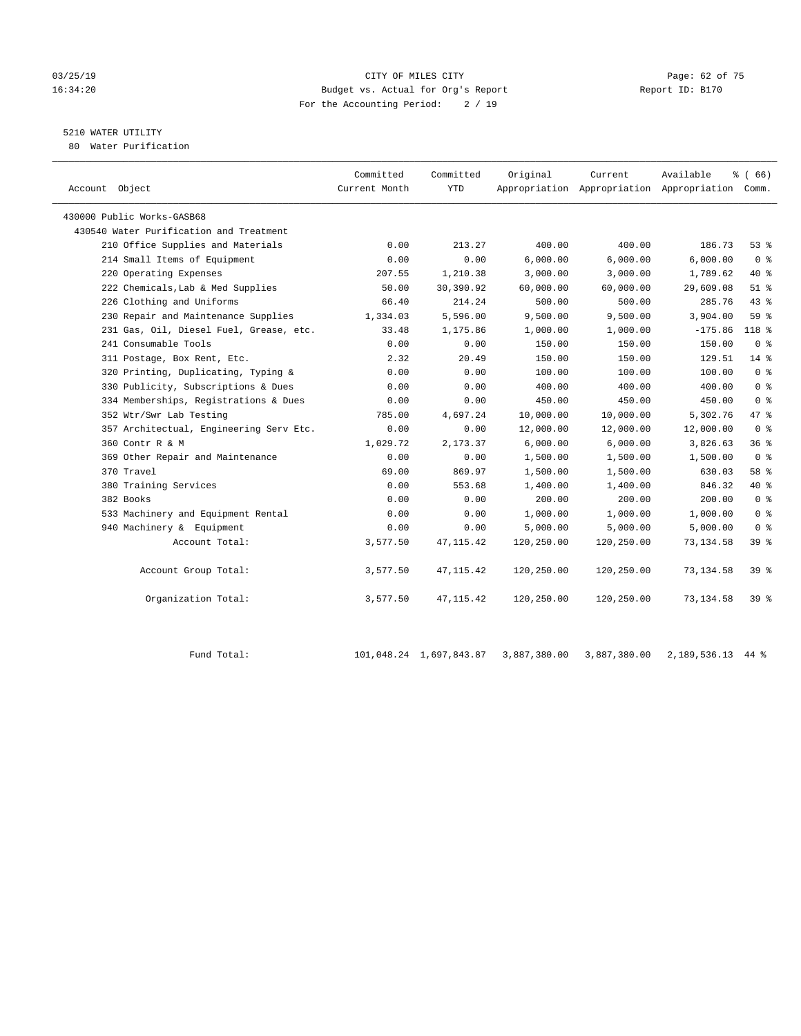CITY OF MILES CITY
Budget vs. Actual for Org's Report
For the Accounting Period: 2 / 19

03/25/19
16:34:20

Report ID: B170

## 5210 WATER UTILITY

80 Water Purification

| Account Object | Committed Current Month | Committed YTD | Original Appropriation | Current Appropriation | Available Appropriation | % ( 66) Comm. |
|---|---|---|---|---|---|---|
| 430000 Public Works-GASB68 | | | | | | |
| 430540 Water Purification and Treatment | | | | | | |
| 210 Office Supplies and Materials | 0.00 | 213.27 | 400.00 | 400.00 | 186.73 | 53 % |
| 214 Small Items of Equipment | 0.00 | 0.00 | 6,000.00 | 6,000.00 | 6,000.00 | 0 % |
| 220 Operating Expenses | 207.55 | 1,210.38 | 3,000.00 | 3,000.00 | 1,789.62 | 40 % |
| 222 Chemicals,Lab & Med Supplies | 50.00 | 30,390.92 | 60,000.00 | 60,000.00 | 29,609.08 | 51 % |
| 226 Clothing and Uniforms | 66.40 | 214.24 | 500.00 | 500.00 | 285.76 | 43 % |
| 230 Repair and Maintenance Supplies | 1,334.03 | 5,596.00 | 9,500.00 | 9,500.00 | 3,904.00 | 59 % |
| 231 Gas, Oil, Diesel Fuel, Grease, etc. | 33.48 | 1,175.86 | 1,000.00 | 1,000.00 | -175.86 | 118 % |
| 241 Consumable Tools | 0.00 | 0.00 | 150.00 | 150.00 | 150.00 | 0 % |
| 311 Postage, Box Rent, Etc. | 2.32 | 20.49 | 150.00 | 150.00 | 129.51 | 14 % |
| 320 Printing, Duplicating, Typing & | 0.00 | 0.00 | 100.00 | 100.00 | 100.00 | 0 % |
| 330 Publicity, Subscriptions & Dues | 0.00 | 0.00 | 400.00 | 400.00 | 400.00 | 0 % |
| 334 Memberships, Registrations & Dues | 0.00 | 0.00 | 450.00 | 450.00 | 450.00 | 0 % |
| 352 Wtr/Swr Lab Testing | 785.00 | 4,697.24 | 10,000.00 | 10,000.00 | 5,302.76 | 47 % |
| 357 Architectual, Engineering Serv Etc. | 0.00 | 0.00 | 12,000.00 | 12,000.00 | 12,000.00 | 0 % |
| 360 Contr R & M | 1,029.72 | 2,173.37 | 6,000.00 | 6,000.00 | 3,826.63 | 36 % |
| 369 Other Repair and Maintenance | 0.00 | 0.00 | 1,500.00 | 1,500.00 | 1,500.00 | 0 % |
| 370 Travel | 69.00 | 869.97 | 1,500.00 | 1,500.00 | 630.03 | 58 % |
| 380 Training Services | 0.00 | 553.68 | 1,400.00 | 1,400.00 | 846.32 | 40 % |
| 382 Books | 0.00 | 0.00 | 200.00 | 200.00 | 200.00 | 0 % |
| 533 Machinery and Equipment Rental | 0.00 | 0.00 | 1,000.00 | 1,000.00 | 1,000.00 | 0 % |
| 940 Machinery & Equipment | 0.00 | 0.00 | 5,000.00 | 5,000.00 | 5,000.00 | 0 % |
| Account Total: | 3,577.50 | 47,115.42 | 120,250.00 | 120,250.00 | 73,134.58 | 39 % |
| Account Group Total: | 3,577.50 | 47,115.42 | 120,250.00 | 120,250.00 | 73,134.58 | 39 % |
| Organization Total: | 3,577.50 | 47,115.42 | 120,250.00 | 120,250.00 | 73,134.58 | 39 % |
| Fund Total: | 101,048.24 | 1,697,843.87 | 3,887,380.00 | 3,887,380.00 | 2,189,536.13 | 44 % |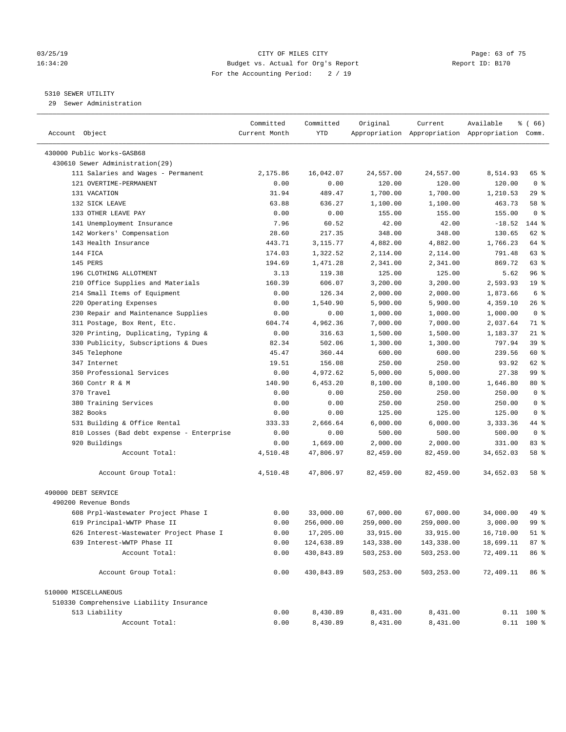CITY OF MILES CITY
Budget vs. Actual for Org's Report
For the Accounting Period: 2 / 19

Report ID: B170

## 5310 SEWER UTILITY

29 Sewer Administration

| Account Object | Committed Current Month | Committed YTD | Original Appropriation | Current Appropriation | Available Appropriation | % ( 66) Comm. |
|---|---|---|---|---|---|---|
| 430000 Public Works-GASB68 | | | | | | |
| 430610 Sewer Administration(29) | | | | | | |
| 111 Salaries and Wages - Permanent | 2,175.86 | 16,042.07 | 24,557.00 | 24,557.00 | 8,514.93 | 65 % |
| 121 OVERTIME-PERMANENT | 0.00 | 0.00 | 120.00 | 120.00 | 120.00 | 0 % |
| 131 VACATION | 31.94 | 489.47 | 1,700.00 | 1,700.00 | 1,210.53 | 29 % |
| 132 SICK LEAVE | 63.88 | 636.27 | 1,100.00 | 1,100.00 | 463.73 | 58 % |
| 133 OTHER LEAVE PAY | 0.00 | 0.00 | 155.00 | 155.00 | 155.00 | 0 % |
| 141 Unemployment Insurance | 7.96 | 60.52 | 42.00 | 42.00 | -18.52 | 144 % |
| 142 Workers' Compensation | 28.60 | 217.35 | 348.00 | 348.00 | 130.65 | 62 % |
| 143 Health Insurance | 443.71 | 3,115.77 | 4,882.00 | 4,882.00 | 1,766.23 | 64 % |
| 144 FICA | 174.03 | 1,322.52 | 2,114.00 | 2,114.00 | 791.48 | 63 % |
| 145 PERS | 194.69 | 1,471.28 | 2,341.00 | 2,341.00 | 869.72 | 63 % |
| 196 CLOTHING ALLOTMENT | 3.13 | 119.38 | 125.00 | 125.00 | 5.62 | 96 % |
| 210 Office Supplies and Materials | 160.39 | 606.07 | 3,200.00 | 3,200.00 | 2,593.93 | 19 % |
| 214 Small Items of Equipment | 0.00 | 126.34 | 2,000.00 | 2,000.00 | 1,873.66 | 6 % |
| 220 Operating Expenses | 0.00 | 1,540.90 | 5,900.00 | 5,900.00 | 4,359.10 | 26 % |
| 230 Repair and Maintenance Supplies | 0.00 | 0.00 | 1,000.00 | 1,000.00 | 1,000.00 | 0 % |
| 311 Postage, Box Rent, Etc. | 604.74 | 4,962.36 | 7,000.00 | 7,000.00 | 2,037.64 | 71 % |
| 320 Printing, Duplicating, Typing & | 0.00 | 316.63 | 1,500.00 | 1,500.00 | 1,183.37 | 21 % |
| 330 Publicity, Subscriptions & Dues | 82.34 | 502.06 | 1,300.00 | 1,300.00 | 797.94 | 39 % |
| 345 Telephone | 45.47 | 360.44 | 600.00 | 600.00 | 239.56 | 60 % |
| 347 Internet | 19.51 | 156.08 | 250.00 | 250.00 | 93.92 | 62 % |
| 350 Professional Services | 0.00 | 4,972.62 | 5,000.00 | 5,000.00 | 27.38 | 99 % |
| 360 Contr R & M | 140.90 | 6,453.20 | 8,100.00 | 8,100.00 | 1,646.80 | 80 % |
| 370 Travel | 0.00 | 0.00 | 250.00 | 250.00 | 250.00 | 0 % |
| 380 Training Services | 0.00 | 0.00 | 250.00 | 250.00 | 250.00 | 0 % |
| 382 Books | 0.00 | 0.00 | 125.00 | 125.00 | 125.00 | 0 % |
| 531 Building & Office Rental | 333.33 | 2,666.64 | 6,000.00 | 6,000.00 | 3,333.36 | 44 % |
| 810 Losses (Bad debt expense - Enterprise | 0.00 | 0.00 | 500.00 | 500.00 | 500.00 | 0 % |
| 920 Buildings | 0.00 | 1,669.00 | 2,000.00 | 2,000.00 | 331.00 | 83 % |
| Account Total: | 4,510.48 | 47,806.97 | 82,459.00 | 82,459.00 | 34,652.03 | 58 % |
| Account Group Total: | 4,510.48 | 47,806.97 | 82,459.00 | 82,459.00 | 34,652.03 | 58 % |
| 490000 DEBT SERVICE | | | | | | |
| 490200 Revenue Bonds | | | | | | |
| 608 Prpl-Wastewater Project Phase I | 0.00 | 33,000.00 | 67,000.00 | 67,000.00 | 34,000.00 | 49 % |
| 619 Principal-WWTP Phase II | 0.00 | 256,000.00 | 259,000.00 | 259,000.00 | 3,000.00 | 99 % |
| 626 Interest-Wastewater Project Phase I | 0.00 | 17,205.00 | 33,915.00 | 33,915.00 | 16,710.00 | 51 % |
| 639 Interest-WWTP Phase II | 0.00 | 124,638.89 | 143,338.00 | 143,338.00 | 18,699.11 | 87 % |
| Account Total: | 0.00 | 430,843.89 | 503,253.00 | 503,253.00 | 72,409.11 | 86 % |
| Account Group Total: | 0.00 | 430,843.89 | 503,253.00 | 503,253.00 | 72,409.11 | 86 % |
| 510000 MISCELLANEOUS | | | | | | |
| 510330 Comprehensive Liability Insurance | | | | | | |
| 513 Liability | 0.00 | 8,430.89 | 8,431.00 | 8,431.00 | 0.11 | 100 % |
| Account Total: | 0.00 | 8,430.89 | 8,431.00 | 8,431.00 | 0.11 | 100 % |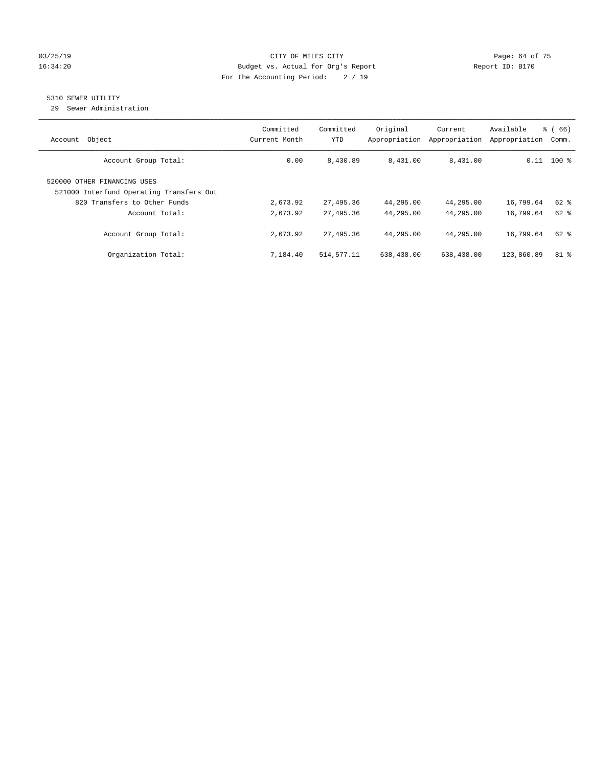CITY OF MILES CITY
Budget vs. Actual for Org's Report
For the Accounting Period: 2 / 19

03/25/19
16:34:20

Report ID: B170

## 5310 SEWER UTILITY

29 Sewer Administration

| Account Object | Committed Current Month | Committed YTD | Original Appropriation | Current Appropriation | Available Appropriation | % ( 66) Comm. |
|---|---|---|---|---|---|---|
| Account Group Total: | 0.00 | 8,430.89 | 8,431.00 | 8,431.00 | 0.11 | 100 % |
| 520000 OTHER FINANCING USES | | | | | | |
| 521000 Interfund Operating Transfers Out | | | | | | |
| 820 Transfers to Other Funds | 2,673.92 | 27,495.36 | 44,295.00 | 44,295.00 | 16,799.64 | 62 % |
| Account Total: | 2,673.92 | 27,495.36 | 44,295.00 | 44,295.00 | 16,799.64 | 62 % |
| Account Group Total: | 2,673.92 | 27,495.36 | 44,295.00 | 44,295.00 | 16,799.64 | 62 % |
| Organization Total: | 7,184.40 | 514,577.11 | 638,438.00 | 638,438.00 | 123,860.89 | 81 % |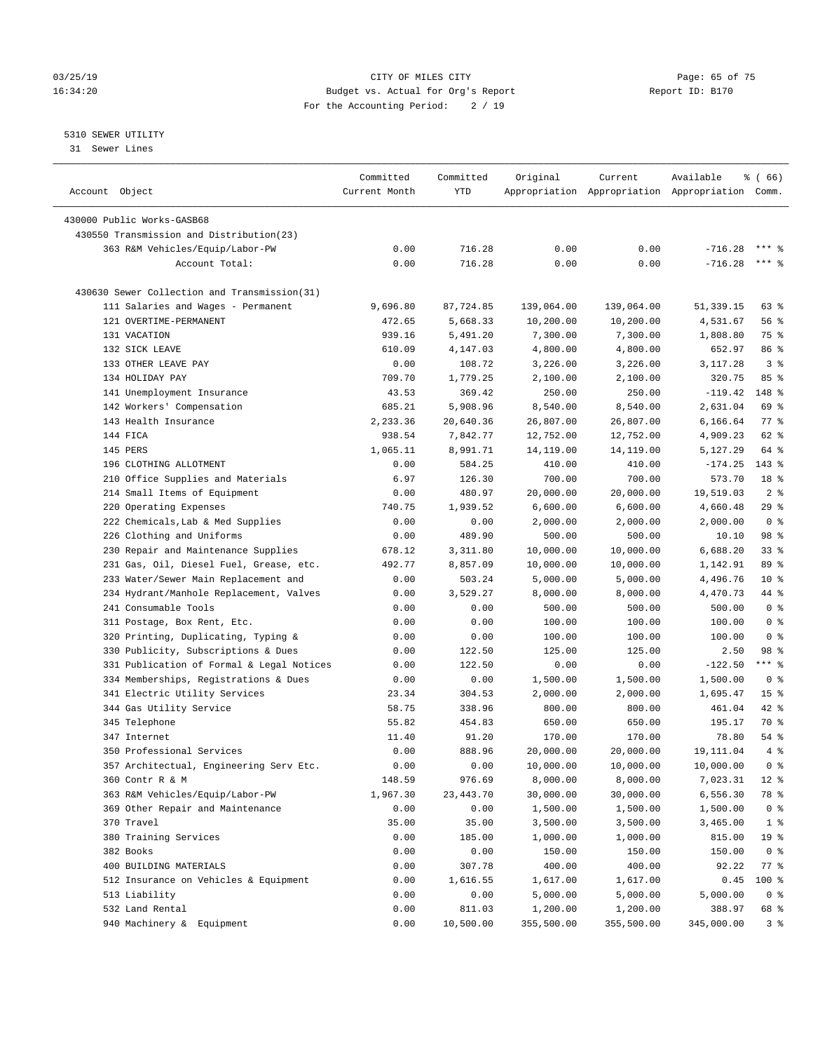03/25/19 CITY OF MILES CITY
16:34:20 Budget vs. Actual for Org's Report Report ID: B170
For the Accounting Period: 2 / 19

5310 SEWER UTILITY
31 Sewer Lines

| Account Object | Committed Current Month | Committed YTD | Original Appropriation | Current Appropriation | Available Appropriation | % ( 66) Comm. |
|---|---|---|---|---|---|---|
| 430000 Public Works-GASB68 | | | | | | |
| 430550 Transmission and Distribution(23) | | | | | | |
| 363 R&M Vehicles/Equip/Labor-PW | 0.00 | 716.28 | 0.00 | 0.00 | -716.28 | *** % |
| Account Total: | 0.00 | 716.28 | 0.00 | 0.00 | -716.28 | *** % |
| 430630 Sewer Collection and Transmission(31) | | | | | | |
| 111 Salaries and Wages - Permanent | 9,696.80 | 87,724.85 | 139,064.00 | 139,064.00 | 51,339.15 | 63 % |
| 121 OVERTIME-PERMANENT | 472.65 | 5,668.33 | 10,200.00 | 10,200.00 | 4,531.67 | 56 % |
| 131 VACATION | 939.16 | 5,491.20 | 7,300.00 | 7,300.00 | 1,808.80 | 75 % |
| 132 SICK LEAVE | 610.09 | 4,147.03 | 4,800.00 | 4,800.00 | 652.97 | 86 % |
| 133 OTHER LEAVE PAY | 0.00 | 108.72 | 3,226.00 | 3,226.00 | 3,117.28 | 3 % |
| 134 HOLIDAY PAY | 709.70 | 1,779.25 | 2,100.00 | 2,100.00 | 320.75 | 85 % |
| 141 Unemployment Insurance | 43.53 | 369.42 | 250.00 | 250.00 | -119.42 | 148 % |
| 142 Workers' Compensation | 685.21 | 5,908.96 | 8,540.00 | 8,540.00 | 2,631.04 | 69 % |
| 143 Health Insurance | 2,233.36 | 20,640.36 | 26,807.00 | 26,807.00 | 6,166.64 | 77 % |
| 144 FICA | 938.54 | 7,842.77 | 12,752.00 | 12,752.00 | 4,909.23 | 62 % |
| 145 PERS | 1,065.11 | 8,991.71 | 14,119.00 | 14,119.00 | 5,127.29 | 64 % |
| 196 CLOTHING ALLOTMENT | 0.00 | 584.25 | 410.00 | 410.00 | -174.25 | 143 % |
| 210 Office Supplies and Materials | 6.97 | 126.30 | 700.00 | 700.00 | 573.70 | 18 % |
| 214 Small Items of Equipment | 0.00 | 480.97 | 20,000.00 | 20,000.00 | 19,519.03 | 2 % |
| 220 Operating Expenses | 740.75 | 1,939.52 | 6,600.00 | 6,600.00 | 4,660.48 | 29 % |
| 222 Chemicals,Lab & Med Supplies | 0.00 | 0.00 | 2,000.00 | 2,000.00 | 2,000.00 | 0 % |
| 226 Clothing and Uniforms | 0.00 | 489.90 | 500.00 | 500.00 | 10.10 | 98 % |
| 230 Repair and Maintenance Supplies | 678.12 | 3,311.80 | 10,000.00 | 10,000.00 | 6,688.20 | 33 % |
| 231 Gas, Oil, Diesel Fuel, Grease, etc. | 492.77 | 8,857.09 | 10,000.00 | 10,000.00 | 1,142.91 | 89 % |
| 233 Water/Sewer Main Replacement and | 0.00 | 503.24 | 5,000.00 | 5,000.00 | 4,496.76 | 10 % |
| 234 Hydrant/Manhole Replacement, Valves | 0.00 | 3,529.27 | 8,000.00 | 8,000.00 | 4,470.73 | 44 % |
| 241 Consumable Tools | 0.00 | 0.00 | 500.00 | 500.00 | 500.00 | 0 % |
| 311 Postage, Box Rent, Etc. | 0.00 | 0.00 | 100.00 | 100.00 | 100.00 | 0 % |
| 320 Printing, Duplicating, Typing & | 0.00 | 0.00 | 100.00 | 100.00 | 100.00 | 0 % |
| 330 Publicity, Subscriptions & Dues | 0.00 | 122.50 | 125.00 | 125.00 | 2.50 | 98 % |
| 331 Publication of Formal & Legal Notices | 0.00 | 122.50 | 0.00 | 0.00 | -122.50 | *** % |
| 334 Memberships, Registrations & Dues | 0.00 | 0.00 | 1,500.00 | 1,500.00 | 1,500.00 | 0 % |
| 341 Electric Utility Services | 23.34 | 304.53 | 2,000.00 | 2,000.00 | 1,695.47 | 15 % |
| 344 Gas Utility Service | 58.75 | 338.96 | 800.00 | 800.00 | 461.04 | 42 % |
| 345 Telephone | 55.82 | 454.83 | 650.00 | 650.00 | 195.17 | 70 % |
| 347 Internet | 11.40 | 91.20 | 170.00 | 170.00 | 78.80 | 54 % |
| 350 Professional Services | 0.00 | 888.96 | 20,000.00 | 20,000.00 | 19,111.04 | 4 % |
| 357 Architectual, Engineering Serv Etc. | 0.00 | 0.00 | 10,000.00 | 10,000.00 | 10,000.00 | 0 % |
| 360 Contr R & M | 148.59 | 976.69 | 8,000.00 | 8,000.00 | 7,023.31 | 12 % |
| 363 R&M Vehicles/Equip/Labor-PW | 1,967.30 | 23,443.70 | 30,000.00 | 30,000.00 | 6,556.30 | 78 % |
| 369 Other Repair and Maintenance | 0.00 | 0.00 | 1,500.00 | 1,500.00 | 1,500.00 | 0 % |
| 370 Travel | 35.00 | 35.00 | 3,500.00 | 3,500.00 | 3,465.00 | 1 % |
| 380 Training Services | 0.00 | 185.00 | 1,000.00 | 1,000.00 | 815.00 | 19 % |
| 382 Books | 0.00 | 0.00 | 150.00 | 150.00 | 150.00 | 0 % |
| 400 BUILDING MATERIALS | 0.00 | 307.78 | 400.00 | 400.00 | 92.22 | 77 % |
| 512 Insurance on Vehicles & Equipment | 0.00 | 1,616.55 | 1,617.00 | 1,617.00 | 0.45 | 100 % |
| 513 Liability | 0.00 | 0.00 | 5,000.00 | 5,000.00 | 5,000.00 | 0 % |
| 532 Land Rental | 0.00 | 811.03 | 1,200.00 | 1,200.00 | 388.97 | 68 % |
| 940 Machinery & Equipment | 0.00 | 10,500.00 | 355,500.00 | 355,500.00 | 345,000.00 | 3 % |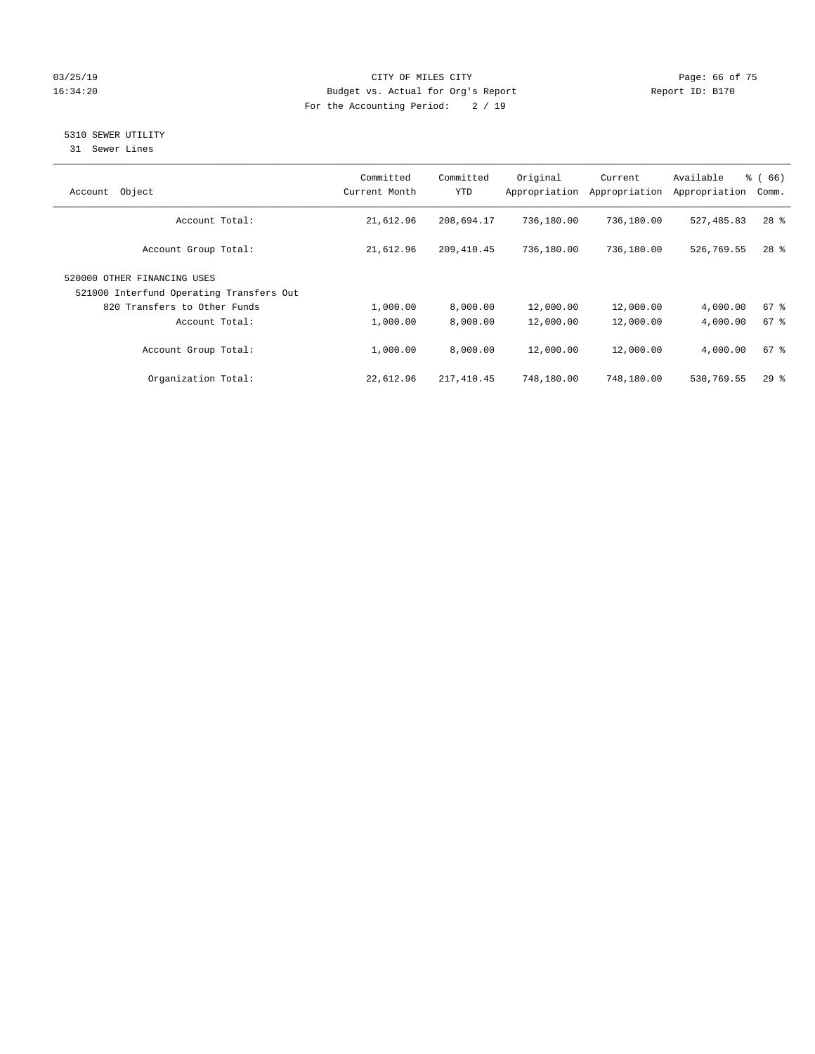CITY OF MILES CITY

Budget vs. Actual for Org's Report

For the Accounting Period: 2 / 19

5310 SEWER UTILITY

31 Sewer Lines

| Account Object | Committed Current Month | Committed YTD | Original Appropriation | Current Appropriation | Available Appropriation | % ( 66) Comm. |
|---|---|---|---|---|---|---|
| Account Total: | 21,612.96 | 208,694.17 | 736,180.00 | 736,180.00 | 527,485.83 | 28 % |
| Account Group Total: | 21,612.96 | 209,410.45 | 736,180.00 | 736,180.00 | 526,769.55 | 28 % |
| 520000 OTHER FINANCING USES | | | | | | |
| 521000 Interfund Operating Transfers Out | | | | | | |
| 820 Transfers to Other Funds | 1,000.00 | 8,000.00 | 12,000.00 | 12,000.00 | 4,000.00 | 67 % |
| Account Total: | 1,000.00 | 8,000.00 | 12,000.00 | 12,000.00 | 4,000.00 | 67 % |
| Account Group Total: | 1,000.00 | 8,000.00 | 12,000.00 | 12,000.00 | 4,000.00 | 67 % |
| Organization Total: | 22,612.96 | 217,410.45 | 748,180.00 | 748,180.00 | 530,769.55 | 29 % |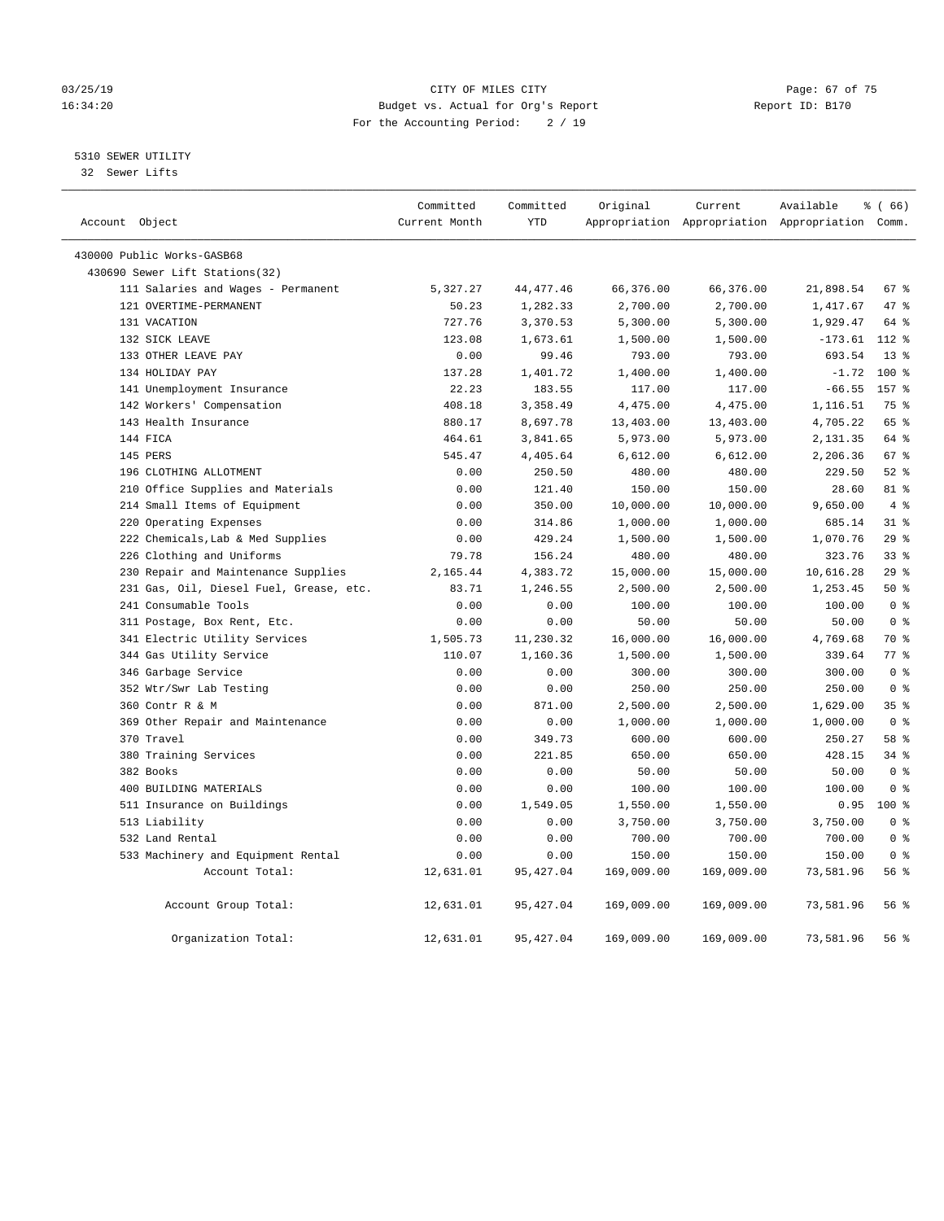CITY OF MILES CITY
Budget vs. Actual for Org's Report
For the Accounting Period: 2 / 19

5310 SEWER UTILITY
32 Sewer Lifts

| Account Object | Committed Current Month | Committed YTD | Original Appropriation | Current Appropriation | Available Appropriation | % ( 66) Comm. |
|---|---|---|---|---|---|---|
| 430000 Public Works-GASB68 | | | | | | |
| 430690 Sewer Lift Stations(32) | | | | | | |
| 111 Salaries and Wages - Permanent | 5,327.27 | 44,477.46 | 66,376.00 | 66,376.00 | 21,898.54 | 67 % |
| 121 OVERTIME-PERMANENT | 50.23 | 1,282.33 | 2,700.00 | 2,700.00 | 1,417.67 | 47 % |
| 131 VACATION | 727.76 | 3,370.53 | 5,300.00 | 5,300.00 | 1,929.47 | 64 % |
| 132 SICK LEAVE | 123.08 | 1,673.61 | 1,500.00 | 1,500.00 | -173.61 | 112 % |
| 133 OTHER LEAVE PAY | 0.00 | 99.46 | 793.00 | 793.00 | 693.54 | 13 % |
| 134 HOLIDAY PAY | 137.28 | 1,401.72 | 1,400.00 | 1,400.00 | -1.72 | 100 % |
| 141 Unemployment Insurance | 22.23 | 183.55 | 117.00 | 117.00 | -66.55 | 157 % |
| 142 Workers' Compensation | 408.18 | 3,358.49 | 4,475.00 | 4,475.00 | 1,116.51 | 75 % |
| 143 Health Insurance | 880.17 | 8,697.78 | 13,403.00 | 13,403.00 | 4,705.22 | 65 % |
| 144 FICA | 464.61 | 3,841.65 | 5,973.00 | 5,973.00 | 2,131.35 | 64 % |
| 145 PERS | 545.47 | 4,405.64 | 6,612.00 | 6,612.00 | 2,206.36 | 67 % |
| 196 CLOTHING ALLOTMENT | 0.00 | 250.50 | 480.00 | 480.00 | 229.50 | 52 % |
| 210 Office Supplies and Materials | 0.00 | 121.40 | 150.00 | 150.00 | 28.60 | 81 % |
| 214 Small Items of Equipment | 0.00 | 350.00 | 10,000.00 | 10,000.00 | 9,650.00 | 4 % |
| 220 Operating Expenses | 0.00 | 314.86 | 1,000.00 | 1,000.00 | 685.14 | 31 % |
| 222 Chemicals,Lab & Med Supplies | 0.00 | 429.24 | 1,500.00 | 1,500.00 | 1,070.76 | 29 % |
| 226 Clothing and Uniforms | 79.78 | 156.24 | 480.00 | 480.00 | 323.76 | 33 % |
| 230 Repair and Maintenance Supplies | 2,165.44 | 4,383.72 | 15,000.00 | 15,000.00 | 10,616.28 | 29 % |
| 231 Gas, Oil, Diesel Fuel, Grease, etc. | 83.71 | 1,246.55 | 2,500.00 | 2,500.00 | 1,253.45 | 50 % |
| 241 Consumable Tools | 0.00 | 0.00 | 100.00 | 100.00 | 100.00 | 0 % |
| 311 Postage, Box Rent, Etc. | 0.00 | 0.00 | 50.00 | 50.00 | 50.00 | 0 % |
| 341 Electric Utility Services | 1,505.73 | 11,230.32 | 16,000.00 | 16,000.00 | 4,769.68 | 70 % |
| 344 Gas Utility Service | 110.07 | 1,160.36 | 1,500.00 | 1,500.00 | 339.64 | 77 % |
| 346 Garbage Service | 0.00 | 0.00 | 300.00 | 300.00 | 300.00 | 0 % |
| 352 Wtr/Swr Lab Testing | 0.00 | 0.00 | 250.00 | 250.00 | 250.00 | 0 % |
| 360 Contr R & M | 0.00 | 871.00 | 2,500.00 | 2,500.00 | 1,629.00 | 35 % |
| 369 Other Repair and Maintenance | 0.00 | 0.00 | 1,000.00 | 1,000.00 | 1,000.00 | 0 % |
| 370 Travel | 0.00 | 349.73 | 600.00 | 600.00 | 250.27 | 58 % |
| 380 Training Services | 0.00 | 221.85 | 650.00 | 650.00 | 428.15 | 34 % |
| 382 Books | 0.00 | 0.00 | 50.00 | 50.00 | 50.00 | 0 % |
| 400 BUILDING MATERIALS | 0.00 | 0.00 | 100.00 | 100.00 | 100.00 | 0 % |
| 511 Insurance on Buildings | 0.00 | 1,549.05 | 1,550.00 | 1,550.00 | 0.95 | 100 % |
| 513 Liability | 0.00 | 0.00 | 3,750.00 | 3,750.00 | 3,750.00 | 0 % |
| 532 Land Rental | 0.00 | 0.00 | 700.00 | 700.00 | 700.00 | 0 % |
| 533 Machinery and Equipment Rental | 0.00 | 0.00 | 150.00 | 150.00 | 150.00 | 0 % |
| Account Total: | 12,631.01 | 95,427.04 | 169,009.00 | 169,009.00 | 73,581.96 | 56 % |
| Account Group Total: | 12,631.01 | 95,427.04 | 169,009.00 | 169,009.00 | 73,581.96 | 56 % |
| Organization Total: | 12,631.01 | 95,427.04 | 169,009.00 | 169,009.00 | 73,581.96 | 56 % |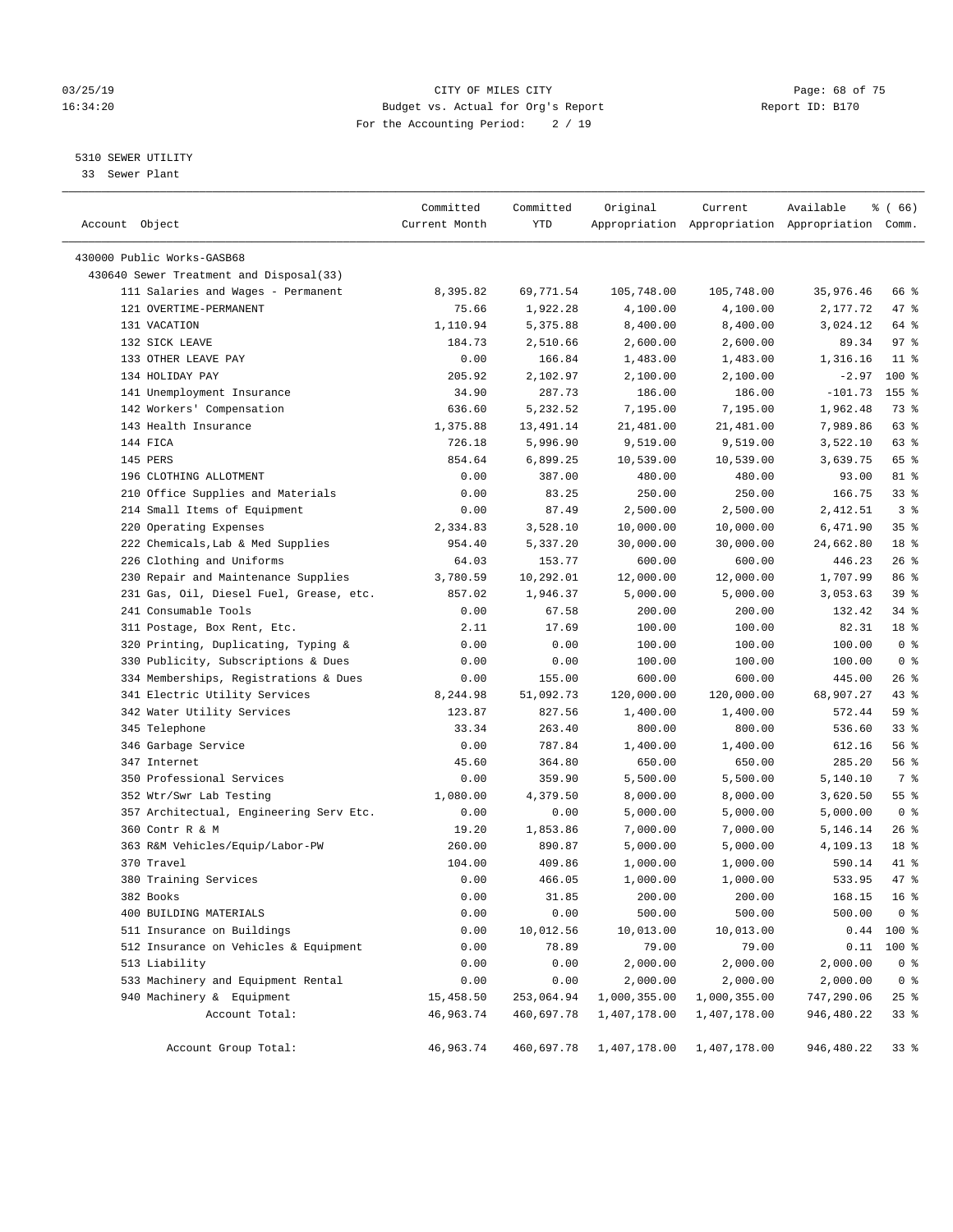03/25/19 CITY OF MILES CITY
16:34:20 Budget vs. Actual for Org's Report Report ID: B170
For the Accounting Period: 2 / 19

5310 SEWER UTILITY
33 Sewer Plant

| Account Object | Committed Current Month | Committed YTD | Original Appropriation | Current Appropriation | Available Appropriation | % ( 66) Comm. |
|---|---|---|---|---|---|---|
| 430000 Public Works-GASB68 | | | | | | |
| 430640 Sewer Treatment and Disposal(33) | | | | | | |
| 111 Salaries and Wages - Permanent | 8,395.82 | 69,771.54 | 105,748.00 | 105,748.00 | 35,976.46 | 66 % |
| 121 OVERTIME-PERMANENT | 75.66 | 1,922.28 | 4,100.00 | 4,100.00 | 2,177.72 | 47 % |
| 131 VACATION | 1,110.94 | 5,375.88 | 8,400.00 | 8,400.00 | 3,024.12 | 64 % |
| 132 SICK LEAVE | 184.73 | 2,510.66 | 2,600.00 | 2,600.00 | 89.34 | 97 % |
| 133 OTHER LEAVE PAY | 0.00 | 166.84 | 1,483.00 | 1,483.00 | 1,316.16 | 11 % |
| 134 HOLIDAY PAY | 205.92 | 2,102.97 | 2,100.00 | 2,100.00 | -2.97 | 100 % |
| 141 Unemployment Insurance | 34.90 | 287.73 | 186.00 | 186.00 | -101.73 | 155 % |
| 142 Workers' Compensation | 636.60 | 5,232.52 | 7,195.00 | 7,195.00 | 1,962.48 | 73 % |
| 143 Health Insurance | 1,375.88 | 13,491.14 | 21,481.00 | 21,481.00 | 7,989.86 | 63 % |
| 144 FICA | 726.18 | 5,996.90 | 9,519.00 | 9,519.00 | 3,522.10 | 63 % |
| 145 PERS | 854.64 | 6,899.25 | 10,539.00 | 10,539.00 | 3,639.75 | 65 % |
| 196 CLOTHING ALLOTMENT | 0.00 | 387.00 | 480.00 | 480.00 | 93.00 | 81 % |
| 210 Office Supplies and Materials | 0.00 | 83.25 | 250.00 | 250.00 | 166.75 | 33 % |
| 214 Small Items of Equipment | 0.00 | 87.49 | 2,500.00 | 2,500.00 | 2,412.51 | 3 % |
| 220 Operating Expenses | 2,334.83 | 3,528.10 | 10,000.00 | 10,000.00 | 6,471.90 | 35 % |
| 222 Chemicals,Lab & Med Supplies | 954.40 | 5,337.20 | 30,000.00 | 30,000.00 | 24,662.80 | 18 % |
| 226 Clothing and Uniforms | 64.03 | 153.77 | 600.00 | 600.00 | 446.23 | 26 % |
| 230 Repair and Maintenance Supplies | 3,780.59 | 10,292.01 | 12,000.00 | 12,000.00 | 1,707.99 | 86 % |
| 231 Gas, Oil, Diesel Fuel, Grease, etc. | 857.02 | 1,946.37 | 5,000.00 | 5,000.00 | 3,053.63 | 39 % |
| 241 Consumable Tools | 0.00 | 67.58 | 200.00 | 200.00 | 132.42 | 34 % |
| 311 Postage, Box Rent, Etc. | 2.11 | 17.69 | 100.00 | 100.00 | 82.31 | 18 % |
| 320 Printing, Duplicating, Typing & | 0.00 | 0.00 | 100.00 | 100.00 | 100.00 | 0 % |
| 330 Publicity, Subscriptions & Dues | 0.00 | 0.00 | 100.00 | 100.00 | 100.00 | 0 % |
| 334 Memberships, Registrations & Dues | 0.00 | 155.00 | 600.00 | 600.00 | 445.00 | 26 % |
| 341 Electric Utility Services | 8,244.98 | 51,092.73 | 120,000.00 | 120,000.00 | 68,907.27 | 43 % |
| 342 Water Utility Services | 123.87 | 827.56 | 1,400.00 | 1,400.00 | 572.44 | 59 % |
| 345 Telephone | 33.34 | 263.40 | 800.00 | 800.00 | 536.60 | 33 % |
| 346 Garbage Service | 0.00 | 787.84 | 1,400.00 | 1,400.00 | 612.16 | 56 % |
| 347 Internet | 45.60 | 364.80 | 650.00 | 650.00 | 285.20 | 56 % |
| 350 Professional Services | 0.00 | 359.90 | 5,500.00 | 5,500.00 | 5,140.10 | 7 % |
| 352 Wtr/Swr Lab Testing | 1,080.00 | 4,379.50 | 8,000.00 | 8,000.00 | 3,620.50 | 55 % |
| 357 Architectual, Engineering Serv Etc. | 0.00 | 0.00 | 5,000.00 | 5,000.00 | 5,000.00 | 0 % |
| 360 Contr R & M | 19.20 | 1,853.86 | 7,000.00 | 7,000.00 | 5,146.14 | 26 % |
| 363 R&M Vehicles/Equip/Labor-PW | 260.00 | 890.87 | 5,000.00 | 5,000.00 | 4,109.13 | 18 % |
| 370 Travel | 104.00 | 409.86 | 1,000.00 | 1,000.00 | 590.14 | 41 % |
| 380 Training Services | 0.00 | 466.05 | 1,000.00 | 1,000.00 | 533.95 | 47 % |
| 382 Books | 0.00 | 31.85 | 200.00 | 200.00 | 168.15 | 16 % |
| 400 BUILDING MATERIALS | 0.00 | 0.00 | 500.00 | 500.00 | 500.00 | 0 % |
| 511 Insurance on Buildings | 0.00 | 10,012.56 | 10,013.00 | 10,013.00 | 0.44 | 100 % |
| 512 Insurance on Vehicles & Equipment | 0.00 | 78.89 | 79.00 | 79.00 | 0.11 | 100 % |
| 513 Liability | 0.00 | 0.00 | 2,000.00 | 2,000.00 | 2,000.00 | 0 % |
| 533 Machinery and Equipment Rental | 0.00 | 0.00 | 2,000.00 | 2,000.00 | 2,000.00 | 0 % |
| 940 Machinery & Equipment | 15,458.50 | 253,064.94 | 1,000,355.00 | 1,000,355.00 | 747,290.06 | 25 % |
| Account Total: | 46,963.74 | 460,697.78 | 1,407,178.00 | 1,407,178.00 | 946,480.22 | 33 % |
| Account Group Total: | 46,963.74 | 460,697.78 | 1,407,178.00 | 1,407,178.00 | 946,480.22 | 33 % |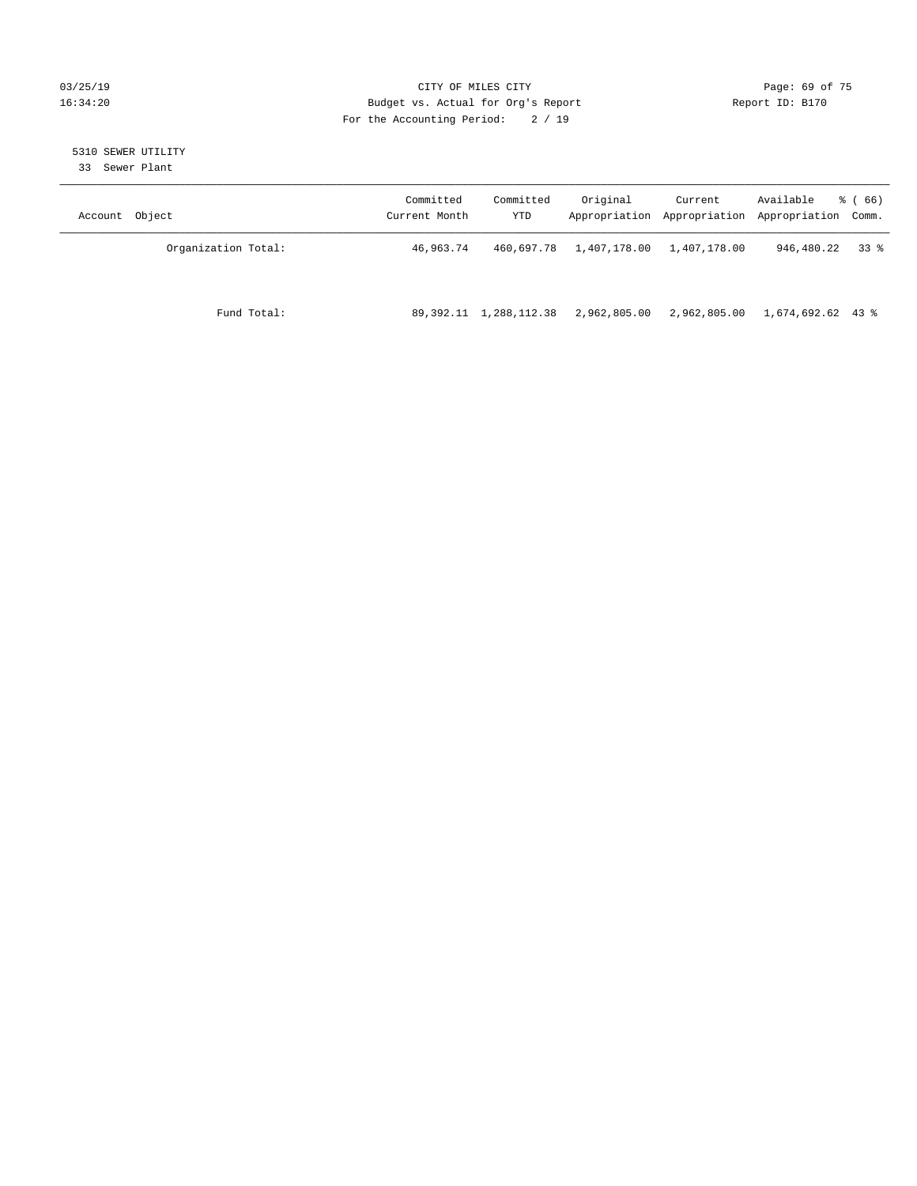CITY OF MILES CITY
Budget vs. Actual for Org's Report
For the Accounting Period: 2 / 19

03/25/19
16:34:20

Report ID: B170

5310 SEWER UTILITY
33 Sewer Plant

| Account Object | Committed Current Month | Committed YTD | Original Appropriation | Current Appropriation | Available Appropriation | % ( 66) Comm. |
|---|---|---|---|---|---|---|
| Organization Total: | 46,963.74 | 460,697.78 | 1,407,178.00 | 1,407,178.00 | 946,480.22 | 33 % |
| Fund Total: | 89,392.11 | 1,288,112.38 | 2,962,805.00 | 2,962,805.00 | 1,674,692.62 | 43 % |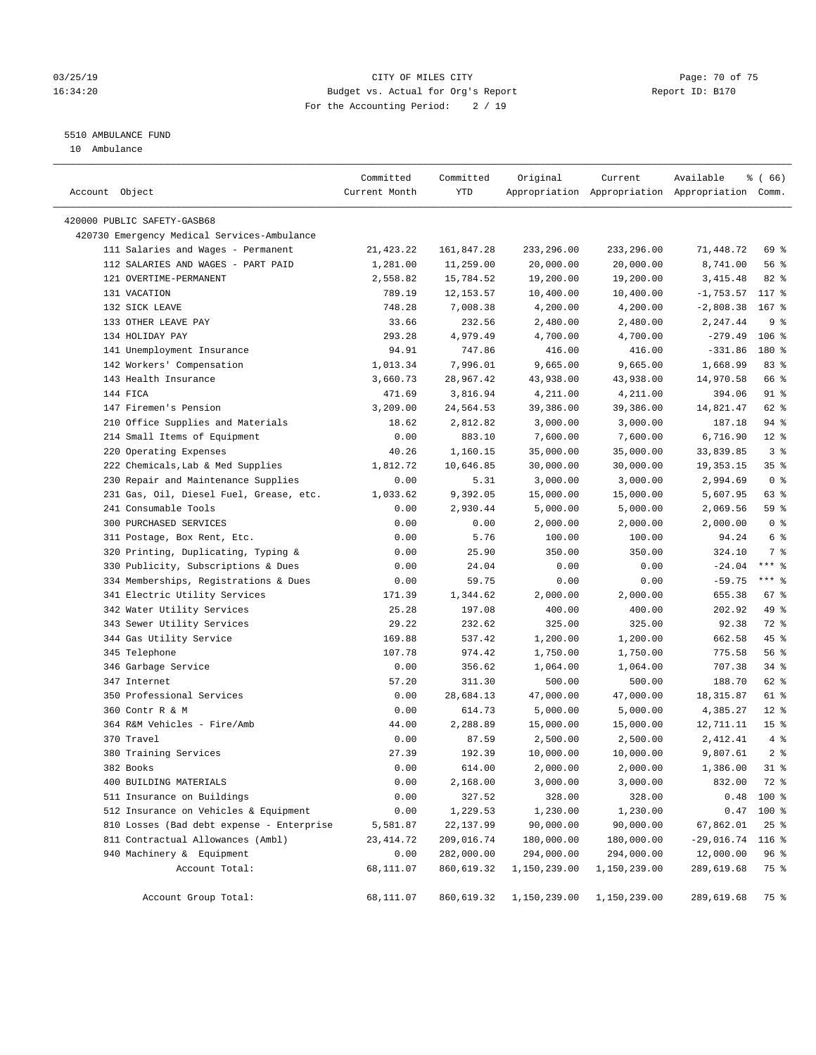CITY OF MILES CITY
Budget vs. Actual for Org's Report
For the Accounting Period: 2 / 19

5510 AMBULANCE FUND

10 Ambulance

| Account Object | Committed Current Month | Committed YTD | Original Appropriation | Current Appropriation | Available Appropriation | % ( 66) Comm. |
|---|---|---|---|---|---|---|
| 420000 PUBLIC SAFETY-GASB68 | | | | | | |
| 420730 Emergency Medical Services-Ambulance | | | | | | |
| 111 Salaries and Wages - Permanent | 21,423.22 | 161,847.28 | 233,296.00 | 233,296.00 | 71,448.72 | 69 % |
| 112 SALARIES AND WAGES - PART PAID | 1,281.00 | 11,259.00 | 20,000.00 | 20,000.00 | 8,741.00 | 56 % |
| 121 OVERTIME-PERMANENT | 2,558.82 | 15,784.52 | 19,200.00 | 19,200.00 | 3,415.48 | 82 % |
| 131 VACATION | 789.19 | 12,153.57 | 10,400.00 | 10,400.00 | -1,753.57 | 117 % |
| 132 SICK LEAVE | 748.28 | 7,008.38 | 4,200.00 | 4,200.00 | -2,808.38 | 167 % |
| 133 OTHER LEAVE PAY | 33.66 | 232.56 | 2,480.00 | 2,480.00 | 2,247.44 | 9 % |
| 134 HOLIDAY PAY | 293.28 | 4,979.49 | 4,700.00 | 4,700.00 | -279.49 | 106 % |
| 141 Unemployment Insurance | 94.91 | 747.86 | 416.00 | 416.00 | -331.86 | 180 % |
| 142 Workers' Compensation | 1,013.34 | 7,996.01 | 9,665.00 | 9,665.00 | 1,668.99 | 83 % |
| 143 Health Insurance | 3,660.73 | 28,967.42 | 43,938.00 | 43,938.00 | 14,970.58 | 66 % |
| 144 FICA | 471.69 | 3,816.94 | 4,211.00 | 4,211.00 | 394.06 | 91 % |
| 147 Firemen's Pension | 3,209.00 | 24,564.53 | 39,386.00 | 39,386.00 | 14,821.47 | 62 % |
| 210 Office Supplies and Materials | 18.62 | 2,812.82 | 3,000.00 | 3,000.00 | 187.18 | 94 % |
| 214 Small Items of Equipment | 0.00 | 883.10 | 7,600.00 | 7,600.00 | 6,716.90 | 12 % |
| 220 Operating Expenses | 40.26 | 1,160.15 | 35,000.00 | 35,000.00 | 33,839.85 | 3 % |
| 222 Chemicals,Lab & Med Supplies | 1,812.72 | 10,646.85 | 30,000.00 | 30,000.00 | 19,353.15 | 35 % |
| 230 Repair and Maintenance Supplies | 0.00 | 5.31 | 3,000.00 | 3,000.00 | 2,994.69 | 0 % |
| 231 Gas, Oil, Diesel Fuel, Grease, etc. | 1,033.62 | 9,392.05 | 15,000.00 | 15,000.00 | 5,607.95 | 63 % |
| 241 Consumable Tools | 0.00 | 2,930.44 | 5,000.00 | 5,000.00 | 2,069.56 | 59 % |
| 300 PURCHASED SERVICES | 0.00 | 0.00 | 2,000.00 | 2,000.00 | 2,000.00 | 0 % |
| 311 Postage, Box Rent, Etc. | 0.00 | 5.76 | 100.00 | 100.00 | 94.24 | 6 % |
| 320 Printing, Duplicating, Typing & | 0.00 | 25.90 | 350.00 | 350.00 | 324.10 | 7 % |
| 330 Publicity, Subscriptions & Dues | 0.00 | 24.04 | 0.00 | 0.00 | -24.04 | *** % |
| 334 Memberships, Registrations & Dues | 0.00 | 59.75 | 0.00 | 0.00 | -59.75 | *** % |
| 341 Electric Utility Services | 171.39 | 1,344.62 | 2,000.00 | 2,000.00 | 655.38 | 67 % |
| 342 Water Utility Services | 25.28 | 197.08 | 400.00 | 400.00 | 202.92 | 49 % |
| 343 Sewer Utility Services | 29.22 | 232.62 | 325.00 | 325.00 | 92.38 | 72 % |
| 344 Gas Utility Service | 169.88 | 537.42 | 1,200.00 | 1,200.00 | 662.58 | 45 % |
| 345 Telephone | 107.78 | 974.42 | 1,750.00 | 1,750.00 | 775.58 | 56 % |
| 346 Garbage Service | 0.00 | 356.62 | 1,064.00 | 1,064.00 | 707.38 | 34 % |
| 347 Internet | 57.20 | 311.30 | 500.00 | 500.00 | 188.70 | 62 % |
| 350 Professional Services | 0.00 | 28,684.13 | 47,000.00 | 47,000.00 | 18,315.87 | 61 % |
| 360 Contr R & M | 0.00 | 614.73 | 5,000.00 | 5,000.00 | 4,385.27 | 12 % |
| 364 R&M Vehicles - Fire/Amb | 44.00 | 2,288.89 | 15,000.00 | 15,000.00 | 12,711.11 | 15 % |
| 370 Travel | 0.00 | 87.59 | 2,500.00 | 2,500.00 | 2,412.41 | 4 % |
| 380 Training Services | 27.39 | 192.39 | 10,000.00 | 10,000.00 | 9,807.61 | 2 % |
| 382 Books | 0.00 | 614.00 | 2,000.00 | 2,000.00 | 1,386.00 | 31 % |
| 400 BUILDING MATERIALS | 0.00 | 2,168.00 | 3,000.00 | 3,000.00 | 832.00 | 72 % |
| 511 Insurance on Buildings | 0.00 | 327.52 | 328.00 | 328.00 | 0.48 | 100 % |
| 512 Insurance on Vehicles & Equipment | 0.00 | 1,229.53 | 1,230.00 | 1,230.00 | 0.47 | 100 % |
| 810 Losses (Bad debt expense - Enterprise | 5,581.87 | 22,137.99 | 90,000.00 | 90,000.00 | 67,862.01 | 25 % |
| 811 Contractual Allowances (Ambl) | 23,414.72 | 209,016.74 | 180,000.00 | 180,000.00 | -29,016.74 | 116 % |
| 940 Machinery & Equipment | 0.00 | 282,000.00 | 294,000.00 | 294,000.00 | 12,000.00 | 96 % |
| Account Total: | 68,111.07 | 860,619.32 | 1,150,239.00 | 1,150,239.00 | 289,619.68 | 75 % |
| Account Group Total: | 68,111.07 | 860,619.32 | 1,150,239.00 | 1,150,239.00 | 289,619.68 | 75 % |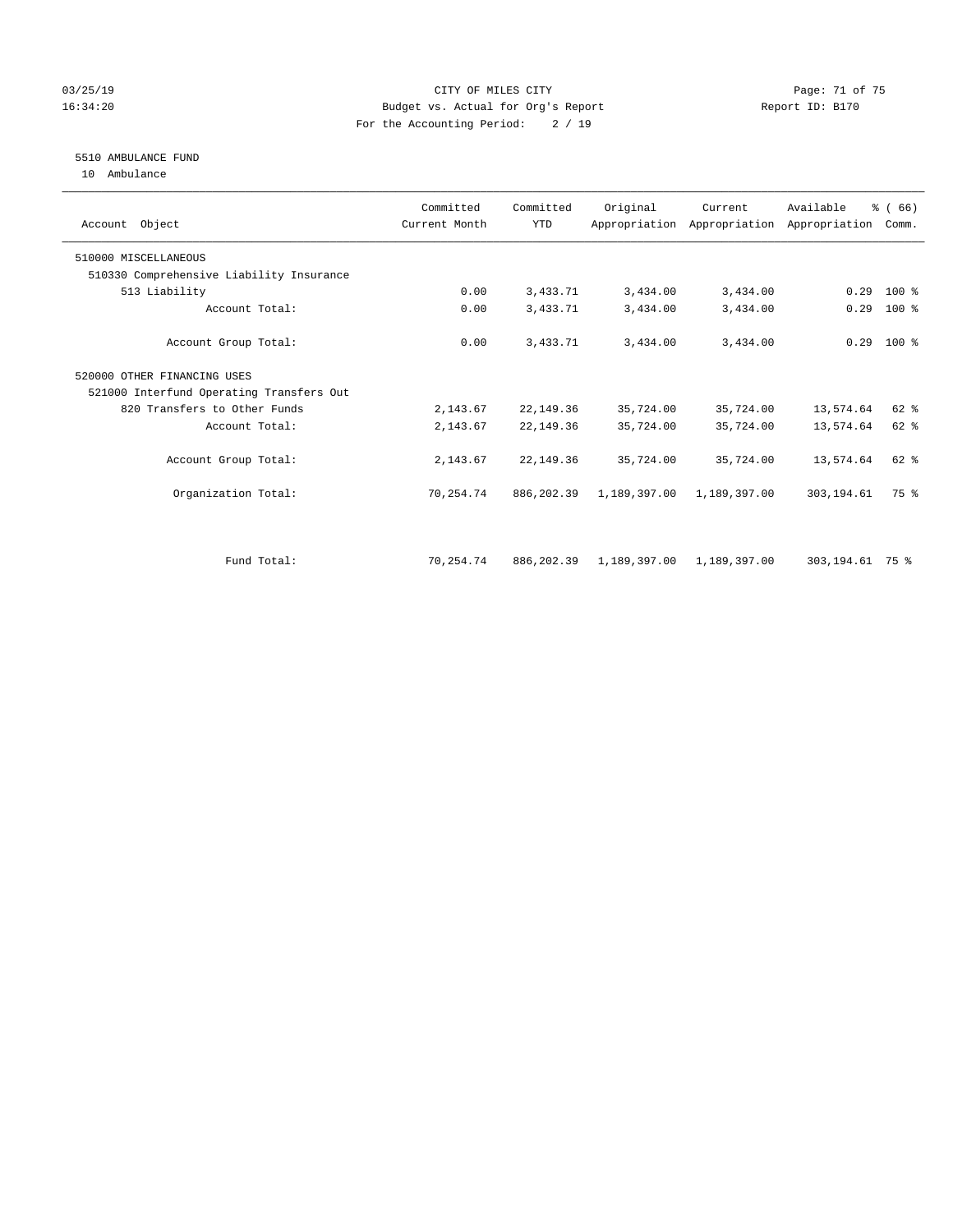CITY OF MILES CITY
Budget vs. Actual for Org's Report
For the Accounting Period: 2 / 19

03/25/19
16:34:20

Report ID: B170

5510 AMBULANCE FUND
10 Ambulance

| Account Object | Committed Current Month | Committed YTD | Original Appropriation | Current Appropriation | Available Appropriation | % ( 66) Comm. |
|---|---|---|---|---|---|---|
| 510000 MISCELLANEOUS | | | | | | |
| 510330 Comprehensive Liability Insurance | | | | | | |
| 513 Liability | 0.00 | 3,433.71 | 3,434.00 | 3,434.00 | 0.29 | 100 % |
| Account Total: | 0.00 | 3,433.71 | 3,434.00 | 3,434.00 | 0.29 | 100 % |
| Account Group Total: | 0.00 | 3,433.71 | 3,434.00 | 3,434.00 | 0.29 | 100 % |
| 520000 OTHER FINANCING USES | | | | | | |
| 521000 Interfund Operating Transfers Out | | | | | | |
| 820 Transfers to Other Funds | 2,143.67 | 22,149.36 | 35,724.00 | 35,724.00 | 13,574.64 | 62 % |
| Account Total: | 2,143.67 | 22,149.36 | 35,724.00 | 35,724.00 | 13,574.64 | 62 % |
| Account Group Total: | 2,143.67 | 22,149.36 | 35,724.00 | 35,724.00 | 13,574.64 | 62 % |
| Organization Total: | 70,254.74 | 886,202.39 | 1,189,397.00 | 1,189,397.00 | 303,194.61 | 75 % |
| Fund Total: | 70,254.74 | 886,202.39 | 1,189,397.00 | 1,189,397.00 | 303,194.61 | 75 % |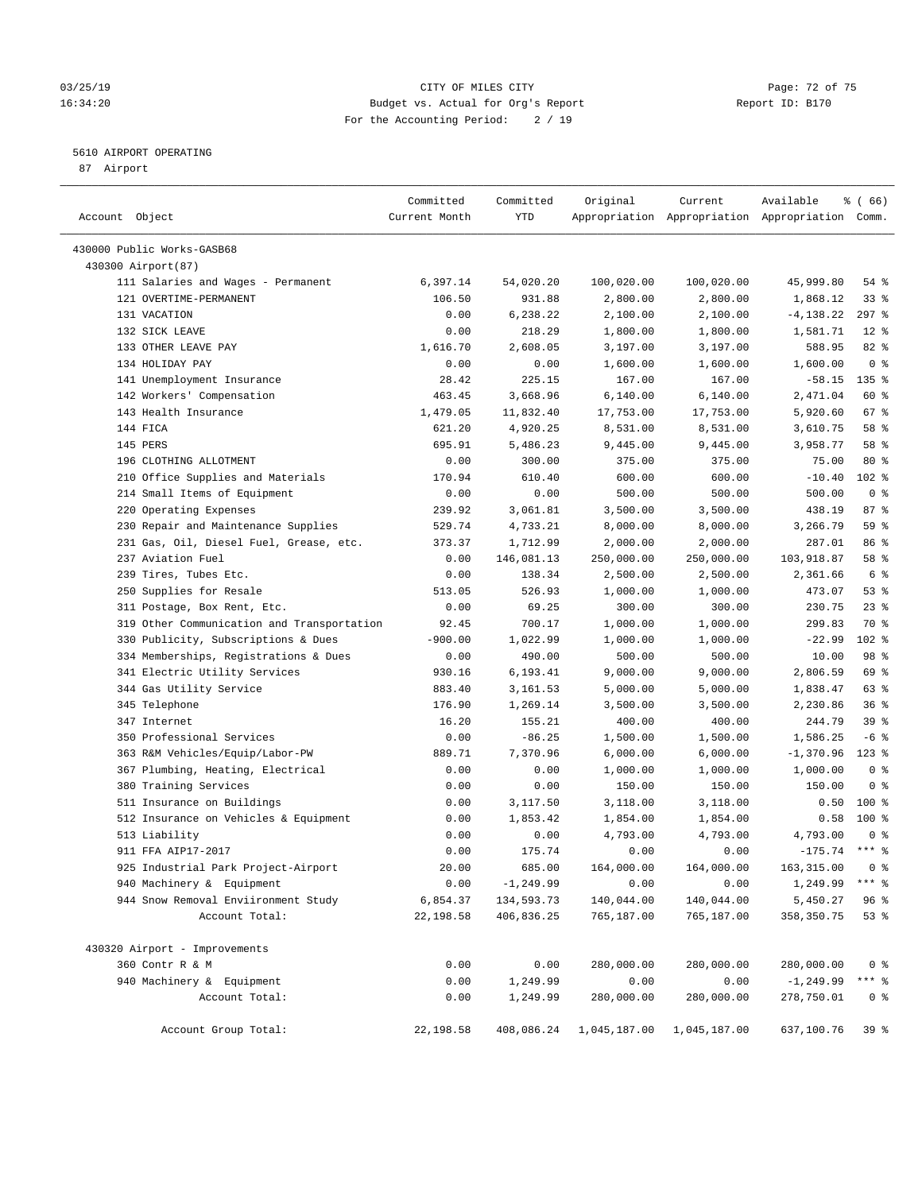CITY OF MILES CITY
Budget vs. Actual for Org's Report
For the Accounting Period: 2 / 19

03/25/19
16:34:20

Report ID: B170

5610 AIRPORT OPERATING
87 Airport

| Account Object | Committed Current Month | Committed YTD | Original Appropriation | Current Appropriation | Available Appropriation | % ( 66) Comm. |
|---|---|---|---|---|---|---|
| 430000 Public Works-GASB68 | | | | | | |
| 430300 Airport(87) | | | | | | |
| 111 Salaries and Wages - Permanent | 6,397.14 | 54,020.20 | 100,020.00 | 100,020.00 | 45,999.80 | 54 % |
| 121 OVERTIME-PERMANENT | 106.50 | 931.88 | 2,800.00 | 2,800.00 | 1,868.12 | 33 % |
| 131 VACATION | 0.00 | 6,238.22 | 2,100.00 | 2,100.00 | -4,138.22 | 297 % |
| 132 SICK LEAVE | 0.00 | 218.29 | 1,800.00 | 1,800.00 | 1,581.71 | 12 % |
| 133 OTHER LEAVE PAY | 1,616.70 | 2,608.05 | 3,197.00 | 3,197.00 | 588.95 | 82 % |
| 134 HOLIDAY PAY | 0.00 | 0.00 | 1,600.00 | 1,600.00 | 1,600.00 | 0 % |
| 141 Unemployment Insurance | 28.42 | 225.15 | 167.00 | 167.00 | -58.15 | 135 % |
| 142 Workers' Compensation | 463.45 | 3,668.96 | 6,140.00 | 6,140.00 | 2,471.04 | 60 % |
| 143 Health Insurance | 1,479.05 | 11,832.40 | 17,753.00 | 17,753.00 | 5,920.60 | 67 % |
| 144 FICA | 621.20 | 4,920.25 | 8,531.00 | 8,531.00 | 3,610.75 | 58 % |
| 145 PERS | 695.91 | 5,486.23 | 9,445.00 | 9,445.00 | 3,958.77 | 58 % |
| 196 CLOTHING ALLOTMENT | 0.00 | 300.00 | 375.00 | 375.00 | 75.00 | 80 % |
| 210 Office Supplies and Materials | 170.94 | 610.40 | 600.00 | 600.00 | -10.40 | 102 % |
| 214 Small Items of Equipment | 0.00 | 0.00 | 500.00 | 500.00 | 500.00 | 0 % |
| 220 Operating Expenses | 239.92 | 3,061.81 | 3,500.00 | 3,500.00 | 438.19 | 87 % |
| 230 Repair and Maintenance Supplies | 529.74 | 4,733.21 | 8,000.00 | 8,000.00 | 3,266.79 | 59 % |
| 231 Gas, Oil, Diesel Fuel, Grease, etc. | 373.37 | 1,712.99 | 2,000.00 | 2,000.00 | 287.01 | 86 % |
| 237 Aviation Fuel | 0.00 | 146,081.13 | 250,000.00 | 250,000.00 | 103,918.87 | 58 % |
| 239 Tires, Tubes Etc. | 0.00 | 138.34 | 2,500.00 | 2,500.00 | 2,361.66 | 6 % |
| 250 Supplies for Resale | 513.05 | 526.93 | 1,000.00 | 1,000.00 | 473.07 | 53 % |
| 311 Postage, Box Rent, Etc. | 0.00 | 69.25 | 300.00 | 300.00 | 230.75 | 23 % |
| 319 Other Communication and Transportation | 92.45 | 700.17 | 1,000.00 | 1,000.00 | 299.83 | 70 % |
| 330 Publicity, Subscriptions & Dues | -900.00 | 1,022.99 | 1,000.00 | 1,000.00 | -22.99 | 102 % |
| 334 Memberships, Registrations & Dues | 0.00 | 490.00 | 500.00 | 500.00 | 10.00 | 98 % |
| 341 Electric Utility Services | 930.16 | 6,193.41 | 9,000.00 | 9,000.00 | 2,806.59 | 69 % |
| 344 Gas Utility Service | 883.40 | 3,161.53 | 5,000.00 | 5,000.00 | 1,838.47 | 63 % |
| 345 Telephone | 176.90 | 1,269.14 | 3,500.00 | 3,500.00 | 2,230.86 | 36 % |
| 347 Internet | 16.20 | 155.21 | 400.00 | 400.00 | 244.79 | 39 % |
| 350 Professional Services | 0.00 | -86.25 | 1,500.00 | 1,500.00 | 1,586.25 | -6 % |
| 363 R&M Vehicles/Equip/Labor-PW | 889.71 | 7,370.96 | 6,000.00 | 6,000.00 | -1,370.96 | 123 % |
| 367 Plumbing, Heating, Electrical | 0.00 | 0.00 | 1,000.00 | 1,000.00 | 1,000.00 | 0 % |
| 380 Training Services | 0.00 | 0.00 | 150.00 | 150.00 | 150.00 | 0 % |
| 511 Insurance on Buildings | 0.00 | 3,117.50 | 3,118.00 | 3,118.00 | 0.50 | 100 % |
| 512 Insurance on Vehicles & Equipment | 0.00 | 1,853.42 | 1,854.00 | 1,854.00 | 0.58 | 100 % |
| 513 Liability | 0.00 | 0.00 | 4,793.00 | 4,793.00 | 4,793.00 | 0 % |
| 911 FFA AIP17-2017 | 0.00 | 175.74 | 0.00 | 0.00 | -175.74 | *** % |
| 925 Industrial Park Project-Airport | 20.00 | 685.00 | 164,000.00 | 164,000.00 | 163,315.00 | 0 % |
| 940 Machinery & Equipment | 0.00 | -1,249.99 | 0.00 | 0.00 | 1,249.99 | *** % |
| 944 Snow Removal Enviironment Study | 6,854.37 | 134,593.73 | 140,044.00 | 140,044.00 | 5,450.27 | 96 % |
| Account Total: | 22,198.58 | 406,836.25 | 765,187.00 | 765,187.00 | 358,350.75 | 53 % |
| 430320 Airport - Improvements | | | | | | |
| 360 Contr R & M | 0.00 | 0.00 | 280,000.00 | 280,000.00 | 280,000.00 | 0 % |
| 940 Machinery & Equipment | 0.00 | 1,249.99 | 0.00 | 0.00 | -1,249.99 | *** % |
| Account Total: | 0.00 | 1,249.99 | 280,000.00 | 280,000.00 | 278,750.01 | 0 % |
| Account Group Total: | 22,198.58 | 408,086.24 | 1,045,187.00 | 1,045,187.00 | 637,100.76 | 39 % |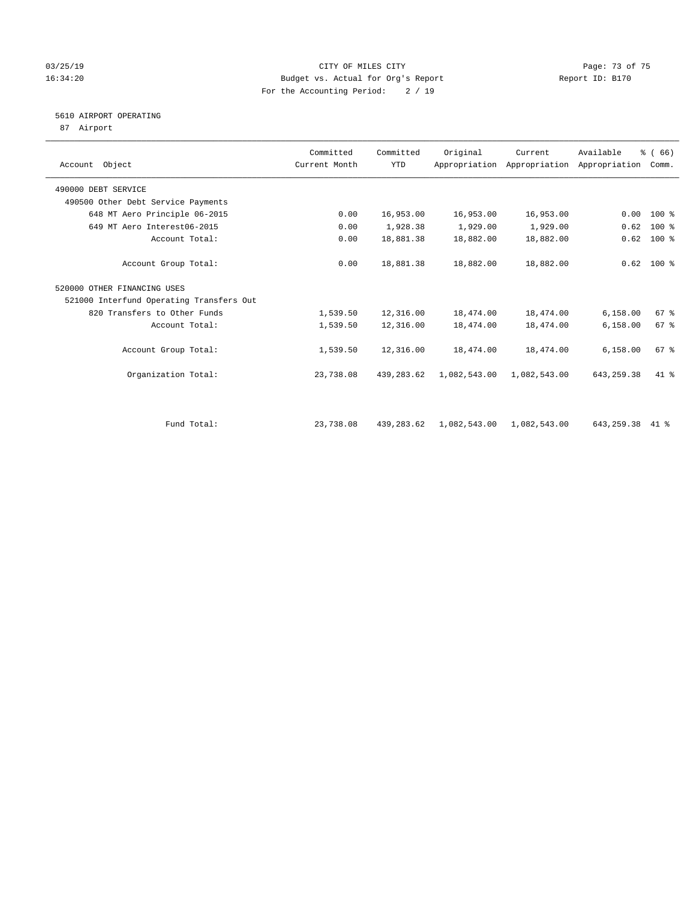CITY OF MILES CITY
Budget vs. Actual for Org's Report
For the Accounting Period: 2 / 19

## 5610 AIRPORT OPERATING
87 Airport

| Account Object | Committed Current Month | Committed YTD | Original Appropriation | Current Appropriation | Available Appropriation | % ( 66) Comm. |
|---|---|---|---|---|---|---|
| 490000 DEBT SERVICE | | | | | | |
| 490500 Other Debt Service Payments | | | | | | |
| 648 MT Aero Principle 06-2015 | 0.00 | 16,953.00 | 16,953.00 | 16,953.00 | 0.00 | 100 % |
| 649 MT Aero Interest06-2015 | 0.00 | 1,928.38 | 1,929.00 | 1,929.00 | 0.62 | 100 % |
| Account Total: | 0.00 | 18,881.38 | 18,882.00 | 18,882.00 | 0.62 | 100 % |
| Account Group Total: | 0.00 | 18,881.38 | 18,882.00 | 18,882.00 | 0.62 | 100 % |
| 520000 OTHER FINANCING USES | | | | | | |
| 521000 Interfund Operating Transfers Out | | | | | | |
| 820 Transfers to Other Funds | 1,539.50 | 12,316.00 | 18,474.00 | 18,474.00 | 6,158.00 | 67 % |
| Account Total: | 1,539.50 | 12,316.00 | 18,474.00 | 18,474.00 | 6,158.00 | 67 % |
| Account Group Total: | 1,539.50 | 12,316.00 | 18,474.00 | 18,474.00 | 6,158.00 | 67 % |
| Organization Total: | 23,738.08 | 439,283.62 | 1,082,543.00 | 1,082,543.00 | 643,259.38 | 41 % |
| Fund Total: | 23,738.08 | 439,283.62 | 1,082,543.00 | 1,082,543.00 | 643,259.38 | 41 % |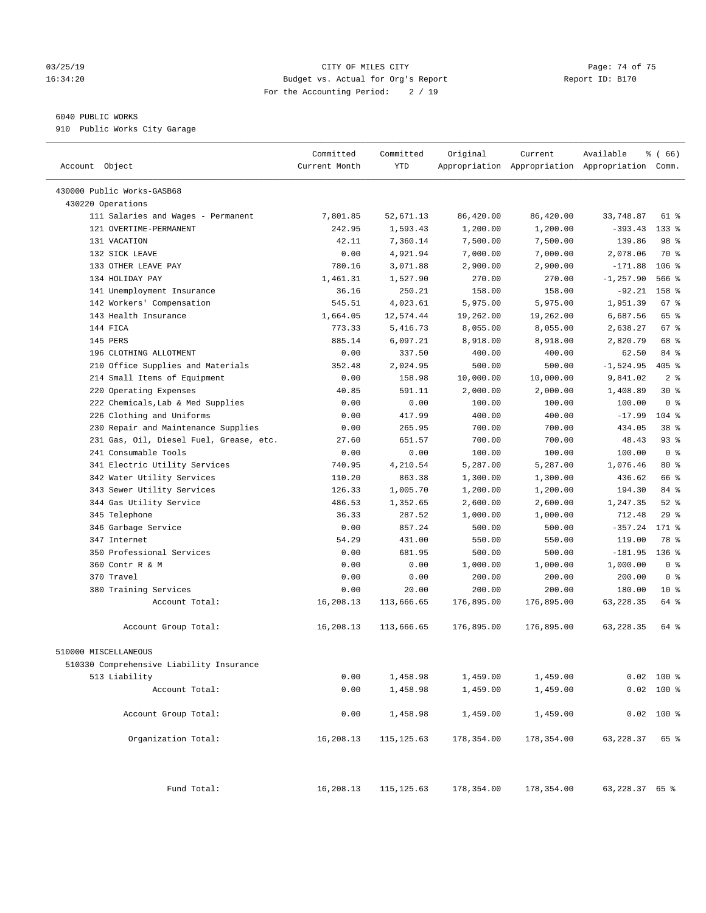CITY OF MILES CITY
Budget vs. Actual for Org's Report
For the Accounting Period: 2 / 19

03/25/19
16:34:20

Report ID: B170

6040 PUBLIC WORKS
910 Public Works City Garage

| Account Object | Committed Current Month | Committed YTD | Original Appropriation | Current Appropriation | Available Appropriation | % ( 66) Comm. |
|---|---|---|---|---|---|---|
| 430000 Public Works-GASB68 | | | | | | |
| 430220 Operations | | | | | | |
| 111 Salaries and Wages - Permanent | 7,801.85 | 52,671.13 | 86,420.00 | 86,420.00 | 33,748.87 | 61 % |
| 121 OVERTIME-PERMANENT | 242.95 | 1,593.43 | 1,200.00 | 1,200.00 | -393.43 | 133 % |
| 131 VACATION | 42.11 | 7,360.14 | 7,500.00 | 7,500.00 | 139.86 | 98 % |
| 132 SICK LEAVE | 0.00 | 4,921.94 | 7,000.00 | 7,000.00 | 2,078.06 | 70 % |
| 133 OTHER LEAVE PAY | 780.16 | 3,071.88 | 2,900.00 | 2,900.00 | -171.88 | 106 % |
| 134 HOLIDAY PAY | 1,461.31 | 1,527.90 | 270.00 | 270.00 | -1,257.90 | 566 % |
| 141 Unemployment Insurance | 36.16 | 250.21 | 158.00 | 158.00 | -92.21 | 158 % |
| 142 Workers' Compensation | 545.51 | 4,023.61 | 5,975.00 | 5,975.00 | 1,951.39 | 67 % |
| 143 Health Insurance | 1,664.05 | 12,574.44 | 19,262.00 | 19,262.00 | 6,687.56 | 65 % |
| 144 FICA | 773.33 | 5,416.73 | 8,055.00 | 8,055.00 | 2,638.27 | 67 % |
| 145 PERS | 885.14 | 6,097.21 | 8,918.00 | 8,918.00 | 2,820.79 | 68 % |
| 196 CLOTHING ALLOTMENT | 0.00 | 337.50 | 400.00 | 400.00 | 62.50 | 84 % |
| 210 Office Supplies and Materials | 352.48 | 2,024.95 | 500.00 | 500.00 | -1,524.95 | 405 % |
| 214 Small Items of Equipment | 0.00 | 158.98 | 10,000.00 | 10,000.00 | 9,841.02 | 2 % |
| 220 Operating Expenses | 40.85 | 591.11 | 2,000.00 | 2,000.00 | 1,408.89 | 30 % |
| 222 Chemicals,Lab & Med Supplies | 0.00 | 0.00 | 100.00 | 100.00 | 100.00 | 0 % |
| 226 Clothing and Uniforms | 0.00 | 417.99 | 400.00 | 400.00 | -17.99 | 104 % |
| 230 Repair and Maintenance Supplies | 0.00 | 265.95 | 700.00 | 700.00 | 434.05 | 38 % |
| 231 Gas, Oil, Diesel Fuel, Grease, etc. | 27.60 | 651.57 | 700.00 | 700.00 | 48.43 | 93 % |
| 241 Consumable Tools | 0.00 | 0.00 | 100.00 | 100.00 | 100.00 | 0 % |
| 341 Electric Utility Services | 740.95 | 4,210.54 | 5,287.00 | 5,287.00 | 1,076.46 | 80 % |
| 342 Water Utility Services | 110.20 | 863.38 | 1,300.00 | 1,300.00 | 436.62 | 66 % |
| 343 Sewer Utility Services | 126.33 | 1,005.70 | 1,200.00 | 1,200.00 | 194.30 | 84 % |
| 344 Gas Utility Service | 486.53 | 1,352.65 | 2,600.00 | 2,600.00 | 1,247.35 | 52 % |
| 345 Telephone | 36.33 | 287.52 | 1,000.00 | 1,000.00 | 712.48 | 29 % |
| 346 Garbage Service | 0.00 | 857.24 | 500.00 | 500.00 | -357.24 | 171 % |
| 347 Internet | 54.29 | 431.00 | 550.00 | 550.00 | 119.00 | 78 % |
| 350 Professional Services | 0.00 | 681.95 | 500.00 | 500.00 | -181.95 | 136 % |
| 360 Contr R & M | 0.00 | 0.00 | 1,000.00 | 1,000.00 | 1,000.00 | 0 % |
| 370 Travel | 0.00 | 0.00 | 200.00 | 200.00 | 200.00 | 0 % |
| 380 Training Services | 0.00 | 20.00 | 200.00 | 200.00 | 180.00 | 10 % |
| Account Total: | 16,208.13 | 113,666.65 | 176,895.00 | 176,895.00 | 63,228.35 | 64 % |
| Account Group Total: | 16,208.13 | 113,666.65 | 176,895.00 | 176,895.00 | 63,228.35 | 64 % |
| 510000 MISCELLANEOUS | | | | | | |
| 510330 Comprehensive Liability Insurance | | | | | | |
| 513 Liability | 0.00 | 1,458.98 | 1,459.00 | 1,459.00 | 0.02 | 100 % |
| Account Total: | 0.00 | 1,458.98 | 1,459.00 | 1,459.00 | 0.02 | 100 % |
| Account Group Total: | 0.00 | 1,458.98 | 1,459.00 | 1,459.00 | 0.02 | 100 % |
| Organization Total: | 16,208.13 | 115,125.63 | 178,354.00 | 178,354.00 | 63,228.37 | 65 % |
| Fund Total: | 16,208.13 | 115,125.63 | 178,354.00 | 178,354.00 | 63,228.37 | 65 % |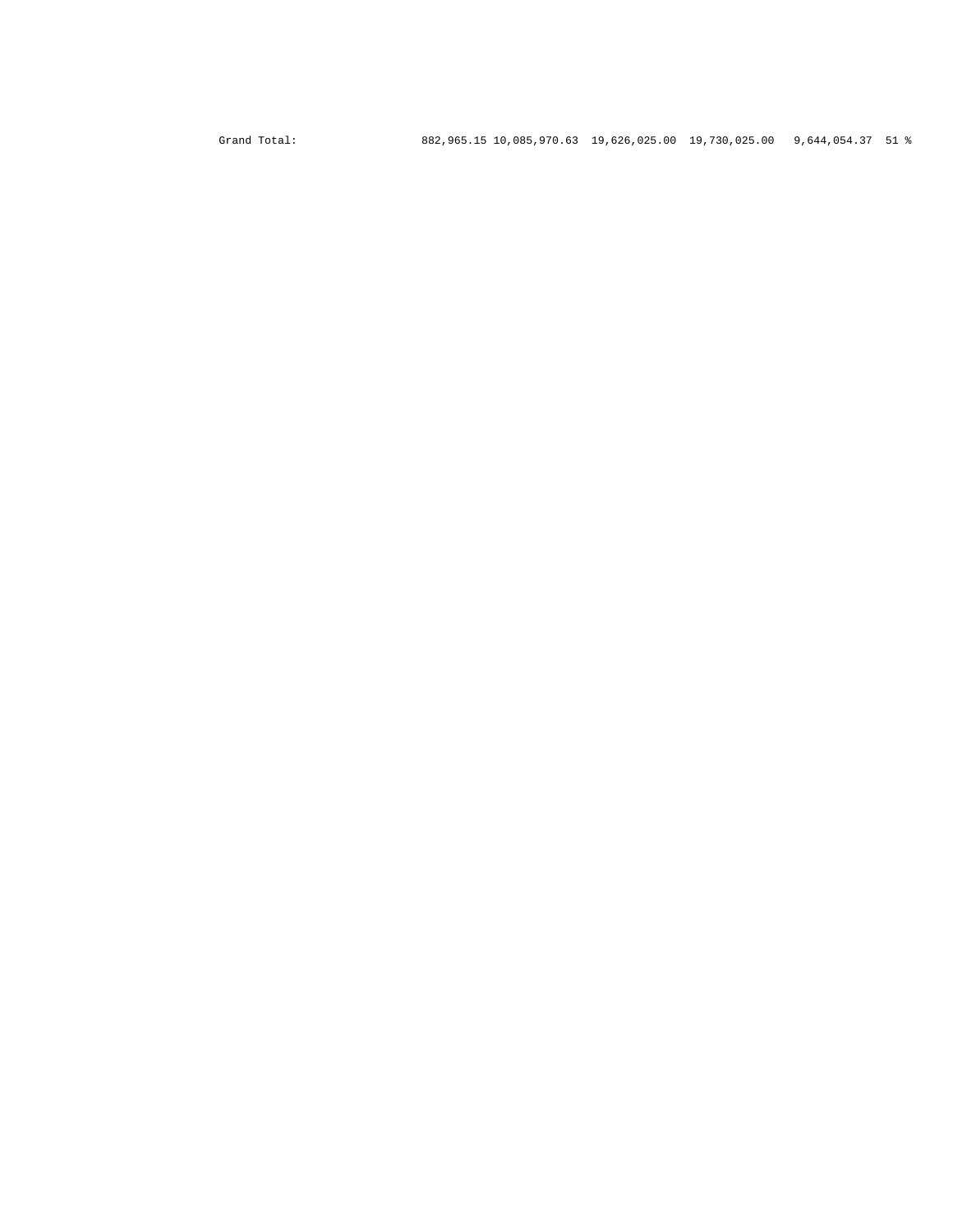| | | | | | | |
|---|---|---|---|---|---|---|
| Grand Total: | 882,965.15 | 10,085,970.63 | 19,626,025.00 | 19,730,025.00 | 9,644,054.37 | 51 % |